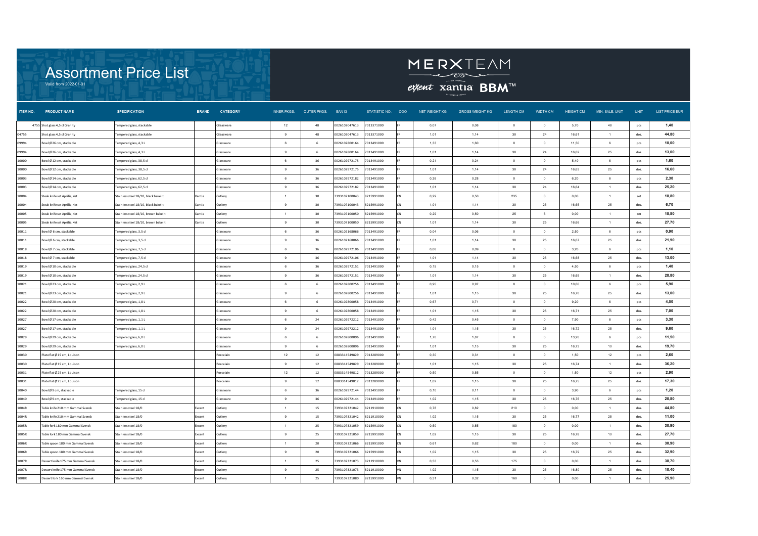# Assortment Price List

Valid from 2022-01-01

MERXTEAM

exxent xantia BBM™

| ITEM NO. | PRODUCT NAME | SPECIFICATION | BRAND | CATEGORY | INNER PKGS. | OUTER PKGS. | EAN13 | STATISTIC NO. | COO | NET WEIGHT KG | GROSS WEIGHT KG | LENGTH CM | WIDTH CM | HEIGHT CM | MIN. SALE. UNIT | UNIT | LIST PRICE EUR |
|---|---|---|---|---|---|---|---|---|---|---|---|---|---|---|---|---|---|
| 4755 | Shot glass 4,5 cl Granity | Tempered glass, stackable | | Glassware | 12 | 48 | 0026102047613 | 7013371000 | FR | 0,07 | 0,08 | 0 | 0 | 5,70 | 48 | pcs | 1,40 |
| 04755 | Shot glass 4,5 cl Granity | Tempered glass, stackable | | Glassware | 9 | 48 | 0026102047613 | 7013371000 | FR | 1,01 | 1,14 | 30 | 24 | 16,61 | 1 | doz. | 44,80 |
| 09994 | Bowl Ø 26 cm, stackable | Tempered glass, 4,3 L | | Glassware | 6 | 6 | 0026102800164 | 7013491000 | FR | 1,33 | 1,60 | 0 | 0 | 11,50 | 6 | pcs | 10,00 |
| 09994 | Bowl Ø 26 cm, stackable | Tempered glass, 4,3 L | | Glassware | 9 | 6 | 0026102800164 | 7013491000 | FR | 1,01 | 1,14 | 30 | 24 | 16,62 | 25 | doz. | 13,00 |
| 10000 | Bowl Ø 12 cm, stackable | Tempered glass, 38,5 cl | | Glassware | 6 | 36 | 0026102972175 | 7013491000 | FR | 0,21 | 0,24 | 0 | 0 | 5,40 | 6 | pcs | 1,60 |
| 10000 | Bowl Ø 12 cm, stackable | Tempered glass, 38,5 cl | | Glassware | 9 | 36 | 0026102972175 | 7013491000 | FR | 1,01 | 1,14 | 30 | 24 | 16,63 | 25 | doz. | 16,60 |
| 10003 | Bowl Ø 14 cm, stackable | Tempered glass, 62,5 cl | | Glassware | 6 | 36 | 0026102972182 | 7013491000 | FR | 0,26 | 0,28 | 0 | 0 | 6,20 | 6 | pcs | 2,30 |
| 10003 | Bowl Ø 14 cm, stackable | Tempered glass, 62,5 cl | | Glassware | 9 | 36 | 0026102972182 | 7013491000 | FR | 1,01 | 1,14 | 30 | 24 | 16,64 | 1 | doz. | 25,20 |
| 10004 | Steak knife set Aprilia, 4st | Stainless steel 18/10, black bakelit | Xantia | Cutlery | 1 | 30 | 7393107100043 | 8215991000 | CN | 0,29 | 0,50 | 235 | 0 | 0,00 | 1 | set | 18,80 |
| 10004 | Steak knife set Aprilia, 4st | Stainless steel 18/10, black bakelit | Xantia | Cutlery | 9 | 30 | 7393107100043 | 8215991000 | CN | 1,01 | 1,14 | 30 | 25 | 16,65 | 25 | doz. | 6,70 |
| 10005 | Steak knife set Aprilia, 4st | Stainless steel 18/10, brown bakelit | Xantia | Cutlery | 1 | 30 | 7393107100050 | 8215991000 | CN | 0,29 | 0,50 | 25 | 5 | 0,00 | 1 | set | 18,80 |
| 10005 | Steak knife set Aprilia, 4st | Stainless steel 18/10, brown bakelit | Xantia | Cutlery | 9 | 30 | 7393107100050 | 8215991000 | CN | 1,01 | 1,14 | 30 | 25 | 16,66 | 1 | doz. | 27,70 |
| 10011 | Bowl Ø 6 cm, stackable | Tempered glass, 3,5 cl | | Glassware | 6 | 36 | 0026102168066 | 7013491000 | FR | 0,04 | 0,06 | 0 | 0 | 2,50 | 6 | pcs | 0,90 |
| 10011 | Bowl Ø 6 cm, stackable | Tempered glass, 3,5 cl | | Glassware | 9 | 36 | 0026102168066 | 7013491000 | FR | 1,01 | 1,14 | 30 | 25 | 16,67 | 25 | doz. | 21,90 |
| 10018 | Bowl Ø 7 cm, stackable | Tempered glass, 7,5 cl | | Glassware | 6 | 36 | 0026102972106 | 7013491000 | FR | 0,08 | 0,09 | 0 | 0 | 3,20 | 6 | pcs | 1,10 |
| 10018 | Bowl Ø 7 cm, stackable | Tempered glass, 7,5 cl | | Glassware | 9 | 36 | 0026102972106 | 7013491000 | FR | 1,01 | 1,14 | 30 | 25 | 16,68 | 25 | doz. | 13,00 |
| 10019 | Bowl Ø 10 cm, stackable | Tempered glass, 24,5 cl | | Glassware | 6 | 36 | 0026102972151 | 7013491000 | FR | 0,15 | 0,15 | 0 | 0 | 4,50 | 6 | pcs | 1,40 |
| 10019 | Bowl Ø 10 cm, stackable | Tempered glass, 24,5 cl | | Glassware | 9 | 36 | 0026102972151 | 7013491000 | FR | 1,01 | 1,14 | 30 | 25 | 16,69 | 1 | doz. | 28,80 |
| 10021 | Bowl Ø 23 cm, stackable | Tempered glass, 2,9 L | | Glassware | 6 | 6 | 0026102800256 | 7013491000 | FR | 0,95 | 0,97 | 0 | 0 | 10,60 | 6 | pcs | 5,90 |
| 10021 | Bowl Ø 23 cm, stackable | Tempered glass, 2,9 L | | Glassware | 9 | 6 | 0026102800256 | 7013491000 | FR | 1,01 | 1,15 | 30 | 25 | 16,70 | 25 | doz. | 13,00 |
| 10022 | Bowl Ø 20 cm, stackable | Tempered glass, 1,8 L | | Glassware | 6 | 6 | 0026102800058 | 7013491000 | FR | 0,67 | 0,71 | 0 | 0 | 9,20 | 6 | pcs | 4,50 |
| 10022 | Bowl Ø 20 cm, stackable | Tempered glass, 1,8 L | | Glassware | 9 | 6 | 0026102800058 | 7013491000 | FR | 1,01 | 1,15 | 30 | 25 | 16,71 | 25 | doz. | 7,00 |
| 10027 | Bowl Ø 17 cm, stackable | Tempered glass, 1,1 L | | Glassware | 6 | 24 | 0026102972212 | 7013491000 | FR | 0,42 | 0,45 | 0 | 0 | 7,90 | 6 | pcs | 3,30 |
| 10027 | Bowl Ø 17 cm, stackable | Tempered glass, 1,1 L | | Glassware | 9 | 24 | 0026102972212 | 7013491000 | FR | 1,01 | 1,15 | 30 | 25 | 16,72 | 25 | doz. | 9,60 |
| 10029 | Bowl Ø 29 cm, stackable | Tempered glass, 6,0 L | | Glassware | 6 | 6 | 0026102800096 | 7013491000 | FR | 1,70 | 1,87 | 0 | 0 | 13,20 | 6 | pcs | 11,50 |
| 10029 | Bowl Ø 29 cm, stackable | Tempered glass, 6,0 L | | Glassware | 9 | 6 | 0026102800096 | 7013491000 | FR | 1,01 | 1,15 | 30 | 25 | 16,73 | 10 | doz. | 19,70 |
| 10030 | Plate flat Ø 19 cm, Louison | | | Porcelain | 12 | 12 | 0883314549829 | 7013289000 | FR | 0,30 | 0,31 | 0 | 0 | 1,50 | 12 | pcs | 2,60 |
| 10030 | Plate flat Ø 19 cm, Louison | | | Porcelain | 9 | 12 | 0883314549829 | 7013289000 | FR | 1,01 | 1,15 | 30 | 25 | 16,74 | 1 | doz. | 36,20 |
| 10031 | Plate flat Ø 25 cm, Louison | | | Porcelain | 12 | 12 | 0883314549812 | 7013289000 | FR | 0,50 | 0,55 | 0 | 0 | 1,50 | 12 | pcs | 2,90 |
| 10031 | Plate flat Ø 25 cm, Louison | | | Porcelain | 9 | 12 | 0883314549812 | 7013289000 | FR | 1,02 | 1,15 | 30 | 25 | 16,75 | 25 | doz. | 17,30 |
| 10040 | Bowl Ø 9 cm, stackable | Tempered glass, 15 cl | | Glassware | 6 | 36 | 0026102972144 | 7013491000 | FR | 0,10 | 0,11 | 0 | 0 | 3,90 | 6 | pcs | 1,20 |
| 10040 | Bowl Ø 9 cm, stackable | Tempered glass, 15 cl | | Glassware | 9 | 36 | 0026102972144 | 7013491000 | FR | 1,02 | 1,15 | 30 | 25 | 16,76 | 25 | doz. | 20,80 |
| 1004R | Table knife 210 mm Gammal Svensk | Stainless steel 18/0 | Exxent | Cutlery | 1 | 15 | 7393107321042 | 8211910000 | CN | 0,78 | 0,82 | 210 | 0 | 0,00 | 1 | doz. | 44,80 |
| 1004R | Table knife 210 mm Gammal Svensk | Stainless steel 18/0 | Exxent | Cutlery | 9 | 15 | 7393107321042 | 8211910000 | CN | 1,02 | 1,15 | 30 | 25 | 16,77 | 25 | doz. | 11,00 |
| 1005R | Table fork 180 mm Gammal Svensk | Stainless steel 18/0 | Exxent | Cutlery | 1 | 25 | 7393107321059 | 8215991000 | CN | 0,50 | 0,55 | 180 | 0 | 0,00 | 1 | doz. | 30,90 |
| 1005R | Table fork 180 mm Gammal Svensk | Stainless steel 18/0 | Exxent | Cutlery | 9 | 25 | 7393107321059 | 8215991000 | CN | 1,02 | 1,15 | 30 | 25 | 16,78 | 10 | doz. | 27,70 |
| 1006R | Table spoon 180 mm Gammal Svensk | Stainless steel 18/0 | Exxent | Cutlery | 1 | 20 | 7393107321066 | 8215991000 | CN | 0,61 | 0,62 | 180 | 0 | 0,00 | 1 | doz. | 30,90 |
| 1006R | Table spoon 180 mm Gammal Svensk | Stainless steel 18/0 | Exxent | Cutlery | 9 | 20 | 7393107321066 | 8215991000 | CN | 1,02 | 1,15 | 30 | 25 | 16,79 | 25 | doz. | 32,90 |
| 1007R | Dessert knife 175 mm Gammal Svensk | Stainless steel 18/0 | Exxent | Cutlery | 1 | 25 | 7393107321073 | 8211910000 | VN | 0,53 | 0,53 | 175 | 0 | 0,00 | 1 | doz. | 38,70 |
| 1007R | Dessert knife 175 mm Gammal Svensk | Stainless steel 18/0 | Exxent | Cutlery | 9 | 25 | 7393107321073 | 8211910000 | VN | 1,02 | 1,15 | 30 | 25 | 16,80 | 25 | doz. | 10,40 |
| 1008R | Dessert fork 160 mm Gammal Svensk | Stainless steel 18/0 | Exxent | Cutlery | 1 | 25 | 7393107321080 | 8215991000 | VN | 0,31 | 0,32 | 160 | 0 | 0,00 | 1 | doz. | 25,90 |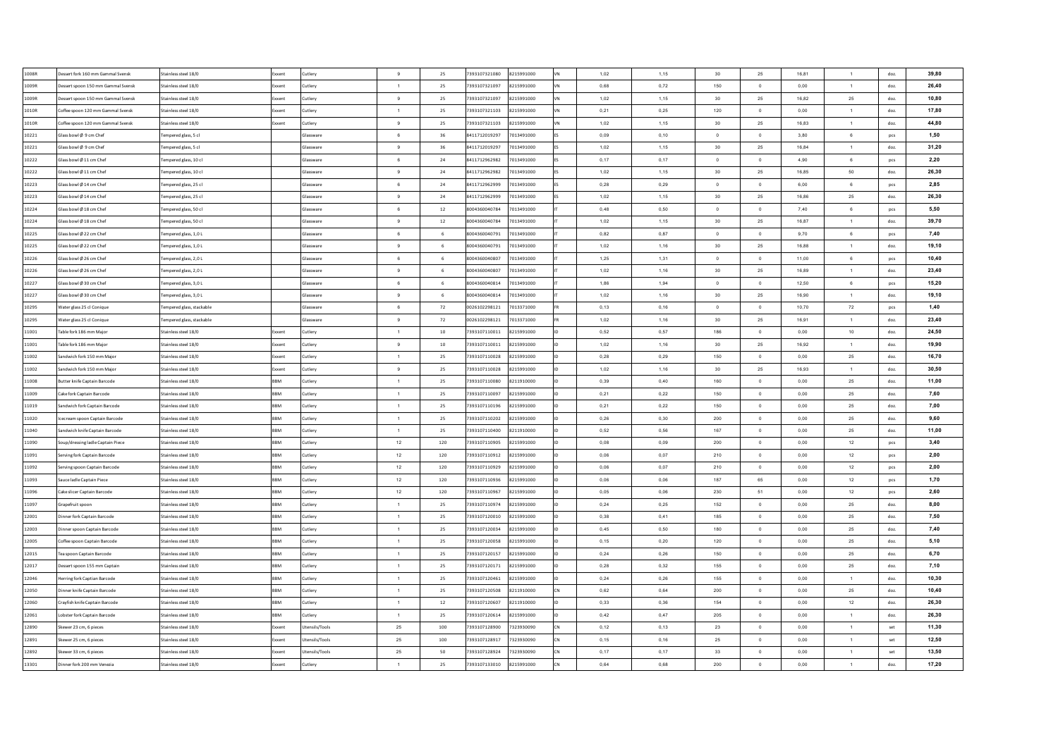| 1008R | Dessert fork 160 mm Gammal Svensk | Stainless steel 18/0 | Exxent | Cutlery | 9 | 25 | 7393107321080 | 8215991000 | VN | 1,02 | 1,15 | 30 | 25 | 16,81 | 1 | doz. | 39,80 |
|---|---|---|---|---|---|---|---|---|---|---|---|---|---|---|---|---|---|
| 1009R | Dessert spoon 150 mm Gammal Svensk | Stainless steel 18/0 | Exxent | Cutlery | 1 | 25 | 7393107321097 | 8215991000 | VN | 0,68 | 0,72 | 150 | 0 | 0,00 | 1 | doz. | 26,40 |
| 1009R | Dessert spoon 150 mm Gammal Svensk | Stainless steel 18/0 | Exxent | Cutlery | 9 | 25 | 7393107321097 | 8215991000 | VN | 1,02 | 1,15 | 30 | 25 | 16,82 | 25 | doz. | 10,80 |
| 1010R | Coffee spoon 120 mm Gammal Svensk | Stainless steel 18/0 | Exxent | Cutlery | 1 | 25 | 7393107321103 | 8215991000 | VN | 0,21 | 0,25 | 120 | 0 | 0,00 | 1 | doz. | 17,80 |
| 1010R | Coffee spoon 120 mm Gammal Svensk | Stainless steel 18/0 | Exxent | Cutlery | 9 | 25 | 7393107321103 | 8215991000 | VN | 1,02 | 1,15 | 30 | 25 | 16,83 | 1 | doz. | 44,80 |
| 10221 | Glass bowl Ø 9 cm Chef | Tempered glass, 5 cl | | Glassware | 6 | 36 | 8411712019297 | 7013491000 | ES | 0,09 | 0,10 | 0 | 0 | 3,80 | 6 | pcs | 1,50 |
| 10221 | Glass bowl Ø 9 cm Chef | Tempered glass, 5 cl | | Glassware | 9 | 36 | 8411712019297 | 7013491000 | ES | 1,02 | 1,15 | 30 | 25 | 16,84 | 1 | doz. | 31,20 |
| 10222 | Glass bowl Ø 11 cm Chef | Tempered glass, 10 cl | | Glassware | 6 | 24 | 8411712962982 | 7013491000 | ES | 0,17 | 0,17 | 0 | 0 | 4,90 | 6 | pcs | 2,20 |
| 10222 | Glass bowl Ø 11 cm Chef | Tempered glass, 10 cl | | Glassware | 9 | 24 | 8411712962982 | 7013491000 | ES | 1,02 | 1,15 | 30 | 25 | 16,85 | 50 | doz. | 26,30 |
| 10223 | Glass bowl Ø 14 cm Chef | Tempered glass, 25 cl | | Glassware | 6 | 24 | 8411712962999 | 7013491000 | ES | 0,28 | 0,29 | 0 | 0 | 6,00 | 6 | pcs | 2,85 |
| 10223 | Glass bowl Ø 14 cm Chef | Tempered glass, 25 cl | | Glassware | 9 | 24 | 8411712962999 | 7013491000 | ES | 1,02 | 1,15 | 30 | 25 | 16,86 | 25 | doz. | 26,30 |
| 10224 | Glass bowl Ø 18 cm Chef | Tempered glass, 50 cl | | Glassware | 6 | 12 | 8004360040784 | 7013491000 | IT | 0,48 | 0,50 | 0 | 0 | 7,40 | 6 | pcs | 5,50 |
| 10224 | Glass bowl Ø 18 cm Chef | Tempered glass, 50 cl | | Glassware | 9 | 12 | 8004360040784 | 7013491000 | IT | 1,02 | 1,15 | 30 | 25 | 16,87 | 1 | doz. | 39,70 |
| 10225 | Glass bowl Ø 22 cm Chef | Tempered glass, 1,0 L | | Glassware | 6 | 6 | 8004360040791 | 7013491000 | IT | 0,82 | 0,87 | 0 | 0 | 9,70 | 6 | pcs | 7,40 |
| 10225 | Glass bowl Ø 22 cm Chef | Tempered glass, 1,0 L | | Glassware | 9 | 6 | 8004360040791 | 7013491000 | IT | 1,02 | 1,16 | 30 | 25 | 16,88 | 1 | doz. | 19,10 |
| 10226 | Glass bowl Ø 26 cm Chef | Tempered glass, 2,0 L | | Glassware | 6 | 6 | 8004360040807 | 7013491000 | IT | 1,25 | 1,31 | 0 | 0 | 11,00 | 6 | pcs | 10,40 |
| 10226 | Glass bowl Ø 26 cm Chef | Tempered glass, 2,0 L | | Glassware | 9 | 6 | 8004360040807 | 7013491000 | IT | 1,02 | 1,16 | 30 | 25 | 16,89 | 1 | doz. | 23,40 |
| 10227 | Glass bowl Ø 30 cm Chef | Tempered glass, 3,0 L | | Glassware | 6 | 6 | 8004360040814 | 7013491000 | IT | 1,86 | 1,94 | 0 | 0 | 12,50 | 6 | pcs | 15,20 |
| 10227 | Glass bowl Ø 30 cm Chef | Tempered glass, 3,0 L | | Glassware | 9 | 6 | 8004360040814 | 7013491000 | IT | 1,02 | 1,16 | 30 | 25 | 16,90 | 1 | doz. | 19,10 |
| 10295 | Water glass 25 cl Conique | Tempered glass, stackable | | Glassware | 6 | 72 | 0026102298121 | 7013371000 | FR | 0,13 | 0,16 | 0 | 0 | 10,70 | 72 | pcs | 1,40 |
| 10295 | Water glass 25 cl Conique | Tempered glass, stackable | | Glassware | 9 | 72 | 0026102298121 | 7013371000 | FR | 1,02 | 1,16 | 30 | 25 | 16,91 | 1 | doz. | 23,40 |
| 11001 | Table fork 186 mm Major | Stainless steel 18/0 | Exxent | Cutlery | 1 | 10 | 7393107110011 | 8215991000 | ID | 0,52 | 0,57 | 186 | 0 | 0,00 | 10 | doz. | 24,50 |
| 11001 | Table fork 186 mm Major | Stainless steel 18/0 | Exxent | Cutlery | 9 | 10 | 7393107110011 | 8215991000 | ID | 1,02 | 1,16 | 30 | 25 | 16,92 | 1 | doz. | 19,90 |
| 11002 | Sandwich fork 150 mm Major | Stainless steel 18/0 | Exxent | Cutlery | 1 | 25 | 7393107110028 | 8215991000 | ID | 0,28 | 0,29 | 150 | 0 | 0,00 | 25 | doz. | 16,70 |
| 11002 | Sandwich fork 150 mm Major | Stainless steel 18/0 | Exxent | Cutlery | 9 | 25 | 7393107110028 | 8215991000 | ID | 1,02 | 1,16 | 30 | 25 | 16,93 | 1 | doz. | 30,50 |
| 11008 | Butter knife Captain Barcode | Stainless steel 18/0 | BBM | Cutlery | 1 | 25 | 7393107110080 | 8211910000 | ID | 0,39 | 0,40 | 160 | 0 | 0,00 | 25 | doz. | 11,00 |
| 11009 | Cake fork Captain Barcode | Stainless steel 18/0 | BBM | Cutlery | 1 | 25 | 7393107110097 | 8215991000 | ID | 0,21 | 0,22 | 150 | 0 | 0,00 | 25 | doz. | 7,60 |
| 11019 | Sandwich fork Captain Barcode | Stainless steel 18/0 | BBM | Cutlery | 1 | 25 | 7393107110196 | 8215991000 | ID | 0,21 | 0,22 | 150 | 0 | 0,00 | 25 | doz. | 7,00 |
| 11020 | Icecream spoon Captain Barcode | Stainless steel 18/0 | BBM | Cutlery | 1 | 25 | 7393107110202 | 8215991000 | ID | 0,26 | 0,30 | 200 | 0 | 0,00 | 25 | doz. | 9,60 |
| 11040 | Sandwich knife Captain Barcode | Stainless steel 18/0 | BBM | Cutlery | 1 | 25 | 7393107110400 | 8211910000 | ID | 0,52 | 0,56 | 167 | 0 | 0,00 | 25 | doz. | 11,00 |
| 11090 | Soup/dressing ladle Captain Piece | Stainless steel 18/0 | BBM | Cutlery | 12 | 120 | 7393107110905 | 8215991000 | ID | 0,08 | 0,09 | 200 | 0 | 0,00 | 12 | pcs | 3,40 |
| 11091 | Serving fork Captain Barcode | Stainless steel 18/0 | BBM | Cutlery | 12 | 120 | 7393107110912 | 8215991000 | ID | 0,06 | 0,07 | 210 | 0 | 0,00 | 12 | pcs | 2,00 |
| 11092 | Serving spoon Captain Barcode | Stainless steel 18/0 | BBM | Cutlery | 12 | 120 | 7393107110929 | 8215991000 | ID | 0,06 | 0,07 | 210 | 0 | 0,00 | 12 | pcs | 2,00 |
| 11093 | Sauce ladle Captain Piece | Stainless steel 18/0 | BBM | Cutlery | 12 | 120 | 7393107110936 | 8215991000 | ID | 0,06 | 0,06 | 187 | 65 | 0,00 | 12 | pcs | 1,70 |
| 11096 | Cake slicer Captain Barcode | Stainless steel 18/0 | BBM | Cutlery | 12 | 120 | 7393107110967 | 8215991000 | ID | 0,05 | 0,06 | 230 | 51 | 0,00 | 12 | pcs | 2,60 |
| 11097 | Grapefruit spoon | Stainless steel 18/0 | BBM | Cutlery | 1 | 25 | 7393107110974 | 8215991000 | ID | 0,24 | 0,25 | 152 | 0 | 0,00 | 25 | doz. | 8,00 |
| 12001 | Dinner fork Captian Barcode | Stainless steel 18/0 | BBM | Cutlery | 1 | 25 | 7393107120010 | 8215991000 | ID | 0,38 | 0,41 | 185 | 0 | 0,00 | 25 | doz. | 7,50 |
| 12003 | Dinner spoon Captain Barcode | Stainless steel 18/0 | BBM | Cutlery | 1 | 25 | 7393107120034 | 8215991000 | ID | 0,45 | 0,50 | 180 | 0 | 0,00 | 25 | doz. | 7,40 |
| 12005 | Coffee spoon Captain Barcode | Stainless steel 18/0 | BBM | Cutlery | 1 | 25 | 7393107120058 | 8215991000 | ID | 0,15 | 0,20 | 120 | 0 | 0,00 | 25 | doz. | 5,10 |
| 12015 | Tea spoon Captain Barcode | Stainless steel 18/0 | BBM | Cutlery | 1 | 25 | 7393107120157 | 8215991000 | ID | 0,24 | 0,26 | 150 | 0 | 0,00 | 25 | doz. | 6,70 |
| 12017 | Dessert spoon 155 mm Captain | Stainless steel 18/0 | BBM | Cutlery | 1 | 25 | 7393107120171 | 8215991000 | ID | 0,28 | 0,32 | 155 | 0 | 0,00 | 25 | doz. | 7,10 |
| 12046 | Herring fork Captian Barcode | Stainless steel 18/0 | BBM | Cutlery | 1 | 25 | 7393107120461 | 8215991000 | ID | 0,24 | 0,26 | 155 | 0 | 0,00 | 1 | doz. | 10,30 |
| 12050 | Dinner knife Captain Barcode | Stainless steel 18/0 | BBM | Cutlery | 1 | 25 | 7393107120508 | 8211910000 | CN | 0,62 | 0,64 | 200 | 0 | 0,00 | 25 | doz. | 10,40 |
| 12060 | Crayfish knife Captain Barcode | Stainless steel 18/0 | BBM | Cutlery | 1 | 12 | 7393107120607 | 8211910000 | ID | 0,33 | 0,36 | 154 | 0 | 0,00 | 12 | doz. | 26,30 |
| 12061 | Lobster fork Captain Barcode | Stainless steel 18/0 | BBM | Cutlery | 1 | 25 | 7393107120614 | 8215991000 | ID | 0,42 | 0,47 | 205 | 0 | 0,00 | 1 | doz. | 26,30 |
| 12890 | Skewer 23 cm, 6 pieces | Stainless steel 18/0 | Exxent | Utensils/Tools | 25 | 100 | 7393107128900 | 7323930090 | CN | 0,12 | 0,13 | 23 | 0 | 0,00 | 1 | set | 11,30 |
| 12891 | Skewer 25 cm, 6 pieces | Stainless steel 18/0 | Exxent | Utensils/Tools | 25 | 100 | 7393107128917 | 7323930090 | CN | 0,15 | 0,16 | 25 | 0 | 0,00 | 1 | set | 12,50 |
| 12892 | Skewer 33 cm, 6 pieces | Stainless steel 18/0 | Exxent | Utensils/Tools | 25 | 50 | 7393107128924 | 7323930090 | CN | 0,17 | 0,17 | 33 | 0 | 0,00 | 1 | set | 13,50 |
| 13301 | Dinner fork 200 mm Venezia | Stainless steel 18/0 | Exxent | Cutlery | 1 | 25 | 7393107133010 | 8215991000 | CN | 0,64 | 0,68 | 200 | 0 | 0,00 | 1 | doz. | 17,20 |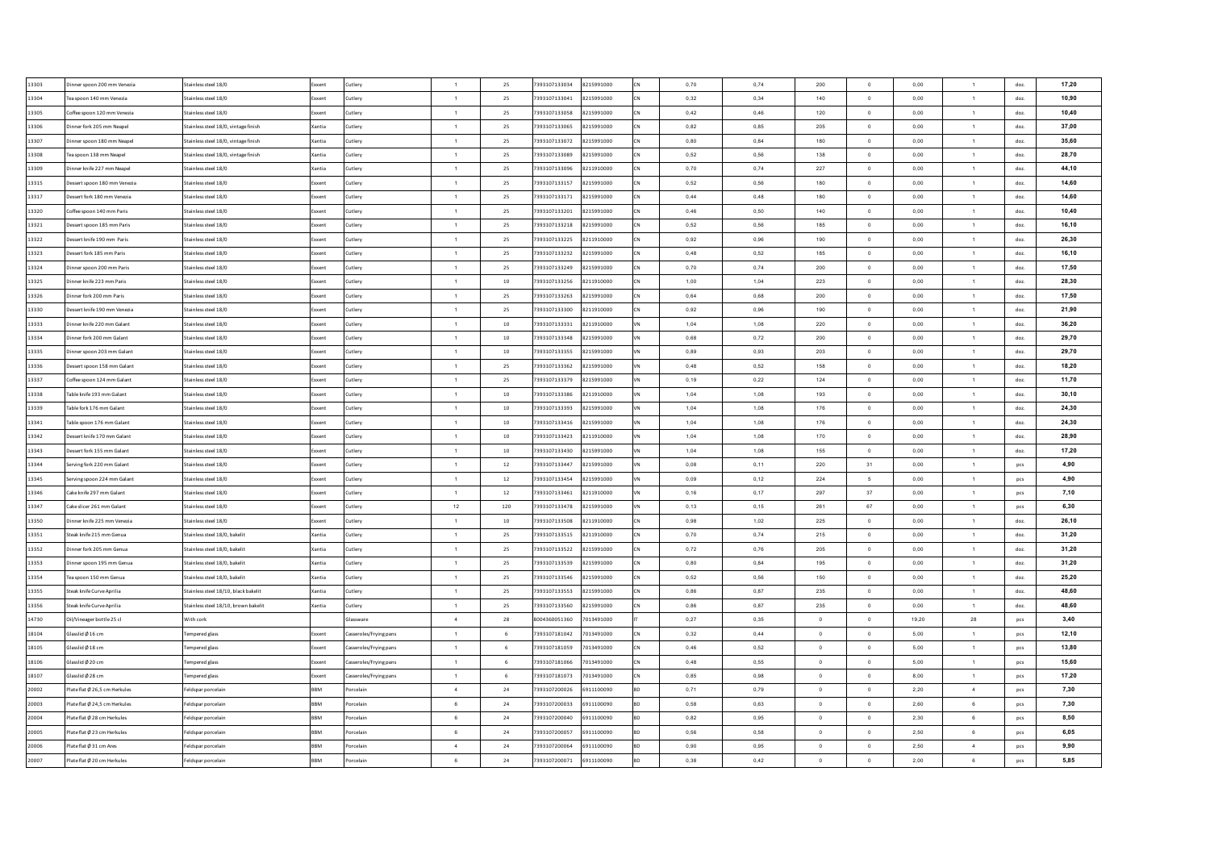| | | | | | | | | | | | | | | | | | |
|---|---|---|---|---|---|---|---|---|---|---|---|---|---|---|---|---|---|
| 13303 | Dinner spoon 200 mm Venezia | Stainless steel 18/0 | Exxent | Cutlery | 1 | 25 | 7393107133034 | 8215991000 | CN | 0,70 | 0,74 | 200 | 0 | 0,00 | 1 | doz. | 17,20 |
| 13304 | Tea spoon 140 mm Venezia | Stainless steel 18/0 | Exxent | Cutlery | 1 | 25 | 7393107133041 | 8215991000 | CN | 0,32 | 0,34 | 140 | 0 | 0,00 | 1 | doz. | 10,90 |
| 13305 | Coffee spoon 120 mm Venezia | Stainless steel 18/0 | Exxent | Cutlery | 1 | 25 | 7393107133058 | 8215991000 | CN | 0,42 | 0,46 | 120 | 0 | 0,00 | 1 | doz. | 10,40 |
| 13306 | Dinner fork 205 mm Neapel | Stainless steel 18/0, vintage finish | Xantia | Cutlery | 1 | 25 | 7393107133065 | 8215991000 | CN | 0,82 | 0,85 | 205 | 0 | 0,00 | 1 | doz. | 37,00 |
| 13307 | Dinner spoon 180 mm Neapel | Stainless steel 18/0, vintage finish | Xantia | Cutlery | 1 | 25 | 7393107133072 | 8215991000 | CN | 0,80 | 0,84 | 180 | 0 | 0,00 | 1 | doz. | 35,60 |
| 13308 | Tea spoon 138 mm Neapel | Stainless steel 18/0, vintage finish | Xantia | Cutlery | 1 | 25 | 7393107133089 | 8215991000 | CN | 0,52 | 0,56 | 138 | 0 | 0,00 | 1 | doz. | 28,70 |
| 13309 | Dinner knife 227 mm Neapel | Stainless steel 18/0 | Xantia | Cutlery | 1 | 25 | 7393107133096 | 8211910000 | CN | 0,70 | 0,74 | 227 | 0 | 0,00 | 1 | doz. | 44,10 |
| 13315 | Dessert spoon 180 mm Venezia | Stainless steel 18/0 | Exxent | Cutlery | 1 | 25 | 7393107133157 | 8215991000 | CN | 0,52 | 0,56 | 180 | 0 | 0,00 | 1 | doz. | 14,60 |
| 13317 | Dessert fork 180 mm Venezia | Stainless steel 18/0 | Exxent | Cutlery | 1 | 25 | 7393107133171 | 8215991000 | CN | 0,44 | 0,48 | 180 | 0 | 0,00 | 1 | doz. | 14,60 |
| 13320 | Coffee spoon 140 mm Paris | Stainless steel 18/0 | Exxent | Cutlery | 1 | 25 | 7393107133201 | 8215991000 | CN | 0,46 | 0,50 | 140 | 0 | 0,00 | 1 | doz. | 10,40 |
| 13321 | Dessert spoon 185 mm Paris | Stainless steel 18/0 | Exxent | Cutlery | 1 | 25 | 7393107133218 | 8215991000 | CN | 0,52 | 0,56 | 185 | 0 | 0,00 | 1 | doz. | 16,10 |
| 13322 | Dessert knife 190 mm Paris | Stainless steel 18/0 | Exxent | Cutlery | 1 | 25 | 7393107133225 | 8211910000 | CN | 0,92 | 0,96 | 190 | 0 | 0,00 | 1 | doz. | 26,30 |
| 13323 | Dessert fork 185 mm Paris | Stainless steel 18/0 | Exxent | Cutlery | 1 | 25 | 7393107133232 | 8215991000 | CN | 0,48 | 0,52 | 185 | 0 | 0,00 | 1 | doz. | 16,10 |
| 13324 | Dinner spoon 200 mm Paris | Stainless steel 18/0 | Exxent | Cutlery | 1 | 25 | 7393107133249 | 8215991000 | CN | 0,70 | 0,74 | 200 | 0 | 0,00 | 1 | doz. | 17,50 |
| 13325 | Dinner knife 223 mm Paris | Stainless steel 18/0 | Exxent | Cutlery | 1 | 10 | 7393107133256 | 8211910000 | CN | 1,00 | 1,04 | 223 | 0 | 0,00 | 1 | doz. | 28,30 |
| 13326 | Dinner fork 200 mm Paris | Stainless steel 18/0 | Exxent | Cutlery | 1 | 25 | 7393107133263 | 8215991000 | CN | 0,64 | 0,68 | 200 | 0 | 0,00 | 1 | doz. | 17,50 |
| 13330 | Dessert knife 190 mm Venezia | Stainless steel 18/0 | Exxent | Cutlery | 1 | 25 | 7393107133300 | 8211910000 | CN | 0,92 | 0,96 | 190 | 0 | 0,00 | 1 | doz. | 21,90 |
| 13333 | Dinner knife 220 mm Galant | Stainless steel 18/0 | Exxent | Cutlery | 1 | 10 | 7393107133331 | 8211910000 | VN | 1,04 | 1,08 | 220 | 0 | 0,00 | 1 | doz. | 36,20 |
| 13334 | Dinner fork 200 mm Galant | Stainless steel 18/0 | Exxent | Cutlery | 1 | 10 | 7393107133348 | 8215991000 | VN | 0,68 | 0,72 | 200 | 0 | 0,00 | 1 | doz. | 29,70 |
| 13335 | Dinner spoon 203 mm Galant | Stainless steel 18/0 | Exxent | Cutlery | 1 | 10 | 7393107133355 | 8215991000 | VN | 0,89 | 0,93 | 203 | 0 | 0,00 | 1 | doz. | 29,70 |
| 13336 | Dessert spoon 158 mm Galant | Stainless steel 18/0 | Exxent | Cutlery | 1 | 25 | 7393107133362 | 8215991000 | VN | 0,48 | 0,52 | 158 | 0 | 0,00 | 1 | doz. | 18,20 |
| 13337 | Coffee spoon 124 mm Galant | Stainless steel 18/0 | Exxent | Cutlery | 1 | 25 | 7393107133379 | 8215991000 | VN | 0,19 | 0,22 | 124 | 0 | 0,00 | 1 | doz. | 11,70 |
| 13338 | Table knife 193 mm Galant | Stainless steel 18/0 | Exxent | Cutlery | 1 | 10 | 7393107133386 | 8211910000 | VN | 1,04 | 1,08 | 193 | 0 | 0,00 | 1 | doz. | 30,10 |
| 13339 | Table fork 176 mm Galant | Stainless steel 18/0 | Exxent | Cutlery | 1 | 10 | 7393107133393 | 8215991000 | VN | 1,04 | 1,08 | 176 | 0 | 0,00 | 1 | doz. | 24,30 |
| 13341 | Table spoon 176 mm Galant | Stainless steel 18/0 | Exxent | Cutlery | 1 | 10 | 7393107133416 | 8215991000 | VN | 1,04 | 1,08 | 176 | 0 | 0,00 | 1 | doz. | 24,30 |
| 13342 | Dessert knife 170 mm Galant | Stainless steel 18/0 | Exxent | Cutlery | 1 | 10 | 7393107133423 | 8211910000 | VN | 1,04 | 1,08 | 170 | 0 | 0,00 | 1 | doz. | 28,90 |
| 13343 | Dessert fork 155 mm Galant | Stainless steel 18/0 | Exxent | Cutlery | 1 | 10 | 7393107133430 | 8215991000 | VN | 1,04 | 1,08 | 155 | 0 | 0,00 | 1 | doz. | 17,20 |
| 13344 | Serving fork 220 mm Galant | Stainless steel 18/0 | Exxent | Cutlery | 1 | 12 | 7393107133447 | 8215991000 | VN | 0,08 | 0,11 | 220 | 31 | 0,00 | 1 | pcs | 4,90 |
| 13345 | Serving spoon 224 mm Galant | Stainless steel 18/0 | Exxent | Cutlery | 1 | 12 | 7393107133454 | 8215991000 | VN | 0,09 | 0,12 | 224 | 5 | 0,00 | 1 | pcs | 4,90 |
| 13346 | Cake knife 297 mm Galant | Stainless steel 18/0 | Exxent | Cutlery | 1 | 12 | 7393107133461 | 8211910000 | VN | 0,16 | 0,17 | 297 | 37 | 0,00 | 1 | pcs | 7,10 |
| 13347 | Cake slicer 261 mm Galant | Stainless steel 18/0 | Exxent | Cutlery | 12 | 120 | 7393107133478 | 8215991000 | VN | 0,13 | 0,15 | 261 | 67 | 0,00 | 1 | pcs | 6,30 |
| 13350 | Dinner knife 225 mm Venezia | Stainless steel 18/0 | Exxent | Cutlery | 1 | 10 | 7393107133508 | 8211910000 | CN | 0,98 | 1,02 | 225 | 0 | 0,00 | 1 | doz. | 26,10 |
| 13351 | Steak knife 215 mm Genua | Stainless steel 18/0, bakelit | Xantia | Cutlery | 1 | 25 | 7393107133515 | 8211910000 | CN | 0,70 | 0,74 | 215 | 0 | 0,00 | 1 | doz. | 31,20 |
| 13352 | Dinner fork 205 mm Genua | Stainless steel 18/0, bakelit | Xantia | Cutlery | 1 | 25 | 7393107133522 | 8215991000 | CN | 0,72 | 0,76 | 205 | 0 | 0,00 | 1 | doz. | 31,20 |
| 13353 | Dinner spoon 195 mm Genua | Stainless steel 18/0, bakelit | Xantia | Cutlery | 1 | 25 | 7393107133539 | 8215991000 | CN | 0,80 | 0,84 | 195 | 0 | 0,00 | 1 | doz. | 31,20 |
| 13354 | Tea spoon 150 mm Genua | Stainless steel 18/0, bakelit | Xantia | Cutlery | 1 | 25 | 7393107133546 | 8215991000 | CN | 0,52 | 0,56 | 150 | 0 | 0,00 | 1 | doz. | 25,20 |
| 13355 | Steak knife Curve Aprilia | Stainless steel 18/10, black bakelit | Xantia | Cutlery | 1 | 25 | 7393107133553 | 8215991000 | CN | 0,86 | 0,87 | 235 | 0 | 0,00 | 1 | doz. | 48,60 |
| 13356 | Steak knife Curve Aprilia | Stainless steel 18/10, brown bakelit | Xantia | Cutlery | 1 | 25 | 7393107133560 | 8215991000 | CN | 0,86 | 0,87 | 235 | 0 | 0,00 | 1 | doz. | 48,60 |
| 14730 | Oil/Vineager bottle 25 cl | With cork | | Glassware | 4 | 28 | 8004360051360 | 7013491000 | IT | 0,27 | 0,35 | 0 | 0 | 19,20 | 28 | pcs | 3,40 |
| 18104 | Glasslid Ø 16 cm | Tempered glass | Exxent | Casseroles/Frying pans | 1 | 6 | 7393107181042 | 7013491000 | CN | 0,32 | 0,44 | 0 | 0 | 5,00 | 1 | pcs | 12,10 |
| 18105 | Glasslid Ø 18 cm | Tempered glass | Exxent | Casseroles/Frying pans | 1 | 6 | 7393107181059 | 7013491000 | CN | 0,46 | 0,52 | 0 | 0 | 5,00 | 1 | pcs | 13,80 |
| 18106 | Glasslid Ø 20 cm | Tempered glass | Exxent | Casseroles/Frying pans | 1 | 6 | 7393107181066 | 7013491000 | CN | 0,48 | 0,55 | 0 | 0 | 5,00 | 1 | pcs | 15,60 |
| 18107 | Glasslid Ø 28 cm | Tempered glass | Exxent | Casseroles/Frying pans | 1 | 6 | 7393107181073 | 7013491000 | CN | 0,85 | 0,98 | 0 | 0 | 8,00 | 1 | pcs | 17,20 |
| 20002 | Plate flat Ø 26,5 cm Herkules | Feldspar porcelain | BBM | Porcelain | 4 | 24 | 7393107200026 | 6911100090 | BD | 0,71 | 0,79 | 0 | 0 | 2,20 | 4 | pcs | 7,30 |
| 20003 | Plate flat Ø 24,5 cm Herkules | Feldspar porcelain | BBM | Porcelain | 6 | 24 | 7393107200033 | 6911100090 | BD | 0,58 | 0,63 | 0 | 0 | 2,60 | 6 | pcs | 7,30 |
| 20004 | Plate flat Ø 28 cm Herkules | Feldspar porcelain | BBM | Porcelain | 6 | 24 | 7393107200040 | 6911100090 | BD | 0,82 | 0,95 | 0 | 0 | 2,30 | 6 | pcs | 8,50 |
| 20005 | Plate flat Ø 23 cm Herkules | Feldspar porcelain | BBM | Porcelain | 6 | 24 | 7393107200057 | 6911100090 | BD | 0,56 | 0,58 | 0 | 0 | 2,50 | 6 | pcs | 6,05 |
| 20006 | Plate flat Ø 31 cm Ares | Feldspar porcelain | BBM | Porcelain | 4 | 24 | 7393107200064 | 6911100090 | BD | 0,90 | 0,95 | 0 | 0 | 2,50 | 4 | pcs | 9,90 |
| 20007 | Plate flat Ø 20 cm Herkules | Feldspar porcelain | BBM | Porcelain | 6 | 24 | 7393107200071 | 6911100090 | BD | 0,38 | 0,42 | 0 | 0 | 2,00 | 6 | pcs | 5,85 |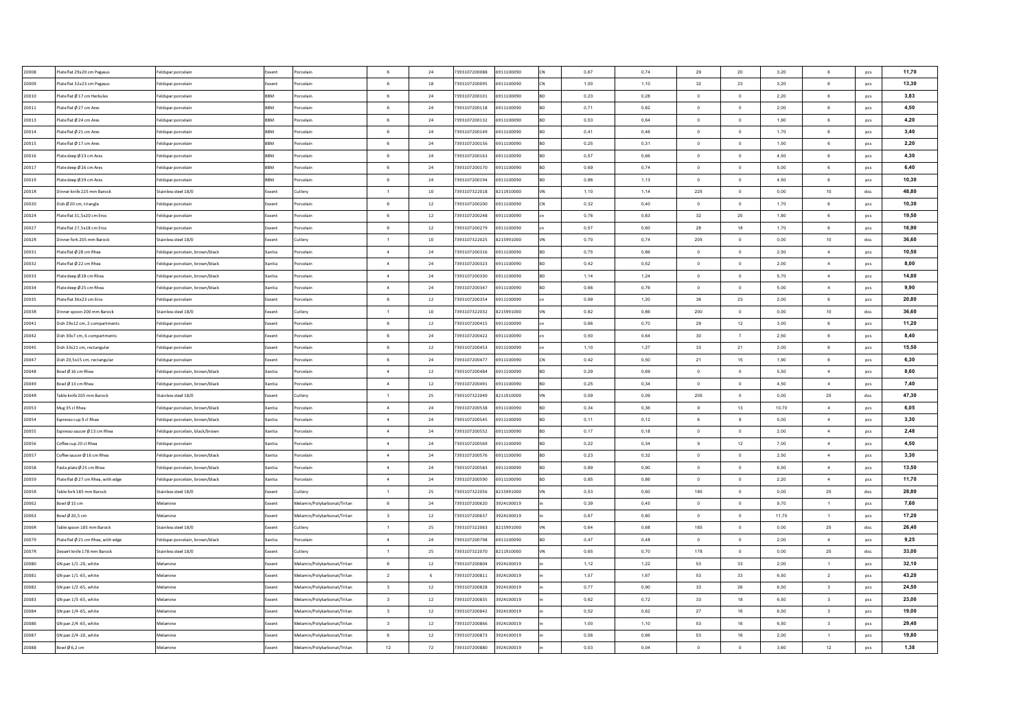| | | | | | | | | | | | | | | | | | |
|---|---|---|---|---|---|---|---|---|---|---|---|---|---|---|---|---|---|
| 20008 | Plate flat 29x20 cm Pegasus | Feldspar porcelain | Exxent | Porcelain | 6 | 24 | 7393107200088 | 6911100090 | CN | 0,67 | 0,74 | 29 | 20 | 3,20 | 6 | pcs | 11,70 |
| 20009 | Plate flat 32x23 cm Pegasus | Feldspar porcelain | Exxent | Porcelain | 6 | 18 | 7393107200095 | 6911100090 | CN | 1,00 | 1,10 | 32 | 23 | 3,20 | 6 | pcs | 13,30 |
| 20010 | Plate flat Ø 17 cm Herkules | Feldspar porcelain | BBM | Porcelain | 6 | 24 | 7393107200101 | 6911100090 | BD | 0,23 | 0,28 | 0 | 0 | 2,20 | 6 | pcs | 3,83 |
| 20011 | Plate flat Ø 27 cm Ares | Feldspar porcelain | BBM | Porcelain | 6 | 24 | 7393107200118 | 6911100090 | BD | 0,71 | 0,82 | 0 | 0 | 2,00 | 6 | pcs | 4,50 |
| 20013 | Plate flat Ø 24 cm Ares | Feldspar porcelain | BBM | Porcelain | 6 | 24 | 7393107200132 | 6911100090 | BD | 0,53 | 0,64 | 0 | 0 | 1,90 | 6 | pcs | 4,20 |
| 20014 | Plate flat Ø 21 cm Ares | Feldspar porcelain | BBM | Porcelain | 6 | 24 | 7393107200149 | 6911100090 | BD | 0,41 | 0,46 | 0 | 0 | 1,70 | 6 | pcs | 3,40 |
| 20015 | Plate flat Ø 17 cm Ares | Feldspar porcelain | BBM | Porcelain | 6 | 24 | 7393107200156 | 6911100090 | BD | 0,25 | 0,31 | 0 | 0 | 1,50 | 6 | pcs | 2,20 |
| 20016 | Plate deep Ø 23 cm Ares | Feldspar porcelain | BBM | Porcelain | 6 | 24 | 7393107200163 | 6911100090 | BD | 0,57 | 0,66 | 0 | 0 | 4,50 | 6 | pcs | 4,30 |
| 20017 | Plate deep Ø 26 cm Ares | Feldspar porcelain | BBM | Porcelain | 6 | 24 | 7393107200170 | 6911100090 | BD | 0,69 | 0,74 | 0 | 0 | 5,00 | 6 | pcs | 6,40 |
| 20019 | Plate deep Ø 29 cm Ares | Feldspar porcelain | BBM | Porcelain | 6 | 24 | 7393107200194 | 6911100090 | BD | 0,88 | 1,13 | 0 | 0 | 4,50 | 6 | pcs | 10,30 |
| 2001R | Dinner knife 225 mm Barock | Stainless steel 18/0 | Exxent | Cutlery | 1 | 10 | 7393107322018 | 8211910000 | VN | 1,10 | 1,14 | 225 | 0 | 0,00 | 10 | doz. | 48,80 |
| 20020 | Dish Ø 20 cm, triangle | Feldspar porcelain | Exxent | Porcelain | 6 | 12 | 7393107200200 | 6911100090 | CN | 0,32 | 0,40 | 0 | 0 | 1,70 | 6 | pcs | 10,30 |
| 20024 | Plate flat 31,5x20 cm Eros | Feldspar porcelain | Exxent | Porcelain | 6 | 12 | 7393107200248 | 6911100090 | cn | 0,76 | 0,83 | 32 | 20 | 1,80 | 6 | pcs | 19,50 |
| 20027 | Plate flat 27,5x18 cm Eros | Feldspar porcelain | Exxent | Porcelain | 6 | 12 | 7393107200279 | 6911100090 | cn | 0,57 | 0,60 | 28 | 18 | 1,70 | 6 | pcs | 16,90 |
| 2002R | Dinner fork 205 mm Barock | Stainless steel 18/0 | Exxent | Cutlery | 1 | 10 | 7393107322025 | 8215991000 | VN | 0,70 | 0,74 | 205 | 0 | 0,00 | 10 | doz. | 36,60 |
| 20031 | Plate flat Ø 28 cm Rhea | Feldspar porcelain, brown/black | Xantia | Porcelain | 4 | 24 | 7393107200316 | 6911100090 | BD | 0,75 | 0,86 | 0 | 0 | 2,50 | 4 | pcs | 10,50 |
| 20032 | Plate flat Ø 22 cm Rhea | Feldspar porcelain, brown/black | Xantia | Porcelain | 4 | 24 | 7393107200323 | 6911100090 | BD | 0,42 | 0,52 | 0 | 0 | 2,00 | 4 | pcs | 8,00 |
| 20033 | Plate deep Ø 28 cm Rhea | Feldspar porcelain, brown/black | Xantia | Porcelain | 4 | 24 | 7393107200330 | 6911100090 | BD | 1,14 | 1,24 | 0 | 0 | 5,70 | 4 | pcs | 14,80 |
| 20034 | Plate deep Ø 25 cm Rhea | Feldspar porcelain, brown/black | Xantia | Porcelain | 4 | 24 | 7393107200347 | 6911100090 | BD | 0,66 | 0,76 | 0 | 0 | 5,00 | 4 | pcs | 9,90 |
| 20035 | Plate flat 36x23 cm Eros | Feldspar porcelain | Exxent | Porcelain | 6 | 12 | 7393107200354 | 6911100090 | cn | 0,99 | 1,20 | 36 | 23 | 2,00 | 6 | pcs | 20,80 |
| 2003R | Dinner spoon 200 mm Barock | Stainless steel 18/0 | Exxent | Cutlery | 1 | 10 | 7393107322032 | 8215991000 | VN | 0,82 | 0,86 | 200 | 0 | 0,00 | 10 | doz. | 36,60 |
| 20041 | Dish 29x12 cm, 2 compartments | Feldspar porcelain | Exxent | Porcelain | 6 | 12 | 7393107200415 | 6911100090 | cn | 0,66 | 0,70 | 29 | 12 | 3,00 | 6 | pcs | 11,20 |
| 20042 | Dish 30x7 cm, 6 compartments | Feldspar porcelain | Exxent | Porcelain | 6 | 24 | 7393107200422 | 6911100090 | cn | 0,50 | 0,64 | 30 | 7 | 2,50 | 6 | pcs | 8,40 |
| 20045 | Dish 33x21 cm, rectangular | Feldspar porcelain | Exxent | Porcelain | 6 | 12 | 7393107200453 | 6911100090 | cn | 1,10 | 1,27 | 33 | 21 | 2,00 | 6 | pcs | 15,50 |
| 20047 | Dish 20,5x15 cm, rectangular | Feldspar porcelain | Exxent | Porcelain | 6 | 24 | 7393107200477 | 6911100090 | CN | 0,42 | 0,50 | 21 | 15 | 1,90 | 6 | pcs | 6,30 |
| 20048 | Bowl Ø 16 cm Rhea | Feldspar porcelain, brown/black | Xantia | Porcelain | 4 | 12 | 7393107200484 | 6911100090 | BD | 0,29 | 0,69 | 0 | 0 | 5,50 | 4 | pcs | 8,60 |
| 20049 | Bowl Ø 13 cm Rhea | Feldspar porcelain, brown/black | Xantia | Porcelain | 4 | 12 | 7393107200491 | 6911100090 | BD | 0,25 | 0,34 | 0 | 0 | 4,50 | 4 | pcs | 7,40 |
| 2004R | Table knife 205 mm Barock | Stainless steel 18/0 | Exxent | Cutlery | 1 | 25 | 7393107322049 | 8211910000 | VN | 0,09 | 0,09 | 205 | 0 | 0,00 | 25 | doz. | 47,30 |
| 20053 | Mug 35 cl Rhea | Feldspar porcelain, brown/black | Xantia | Porcelain | 4 | 24 | 7393107200538 | 6911100090 | BD | 0,34 | 0,36 | 9 | 13 | 10,70 | 4 | pcs | 6,05 |
| 20054 | Espresso cup 9 cl Rhea | Feldspar porcelain, brown/black | Xantia | Porcelain | 4 | 24 | 7393107200545 | 6911100090 | BD | 0,11 | 0,12 | 6 | 9 | 5,00 | 4 | pcs | 3,30 |
| 20055 | Espresso saucer Ø 13 cm Rhea | Feldspar porcelain, black/brown | Xantia | Porcelain | 4 | 24 | 7393107200552 | 6911100090 | BD | 0,17 | 0,18 | 0 | 0 | 2,00 | 4 | pcs | 2,48 |
| 20056 | Coffee cup 20 cl Rhea | Feldspar porcelain | Xantia | Porcelain | 4 | 24 | 7393107200569 | 6911100090 | BD | 0,22 | 0,34 | 9 | 12 | 7,00 | 4 | pcs | 4,50 |
| 20057 | Coffee saucer Ø 16 cm Rhea | Feldspar porcelain, brown/black | Xantia | Porcelain | 4 | 24 | 7393107200576 | 6911100090 | BD | 0,23 | 0,32 | 0 | 0 | 2,50 | 4 | pcs | 3,30 |
| 20058 | Pasta plate Ø 25 cm Rhea | Feldspar porcelain, brown/black | Xantia | Porcelain | 4 | 24 | 7393107200583 | 6911100090 | BD | 0,89 | 0,90 | 0 | 0 | 6,50 | 4 | pcs | 13,50 |
| 20059 | Plate flat Ø 27 cm Rhea, with edge | Feldspar porcelain, brown/black | Xantia | Porcelain | 4 | 24 | 7393107200590 | 6911100090 | BD | 0,85 | 0,86 | 0 | 0 | 2,20 | 4 | pcs | 11,70 |
| 2005R | Table fork 185 mm Barock | Stainless steel 18/0 | Exxent | Cutlery | 1 | 25 | 7393107322056 | 8215991000 | VN | 0,53 | 0,60 | 185 | 0 | 0,00 | 25 | doz. | 28,80 |
| 20062 | Bowl Ø 15 cm | Melamine | Exxent | Melamin/Polykarbonat/Tritan | 6 | 24 | 7393107200620 | 3924100019 | in | 0,39 | 0,45 | 0 | 0 | 9,70 | 1 | pcs | 7,60 |
| 20063 | Bowl Ø 20,5 cm | Melamine | Exxent | Melamin/Polykarbonat/Tritan | 3 | 12 | 7393107200637 | 3924100019 | in | 0,67 | 0,80 | 0 | 0 | 11,70 | 1 | pcs | 17,20 |
| 2006R | Table spoon 185 mm Barock | Stainless steel 18/0 | Exxent | Cutlery | 1 | 25 | 7393107322063 | 8215991000 | VN | 0,64 | 0,68 | 185 | 0 | 0,00 | 25 | doz. | 26,40 |
| 20079 | Plate flat Ø 21 cm Rhea, with edge | Feldspar porcelain, brown/black | Xantia | Porcelain | 4 | 24 | 7393107200798 | 6911100090 | BD | 0,47 | 0,48 | 0 | 0 | 2,00 | 4 | pcs | 9,25 |
| 2007R | Dessert knife 178 mm Barock | Stainless steel 18/0 | Exxent | Cutlery | 1 | 25 | 7393107322070 | 8211910000 | VN | 0,65 | 0,70 | 178 | 0 | 0,00 | 25 | doz. | 33,00 |
| 20080 | GN pan 1/1 -20, white | Melamine | Exxent | Melamin/Polykarbonat/Tritan | 6 | 12 | 7393107200804 | 3924100019 | in | 1,12 | 1,22 | 53 | 33 | 2,00 | 1 | pcs | 32,10 |
| 20081 | GN pan 1/1 -65, white | Melamine | Exxent | Melamin/Polykarbonat/Tritan | 2 | 6 | 7393107200811 | 3924100019 | in | 1,57 | 1,67 | 53 | 33 | 6,50 | 2 | pcs | 43,20 |
| 20082 | GN pan 1/2 -65, white | Melamine | Exxent | Melamin/Polykarbonat/Tritan | 3 | 12 | 7393107200828 | 3924100019 | in | 0,77 | 0,90 | 33 | 26 | 6,50 | 3 | pcs | 24,50 |
| 20083 | GN pan 1/3 -65, white | Melamine | Exxent | Melamin/Polykarbonat/Tritan | 3 | 12 | 7393107200835 | 3924100019 | in | 0,62 | 0,72 | 33 | 18 | 6,50 | 3 | pcs | 23,00 |
| 20084 | GN pan 1/4 -65, white | Melamine | Exxent | Melamin/Polykarbonat/Tritan | 3 | 12 | 7393107200842 | 3924100019 | in | 0,52 | 0,62 | 27 | 16 | 6,50 | 3 | pcs | 19,00 |
| 20086 | GN pan 2/4 -65, white | Melamine | Exxent | Melamin/Polykarbonat/Tritan | 3 | 12 | 7393107200866 | 3924100019 | in | 1,00 | 1,10 | 53 | 16 | 6,50 | 3 | pcs | 29,40 |
| 20087 | GN pan 2/4 -20, white | Melamine | Exxent | Melamin/Polykarbonat/Tritan | 6 | 12 | 7393107200873 | 3924100019 | in | 0,56 | 0,66 | 53 | 16 | 2,00 | 1 | pcs | 19,80 |
| 20088 | Bowl Ø 6,2 cm | Melamine | Exxent | Melamin/Polykarbonat/Tritan | 12 | 72 | 7393107200880 | 3924100019 | in | 0,03 | 0,04 | 0 | 0 | 3,60 | 12 | pcs | 1,38 |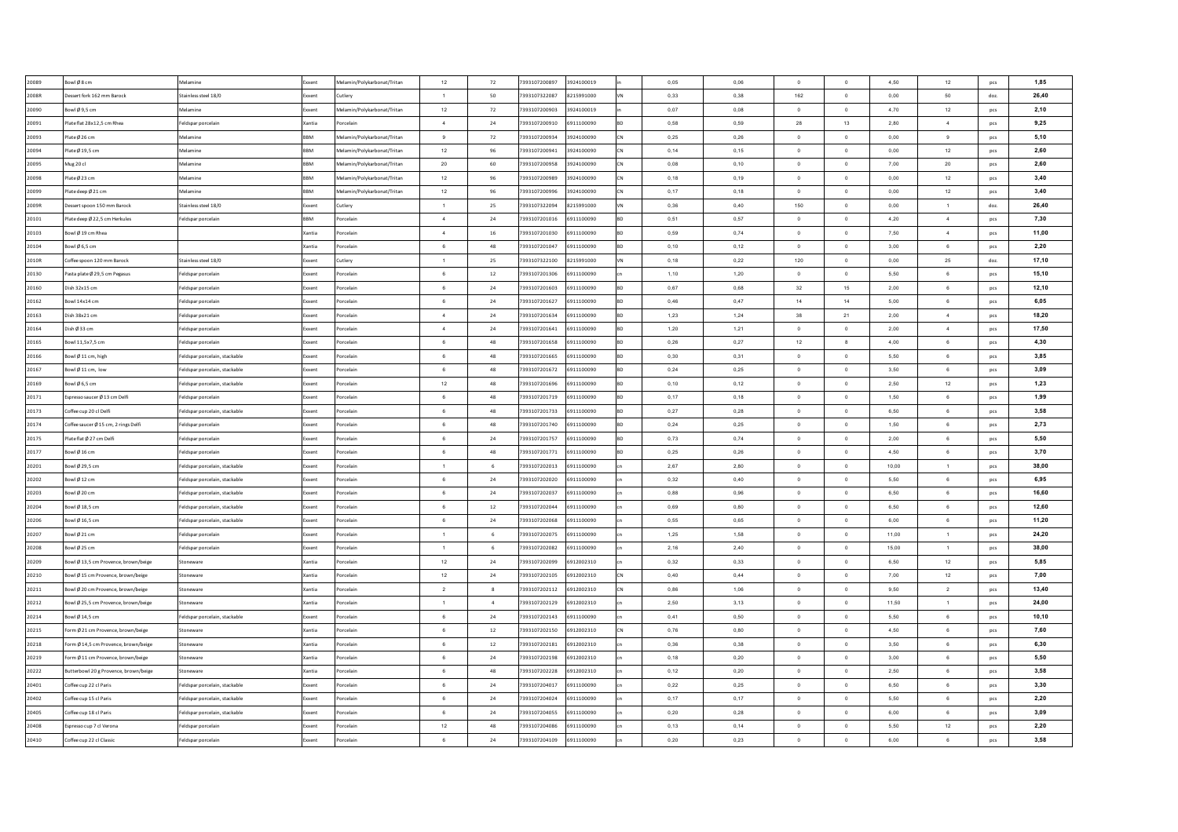| | | | | | | | | | | | | | | | | | |
|---|---|---|---|---|---|---|---|---|---|---|---|---|---|---|---|---|---|
| 20089 | Bowl Ø 8 cm | Melamine | Exxent | Melamin/Polykarbonat/Tritan | 12 | 72 | 7393107200897 | 3924100019 | in | 0,05 | 0,06 | 0 | 0 | 4,50 | 12 | pcs | 1,85 |
| 2008R | Dessert fork 162 mm Barock | Stainless steel 18/0 | Exxent | Cutlery | 1 | 50 | 7393107322087 | 8215991000 | VN | 0,33 | 0,38 | 162 | 0 | 0,00 | 50 | doz. | 26,40 |
| 20090 | Bowl Ø 9,5 cm | Melamine | Exxent | Melamin/Polykarbonat/Tritan | 12 | 72 | 7393107200903 | 3924100019 | in | 0,07 | 0,08 | 0 | 0 | 4,70 | 12 | pcs | 2,10 |
| 20091 | Plate flat 28x12,5 cm Rhea | Feldspar porcelain | Xantia | Porcelain | 4 | 24 | 7393107200910 | 6911100090 | BD | 0,58 | 0,59 | 28 | 13 | 2,80 | 4 | pcs | 9,25 |
| 20093 | Plate Ø 26 cm | Melamine | BBM | Melamin/Polykarbonat/Tritan | 9 | 72 | 7393107200934 | 3924100090 | CN | 0,25 | 0,26 | 0 | 0 | 0,00 | 9 | pcs | 5,10 |
| 20094 | Plate Ø 19,5 cm | Melamine | BBM | Melamin/Polykarbonat/Tritan | 12 | 96 | 7393107200941 | 3924100090 | CN | 0,14 | 0,15 | 0 | 0 | 0,00 | 12 | pcs | 2,60 |
| 20095 | Mug 20 cl | Melamine | BBM | Melamin/Polykarbonat/Tritan | 20 | 60 | 7393107200958 | 3924100090 | CN | 0,08 | 0,10 | 0 | 0 | 7,00 | 20 | pcs | 2,60 |
| 20098 | Plate Ø 23 cm | Melamine | BBM | Melamin/Polykarbonat/Tritan | 12 | 96 | 7393107200989 | 3924100090 | CN | 0,18 | 0,19 | 0 | 0 | 0,00 | 12 | pcs | 3,40 |
| 20099 | Plate deep Ø 21 cm | Melamine | BBM | Melamin/Polykarbonat/Tritan | 12 | 96 | 7393107200996 | 3924100090 | CN | 0,17 | 0,18 | 0 | 0 | 0,00 | 12 | pcs | 3,40 |
| 2009R | Dessert spoon 150 mm Barock | Stainless steel 18/0 | Exxent | Cutlery | 1 | 25 | 7393107322094 | 8215991000 | VN | 0,36 | 0,40 | 150 | 0 | 0,00 | 1 | doz. | 26,40 |
| 20101 | Plate deep Ø 22,5 cm Herkules | Feldspar porcelain | BBM | Porcelain | 4 | 24 | 7393107201016 | 6911100090 | BD | 0,51 | 0,57 | 0 | 0 | 4,20 | 4 | pcs | 7,30 |
| 20103 | Bowl Ø 19 cm Rhea | | Xantia | Porcelain | 4 | 16 | 7393107201030 | 6911100090 | BD | 0,59 | 0,74 | 0 | 0 | 7,50 | 4 | pcs | 11,00 |
| 20104 | Bowl Ø 6,5 cm | | Xantia | Porcelain | 6 | 48 | 7393107201047 | 6911100090 | BD | 0,10 | 0,12 | 0 | 0 | 3,00 | 6 | pcs | 2,20 |
| 2010R | Coffee spoon 120 mm Barock | Stainless steel 18/0 | Exxent | Cutlery | 1 | 25 | 7393107322100 | 8215991000 | VN | 0,18 | 0,22 | 120 | 0 | 0,00 | 25 | doz. | 17,10 |
| 20130 | Pasta plate Ø 29,5 cm Pegasus | Feldspar porcelain | Exxent | Porcelain | 6 | 12 | 7393107201306 | 6911100090 | cn | 1,10 | 1,20 | 0 | 0 | 5,50 | 6 | pcs | 15,10 |
| 20160 | Dish 32x15 cm | Feldspar porcelain | Exxent | Porcelain | 6 | 24 | 7393107201603 | 6911100090 | BD | 0,67 | 0,68 | 32 | 15 | 2,00 | 6 | pcs | 12,10 |
| 20162 | Bowl 14x14 cm | Feldspar porcelain | Exxent | Porcelain | 6 | 24 | 7393107201627 | 6911100090 | BD | 0,46 | 0,47 | 14 | 14 | 5,00 | 6 | pcs | 6,05 |
| 20163 | Dish 38x21 cm | Feldspar porcelain | Exxent | Porcelain | 4 | 24 | 7393107201634 | 6911100090 | BD | 1,23 | 1,24 | 38 | 21 | 2,00 | 4 | pcs | 18,20 |
| 20164 | Dish Ø 33 cm | Feldspar porcelain | Exxent | Porcelain | 4 | 24 | 7393107201641 | 6911100090 | BD | 1,20 | 1,21 | 0 | 0 | 2,00 | 4 | pcs | 17,50 |
| 20165 | Bowl 11,5x7,5 cm | Feldspar porcelain | Exxent | Porcelain | 6 | 48 | 7393107201658 | 6911100090 | BD | 0,26 | 0,27 | 12 | 8 | 4,00 | 6 | pcs | 4,30 |
| 20166 | Bowl Ø 11 cm, high | Feldspar porcelain, stackable | Exxent | Porcelain | 6 | 48 | 7393107201665 | 6911100090 | BD | 0,30 | 0,31 | 0 | 0 | 5,50 | 6 | pcs | 3,85 |
| 20167 | Bowl Ø 11 cm, low | Feldspar porcelain, stackable | Exxent | Porcelain | 6 | 48 | 7393107201672 | 6911100090 | BD | 0,24 | 0,25 | 0 | 0 | 3,50 | 6 | pcs | 3,09 |
| 20169 | Bowl Ø 6,5 cm | Feldspar porcelain, stackable | Exxent | Porcelain | 12 | 48 | 7393107201696 | 6911100090 | BD | 0,10 | 0,12 | 0 | 0 | 2,50 | 12 | pcs | 1,23 |
| 20171 | Espresso saucer Ø 13 cm Delfi | Feldspar porcelain | Exxent | Porcelain | 6 | 48 | 7393107201719 | 6911100090 | BD | 0,17 | 0,18 | 0 | 0 | 1,50 | 6 | pcs | 1,99 |
| 20173 | Coffee cup 20 cl Delfi | Feldspar porcelain, stackable | Exxent | Porcelain | 6 | 48 | 7393107201733 | 6911100090 | BD | 0,27 | 0,28 | 0 | 0 | 6,50 | 6 | pcs | 3,58 |
| 20174 | Coffee saucer Ø 15 cm, 2 rings Delfi | Feldspar porcelain | Exxent | Porcelain | 6 | 48 | 7393107201740 | 6911100090 | BD | 0,24 | 0,25 | 0 | 0 | 1,50 | 6 | pcs | 2,73 |
| 20175 | Plate flat Ø 27 cm Delfi | Feldspar porcelain | Exxent | Porcelain | 6 | 24 | 7393107201757 | 6911100090 | BD | 0,73 | 0,74 | 0 | 0 | 2,00 | 6 | pcs | 5,50 |
| 20177 | Bowl Ø 16 cm | Feldspar porcelain | Exxent | Porcelain | 6 | 48 | 7393107201771 | 6911100090 | BD | 0,25 | 0,26 | 0 | 0 | 4,50 | 6 | pcs | 3,70 |
| 20201 | Bowl Ø 29,5 cm | Feldspar porcelain, stackable | Exxent | Porcelain | 1 | 6 | 7393107202013 | 6911100090 | cn | 2,67 | 2,80 | 0 | 0 | 10,00 | 1 | pcs | 38,00 |
| 20202 | Bowl Ø 12 cm | Feldspar porcelain, stackable | Exxent | Porcelain | 6 | 24 | 7393107202020 | 6911100090 | cn | 0,32 | 0,40 | 0 | 0 | 5,50 | 6 | pcs | 6,95 |
| 20203 | Bowl Ø 20 cm | Feldspar porcelain, stackable | Exxent | Porcelain | 6 | 24 | 7393107202037 | 6911100090 | cn | 0,88 | 0,96 | 0 | 0 | 6,50 | 6 | pcs | 16,60 |
| 20204 | Bowl Ø 18,5 cm | Feldspar porcelain, stackable | Exxent | Porcelain | 6 | 12 | 7393107202044 | 6911100090 | cn | 0,69 | 0,80 | 0 | 0 | 6,50 | 6 | pcs | 12,60 |
| 20206 | Bowl Ø 16,5 cm | Feldspar porcelain, stackable | Exxent | Porcelain | 6 | 24 | 7393107202068 | 6911100090 | cn | 0,55 | 0,65 | 0 | 0 | 6,00 | 6 | pcs | 11,20 |
| 20207 | Bowl Ø 21 cm | Feldspar porcelain | Exxent | Porcelain | 1 | 6 | 7393107202075 | 6911100090 | cn | 1,25 | 1,58 | 0 | 0 | 11,00 | 1 | pcs | 24,20 |
| 20208 | Bowl Ø 25 cm | Feldspar porcelain | Exxent | Porcelain | 1 | 6 | 7393107202082 | 6911100090 | cn | 2,16 | 2,40 | 0 | 0 | 15,00 | 1 | pcs | 38,00 |
| 20209 | Bowl Ø 13,5 cm Provence, brown/beige | Stoneware | Xantia | Porcelain | 12 | 24 | 7393107202099 | 6912002310 | cn | 0,32 | 0,33 | 0 | 0 | 6,50 | 12 | pcs | 5,85 |
| 20210 | Bowl Ø 15 cm Provence, brown/beige | Stoneware | Xantia | Porcelain | 12 | 24 | 7393107202105 | 6912002310 | CN | 0,40 | 0,44 | 0 | 0 | 7,00 | 12 | pcs | 7,00 |
| 20211 | Bowl Ø 20 cm Provence, brown/beige | Stoneware | Xantia | Porcelain | 2 | 8 | 7393107202112 | 6912002310 | CN | 0,86 | 1,06 | 0 | 0 | 9,50 | 2 | pcs | 13,40 |
| 20212 | Bowl Ø 25,5 cm Provence, brown/beige | Stoneware | Xantia | Porcelain | 1 | 4 | 7393107202129 | 6912002310 | cn | 2,50 | 3,13 | 0 | 0 | 11,50 | 1 | pcs | 24,00 |
| 20214 | Bowl Ø 14,5 cm | Feldspar porcelain, stackable | Exxent | Porcelain | 6 | 24 | 7393107202143 | 6911100090 | cn | 0,41 | 0,50 | 0 | 0 | 5,50 | 6 | pcs | 10,10 |
| 20215 | Form Ø 21 cm Provence, brown/beige | Stoneware | Xantia | Porcelain | 6 | 12 | 7393107202150 | 6912002310 | CN | 0,76 | 0,80 | 0 | 0 | 4,50 | 6 | pcs | 7,60 |
| 20218 | Form Ø 14,5 cm Provence, brown/beige | Stoneware | Xantia | Porcelain | 6 | 12 | 7393107202181 | 6912002310 | cn | 0,36 | 0,38 | 0 | 0 | 3,50 | 6 | pcs | 6,30 |
| 20219 | Form Ø 11 cm Provence, brown/beige | Stoneware | Xantia | Porcelain | 6 | 24 | 7393107202198 | 6912002310 | cn | 0,18 | 0,20 | 0 | 0 | 3,00 | 6 | pcs | 5,50 |
| 20222 | Butterbowl 20 g Provence, brown/beige | Stoneware | Xantia | Porcelain | 6 | 48 | 7393107202228 | 6912002310 | cn | 0,12 | 0,20 | 0 | 0 | 2,50 | 6 | pcs | 3,58 |
| 20401 | Coffee cup 22 cl Paris | Feldspar porcelain, stackable | Exxent | Porcelain | 6 | 24 | 7393107204017 | 6911100090 | cn | 0,22 | 0,25 | 0 | 0 | 6,50 | 6 | pcs | 3,30 |
| 20402 | Coffee cup 15 cl Paris | Feldspar porcelain, stackable | Exxent | Porcelain | 6 | 24 | 7393107204024 | 6911100090 | cn | 0,17 | 0,17 | 0 | 0 | 5,50 | 6 | pcs | 2,20 |
| 20405 | Coffee cup 18 cl Paris | Feldspar porcelain, stackable | Exxent | Porcelain | 6 | 24 | 7393107204055 | 6911100090 | cn | 0,20 | 0,28 | 0 | 0 | 6,00 | 6 | pcs | 3,09 |
| 20408 | Espresso cup 7 cl Verona | Feldspar porcelain | Exxent | Porcelain | 12 | 48 | 7393107204086 | 6911100090 | cn | 0,13 | 0,14 | 0 | 0 | 5,50 | 12 | pcs | 2,20 |
| 20410 | Coffee cup 22 cl Classic | Feldspar porcelain | Exxent | Porcelain | 6 | 24 | 7393107204109 | 6911100090 | cn | 0,20 | 0,23 | 0 | 0 | 6,00 | 6 | pcs | 3,58 |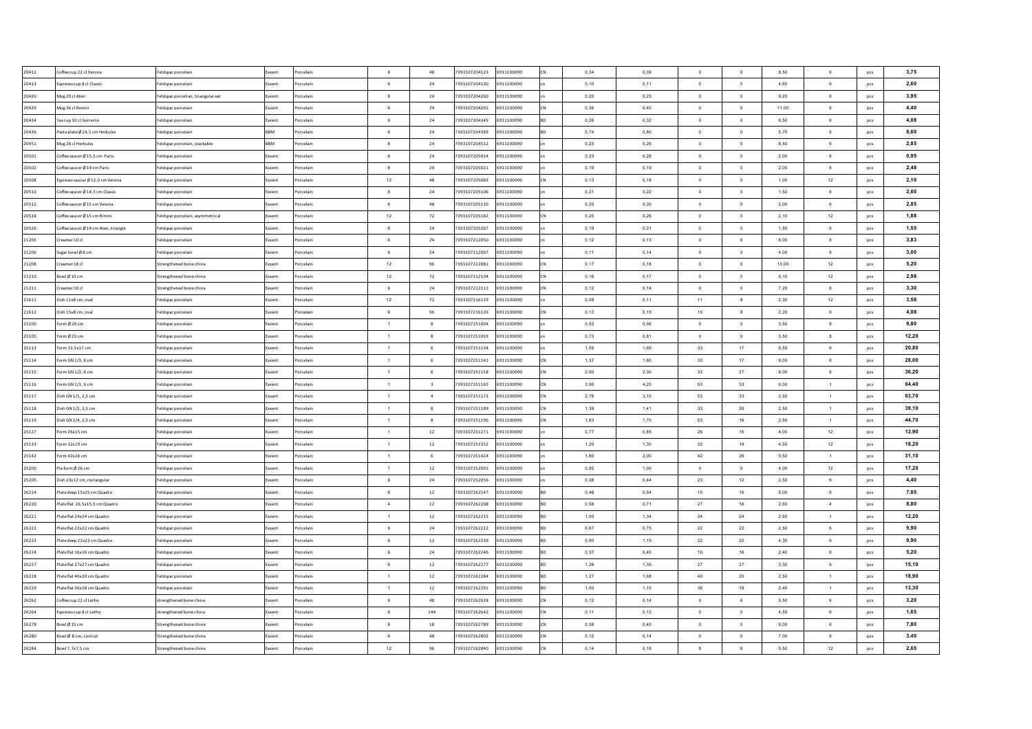| | | | | | | | | | | | | | | | | | |
|---|---|---|---|---|---|---|---|---|---|---|---|---|---|---|---|---|---|
| 20412 | Coffee cup 22 cl Verona | Feldspar porcelain | Exxent | Porcelain | 6 | 48 | 7393107204123 | 6911100090 | CN | 0,34 | 0,39 | 0 | 0 | 8,50 | 6 | pcs | 3,75 |
| 20413 | Espresso cup 8 cl Classic | Feldspar porcelain | Exxent | Porcelain | 6 | 24 | 7393107204130 | 6911100090 | cn | 0,10 | 0,11 | 0 | 0 | 4,60 | 6 | pcs | 2,60 |
| 20426 | Mug 20 cl Aten | Feldspar porcelian, triangular ear | Exxent | Porcelain | 6 | 24 | 7393107204260 | 6911100090 | cn | 0,20 | 0,23 | 0 | 0 | 9,20 | 6 | pcs | 3,95 |
| 20429 | Mug 36 cl Rimini | Feldspar porcelain | Exxent | Porcelain | 6 | 24 | 7393107204291 | 6911100090 | CN | 0,36 | 0,40 | 0 | 0 | 11,00 | 6 | pcs | 4,40 |
| 20434 | Tea cup 30 cl Sorrento | Feldspar porcelain | Exxent | Porcelain | 6 | 24 | 7393107204345 | 6911100090 | BD | 0,26 | 0,32 | 0 | 0 | 6,50 | 6 | pcs | 4,08 |
| 20436 | Pasta plate Ø 24,5 cm Herkules | Feldspar porcelain | BBM | Porcelain | 6 | 24 | 7393107204369 | 6911100090 | BD | 0,74 | 0,80 | 0 | 0 | 5,70 | 6 | pcs | 8,60 |
| 20451 | Mug 26 cl Herkules | Feldspar porcelain, stackable | BBM | Porcelain | 6 | 24 | 7393107204512 | 6911100090 | cn | 0,23 | 0,26 | 0 | 0 | 8,50 | 6 | pcs | 2,85 |
| 20501 | Coffee saucer Ø 15,5 cm Paris | Feldspar porcelain | Exxent | Porcelain | 6 | 24 | 7393107205014 | 6911100090 | cn | 0,23 | 0,28 | 0 | 0 | 2,00 | 6 | pcs | 0,95 |
| 20502 | Coffee saucer Ø 14 cm Paris | Feldspar porcelain | Exxent | Porcelain | 6 | 24 | 7393107205021 | 6911100090 | cn | 0,19 | 0,19 | 0 | 0 | 2,00 | 6 | pcs | 2,48 |
| 20508 | Espresso saucer Ø 12,0 cm Verona | Feldspar porcelain | Exxent | Porcelain | 12 | 48 | 7393107205083 | 6911100090 | CN | 0,13 | 0,18 | 0 | 0 | 1,00 | 12 | pcs | 2,10 |
| 20510 | Coffee saucer Ø 14,5 cm Classic | Feldspar porcelain | Exxent | Porcelain | 6 | 24 | 7393107205106 | 6911100090 | cn | 0,21 | 0,22 | 0 | 0 | 1,50 | 6 | pcs | 2,60 |
| 20512 | Coffee saucer Ø 15 cm Verona | Feldspar porcelain | Exxent | Porcelain | 6 | 48 | 7393107205120 | 6911100090 | cn | 0,25 | 0,30 | 0 | 0 | 2,00 | 6 | pcs | 2,85 |
| 20518 | Coffee saucer Ø 15 cm Rimini | Feldspar porcelain, asymmetrical | Exxent | Porcelain | 12 | 72 | 7393107205182 | 6911100090 | CN | 0,25 | 0,26 | 0 | 0 | 2,10 | 12 | pcs | 1,88 |
| 20526 | Coffee saucer Ø 14 cm Aten, triangle | Feldspar porcelain | Exxent | Porcelain | 6 | 24 | 7393107205267 | 6911100090 | cn | 0,19 | 0,21 | 0 | 0 | 1,50 | 6 | pcs | 1,55 |
| 21205 | Creamer 10 cl | Feldspar porcelain | Exxent | Porcelain | 6 | 24 | 7393107212050 | 6911100090 | cn | 0,12 | 0,13 | 0 | 0 | 6,00 | 6 | pcs | 3,83 |
| 21206 | Sugar bowl Ø 8 cm | Feldspar porcelain | Exxent | Porcelain | 6 | 24 | 7393107212067 | 6911100090 | cn | 0,11 | 0,14 | 0 | 0 | 4,00 | 6 | pcs | 3,00 |
| 21208 | Creamer 18 cl | Strengthened bone china | Exxent | Porcelain | 12 | 96 | 7393107212081 | 6911100090 | CN | 0,17 | 0,18 | 0 | 0 | 10,00 | 12 | pcs | 5,20 |
| 21210 | Bowl Ø 10 cm | Strengthened bone china | Exxent | Porcelain | 12 | 72 | 7393107212104 | 6911100090 | CN | 0,16 | 0,17 | 0 | 0 | 5,10 | 12 | pcs | 2,98 |
| 21211 | Creamer 10 cl | Strengthened bone china | Exxent | Porcelain | 6 | 24 | 7393107212111 | 6911100090 | CN | 0,12 | 0,14 | 0 | 0 | 7,20 | 6 | pcs | 3,30 |
| 21611 | Dish 11x8 cm, oval | Feldspar porcelain | Exxent | Porcelain | 12 | 72 | 7393107216119 | 6911100090 | cn | 0,08 | 0,11 | 11 | 8 | 2,30 | 12 | pcs | 3,58 |
| 21612 | Dish 15x8 cm, oval | Feldspar porcelain | Exxent | Porcelain | 6 | 96 | 7393107216126 | 6911100090 | CN | 0,13 | 0,15 | 15 | 8 | 2,20 | 6 | pcs | 4,08 |
| 25100 | Form Ø 20 cm | Feldspar porcelain | Exxent | Porcelain | 1 | 8 | 7393107251004 | 6911100090 | cn | 0,52 | 0,56 | 0 | 0 | 3,50 | 8 | pcs | 9,80 |
| 25105 | Form Ø 23 cm | Feldspar porcelain | Exxent | Porcelain | 1 | 8 | 7393107251059 | 6911100090 | cn | 0,73 | 0,81 | 0 | 0 | 3,50 | 8 | pcs | 12,20 |
| 25113 | Form 32,5x17 cm | Feldspar porcelain | Exxent | Porcelain | 1 | 6 | 7393107251134 | 6911100090 | cn | 1,55 | 1,65 | 33 | 17 | 5,50 | 6 | pcs | 20,80 |
| 25114 | Form GN 1/3, 6 cm | Feldspar porcelain | Exxent | Porcelain | 1 | 6 | 7393107251141 | 6911100090 | CN | 1,37 | 1,60 | 33 | 17 | 6,00 | 6 | pcs | 28,00 |
| 25115 | Form GN 1/2, 6 cm | Feldspar porcelain | Exxent | Porcelain | 1 | 6 | 7393107251158 | 6911100090 | CN | 2,00 | 2,30 | 33 | 27 | 6,00 | 6 | pcs | 36,20 |
| 25116 | Form GN 1/1, 6 cm | Feldspar porcelain | Exxent | Porcelain | 1 | 3 | 7393107251165 | 6911100090 | CN | 3,90 | 4,20 | 53 | 33 | 6,00 | 1 | pcs | 64,40 |
| 25117 | Dish GN 1/1, 2,5 cm | Feldspar porcelain | Exxent | Porcelain | 1 | 4 | 7393107251172 | 6911100090 | CN | 2,78 | 3,10 | 53 | 33 | 2,50 | 1 | pcs | 63,70 |
| 25118 | Dish GN 1/2, 2,5 cm | Feldspar porcelain | Exxent | Porcelain | 1 | 8 | 7393107251189 | 6911100090 | CN | 1,39 | 1,41 | 33 | 26 | 2,50 | 1 | pcs | 39,10 |
| 25119 | Dish GN 2/4, 2,5 cm | Feldspar porcelain | Exxent | Porcelain | 1 | 8 | 7393107251196 | 6911100090 | CN | 1,63 | 1,70 | 53 | 16 | 2,50 | 1 | pcs | 44,70 |
| 25127 | Form 26x15 cm | Feldspar porcelain | Exxent | Porcelain | 1 | 12 | 7393107251271 | 6911100090 | cn | 0,77 | 0,85 | 26 | 15 | 4,00 | 12 | pcs | 12,90 |
| 25133 | Form 32x19 cm | Feldspar porcelain | Exxent | Porcelain | 1 | 12 | 7393107251332 | 6911100090 | cn | 1,20 | 1,30 | 32 | 19 | 4,50 | 12 | pcs | 18,20 |
| 25142 | Form 42x26 cm | Feldspar porcelain | Exxent | Porcelain | 1 | 6 | 7393107251424 | 6911100090 | cn | 1,80 | 2,00 | 42 | 26 | 5,50 | 1 | pcs | 31,10 |
| 25200 | Pie form Ø 26 cm | Feldspar porcelain | Exxent | Porcelain | 1 | 12 | 7393107252001 | 6911100090 | cn | 0,95 | 1,00 | 0 | 0 | 4,00 | 12 | pcs | 17,20 |
| 25205 | Dish 23x12 cm, rectangular | Feldspar porcelain | Exxent | Porcelain | 6 | 24 | 7393107252056 | 6911100090 | cn | 0,38 | 0,44 | 23 | 12 | 2,50 | 6 | pcs | 4,40 |
| 26214 | Plate deep 15x15 cm Quadro | Feldspar porcelain | Exxent | Porcelain | 6 | 12 | 7393107262147 | 6911100090 | BD | 0,46 | 0,54 | 15 | 15 | 5,00 | 6 | pcs | 7,05 |
| 26220 | Plate flat 26,5x15,5 cm Quadro | Feldspar porcelain | Exxent | Porcelain | 4 | 12 | 7393107262208 | 6911100090 | BD | 0,58 | 0,71 | 27 | 16 | 2,60 | 4 | pcs | 8,80 |
| 26221 | Plate flat 24x24 cm Quadro | Feldspar porcelain | Exxent | Porcelain | 1 | 12 | 7393107262215 | 6911100090 | BD | 1,00 | 1,34 | 24 | 24 | 2,60 | 1 | pcs | 12,20 |
| 26222 | Plate flat 22x22 cm Quadro | Feldspar porcelain | Exxent | Porcelain | 6 | 24 | 7393107262222 | 6911100090 | BD | 0,67 | 0,75 | 22 | 22 | 2,50 | 6 | pcs | 9,90 |
| 26223 | Plate deep 22x22 cm Quadro | Feldspar porcelain | Exxent | Porcelain | 6 | 12 | 7393107262239 | 6911100090 | BD | 0,90 | 1,15 | 22 | 22 | 4,30 | 6 | pcs | 9,90 |
| 26224 | Plate flat 16x16 cm Quadro | Feldspar porcelain | Exxent | Porcelain | 6 | 24 | 7393107262246 | 6911100090 | BD | 0,37 | 0,40 | 16 | 16 | 2,40 | 6 | pcs | 5,20 |
| 26227 | Plate flat 27x27 cm Quadro | Feldspar porcelain | Exxent | Porcelain | 6 | 12 | 7393107262277 | 6911100090 | BD | 1,26 | 1,35 | 27 | 27 | 3,30 | 6 | pcs | 15,10 |
| 26228 | Plate flat 40x20 cm Quadro | Feldspar porcelain | Exxent | Porcelain | 1 | 12 | 7393107262284 | 6911100090 | BD | 1,27 | 1,68 | 40 | 20 | 2,50 | 1 | pcs | 18,90 |
| 26229 | Plate flat 36x18 cm Quadro | Feldspar porcelain | Exxent | Porcelain | 1 | 12 | 7393107262291 | 6911100090 | BD | 1,00 | 1,10 | 36 | 18 | 2,40 | 1 | pcs | 13,30 |
| 26262 | Coffee cup 22 cl Letho | strengthened bone china | Exxent | Porcelain | 6 | 48 | 7393107262628 | 6911100090 | CN | 0,12 | 0,14 | 0 | 6 | 5,50 | 6 | pcs | 3,20 |
| 26264 | Espresso cup 8 cl Letho | strengthened bone china | Exxent | Porcelain | 6 | 144 | 7393107262642 | 6911100090 | CN | 0,11 | 0,12 | 0 | 0 | 4,50 | 6 | pcs | 1,65 |
| 26278 | Bowl Ø 15 cm | Strengthened bone china | Exxent | Porcelain | 6 | 18 | 7393107262789 | 6911100090 | CN | 0,38 | 0,40 | 0 | 0 | 6,00 | 6 | pcs | 7,80 |
| 26280 | Bowl Ø 8 cm, conical | Strengthened bone china | Exxent | Porcelain | 6 | 48 | 7393107262802 | 6911100090 | CN | 0,12 | 0,14 | 0 | 0 | 7,00 | 6 | pcs | 3,40 |
| 26284 | Bowl 7,7x7,5 cm | Strengthened bone china | Exxent | Porcelain | 12 | 96 | 7393107262840 | 6911100090 | CN | 0,14 | 0,16 | 8 | 8 | 5,50 | 12 | pcs | 2,65 |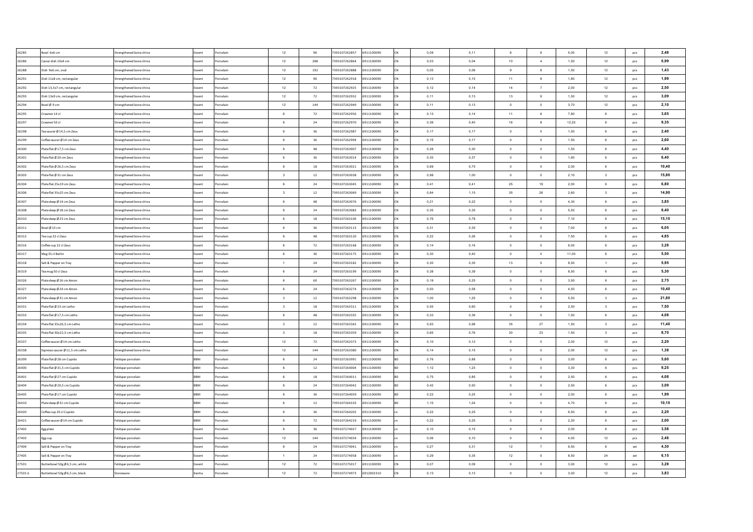| 26285 | Bowl 6x6 cm | Strengthened bone china | Exxent | Porcelain | 12 | 96 | 7393107262857 | 6911100090 | CN | 0,09 | 0,11 | 6 | 6 | 5,00 | 12 | pcs | 2,48 |
|---|---|---|---|---|---|---|---|---|---|---|---|---|---|---|---|---|---|
| 26286 | Caviar dish 10x4 cm | Strengthened bone china | Exxent | Porcelain | 12 | 288 | 7393107262864 | 6911100090 | CN | 0,03 | 0,04 | 10 | 4 | 1,50 | 12 | pcs | 0,99 |
| 26288 | Dish 9x6 cm, oval | Strengthened bone china | Exxent | Porcelain | 12 | 192 | 7393107262888 | 6911100090 | CN | 0,05 | 0,06 | 9 | 6 | 1,50 | 12 | pcs | 1,43 |
| 26291 | Dish 11x8 cm, rectangular | Strengthened bone china | Exxent | Porcelain | 12 | 96 | 7393107262918 | 6911100090 | CN | 0,13 | 0,15 | 11 | 8 | 1,80 | 12 | pcs | 1,99 |
| 26292 | Dish 13,5x7 cm, rectangular | Strengthened bone china | Exxent | Porcelain | 12 | 72 | 7393107262925 | 6911100090 | CN | 0,12 | 0,14 | 14 | 7 | 2,00 | 12 | pcs | 2,50 |
| 26293 | Dish 13x9 cm, rectangular | Strengthened bone china | Exxent | Porcelain | 12 | 72 | 7393107262932 | 6911100090 | CN | 0,11 | 0,13 | 13 | 9 | 1,50 | 12 | pcs | 3,09 |
| 26294 | Bowl Ø 9 cm | Strengthened bone china | Exxent | Porcelain | 12 | 144 | 7393107262949 | 6911100090 | CN | 0,11 | 0,13 | 0 | 0 | 3,70 | 12 | pcs | 2,10 |
| 26295 | Creamer 14 cl | Strengthened bone china | Exxent | Porcelain | 6 | 72 | 7393107262956 | 6911100090 | CN | 0,13 | 0,14 | 11 | 6 | 7,80 | 6 | pcs | 3,65 |
| 26297 | Creamer 50 cl | Strengthened bone china | Exxent | Porcelain | 6 | 24 | 7393107262970 | 6911100090 | CN | 0,36 | 0,40 | 16 | 8 | 12,20 | 6 | pcs | 9,35 |
| 26298 | Tea saucer Ø 14,5 cm Zeus | Strengthened bone china | Exxent | Porcelain | 6 | 36 | 7393107262987 | 6911100090 | CN | 0,17 | 0,17 | 0 | 0 | 1,50 | 6 | pcs | 2,40 |
| 26299 | Coffee saucer Ø 14 cm Zeus | Strengthened bone china | Exxent | Porcelain | 6 | 36 | 7393107262994 | 6911100090 | CN | 0,15 | 0,17 | 0 | 0 | 1,50 | 6 | pcs | 2,60 |
| 26300 | Plate flat Ø 17,5 cm Zeus | Strengthened bone china | Exxent | Porcelain | 6 | 48 | 7393107263007 | 6911100090 | CN | 0,28 | 0,30 | 0 | 0 | 1,50 | 6 | pcs | 4,40 |
| 26301 | Plate flat Ø 20 cm Zeus | Strengthened bone china | Exxent | Porcelain | 6 | 36 | 7393107263014 | 6911100090 | CN | 0,35 | 0,37 | 0 | 0 | 1,60 | 6 | pcs | 6,40 |
| 26302 | Plate flat Ø 26,5 cm Zeus | Strengthened bone china | Exxent | Porcelain | 6 | 18 | 7393107263021 | 6911100090 | CN | 0,69 | 0,75 | 0 | 0 | 2,00 | 6 | pcs | 10,40 |
| 26303 | Plate flat Ø 31 cm Zeus | Strengthened bone china | Exxent | Porcelain | 3 | 12 | 7393107263038 | 6911100090 | CN | 0,98 | 1,00 | 0 | 0 | 2,10 | 3 | pcs | 15,80 |
| 26304 | Plate flat 25x19 cm Zeus | Strengthened bone china | Exxent | Porcelain | 6 | 24 | 7393107263045 | 6911100090 | CN | 0,41 | 0,41 | 25 | 19 | 2,00 | 6 | pcs | 6,80 |
| 26306 | Plate flat 35x25 cm Zeus | Strengthened bone china | Exxent | Porcelain | 3 | 12 | 7393107263069 | 6911100090 | CN | 0,84 | 1,15 | 35 | 26 | 2,60 | 3 | pcs | 14,90 |
| 26307 | Plate deep Ø 14 cm Zeus | Strengthened bone china | Exxent | Porcelain | 6 | 48 | 7393107263076 | 6911100090 | CN | 0,21 | 0,22 | 0 | 0 | 4,30 | 6 | pcs | 3,85 |
| 26308 | Plate deep Ø 18 cm Zeus | Strengthened bone china | Exxent | Porcelain | 6 | 24 | 7393107263083 | 6911100090 | CN | 0,35 | 0,35 | 0 | 0 | 5,50 | 6 | pcs | 8,40 |
| 26310 | Plate deep Ø 23 cm Zeus | Strengthened bone china | Exxent | Porcelain | 6 | 18 | 7393107263106 | 6911100090 | CN | 0,76 | 0,78 | 0 | 0 | 7,10 | 6 | pcs | 15,10 |
| 26311 | Bowl Ø 13 cm | Strengthened bone china | Exxent | Porcelain | 6 | 36 | 7393107263113 | 6911100090 | CN | 0,31 | 0,35 | 0 | 0 | 7,00 | 6 | pcs | 6,05 |
| 26312 | Tea cup 32 cl Zeus | Strengthened bone china | Exxent | Porcelain | 6 | 48 | 7393107263120 | 6911100090 | CN | 0,22 | 0,26 | 0 | 0 | 7,50 | 6 | pcs | 4,85 |
| 26316 | Coffee cup 22 cl Zeus | Strengthened bone china | Exxent | Porcelain | 6 | 72 | 7393107263168 | 6911100090 | CN | 0,14 | 0,16 | 0 | 0 | 6,00 | 6 | pcs | 3,28 |
| 26317 | Mug 35 cl Berlin | Strengthened bone china | Exxent | Porcelain | 6 | 36 | 7393107263175 | 6911100090 | CN | 0,30 | 0,40 | 0 | 0 | 11,00 | 6 | pcs | 5,50 |
| 26318 | Salt & Pepper on Tray | Strengthened bone china | Exxent | Porcelain | 1 | 24 | 7393107263182 | 6911100090 | CN | 0,30 | 0,35 | 13 | 5 | 8,50 | 1 | pcs | 5,95 |
| 26319 | Tea mug 50 cl Zeus | Strengthened bone china | Exxent | Porcelain | 6 | 24 | 7393107263199 | 6911100090 | CN | 0,38 | 0,39 | 0 | 0 | 8,50 | 6 | pcs | 5,30 |
| 26326 | Plate deep Ø 16 cm Amon | Strengthened bone china | Exxent | Porcelain | 6 | 60 | 7393107263267 | 6911100090 | CN | 0,19 | 0,25 | 0 | 0 | 3,50 | 6 | pcs | 2,75 |
| 26327 | Plate deep Ø 24 cm Amon | Strengthened bone china | Exxent | Porcelain | 6 | 24 | 7393107263274 | 6911100090 | CN | 0,50 | 0,58 | 0 | 0 | 4,50 | 6 | pcs | 10,40 |
| 26329 | Plate deep Ø 31 cm Amon | Strengthened bone china | Exxent | Porcelain | 3 | 12 | 7393107263298 | 6911100090 | CN | 1,00 | 1,25 | 0 | 0 | 5,50 | 3 | pcs | 21,80 |
| 26331 | Plate flat Ø 23 cm Letho | Strengthened bone china | Exxent | Porcelain | 3 | 18 | 7393107263311 | 6911100090 | CN | 0,55 | 0,60 | 0 | 0 | 2,50 | 3 | pcs | 7,50 |
| 26333 | Plate flat Ø 17,5 cm Letho | Strengthened bone china | Exxent | Porcelain | 6 | 48 | 7393107263335 | 6911100090 | CN | 0,33 | 0,36 | 0 | 0 | 1,50 | 6 | pcs | 4,08 |
| 26334 | Plate flat 35x26,5 cm Letho | Strengthened bone china | Exxent | Porcelain | 3 | 12 | 7393107263342 | 6911100090 | CN | 0,93 | 0,98 | 35 | 27 | 1,50 | 3 | pcs | 11,40 |
| 26335 | Plate flat 30x22,5 cm Letho | Strengthened bone china | Exxent | Porcelain | 3 | 18 | 7393107263359 | 6911100090 | CN | 0,65 | 0,76 | 30 | 23 | 1,50 | 3 | pcs | 8,70 |
| 26337 | Coffee saucer Ø 14 cm Letho | Strengthened bone china | Exxent | Porcelain | 12 | 72 | 7393107263373 | 6911100090 | CN | 0,10 | 0,12 | 0 | 0 | 2,00 | 12 | pcs | 2,20 |
| 26338 | Espresso saucer Ø 11,5 cm Letho | Strengthened bone china | Exxent | Porcelain | 12 | 144 | 7393107263380 | 6911100090 | CN | 0,14 | 0,15 | 0 | 0 | 2,00 | 12 | pcs | 1,38 |
| 26399 | Plate flat Ø 28 cm Cupido | Feldspar porcelain | BBM | Porcelain | 6 | 24 | 7393107263991 | 6911100090 | BD | 0,76 | 0,88 | 0 | 0 | 3,00 | 6 | pcs | 5,60 |
| 26400 | Plate flat Ø 31,5 cm Cupido | Feldspar porcelain | BBM | Porcelain | 6 | 12 | 7393107264004 | 6911100090 | BD | 1,12 | 1,23 | 0 | 0 | 3,30 | 6 | pcs | 9,25 |
| 26401 | Plate flat Ø 27 cm Cupido | Feldspar porcelain | BBM | Porcelain | 6 | 18 | 7393107264011 | 6911100090 | BD | 0,75 | 0,85 | 0 | 0 | 2,50 | 6 | pcs | 4,08 |
| 26404 | Plate flat Ø 20,5 cm Cupido | Feldspar porcelain | BBM | Porcelain | 6 | 24 | 7393107264042 | 6911100090 | BD | 0,42 | 0,50 | 0 | 0 | 2,50 | 6 | pcs | 3,09 |
| 26405 | Plate flat Ø 17 cm Cupido | Feldspar porcelain | BBM | Porcelain | 6 | 36 | 7393107264059 | 6911100090 | BD | 0,22 | 0,25 | 0 | 0 | 2,00 | 6 | pcs | 1,99 |
| 26410 | Plate deep Ø 31 cm Cupido | Feldspar porcelain | BBM | Porcelain | 6 | 12 | 7393107264103 | 6911100090 | BD | 1,15 | 1,24 | 0 | 0 | 4,70 | 6 | pcs | 10,10 |
| 26420 | Coffee cup 20 cl Cupido | Feldspar porcelain | BBM | Porcelain | 6 | 36 | 7393107264202 | 6911100090 | cn | 0,22 | 0,25 | 0 | 0 | 6,50 | 6 | pcs | 2,20 |
| 26421 | Coffee saucer Ø 14 cm Cupido | Feldspar porcelain | BBM | Porcelain | 6 | 72 | 7393107264219 | 6911100090 | cn | 0,22 | 0,25 | 0 | 0 | 2,20 | 6 | pcs | 2,00 |
| 27402 | Egg plate | Feldspar porcelain | Exxent | Porcelain | 6 | 36 | 7393107274027 | 6911100090 | cn | 0,10 | 0,15 | 0 | 0 | 2,00 | 6 | pcs | 3,58 |
| 27403 | Egg cup | Feldspar porcelain | Exxent | Porcelain | 12 | 144 | 7393107274034 | 6911100090 | cn | 0,06 | 0,10 | 0 | 0 | 4,00 | 12 | pcs | 2,48 |
| 27404 | Salt & Pepper on Tray | Feldspar porcelain | Exxent | Porcelain | 6 | 24 | 7393107274041 | 6911100090 | cn | 0,27 | 0,31 | 12 | 7 | 6,50 | 6 | set | 4,30 |
| 27405 | Salt & Pepper on Tray | Feldspar porcelain | Exxent | Porcelain | 1 | 24 | 7393107274058 | 6911100090 | cn | 0,29 | 0,35 | 12 | 5 | 8,50 | 24 | set | 6,15 |
| 27501 | Butterbowl 50g Ø 6,5 cm, white | Feldspar porcelain | Exxent | Porcelain | 12 | 72 | 7393107275017 | 6911100090 | CN | 0,07 | 0,09 | 0 | 0 | 3,00 | 12 | pcs | 3,28 |
| 27501-S | Butterbowl 50g Ø 6,5 cm, black | Stoneware | Xantia | Porcelain | 12 | 72 | 7393107274973 | 6912002310 | CN | 0,13 | 0,13 | 0 | 0 | 3,00 | 12 | pcs | 3,83 |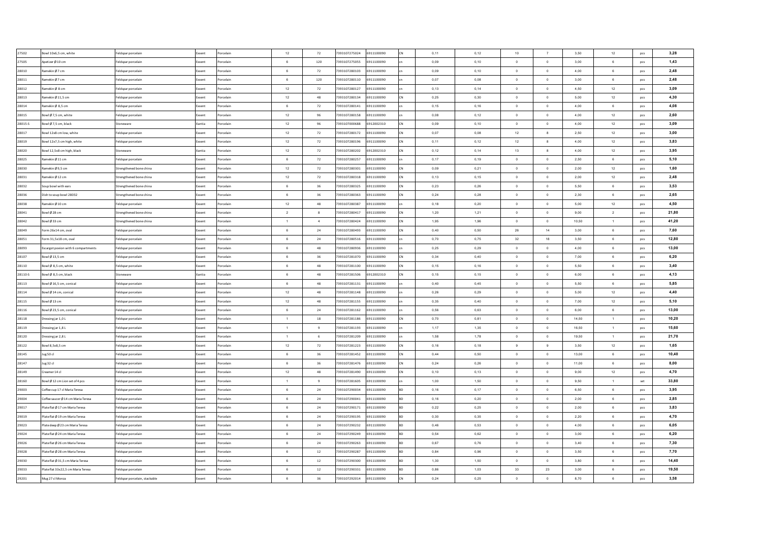| | | | | | | | | | | | | | | | | |
|---|---|---|---|---|---|---|---|---|---|---|---|---|---|---|---|---|
| 27502 | Bowl 10x6,5 cm, white | Feldspar porcelain | Exxent | Porcelain | 12 | 72 | 7393107275024 | 6911100090 | CN | 0,11 | 0,12 | 10 | 7 | 3,50 | 12 | pcs | 3,28 |
| 27505 | Apetizer Ø 10 cm | Feldspar porcelain | Exxent | Porcelain | 6 | 120 | 7393107275055 | 6911100090 | cn | 0,09 | 0,10 | 0 | 0 | 3,00 | 6 | pcs | 1,43 |
| 28010 | Ramekin Ø 7 cm | Feldspar porcelain | Exxent | Porcelain | 6 | 72 | 7393107280103 | 6911100090 | cn | 0,09 | 0,10 | 0 | 0 | 4,00 | 6 | pcs | 2,48 |
| 28011 | Ramekin Ø 7 cm | Feldspar porcelain | Exxent | Porcelain | 6 | 120 | 7393107280110 | 6911100090 | cn | 0,07 | 0,08 | 0 | 0 | 3,00 | 6 | pcs | 2,48 |
| 28012 | Ramekin Ø 8 cm | Feldspar porcelain | Exxent | Porcelain | 12 | 72 | 7393107280127 | 6911100090 | cn | 0,13 | 0,14 | 0 | 0 | 4,50 | 12 | pcs | 3,09 |
| 28013 | Ramekin Ø 11,5 cm | Feldspar porcelain | Exxent | Porcelain | 12 | 48 | 7393107280134 | 6911100090 | CN | 0,25 | 0,30 | 0 | 0 | 5,00 | 12 | pcs | 4,30 |
| 28014 | Ramekin Ø 8,5 cm | Feldspar porcelain | Exxent | Porcelain | 6 | 72 | 7393107280141 | 6911100090 | cn | 0,15 | 0,16 | 0 | 0 | 4,00 | 6 | pcs | 4,08 |
| 28015 | Bowl Ø 7,5 cm, white | Feldspar porcelain | Exxent | Porcelain | 12 | 96 | 7393107280158 | 6911100090 | cn | 0,08 | 0,12 | 0 | 0 | 4,00 | 12 | pcs | 2,60 |
| 28015-S | Bowl Ø 7,5 cm, black | Stoneware | Xantia | Porcelain | 12 | 96 | 7393107000688 | 6912002310 | CN | 0,09 | 0,10 | 0 | 0 | 4,00 | 12 | pcs | 3,09 |
| 28017 | Bowl 12x8 cm low, white | Feldspar porcelain | Exxent | Porcelain | 12 | 72 | 7393107280172 | 6911100090 | CN | 0,07 | 0,08 | 12 | 8 | 2,50 | 12 | pcs | 3,00 |
| 28019 | Bowl 12x7,5 cm high, white | Feldspar porcelain | Exxent | Porcelain | 12 | 72 | 7393107280196 | 6911100090 | CN | 0,11 | 0,12 | 12 | 8 | 4,00 | 12 | pcs | 3,83 |
| 28020 | Bowl 12,5x8 cm high, black | Stoneware | Xantia | Porcelain | 12 | 72 | 7393107280202 | 6912002310 | CN | 0,12 | 0,14 | 13 | 8 | 4,00 | 12 | pcs | 3,95 |
| 28025 | Ramekin Ø 11 cm | Feldspar porcelain | Exxent | Porcelain | 6 | 72 | 7393107280257 | 6911100090 | cn | 0,17 | 0,19 | 0 | 0 | 2,50 | 6 | pcs | 5,10 |
| 28030 | Ramekin Ø 9,5 cm | Strengthened bone china | Exxent | Porcelain | 12 | 72 | 7393107280301 | 6911100090 | CN | 0,09 | 0,21 | 0 | 0 | 2,00 | 12 | pcs | 1,60 |
| 28031 | Ramekin Ø 12 cm | Strengthened bone china | Exxent | Porcelain | 12 | 72 | 7393107280318 | 6911100090 | CN | 0,13 | 0,15 | 0 | 0 | 2,00 | 12 | pcs | 2,48 |
| 28032 | Soup bowl with ears | Strengthened bone china | Exxent | Porcelain | 6 | 36 | 7393107280325 | 6911100090 | CN | 0,23 | 0,26 | 0 | 0 | 5,50 | 6 | pcs | 3,53 |
| 28036 | Dish to soup bowl 28032 | Strengthened bone china | Exxent | Porcelain | 6 | 36 | 7393107280363 | 6911100090 | CN | 0,24 | 0,28 | 0 | 0 | 2,30 | 6 | pcs | 2,65 |
| 28038 | Ramekin Ø 10 cm | Feldspar porcelain | Exxent | Porcelain | 12 | 48 | 7393107280387 | 6911100090 | cn | 0,18 | 0,20 | 0 | 0 | 5,00 | 12 | pcs | 4,50 |
| 28041 | Bowl Ø 28 cm | Strengthened bone china | Exxent | Porcelain | 2 | 8 | 7393107280417 | 6911100090 | CN | 1,20 | 1,21 | 0 | 0 | 9,00 | 2 | pcs | 21,80 |
| 28042 | Bowl Ø 33 cm | Strengthened bone china | Exxent | Porcelain | 1 | 4 | 7393107280424 | 6911100090 | CN | 1,95 | 1,96 | 0 | 0 | 10,50 | 1 | pcs | 41,20 |
| 28049 | Form 26x14 cm, oval | Feldspar porcelain | Exxent | Porcelain | 6 | 24 | 7393107280493 | 6911100090 | CN | 0,40 | 0,50 | 26 | 14 | 3,00 | 6 | pcs | 7,60 |
| 28051 | Form 31,5x18 cm, oval | Feldspar porcelain | Exxent | Porcelain | 6 | 24 | 7393107280516 | 6911100090 | cn | 0,70 | 0,75 | 32 | 18 | 3,50 | 6 | pcs | 12,80 |
| 28093 | Escargot poeion with 6 compartments | Feldspar porcelain | Exxent | Porcelain | 6 | 48 | 7393107280936 | 6911100090 | cn | 0,25 | 0,29 | 0 | 0 | 4,00 | 6 | pcs | 13,00 |
| 28107 | Bowl Ø 13,5 cm | Feldspar porcelain | Exxent | Porcelain | 6 | 36 | 7393107281070 | 6911100090 | CN | 0,34 | 0,40 | 0 | 0 | 7,00 | 6 | pcs | 6,20 |
| 28110 | Bowl Ø 8,5 cm, white | Feldspar porcelain | Exxent | Porcelain | 6 | 48 | 7393107281100 | 6911100090 | CN | 0,15 | 0,16 | 0 | 0 | 5,50 | 6 | pcs | 3,40 |
| 28110-S | Bowl Ø 8,5 cm, black | Stoneware | Xantia | Porcelain | 6 | 48 | 7393107281506 | 6912002310 | CN | 0,15 | 0,15 | 0 | 0 | 6,00 | 6 | pcs | 4,13 |
| 28113 | Bowl Ø 16,5 cm, conical | Feldspar porcelain | Exxent | Porcelain | 6 | 48 | 7393107281131 | 6911100090 | cn | 0,40 | 0,45 | 0 | 0 | 5,50 | 6 | pcs | 5,85 |
| 28114 | Bowl Ø 14 cm, conical | Feldspar porcelain | Exxent | Porcelain | 12 | 48 | 7393107281148 | 6911100090 | cn | 0,26 | 0,29 | 0 | 0 | 5,00 | 12 | pcs | 4,40 |
| 28115 | Bowl Ø 13 cm | Feldspar porcelain | Exxent | Porcelain | 12 | 48 | 7393107281155 | 6911100090 | cn | 0,35 | 0,40 | 0 | 0 | 7,00 | 12 | pcs | 5,10 |
| 28116 | Bowl Ø 23,5 cm, conical | Feldspar porcelain | Exxent | Porcelain | 6 | 24 | 7393107281162 | 6911100090 | cn | 0,56 | 0,63 | 0 | 0 | 6,00 | 6 | pcs | 13,00 |
| 28118 | Dressing jar 1,0 L | Feldspar porcelain | Exxent | Porcelain | 1 | 18 | 7393107281186 | 6911100090 | CN | 0,70 | 0,81 | 0 | 0 | 14,50 | 1 | pcs | 10,20 |
| 28119 | Dressing jar 1,8 L | Feldspar porcelain | Exxent | Porcelain | 1 | 9 | 7393107281193 | 6911100090 | cn | 1,17 | 1,35 | 0 | 0 | 16,50 | 1 | pcs | 15,60 |
| 28120 | Dressing jar 2,8 L | Feldspar porcelain | Exxent | Porcelain | 1 | 6 | 7393107281209 | 6911100090 | cn | 1,58 | 1,78 | 0 | 0 | 19,50 | 1 | pcs | 21,70 |
| 28122 | Bowl 8,5x8,5 cm | Feldspar porcelain | Exxent | Porcelain | 12 | 72 | 7393107281223 | 6911100090 | CN | 0,16 | 0,18 | 9 | 9 | 3,50 | 12 | pcs | 1,65 |
| 28145 | Jug 50 cl | Feldspar porcelain | Exxent | Porcelain | 6 | 36 | 7393107281452 | 6911100090 | CN | 0,44 | 0,50 | 0 | 0 | 13,00 | 6 | pcs | 10,40 |
| 28147 | Jug 32 cl | Feldspar porcelain | Exxent | Porcelain | 6 | 36 | 7393107281476 | 6911100090 | CN | 0,24 | 0,26 | 0 | 0 | 11,00 | 6 | pcs | 8,00 |
| 28149 | Creamer 14 cl | Feldspar porcelain | Exxent | Porcelain | 12 | 48 | 7393107281490 | 6911100090 | CN | 0,10 | 0,13 | 0 | 0 | 9,00 | 12 | pcs | 4,70 |
| 28160 | Bowl Ø 12 cm Lion set of 4 pcs | Feldspar porcelain | Exxent | Porcelain | 1 | 9 | 7393107281605 | 6911100090 | cn | 1,00 | 1,50 | 0 | 0 | 9,50 | 1 | set | 33,80 |
| 29003 | Coffee cup 17 cl Maria Teresa | Feldspar porcelain | Exxent | Porcelain | 6 | 24 | 7393107290034 | 6911100090 | BD | 0,16 | 0,17 | 0 | 0 | 6,50 | 6 | pcs | 3,95 |
| 29004 | Coffee saucer Ø 14 cm Maria Teresa | Feldspar porcelain | Exxent | Porcelain | 6 | 24 | 7393107290041 | 6911100090 | BD | 0,16 | 0,20 | 0 | 0 | 2,00 | 6 | pcs | 2,85 |
| 29017 | Plate flat Ø 17 cm Maria Teresa | Feldspar porcelain | Exxent | Porcelain | 6 | 24 | 7393107290171 | 6911100090 | BD | 0,22 | 0,25 | 0 | 0 | 2,00 | 6 | pcs | 3,83 |
| 29019 | Plate flat Ø 19 cm Maria Teresa | Feldspar porcelain | Exxent | Porcelain | 6 | 24 | 7393107290195 | 6911100090 | BD | 0,30 | 0,35 | 0 | 0 | 2,20 | 6 | pcs | 4,70 |
| 29023 | Plate deep Ø 23 cm Maria Teresa | Feldspar porcelain | Exxent | Porcelain | 6 | 24 | 7393107290232 | 6911100090 | BD | 0,46 | 0,53 | 0 | 0 | 4,00 | 6 | pcs | 6,05 |
| 29024 | Plate flat Ø 24 cm Maria Teresa | Feldspar porcelain | Exxent | Porcelain | 6 | 24 | 7393107290249 | 6911100090 | BD | 0,54 | 0,62 | 0 | 0 | 3,00 | 6 | pcs | 6,20 |
| 29026 | Plate flat Ø 26 cm Maria Teresa | Feldspar porcelain | Exxent | Porcelain | 6 | 24 | 7393107290263 | 6911100090 | BD | 0,67 | 0,76 | 0 | 0 | 3,40 | 6 | pcs | 7,30 |
| 29028 | Plate flat Ø 28 cm Maria Teresa | Feldspar porcelain | Exxent | Porcelain | 6 | 12 | 7393107290287 | 6911100090 | BD | 0,84 | 0,96 | 0 | 0 | 3,50 | 6 | pcs | 7,70 |
| 29030 | Plate flat Ø 31,5 cm Maria Teresa | Feldspar porcelain | Exxent | Porcelain | 6 | 12 | 7393107290300 | 6911100090 | BD | 1,30 | 1,50 | 0 | 0 | 3,80 | 6 | pcs | 14,40 |
| 29033 | Plate flat 33x22,5 cm Maria Teresa | Feldspar porcelain | Exxent | Porcelain | 6 | 12 | 7393107290331 | 6911100090 | BD | 0,86 | 1,03 | 33 | 23 | 3,00 | 6 | pcs | 19,50 |
| 29201 | Mug 27 cl Monza | Feldspar porcelain, stackable | Exxent | Porcelain | 6 | 36 | 7393107292014 | 6911100090 | CN | 0,24 | 0,25 | 0 | 0 | 8,70 | 6 | pcs | 3,58 |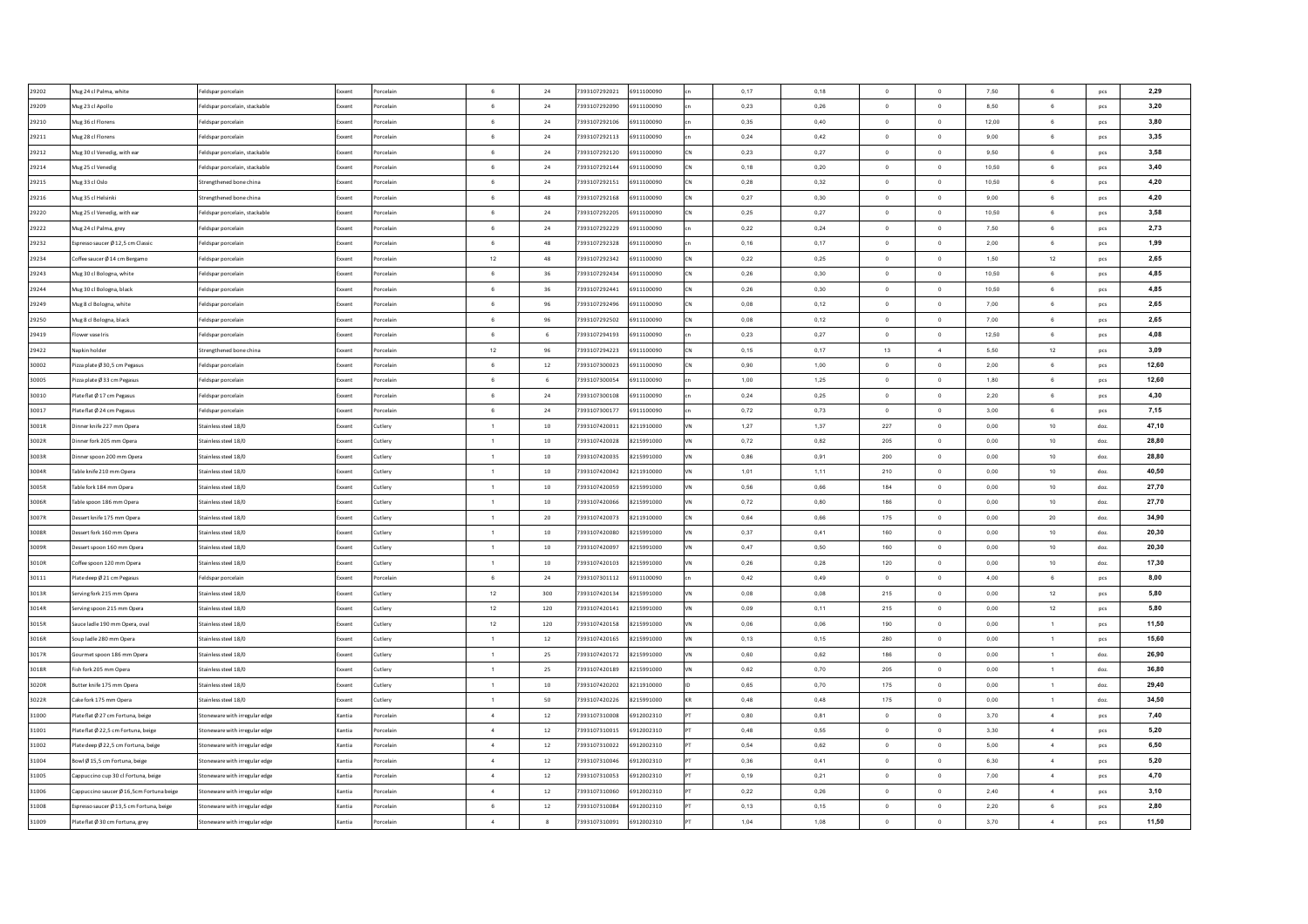| | | | | | | | | | | | | | | | | |
|---|---|---|---|---|---|---|---|---|---|---|---|---|---|---|---|---|
| 29202 | Mug 24 cl Palma, white | Feldspar porcelain | Exxent | Porcelain | 6 | 24 | 7393107292021 | 6911100090 | cn | 0,17 | 0,18 | 0 | 0 | 7,50 | 6 | pcs | 2,29 |
| 29209 | Mug 23 cl Apollo | Feldspar porcelain, stackable | Exxent | Porcelain | 6 | 24 | 7393107292090 | 6911100090 | cn | 0,23 | 0,26 | 0 | 0 | 8,50 | 6 | pcs | 3,20 |
| 29210 | Mug 36 cl Florens | Feldspar porcelain | Exxent | Porcelain | 6 | 24 | 7393107292106 | 6911100090 | cn | 0,35 | 0,40 | 0 | 0 | 12,00 | 6 | pcs | 3,80 |
| 29211 | Mug 28 cl Florens | Feldspar porcelain | Exxent | Porcelain | 6 | 24 | 7393107292113 | 6911100090 | cn | 0,24 | 0,42 | 0 | 0 | 9,00 | 6 | pcs | 3,35 |
| 29212 | Mug 30 cl Venedig, with ear | Feldspar porcelain, stackable | Exxent | Porcelain | 6 | 24 | 7393107292120 | 6911100090 | CN | 0,23 | 0,27 | 0 | 0 | 9,50 | 6 | pcs | 3,58 |
| 29214 | Mug 25 cl Venedig | Feldspar porcelain, stackable | Exxent | Porcelain | 6 | 24 | 7393107292144 | 6911100090 | CN | 0,18 | 0,20 | 0 | 0 | 10,50 | 6 | pcs | 3,40 |
| 29215 | Mug 33 cl Oslo | Strengthened bone china | Exxent | Porcelain | 6 | 24 | 7393107292151 | 6911100090 | CN | 0,28 | 0,32 | 0 | 0 | 10,50 | 6 | pcs | 4,20 |
| 29216 | Mug 35 cl Helsinki | Strengthened bone china | Exxent | Porcelain | 6 | 48 | 7393107292168 | 6911100090 | CN | 0,27 | 0,30 | 0 | 0 | 9,00 | 6 | pcs | 4,20 |
| 29220 | Mug 25 cl Venedig, with ear | Feldspar porcelain, stackable | Exxent | Porcelain | 6 | 24 | 7393107292205 | 6911100090 | CN | 0,25 | 0,27 | 0 | 0 | 10,50 | 6 | pcs | 3,58 |
| 29222 | Mug 24 cl Palma, grey | Feldspar porcelain | Exxent | Porcelain | 6 | 24 | 7393107292229 | 6911100090 | cn | 0,22 | 0,24 | 0 | 0 | 7,50 | 6 | pcs | 2,73 |
| 29232 | Espresso saucer Ø 12,5 cm Classic | Feldspar porcelain | Exxent | Porcelain | 6 | 48 | 7393107292328 | 6911100090 | cn | 0,16 | 0,17 | 0 | 0 | 2,00 | 6 | pcs | 1,99 |
| 29234 | Coffee saucer Ø 14 cm Bergamo | Feldspar porcelain | Exxent | Porcelain | 12 | 48 | 7393107292342 | 6911100090 | CN | 0,22 | 0,25 | 0 | 0 | 1,50 | 12 | pcs | 2,65 |
| 29243 | Mug 30 cl Bologna, white | Feldspar porcelain | Exxent | Porcelain | 6 | 36 | 7393107292434 | 6911100090 | CN | 0,26 | 0,30 | 0 | 0 | 10,50 | 6 | pcs | 4,85 |
| 29244 | Mug 30 cl Bologna, black | Feldspar porcelain | Exxent | Porcelain | 6 | 36 | 7393107292441 | 6911100090 | CN | 0,26 | 0,30 | 0 | 0 | 10,50 | 6 | pcs | 4,85 |
| 29249 | Mug 8 cl Bologna, white | Feldspar porcelain | Exxent | Porcelain | 6 | 96 | 7393107292496 | 6911100090 | CN | 0,08 | 0,12 | 0 | 0 | 7,00 | 6 | pcs | 2,65 |
| 29250 | Mug 8 cl Bologna, black | Feldspar porcelain | Exxent | Porcelain | 6 | 96 | 7393107292502 | 6911100090 | CN | 0,08 | 0,12 | 0 | 0 | 7,00 | 6 | pcs | 2,65 |
| 29419 | Flower vase Iris | Feldspar porcelain | Exxent | Porcelain | 6 | 6 | 7393107294193 | 6911100090 | cn | 0,23 | 0,27 | 0 | 0 | 12,50 | 6 | pcs | 4,08 |
| 29422 | Napkin holder | Strengthened bone china | Exxent | Porcelain | 12 | 96 | 7393107294223 | 6911100090 | CN | 0,15 | 0,17 | 13 | 4 | 5,50 | 12 | pcs | 3,09 |
| 30002 | Pizza plate Ø 30,5 cm Pegasus | Feldspar porcelain | Exxent | Porcelain | 6 | 12 | 7393107300023 | 6911100090 | CN | 0,90 | 1,00 | 0 | 0 | 2,00 | 6 | pcs | 12,60 |
| 30005 | Pizza plate Ø 33 cm Pegasus | Feldspar porcelain | Exxent | Porcelain | 6 | 6 | 7393107300054 | 6911100090 | cn | 1,00 | 1,25 | 0 | 0 | 1,80 | 6 | pcs | 12,60 |
| 30010 | Plate flat Ø 17 cm Pegasus | Feldspar porcelain | Exxent | Porcelain | 6 | 24 | 7393107300108 | 6911100090 | cn | 0,24 | 0,25 | 0 | 0 | 2,20 | 6 | pcs | 4,30 |
| 30017 | Plate flat Ø 24 cm Pegasus | Feldspar porcelain | Exxent | Porcelain | 6 | 24 | 7393107300177 | 6911100090 | cn | 0,72 | 0,73 | 0 | 0 | 3,00 | 6 | pcs | 7,15 |
| 3001R | Dinner knife 227 mm Opera | Stainless steel 18/0 | Exxent | Cutlery | 1 | 10 | 7393107420011 | 8211910000 | VN | 1,27 | 1,37 | 227 | 0 | 0,00 | 10 | doz. | 47,10 |
| 3002R | Dinner fork 205 mm Opera | Stainless steel 18/0 | Exxent | Cutlery | 1 | 10 | 7393107420028 | 8215991000 | VN | 0,72 | 0,82 | 205 | 0 | 0,00 | 10 | doz. | 28,80 |
| 3003R | Dinner spoon 200 mm Opera | Stainless steel 18/0 | Exxent | Cutlery | 1 | 10 | 7393107420035 | 8215991000 | VN | 0,86 | 0,91 | 200 | 0 | 0,00 | 10 | doz. | 28,80 |
| 3004R | Table knife 210 mm Opera | Stainless steel 18/0 | Exxent | Cutlery | 1 | 10 | 7393107420042 | 8211910000 | VN | 1,01 | 1,11 | 210 | 0 | 0,00 | 10 | doz. | 40,50 |
| 3005R | Table fork 184 mm Opera | Stainless steel 18/0 | Exxent | Cutlery | 1 | 10 | 7393107420059 | 8215991000 | VN | 0,56 | 0,66 | 184 | 0 | 0,00 | 10 | doz. | 27,70 |
| 3006R | Table spoon 186 mm Opera | Stainless steel 18/0 | Exxent | Cutlery | 1 | 10 | 7393107420066 | 8215991000 | VN | 0,72 | 0,80 | 186 | 0 | 0,00 | 10 | doz. | 27,70 |
| 3007R | Dessert knife 175 mm Opera | Stainless steel 18/0 | Exxent | Cutlery | 1 | 20 | 7393107420073 | 8211910000 | CN | 0,64 | 0,66 | 175 | 0 | 0,00 | 20 | doz. | 34,90 |
| 3008R | Dessert fork 160 mm Opera | Stainless steel 18/0 | Exxent | Cutlery | 1 | 10 | 7393107420080 | 8215991000 | VN | 0,37 | 0,41 | 160 | 0 | 0,00 | 10 | doz. | 20,30 |
| 3009R | Dessert spoon 160 mm Opera | Stainless steel 18/0 | Exxent | Cutlery | 1 | 10 | 7393107420097 | 8215991000 | VN | 0,47 | 0,50 | 160 | 0 | 0,00 | 10 | doz. | 20,30 |
| 3010R | Coffee spoon 120 mm Opera | Stainless steel 18/0 | Exxent | Cutlery | 1 | 10 | 7393107420103 | 8215991000 | VN | 0,26 | 0,28 | 120 | 0 | 0,00 | 10 | doz. | 17,30 |
| 30111 | Plate deep Ø 21 cm Pegasus | Feldspar porcelain | Exxent | Porcelain | 6 | 24 | 7393107301112 | 6911100090 | cn | 0,42 | 0,49 | 0 | 0 | 4,00 | 6 | pcs | 8,00 |
| 3013R | Serving fork 215 mm Opera | Stainless steel 18/0 | Exxent | Cutlery | 12 | 300 | 7393107420134 | 8215991000 | VN | 0,08 | 0,08 | 215 | 0 | 0,00 | 12 | pcs | 5,80 |
| 3014R | Serving spoon 215 mm Opera | Stainless steel 18/0 | Exxent | Cutlery | 12 | 120 | 7393107420141 | 8215991000 | VN | 0,09 | 0,11 | 215 | 0 | 0,00 | 12 | pcs | 5,80 |
| 3015R | Sauce ladle 190 mm Opera, oval | Stainless steel 18/0 | Exxent | Cutlery | 12 | 120 | 7393107420158 | 8215991000 | VN | 0,06 | 0,06 | 190 | 0 | 0,00 | 1 | pcs | 11,50 |
| 3016R | Soup ladle 280 mm Opera | Stainless steel 18/0 | Exxent | Cutlery | 1 | 12 | 7393107420165 | 8215991000 | VN | 0,13 | 0,15 | 280 | 0 | 0,00 | 1 | pcs | 15,60 |
| 3017R | Gourmet spoon 186 mm Opera | Stainless steel 18/0 | Exxent | Cutlery | 1 | 25 | 7393107420172 | 8215991000 | VN | 0,60 | 0,62 | 186 | 0 | 0,00 | 1 | doz. | 26,90 |
| 3018R | Fish fork 205 mm Opera | Stainless steel 18/0 | Exxent | Cutlery | 1 | 25 | 7393107420189 | 8215991000 | VN | 0,62 | 0,70 | 205 | 0 | 0,00 | 1 | doz. | 36,80 |
| 3020R | Butter knife 175 mm Opera | Stainless steel 18/0 | Exxent | Cutlery | 1 | 10 | 7393107420202 | 8211910000 | ID | 0,65 | 0,70 | 175 | 0 | 0,00 | 1 | doz. | 29,40 |
| 3022R | Cake fork 175 mm Opera | Stainless steel 18/0 | Exxent | Cutlery | 1 | 50 | 7393107420226 | 8215991000 | KR | 0,48 | 0,48 | 175 | 0 | 0,00 | 1 | doz. | 34,50 |
| 31000 | Plate flat Ø 27 cm Fortuna, beige | Stoneware with irregular edge | Xantia | Porcelain | 4 | 12 | 7393107310008 | 6912002310 | PT | 0,80 | 0,81 | 0 | 0 | 3,70 | 4 | pcs | 7,40 |
| 31001 | Plate flat Ø 22,5 cm Fortuna, beige | Stoneware with irregular edge | Xantia | Porcelain | 4 | 12 | 7393107310015 | 6912002310 | PT | 0,48 | 0,55 | 0 | 0 | 3,30 | 4 | pcs | 5,20 |
| 31002 | Plate deep Ø 22,5 cm Fortuna, beige | Stoneware with irregular edge | Xantia | Porcelain | 4 | 12 | 7393107310022 | 6912002310 | PT | 0,54 | 0,62 | 0 | 0 | 5,00 | 4 | pcs | 6,50 |
| 31004 | Bowl Ø 15,5 cm Fortuna, beige | Stoneware with irregular edge | Xantia | Porcelain | 4 | 12 | 7393107310046 | 6912002310 | PT | 0,36 | 0,41 | 0 | 0 | 6,30 | 4 | pcs | 5,20 |
| 31005 | Cappuccino cup 30 cl Fortuna, beige | Stoneware with irregular edge | Xantia | Porcelain | 4 | 12 | 7393107310053 | 6912002310 | PT | 0,19 | 0,21 | 0 | 0 | 7,00 | 4 | pcs | 4,70 |
| 31006 | Cappuccino saucer Ø 16,5cm Fortuna beige | Stoneware with irregular edge | Xantia | Porcelain | 4 | 12 | 7393107310060 | 6912002310 | PT | 0,22 | 0,26 | 0 | 0 | 2,40 | 4 | pcs | 3,10 |
| 31008 | Espresso saucer Ø 13,5 cm Fortuna, beige | Stoneware with irregular edge | Xantia | Porcelain | 6 | 12 | 7393107310084 | 6912002310 | PT | 0,13 | 0,15 | 0 | 0 | 2,20 | 6 | pcs | 2,80 |
| 31009 | Plate flat Ø 30 cm Fortuna, grey | Stoneware with irregular edge | Xantia | Porcelain | 4 | 8 | 7393107310091 | 6912002310 | PT | 1,04 | 1,08 | 0 | 0 | 3,70 | 4 | pcs | 11,50 |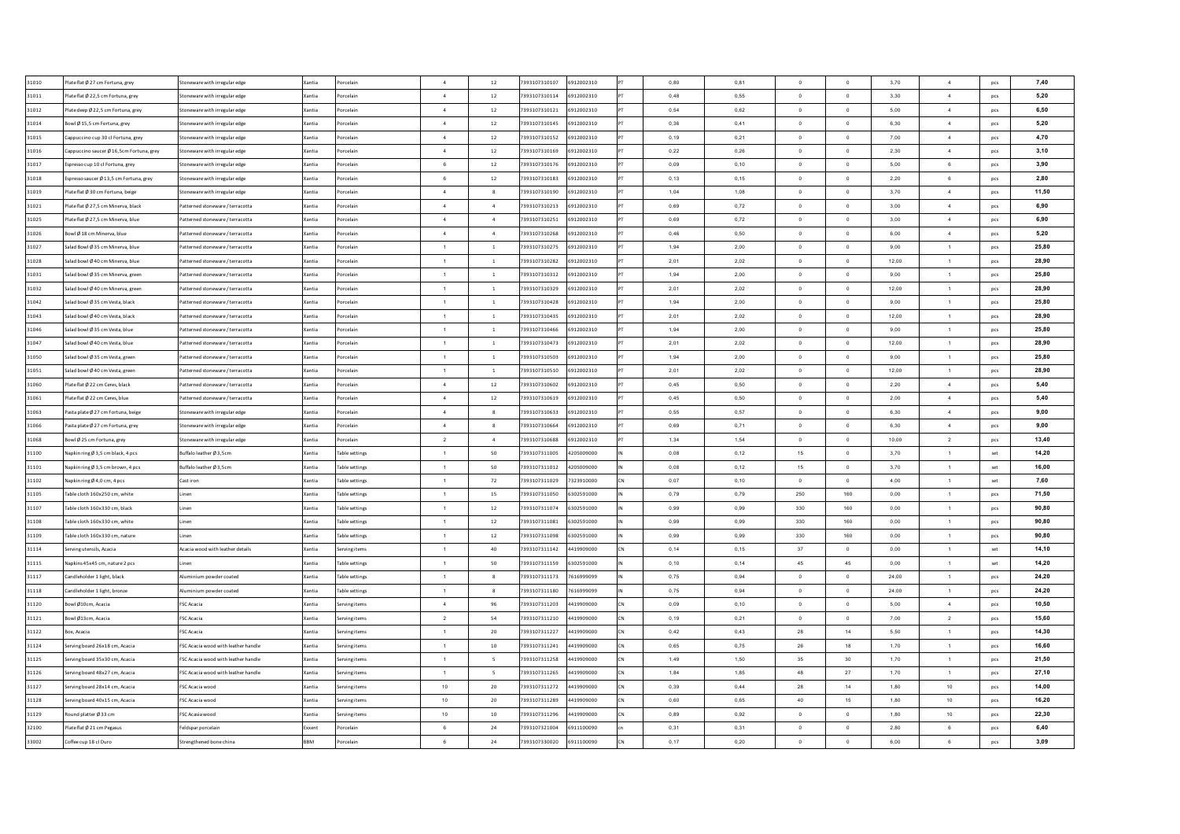| | | | | | | | | | | | | | | | | | |
|---|---|---|---|---|---|---|---|---|---|---|---|---|---|---|---|---|---|
| 31010 | Plate flat Ø 27 cm Fortuna, grey | Stoneware with irregular edge | Xantia | Porcelain | 4 | 12 | 7393107310107 | 6912002310 | PT | 0,80 | 0,81 | 0 | 0 | 3,70 | 4 | pcs | 7,40 |
| 31011 | Plate flat Ø 22,5 cm Fortuna, grey | Stoneware with irregular edge | Xantia | Porcelain | 4 | 12 | 7393107310114 | 6912002310 | PT | 0,48 | 0,55 | 0 | 0 | 3,30 | 4 | pcs | 5,20 |
| 31012 | Plate deep Ø 22,5 cm Fortuna, grey | Stoneware with irregular edge | Xantia | Porcelain | 4 | 12 | 7393107310121 | 6912002310 | PT | 0,54 | 0,62 | 0 | 0 | 5,00 | 4 | pcs | 6,50 |
| 31014 | Bowl Ø 15,5 cm Fortuna, grey | Stoneware with irregular edge | Xantia | Porcelain | 4 | 12 | 7393107310145 | 6912002310 | PT | 0,36 | 0,41 | 0 | 0 | 6,30 | 4 | pcs | 5,20 |
| 31015 | Cappuccino cup 30 cl Fortuna, grey | Stoneware with irregular edge | Xantia | Porcelain | 4 | 12 | 7393107310152 | 6912002310 | PT | 0,19 | 0,21 | 0 | 0 | 7,00 | 4 | pcs | 4,70 |
| 31016 | Cappuccino saucer Ø 16,5cm Fortuna, grey | Stoneware with irregular edge | Xantia | Porcelain | 4 | 12 | 7393107310169 | 6912002310 | PT | 0,22 | 0,26 | 0 | 0 | 2,30 | 4 | pcs | 3,10 |
| 31017 | Espresso cup 10 cl Fortuna, grey | Stoneware with irregular edge | Xantia | Porcelain | 6 | 12 | 7393107310176 | 6912002310 | PT | 0,09 | 0,10 | 0 | 0 | 5,00 | 6 | pcs | 3,90 |
| 31018 | Espresso saucer Ø 13,5 cm Fortuna, grey | Stoneware with irregular edge | Xantia | Porcelain | 6 | 12 | 7393107310183 | 6912002310 | PT | 0,13 | 0,15 | 0 | 0 | 2,20 | 6 | pcs | 2,80 |
| 31019 | Plate flat Ø 30 cm Fortuna, beige | Stoneware with irregular edge | Xantia | Porcelain | 4 | 8 | 7393107310190 | 6912002310 | PT | 1,04 | 1,08 | 0 | 0 | 3,70 | 4 | pcs | 11,50 |
| 31021 | Plate flat Ø 27,5 cm Minerva, black | Patterned stoneware / terracotta | Xantia | Porcelain | 4 | 4 | 7393107310213 | 6912002310 | PT | 0,69 | 0,72 | 0 | 0 | 3,00 | 4 | pcs | 6,90 |
| 31025 | Plate flat Ø 27,5 cm Minerva, blue | Patterned stoneware / terracotta | Xantia | Porcelain | 4 | 4 | 7393107310251 | 6912002310 | PT | 0,69 | 0,72 | 0 | 0 | 3,00 | 4 | pcs | 6,90 |
| 31026 | Bowl Ø 18 cm Minerva, blue | Patterned stoneware / terracotta | Xantia | Porcelain | 4 | 4 | 7393107310268 | 6912002310 | PT | 0,46 | 0,50 | 0 | 0 | 6,00 | 4 | pcs | 5,20 |
| 31027 | Salad Bowl Ø 35 cm Minerva, blue | Patterned stoneware / terracotta | Xantia | Porcelain | 1 | 1 | 7393107310275 | 6912002310 | PT | 1,94 | 2,00 | 0 | 0 | 9,00 | 1 | pcs | 25,80 |
| 31028 | Salad bowl Ø 40 cm Minerva, blue | Patterned stoneware / terracotta | Xantia | Porcelain | 1 | 1 | 7393107310282 | 6912002310 | PT | 2,01 | 2,02 | 0 | 0 | 12,00 | 1 | pcs | 28,90 |
| 31031 | Salad bowl Ø 35 cm Minerva, green | Patterned stoneware / terracotta | Xantia | Porcelain | 1 | 1 | 7393107310312 | 6912002310 | PT | 1,94 | 2,00 | 0 | 0 | 9,00 | 1 | pcs | 25,80 |
| 31032 | Salad bowl Ø 40 cm Minerva, green | Patterned stoneware / terracotta | Xantia | Porcelain | 1 | 1 | 7393107310329 | 6912002310 | PT | 2,01 | 2,02 | 0 | 0 | 12,00 | 1 | pcs | 28,90 |
| 31042 | Salad bowl Ø 35 cm Vesta, black | Patterned stoneware / terracotta | Xantia | Porcelain | 1 | 1 | 7393107310428 | 6912002310 | PT | 1,94 | 2,00 | 0 | 0 | 9,00 | 1 | pcs | 25,80 |
| 31043 | Salad bowl Ø 40 cm Vesta, black | Patterned stoneware / terracotta | Xantia | Porcelain | 1 | 1 | 7393107310435 | 6912002310 | PT | 2,01 | 2,02 | 0 | 0 | 12,00 | 1 | pcs | 28,90 |
| 31046 | Salad bowl Ø 35 cm Vesta, blue | Patterned stoneware / terracotta | Xantia | Porcelain | 1 | 1 | 7393107310466 | 6912002310 | PT | 1,94 | 2,00 | 0 | 0 | 9,00 | 1 | pcs | 25,80 |
| 31047 | Salad bowl Ø 40 cm Vesta, blue | Patterned stoneware / terracotta | Xantia | Porcelain | 1 | 1 | 7393107310473 | 6912002310 | PT | 2,01 | 2,02 | 0 | 0 | 12,00 | 1 | pcs | 28,90 |
| 31050 | Salad bowl Ø 35 cm Vesta, green | Patterned stoneware / terracotta | Xantia | Porcelain | 1 | 1 | 7393107310503 | 6912002310 | PT | 1,94 | 2,00 | 0 | 0 | 9,00 | 1 | pcs | 25,80 |
| 31051 | Salad bowl Ø 40 cm Vesta, green | Patterned stoneware / terracotta | Xantia | Porcelain | 1 | 1 | 7393107310510 | 6912002310 | PT | 2,01 | 2,02 | 0 | 0 | 12,00 | 1 | pcs | 28,90 |
| 31060 | Plate flat Ø 22 cm Ceres, black | Patterned stoneware / terracotta | Xantia | Porcelain | 4 | 12 | 7393107310602 | 6912002310 | PT | 0,45 | 0,50 | 0 | 0 | 2,20 | 4 | pcs | 5,40 |
| 31061 | Plate flat Ø 22 cm Ceres, blue | Patterned stoneware / terracotta | Xantia | Porcelain | 4 | 12 | 7393107310619 | 6912002310 | PT | 0,45 | 0,50 | 0 | 0 | 2,00 | 4 | pcs | 5,40 |
| 31063 | Pasta plate Ø 27 cm Fortuna, beige | Stoneware with irregular edge | Xantia | Porcelain | 4 | 8 | 7393107310633 | 6912002310 | PT | 0,55 | 0,57 | 0 | 0 | 6,30 | 4 | pcs | 9,00 |
| 31066 | Pasta plate Ø 27 cm Fortuna, grey | Stoneware with irregular edge | Xantia | Porcelain | 4 | 8 | 7393107310664 | 6912002310 | PT | 0,69 | 0,71 | 0 | 0 | 6,30 | 4 | pcs | 9,00 |
| 31068 | Bowl Ø 25 cm Fortuna, grey | Stoneware with irregular edge | Xantia | Porcelain | 2 | 4 | 7393107310688 | 6912002310 | PT | 1,34 | 1,54 | 0 | 0 | 10,00 | 2 | pcs | 13,40 |
| 31100 | Napkin ring Ø 3,5 cm black, 4 pcs | Buffalo leather Ø 3,5cm | Xantia | Table settings | 1 | 50 | 7393107311005 | 4205009000 | IN | 0,08 | 0,12 | 15 | 0 | 3,70 | 1 | set | 14,20 |
| 31101 | Napkin ring Ø 3,5 cm brown, 4 pcs | Buffalo leather Ø 3,5cm | Xantia | Table settings | 1 | 50 | 7393107311012 | 4205009000 | IN | 0,08 | 0,12 | 15 | 0 | 3,70 | 1 | set | 16,00 |
| 31102 | Napkin ring Ø 4,0 cm, 4 pcs | Cast iron | Xantia | Table settings | 1 | 72 | 7393107311029 | 7323910000 | CN | 0,07 | 0,10 | 0 | 0 | 4,00 | 1 | set | 7,60 |
| 31105 | Table cloth 160x250 cm, white | Linen | Xantia | Table settings | 1 | 15 | 7393107311050 | 6302591000 | IN | 0,79 | 0,79 | 250 | 160 | 0,00 | 1 | pcs | 71,50 |
| 31107 | Table cloth 160x330 cm, black | Linen | Xantia | Table settings | 1 | 12 | 7393107311074 | 6302591000 | IN | 0,99 | 0,99 | 330 | 160 | 0,00 | 1 | pcs | 90,80 |
| 31108 | Table cloth 160x330 cm, white | Linen | Xantia | Table settings | 1 | 12 | 7393107311081 | 6302591000 | IN | 0,99 | 0,99 | 330 | 160 | 0,00 | 1 | pcs | 90,80 |
| 31109 | Table cloth 160x330 cm, nature | Linen | Xantia | Table settings | 1 | 12 | 7393107311098 | 6302591000 | IN | 0,99 | 0,99 | 330 | 160 | 0,00 | 1 | pcs | 90,80 |
| 31114 | Serving utensils, Acacia | Acacia wood with leather details | Xantia | Serving items | 1 | 40 | 7393107311142 | 4419909000 | CN | 0,14 | 0,15 | 37 | 0 | 0,00 | 1 | set | 14,10 |
| 31115 | Napkins 45x45 cm, nature 2 pcs | Linen | Xantia | Table settings | 1 | 50 | 7393107311159 | 6302591000 | IN | 0,10 | 0,14 | 45 | 45 | 0,00 | 1 | set | 14,20 |
| 31117 | Candleholder 1 light, black | Aluminium powder coated | Xantia | Table settings | 1 | 8 | 7393107311173 | 7616999099 | IN | 0,75 | 0,94 | 0 | 0 | 24,00 | 1 | pcs | 24,20 |
| 31118 | Candleholder 1 light, bronze | Aluminium powder coated | Xantia | Table settings | 1 | 8 | 7393107311180 | 7616999099 | IN | 0,75 | 0,94 | 0 | 0 | 24,00 | 1 | pcs | 24,20 |
| 31120 | Bowl Ø10cm, Acacia | FSC Acacia | Xantia | Serving items | 4 | 96 | 7393107311203 | 4419909000 | CN | 0,09 | 0,10 | 0 | 0 | 5,00 | 4 | pcs | 10,50 |
| 31121 | Bowl Ø13cm, Acacia | FSC Acacia | Xantia | Serving items | 2 | 54 | 7393107311210 | 4419909000 | CN | 0,19 | 0,21 | 0 | 0 | 7,00 | 2 | pcs | 15,60 |
| 31122 | Box, Acacia | FSC Acacia | Xantia | Serving items | 1 | 20 | 7393107311227 | 4419909000 | CN | 0,42 | 0,43 | 28 | 14 | 5,50 | 1 | pcs | 14,30 |
| 31124 | Serving board 26x18 cm, Acacia | FSC Acacia wood with leather handle | Xantia | Serving items | 1 | 10 | 7393107311241 | 4419909000 | CN | 0,65 | 0,75 | 26 | 18 | 1,70 | 1 | pcs | 16,60 |
| 31125 | Serving board 35x30 cm, Acacia | FSC Acacia wood with leather handle | Xantia | Serving items | 1 | 5 | 7393107311258 | 4419909000 | CN | 1,49 | 1,50 | 35 | 30 | 1,70 | 1 | pcs | 21,50 |
| 31126 | Serving board 48x27 cm, Acacia | FSC Acacia wood with leather handle | Xantia | Serving items | 1 | 5 | 7393107311265 | 4419909000 | CN | 1,84 | 1,85 | 48 | 27 | 1,70 | 1 | pcs | 27,10 |
| 31127 | Serving board 28x14 cm, Acacia | FSC Acacia wood | Xantia | Serving items | 10 | 20 | 7393107311272 | 4419909000 | CN | 0,39 | 0,44 | 28 | 14 | 1,80 | 10 | pcs | 14,00 |
| 31128 | Serving board 40x15 cm, Acacia | FSC Acacia wood | Xantia | Serving items | 10 | 20 | 7393107311289 | 4419909000 | CN | 0,60 | 0,65 | 40 | 15 | 1,80 | 10 | pcs | 16,20 |
| 31129 | Round platter Ø 33 cm | FSC Acasia wood | Xantia | Serving items | 10 | 10 | 7393107311296 | 4419909000 | CN | 0,89 | 0,92 | 0 | 0 | 1,80 | 10 | pcs | 22,30 |
| 32100 | Plate flat Ø 21 cm Pegasus | Feldspar porcelain | Exxent | Porcelain | 6 | 24 | 7393107321004 | 6911000090 | cn | 0,31 | 0,31 | 0 | 0 | 2,80 | 6 | pcs | 6,40 |
| 33002 | Coffee cup 18 cl Duro | Strengthened bone china | BBM | Porcelain | 6 | 24 | 7393107330020 | 6911100090 | CN | 0,17 | 0,20 | 0 | 0 | 6,00 | 6 | pcs | 3,09 |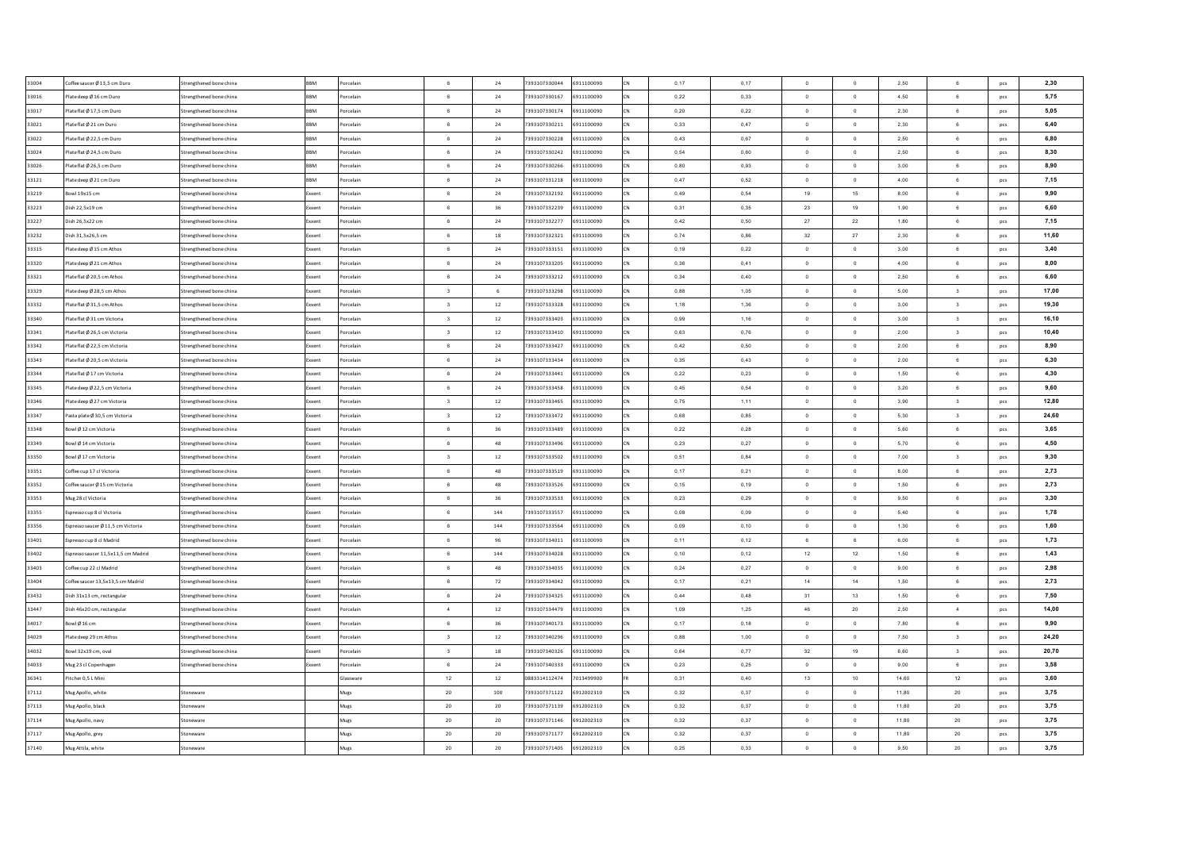| | | | | | | | | | | | | | | | | |
|---|---|---|---|---|---|---|---|---|---|---|---|---|---|---|---|---|
| 33004 | Coffee saucer Ø 13,5 cm Duro | Strengthened bone china | BBM | Porcelain | 6 | 24 | 7393107330044 | 6911100090 | CN | 0,17 | 0,17 | 0 | 0 | 2,50 | 6 | pcs | 2,30 |
| 33016 | Plate deep Ø 16 cm Duro | Strengthened bone china | BBM | Porcelain | 6 | 24 | 7393107330167 | 6911100090 | CN | 0,22 | 0,33 | 0 | 0 | 4,50 | 6 | pcs | 5,75 |
| 33017 | Plate flat Ø 17,5 cm Duro | Strengthened bone china | BBM | Porcelain | 6 | 24 | 7393107330174 | 6911100090 | CN | 0,20 | 0,22 | 0 | 0 | 2,30 | 6 | pcs | 5,05 |
| 33021 | Plate flat Ø 21 cm Duro | Strengthened bone china | BBM | Porcelain | 6 | 24 | 7393107330211 | 6911100090 | CN | 0,33 | 0,47 | 0 | 0 | 2,30 | 6 | pcs | 6,40 |
| 33022 | Plate flat Ø 22,5 cm Duro | Strengthened bone china | BBM | Porcelain | 6 | 24 | 7393107330228 | 6911100090 | CN | 0,43 | 0,67 | 0 | 0 | 2,50 | 6 | pcs | 6,80 |
| 33024 | Plate flat Ø 24,5 cm Duro | Strengthened bone china | BBM | Porcelain | 6 | 24 | 7393107330242 | 6911100090 | CN | 0,54 | 0,60 | 0 | 0 | 2,50 | 6 | pcs | 8,30 |
| 33026 | Plate flat Ø 26,5 cm Duro | Strengthened bone china | BBM | Porcelain | 6 | 24 | 7393107330266 | 6911100090 | CN | 0,80 | 0,93 | 0 | 0 | 3,00 | 6 | pcs | 8,90 |
| 33121 | Plate deep Ø 21 cm Duro | Strengthened bone china | BBM | Porcelain | 6 | 24 | 7393107331218 | 6911100090 | CN | 0,47 | 0,52 | 0 | 0 | 4,00 | 6 | pcs | 7,15 |
| 33219 | Bowl 19x15 cm | Strengthened bone china | Exxent | Porcelain | 6 | 24 | 7393107332192 | 6911100090 | CN | 0,49 | 0,54 | 19 | 15 | 8,00 | 6 | pcs | 9,90 |
| 33223 | Dish 22,5x19 cm | Strengthened bone china | Exxent | Porcelain | 6 | 36 | 7393107332239 | 6911100090 | CN | 0,31 | 0,35 | 23 | 19 | 1,90 | 6 | pcs | 6,60 |
| 33227 | Dish 26,5x22 cm | Strengthened bone china | Exxent | Porcelain | 6 | 24 | 7393107332277 | 6911100090 | CN | 0,42 | 0,50 | 27 | 22 | 1,80 | 6 | pcs | 7,15 |
| 33232 | Dish 31,5x26,5 cm | Strengthened bone china | Exxent | Porcelain | 6 | 18 | 7393107332321 | 6911100090 | CN | 0,74 | 0,86 | 32 | 27 | 2,30 | 6 | pcs | 11,60 |
| 33315 | Plate deep Ø 15 cm Athos | Strengthened bone china | Exxent | Porcelain | 6 | 24 | 7393107333151 | 6911100090 | CN | 0,19 | 0,22 | 0 | 0 | 3,00 | 6 | pcs | 3,40 |
| 33320 | Plate deep Ø 21 cm Athos | Strengthened bone china | Exxent | Porcelain | 6 | 24 | 7393107333205 | 6911100090 | CN | 0,36 | 0,41 | 0 | 0 | 4,00 | 6 | pcs | 8,00 |
| 33321 | Plate flat Ø 20,5 cm Athos | Strengthened bone china | Exxent | Porcelain | 6 | 24 | 7393107333212 | 6911100090 | CN | 0,34 | 0,40 | 0 | 0 | 2,50 | 6 | pcs | 6,60 |
| 33329 | Plate deep Ø 28,5 cm Athos | Strengthened bone china | Exxent | Porcelain | 3 | 6 | 7393107333298 | 6911100090 | CN | 0,88 | 1,05 | 0 | 0 | 5,00 | 3 | pcs | 17,00 |
| 33332 | Plate flat Ø 31,5 cm Athos | Strengthened bone china | Exxent | Porcelain | 3 | 12 | 7393107333328 | 6911100090 | CN | 1,18 | 1,36 | 0 | 0 | 3,00 | 3 | pcs | 19,30 |
| 33340 | Plate flat Ø 31 cm Victoria | Strengthened bone china | Exxent | Porcelain | 3 | 12 | 7393107333403 | 6911100090 | CN | 0,99 | 1,16 | 0 | 0 | 3,00 | 3 | pcs | 16,10 |
| 33341 | Plate flat Ø 26,5 cm Victoria | Strengthened bone china | Exxent | Porcelain | 3 | 12 | 7393107333410 | 6911100090 | CN | 0,63 | 0,76 | 0 | 0 | 2,00 | 3 | pcs | 10,40 |
| 33342 | Plate flat Ø 22,5 cm Victoria | Strengthened bone china | Exxent | Porcelain | 6 | 24 | 7393107333427 | 6911100090 | CN | 0,42 | 0,50 | 0 | 0 | 2,00 | 6 | pcs | 8,90 |
| 33343 | Plate flat Ø 20,5 cm Victoria | Strengthened bone china | Exxent | Porcelain | 6 | 24 | 7393107333434 | 6911100090 | CN | 0,35 | 0,43 | 0 | 0 | 2,00 | 6 | pcs | 6,30 |
| 33344 | Plate flat Ø 17 cm Victoria | Strengthened bone china | Exxent | Porcelain | 6 | 24 | 7393107333441 | 6911100090 | CN | 0,22 | 0,23 | 0 | 0 | 1,50 | 6 | pcs | 4,30 |
| 33345 | Plate deep Ø 22,5 cm Victoria | Strengthened bone china | Exxent | Porcelain | 6 | 24 | 7393107333458 | 6911100090 | CN | 0,45 | 0,54 | 0 | 0 | 3,20 | 6 | pcs | 9,60 |
| 33346 | Plate deep Ø 27 cm Victoria | Strengthened bone china | Exxent | Porcelain | 3 | 12 | 7393107333465 | 6911100090 | CN | 0,75 | 1,11 | 0 | 0 | 3,90 | 3 | pcs | 12,80 |
| 33347 | Pasta plate Ø 30,5 cm Victoria | Strengthened bone china | Exxent | Porcelain | 3 | 12 | 7393107333472 | 6911100090 | CN | 0,68 | 0,85 | 0 | 0 | 5,30 | 3 | pcs | 24,60 |
| 33348 | Bowl Ø 12 cm Victoria | Strengthened bone china | Exxent | Porcelain | 6 | 36 | 7393107333489 | 6911100090 | CN | 0,22 | 0,28 | 0 | 0 | 5,60 | 6 | pcs | 3,65 |
| 33349 | Bowl Ø 14 cm Victoria | Strengthened bone china | Exxent | Porcelain | 6 | 48 | 7393107333496 | 6911100090 | CN | 0,23 | 0,27 | 0 | 0 | 5,70 | 6 | pcs | 4,50 |
| 33350 | Bowl Ø 17 cm Victoria | Strengthened bone china | Exxent | Porcelain | 3 | 12 | 7393107333502 | 6911100090 | CN | 0,51 | 0,84 | 0 | 0 | 7,00 | 3 | pcs | 9,30 |
| 33351 | Coffee cup 17 cl Victoria | Strengthened bone china | Exxent | Porcelain | 6 | 48 | 7393107333519 | 6911100090 | CN | 0,17 | 0,21 | 0 | 0 | 8,00 | 6 | pcs | 2,73 |
| 33352 | Coffee saucer Ø 15 cm Victoria | Strengthened bone china | Exxent | Porcelain | 6 | 48 | 7393107333526 | 6911100090 | CN | 0,15 | 0,19 | 0 | 0 | 1,50 | 6 | pcs | 2,73 |
| 33353 | Mug 28 cl Victoria | Strengthened bone china | Exxent | Porcelain | 6 | 36 | 7393107333533 | 6911100090 | CN | 0,23 | 0,29 | 0 | 0 | 9,50 | 6 | pcs | 3,30 |
| 33355 | Espresso cup 8 cl Victoria | Strengthened bone china | Exxent | Porcelain | 6 | 144 | 7393107333557 | 6911100090 | CN | 0,08 | 0,09 | 0 | 0 | 5,40 | 6 | pcs | 1,78 |
| 33356 | Espresso saucer Ø 11,5 cm Victoria | Strengthened bone china | Exxent | Porcelain | 6 | 144 | 7393107333564 | 6911100090 | CN | 0,09 | 0,10 | 0 | 0 | 1,30 | 6 | pcs | 1,60 |
| 33401 | Espresso cup 8 cl Madrid | Strengthened bone china | Exxent | Porcelain | 6 | 96 | 7393107334011 | 6911100090 | CN | 0,11 | 0,12 | 6 | 6 | 6,00 | 6 | pcs | 1,73 |
| 33402 | Espresso saucer 11,5x11,5 cm Madrid | Strengthened bone china | Exxent | Porcelain | 6 | 144 | 7393107334028 | 6911100090 | CN | 0,10 | 0,12 | 12 | 12 | 1,50 | 6 | pcs | 1,43 |
| 33403 | Coffee cup 22 cl Madrid | Strengthened bone china | Exxent | Porcelain | 6 | 48 | 7393107334035 | 6911100090 | CN | 0,24 | 0,27 | 0 | 0 | 9,00 | 6 | pcs | 2,98 |
| 33404 | Coffee saucer 13,5x13,5 cm Madrid | Strengthened bone china | Exxent | Porcelain | 6 | 72 | 7393107334042 | 6911100090 | CN | 0,17 | 0,21 | 14 | 14 | 1,50 | 6 | pcs | 2,73 |
| 33432 | Dish 31x13 cm, rectangular | Strengthened bone china | Exxent | Porcelain | 6 | 24 | 7393107334325 | 6911100090 | CN | 0,44 | 0,48 | 31 | 13 | 1,50 | 6 | pcs | 7,50 |
| 33447 | Dish 46x20 cm, rectangular | Strengthened bone china | Exxent | Porcelain | 4 | 12 | 7393107334479 | 6911100090 | CN | 1,09 | 1,25 | 46 | 20 | 2,50 | 4 | pcs | 14,00 |
| 34017 | Bowl Ø 16 cm | Strengthened bone china | Exxent | Porcelain | 6 | 36 | 7393107340173 | 6911100090 | CN | 0,17 | 0,18 | 0 | 0 | 7,80 | 6 | pcs | 9,90 |
| 34029 | Plate deep 29 cm Athos | Strengthened bone china | Exxent | Porcelain | 3 | 12 | 7393107340296 | 6911100090 | CN | 0,88 | 1,00 | 0 | 0 | 7,50 | 3 | pcs | 24,20 |
| 34032 | Bowl 32x19 cm, oval | Strengthened bone china | Exxent | Porcelain | 3 | 18 | 7393107340326 | 6911100090 | CN | 0,64 | 0,77 | 32 | 19 | 6,60 | 3 | pcs | 20,70 |
| 34033 | Mug 23 cl Copenhagen | Strengthened bone china | Exxent | Porcelain | 6 | 24 | 7393107340333 | 6911100090 | CN | 0,23 | 0,25 | 0 | 0 | 9,00 | 6 | pcs | 3,58 |
| 36341 | Pitcher 0,5 L Mini | | | Glassware | 12 | 12 | 0883314112474 | 7013499900 | FR | 0,31 | 0,40 | 13 | 10 | 14,60 | 12 | pcs | 3,60 |
| 37112 | Mug Apollo, white | Stoneware | | Mugs | 20 | 100 | 7393107371122 | 6912002310 | CN | 0,32 | 0,37 | 0 | 0 | 11,80 | 20 | pcs | 3,75 |
| 37113 | Mug Apollo, black | Stoneware | | Mugs | 20 | 20 | 7393107371139 | 6912002310 | CN | 0,32 | 0,37 | 0 | 0 | 11,80 | 20 | pcs | 3,75 |
| 37114 | Mug Apollo, navy | Stoneware | | Mugs | 20 | 20 | 7393107371146 | 6912002310 | CN | 0,32 | 0,37 | 0 | 0 | 11,80 | 20 | pcs | 3,75 |
| 37117 | Mug Apollo, grey | Stoneware | | Mugs | 20 | 20 | 7393107371177 | 6912002310 | CN | 0,32 | 0,37 | 0 | 0 | 11,80 | 20 | pcs | 3,75 |
| 37140 | Mug Attila, white | Stoneware | | Mugs | 20 | 20 | 7393107371405 | 6912002310 | CN | 0,25 | 0,33 | 0 | 0 | 9,50 | 20 | pcs | 3,75 |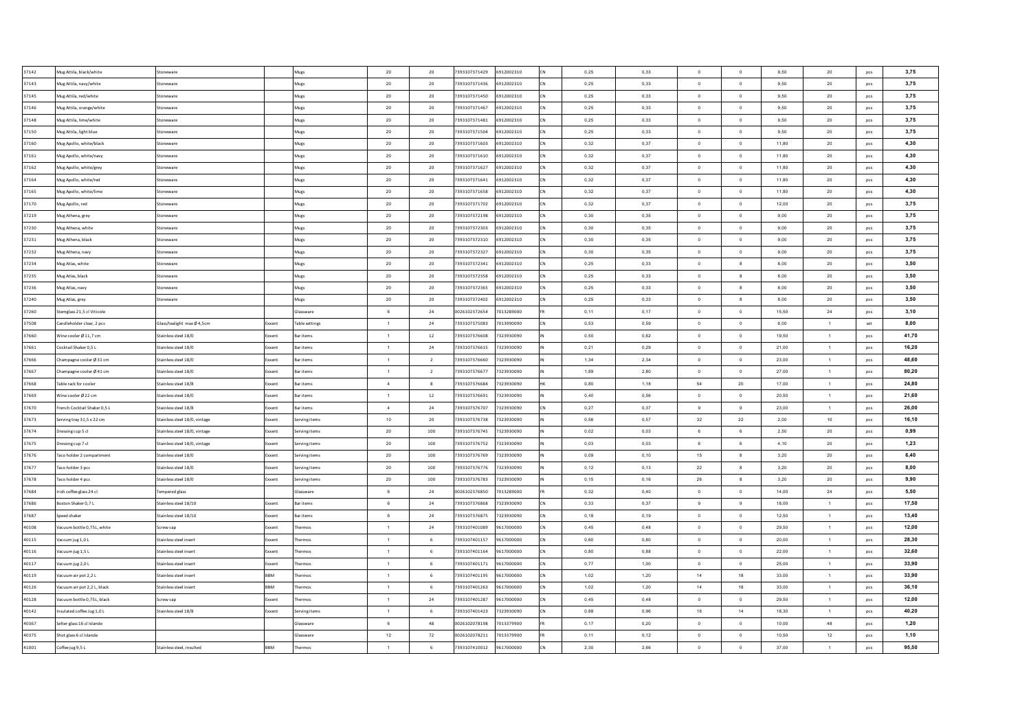| | | | | | | | | | | | | | | | | |
|---|---|---|---|---|---|---|---|---|---|---|---|---|---|---|---|---|
| 37142 | Mug Attila, black/white | Stoneware | | Mugs | 20 | 20 | 7393107371429 | 6912002310 | CN | 0,25 | 0,33 | 0 | 0 | 9,50 | 20 | pcs | 3,75 |
| 37143 | Mug Attila, navy/white | Stoneware | | Mugs | 20 | 20 | 7393107371436 | 6912002310 | CN | 0,25 | 0,33 | 0 | 0 | 9,50 | 20 | pcs | 3,75 |
| 37145 | Mug Attila, red/white | Stoneware | | Mugs | 20 | 20 | 7393107371450 | 6912002310 | CN | 0,25 | 0,33 | 0 | 0 | 9,50 | 20 | pcs | 3,75 |
| 37146 | Mug Attila, orange/white | Stoneware | | Mugs | 20 | 20 | 7393107371467 | 6912002310 | CN | 0,25 | 0,33 | 0 | 0 | 9,50 | 20 | pcs | 3,75 |
| 37148 | Mug Attila, lime/white | Stoneware | | Mugs | 20 | 20 | 7393107371481 | 6912002310 | CN | 0,25 | 0,33 | 0 | 0 | 9,50 | 20 | pcs | 3,75 |
| 37150 | Mug Attila, light blue | Stoneware | | Mugs | 20 | 20 | 7393107371504 | 6912002310 | CN | 0,25 | 0,33 | 0 | 0 | 9,50 | 20 | pcs | 3,75 |
| 37160 | Mug Apollo, white/black | Stoneware | | Mugs | 20 | 20 | 7393107371603 | 6912002310 | CN | 0,32 | 0,37 | 0 | 0 | 11,80 | 20 | pcs | 4,30 |
| 37161 | Mug Apollo, white/navy | Stoneware | | Mugs | 20 | 20 | 7393107371610 | 6912002310 | CN | 0,32 | 0,37 | 0 | 0 | 11,80 | 20 | pcs | 4,30 |
| 37162 | Mug Apollo, white/grey | Stoneware | | Mugs | 20 | 20 | 7393107371627 | 6912002310 | CN | 0,32 | 0,37 | 0 | 0 | 11,80 | 20 | pcs | 4,30 |
| 37164 | Mug Apollo, white/red | Stoneware | | Mugs | 20 | 20 | 7393107371641 | 6912002310 | CN | 0,32 | 0,37 | 0 | 0 | 11,80 | 20 | pcs | 4,30 |
| 37165 | Mug Apollo, white/lime | Stoneware | | Mugs | 20 | 20 | 7393107371658 | 6912002310 | CN | 0,32 | 0,37 | 0 | 0 | 11,80 | 20 | pcs | 4,30 |
| 37170 | Mug Apollo, red | Stoneware | | Mugs | 20 | 20 | 7393107371702 | 6912002310 | CN | 0,32 | 0,37 | 0 | 0 | 12,00 | 20 | pcs | 3,75 |
| 37219 | Mug Athena, grey | Stoneware | | Mugs | 20 | 20 | 7393107372198 | 6912002310 | CN | 0,30 | 0,35 | 0 | 0 | 9,00 | 20 | pcs | 3,75 |
| 37230 | Mug Athena, white | Stoneware | | Mugs | 20 | 20 | 7393107372303 | 6912002310 | CN | 0,30 | 0,35 | 0 | 0 | 9,00 | 20 | pcs | 3,75 |
| 37231 | Mug Athena, black | Stoneware | | Mugs | 20 | 20 | 7393107372310 | 6912002310 | CN | 0,30 | 0,35 | 0 | 0 | 9,00 | 20 | pcs | 3,75 |
| 37232 | Mug Athena, navy | Stoneware | | Mugs | 20 | 20 | 7393107372327 | 6912002310 | CN | 0,30 | 0,35 | 0 | 0 | 9,00 | 20 | pcs | 3,75 |
| 37234 | Mug Atlas, white | Stoneware | | Mugs | 20 | 20 | 7393107372341 | 6912002310 | CN | 0,25 | 0,33 | 0 | 8 | 8,00 | 20 | pcs | 3,50 |
| 37235 | Mug Atlas, black | Stoneware | | Mugs | 20 | 20 | 7393107372358 | 6912002310 | CN | 0,25 | 0,33 | 0 | 8 | 8,00 | 20 | pcs | 3,50 |
| 37236 | Mug Atlas, navy | Stoneware | | Mugs | 20 | 20 | 7393107372365 | 6912002310 | CN | 0,25 | 0,33 | 0 | 8 | 8,00 | 20 | pcs | 3,50 |
| 37240 | Mug Atlas, grey | Stoneware | | Mugs | 20 | 20 | 7393107372402 | 6912002310 | CN | 0,25 | 0,33 | 0 | 8 | 8,00 | 20 | pcs | 3,50 |
| 37260 | Stemglass 21,5 cl Viticole | | | Glassware | 6 | 24 | 0026102372654 | 7013289000 | FR | 0,11 | 0,17 | 0 | 0 | 15,50 | 24 | pcs | 3,10 |
| 37508 | Candleholder clear, 2 pcs | Glass/tealight max Ø 4,5cm | Exxent | Table settings | 1 | 24 | 7393107375083 | 7013990090 | CN | 0,53 | 0,59 | 0 | 0 | 6,00 | 1 | set | 8,00 |
| 37660 | Wine cooler Ø 11,7 cm | Stainless steel 18/0 | Exxent | Bar items | 1 | 12 | 7393107376608 | 7323930090 | IN | 0,50 | 0,62 | 0 | 0 | 19,50 | 1 | pcs | 41,70 |
| 37661 | Cocktail Shaker 0,5 L | Stainless steel 18/0 | Exxent | Bar items | 1 | 24 | 7393107376615 | 7323930090 | IN | 0,21 | 0,29 | 0 | 0 | 21,00 | 1 | pcs | 16,20 |
| 37666 | Champagne cooler Ø 31 cm | Stainless steel 18/0 | Exxent | Bar items | 1 | 2 | 7393107376660 | 7323930090 | IN | 1,34 | 2,34 | 0 | 0 | 23,00 | 1 | pcs | 48,60 |
| 37667 | Champagne cooler Ø 41 cm | Stainless steel 18/0 | Exxent | Bar items | 1 | 2 | 7393107376677 | 7323930090 | IN | 1,89 | 2,80 | 0 | 0 | 27,00 | 1 | pcs | 80,20 |
| 37668 | Table rack for cooler | Stainless steel 18/8 | Exxent | Bar items | 4 | 8 | 7393107376684 | 7323930090 | HK | 0,80 | 1,18 | 54 | 20 | 17,00 | 1 | pcs | 24,80 |
| 37669 | Wine cooler Ø 22 cm | Stainless steel 18/0 | Exxent | Bar items | 1 | 12 | 7393107376691 | 7323930090 | IN | 0,40 | 0,56 | 0 | 0 | 20,50 | 1 | pcs | 21,60 |
| 37670 | French Cocktail Shaker 0,5 L | Stainless steel 18/8 | Exxent | Bar items | 4 | 24 | 7393107376707 | 7323930090 | CN | 0,27 | 0,37 | 9 | 9 | 23,00 | 1 | pcs | 26,00 |
| 37673 | Serving tray 51,5 x 22 cm | Stainless steel 18/0, vintage | Exxent | Serving items | 10 | 20 | 7393107376738 | 7323930090 | IN | 0,56 | 0,57 | 32 | 22 | 2,00 | 10 | pcs | 16,10 |
| 37674 | Dressing cup 5 cl | Stainless steel 18/0, vintage | Exxent | Serving items | 20 | 100 | 7393107376745 | 7323930090 | IN | 0,02 | 0,03 | 6 | 6 | 2,50 | 20 | pcs | 0,99 |
| 37675 | Dressing cup 7 cl | Stainless steel 18/0, vintage | Exxent | Serving items | 20 | 100 | 7393107376752 | 7323930090 | IN | 0,03 | 0,03 | 6 | 6 | 4,10 | 20 | pcs | 1,23 |
| 37676 | Taco holder 2 compartment | Stainless steel 18/0 | Exxent | Serving items | 20 | 100 | 7393107376769 | 7323930090 | IN | 0,09 | 0,10 | 15 | 8 | 3,20 | 20 | pcs | 6,40 |
| 37677 | Taco holder 3 pcs | Stainless steel 18/0 | Exxent | Serving items | 20 | 100 | 7393107376776 | 7323930090 | IN | 0,12 | 0,13 | 22 | 8 | 3,20 | 20 | pcs | 8,00 |
| 37678 | Taco holder 4 pcs | Stainless steel 18/0 | Exxent | Serving items | 20 | 100 | 7393107376783 | 7323930090 | IN | 0,15 | 0,16 | 26 | 8 | 3,20 | 20 | pcs | 9,90 |
| 37684 | Irish coffee glass 24 cl | Tempered glass | | Glassware | 6 | 24 | 0026102376850 | 7013289000 | FR | 0,32 | 0,40 | 0 | 0 | 14,00 | 24 | pcs | 5,50 |
| 37686 | Boston Shaker 0,7 L | Stainless steel 18/10 | Exxent | Bar items | 6 | 24 | 7393107376868 | 7323930090 | CN | 0,33 | 0,37 | 9 | 9 | 18,00 | 1 | pcs | 17,50 |
| 37687 | Speed shaker | Stainless steel 18/10 | Exxent | Bar items | 6 | 24 | 7393107376875 | 7323930090 | CN | 0,18 | 0,19 | 0 | 0 | 12,50 | 1 | pcs | 13,40 |
| 40108 | Vacuum bottle 0,75L, white | Screw cap | Exxent | Thermos | 1 | 24 | 7393107401089 | 9617000000 | CN | 0,45 | 0,48 | 0 | 0 | 29,50 | 1 | pcs | 12,00 |
| 40115 | Vaccum jug 1,0 L | Stainless steel insert | Exxent | Thermos | 1 | 6 | 7393107401157 | 9617000000 | CN | 0,60 | 0,80 | 0 | 0 | 20,00 | 1 | pcs | 28,30 |
| 40116 | Vacuum jug 1,5 L | Stainless steel insert | Exxent | Thermos | 1 | 6 | 7393107401164 | 9617000000 | CN | 0,80 | 0,88 | 0 | 0 | 22,00 | 1 | pcs | 32,60 |
| 40117 | Vacuum jug 2,0 L | Stainless steel insert | Exxent | Thermos | 1 | 6 | 7393107401171 | 9617000000 | CN | 0,77 | 1,00 | 0 | 0 | 25,00 | 1 | pcs | 33,90 |
| 40119 | Vacuum air pot 2,2 L | Stainless steel insert | BBM | Thermos | 1 | 6 | 7393107401195 | 9617000000 | CN | 1,02 | 1,20 | 14 | 18 | 33,00 | 1 | pcs | 33,90 |
| 40126 | Vacuum air pot 2,2 L, black | Stainless steel insert | BBM | Thermos | 1 | 6 | 7393107401263 | 9617000000 | CN | 1,02 | 1,20 | 14 | 18 | 33,00 | 1 | pcs | 36,10 |
| 40128 | Vacuum bottle 0,75L, black | Screw cap | Exxent | Thermos | 1 | 24 | 7393107401287 | 9617000000 | CN | 0,45 | 0,48 | 0 | 0 | 29,50 | 1 | pcs | 12,00 |
| 40142 | Insulated coffee Jug 1,0 L | Stainless steel 18/8 | Exxent | Serving items | 1 | 6 | 7393107401423 | 7323930090 | CN | 0,88 | 0,96 | 16 | 14 | 18,30 | 1 | pcs | 40,20 |
| 40367 | Selter glass 16 cl Islande | | | Glassware | 6 | 48 | 0026102078198 | 7013379900 | FR | 0,17 | 0,20 | 0 | 0 | 10,00 | 48 | pcs | 1,20 |
| 40375 | Shot glass 6 cl Islande | | | Glassware | 12 | 72 | 0026102078211 | 7013379900 | FR | 0,11 | 0,12 | 0 | 0 | 10,50 | 12 | pcs | 1,10 |
| 41001 | Coffee jug 9,5 L | Stainless steel, insulted | BBM | Thermos | 1 | 6 | 7393107410012 | 9617000000 | CN | 2,30 | 2,66 | 0 | 0 | 37,00 | 1 | pcs | 95,50 |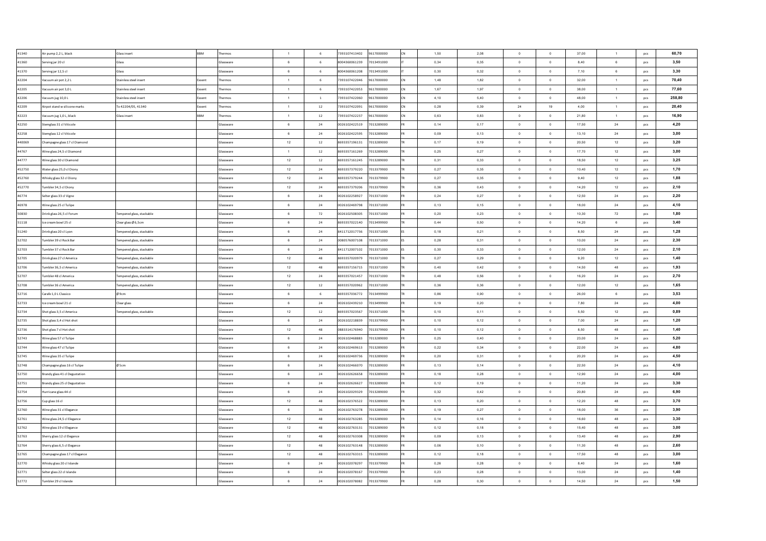| | | | | | | | | | | | | | | | | | |
|---|---|---|---|---|---|---|---|---|---|---|---|---|---|---|---|---|---|
| 41340 | Air pump 2,2 L, black | Glass insert | BBM | Thermos | 1 | 6 | 7393107413402 | 9617000000 | CN | 1,50 | 2,08 | 0 | 0 | 37,00 | 1 | pcs | 60,70 |
| 41360 | Serving jar 20 cl | Glass | | Glassware | 6 | 6 | 8004360061239 | 7013491000 | IT | 0,34 | 0,35 | 0 | 0 | 8,40 | 6 | pcs | 3,50 |
| 41370 | Serving jar 12,5 cl | Glass | | Glassware | 6 | 6 | 8004360061208 | 7013491000 | IT | 0,30 | 0,32 | 0 | 0 | 7,10 | 6 | pcs | 3,30 |
| 42204 | Vacuum air pot 2,2 L | Stainless steel insert | Exxent | Thermos | 1 | 6 | 7393107422046 | 9617000000 | CN | 1,48 | 1,82 | 0 | 0 | 32,00 | 1 | pcs | 70,40 |
| 42205 | Vacuum air pot 3,0 L | Stainless steel insert | Exxent | Thermos | 1 | 6 | 7393107422053 | 9617000000 | CN | 1,67 | 1,97 | 0 | 0 | 38,00 | 1 | pcs | 77,60 |
| 42206 | Vacuum jug 10,0 L | Stainless steel insert | Exxent | Thermos | 1 | 1 | 7393107422060 | 9617000000 | CN | 4,10 | 5,40 | 0 | 0 | 48,00 | 1 | pcs | 258,80 |
| 42209 | Airpot stand w silicone marks | To 42204/05, 41340 | Exxent | Thermos | 1 | 12 | 7393107422091 | 9617000000 | CN | 0,28 | 0,39 | 24 | 19 | 4,00 | 1 | pcs | 20,40 |
| 42223 | Vacuum jug 1,0 L, black | Glass insert | BBM | Thermos | 1 | 12 | 7393107422237 | 9617000000 | CN | 0,63 | 0,83 | 0 | 0 | 21,80 | 1 | pcs | 16,90 |
| 42250 | Stemglass 31 cl Viticole | | | Glassware | 6 | 24 | 0026102422519 | 7013289000 | FR | 0,14 | 0,17 | 0 | 0 | 17,50 | 24 | pcs | 4,20 |
| 42258 | Stemglass 12 cl Viticole | | | Glassware | 6 | 24 | 0026102422595 | 7013289000 | FR | 0,09 | 0,13 | 0 | 0 | 13,10 | 24 | pcs | 3,00 |
| 440069 | Champagne glass 17 cl Diamond | | | Glassware | 12 | 12 | 8693357196131 | 7013289000 | TR | 0,17 | 0,19 | 0 | 0 | 20,50 | 12 | pcs | 3,20 |
| 44767 | Wine glass 24,5 cl Diamond | | | Glassware | 1 | 12 | 8693357161269 | 7013289000 | TR | 0,25 | 0,27 | 0 | 0 | 17,70 | 12 | pcs | 3,00 |
| 44777 | Wine glass 30 cl Diamond | | | Glassware | 12 | 12 | 8693357161245 | 7013289000 | TR | 0,31 | 0,33 | 0 | 0 | 18,50 | 12 | pcs | 3,25 |
| 452750 | Water glass 25,0 cl Diony | | | Glassware | 12 | 24 | 8693357379220 | 7013379900 | TR | 0,27 | 0,35 | 0 | 0 | 10,40 | 12 | pcs | 1,70 |
| 452760 | Whisky glass 32 cl Diony | | | Glassware | 12 | 24 | 8693357379244 | 7013379900 | TR | 0,27 | 0,35 | 0 | 0 | 9,40 | 12 | pcs | 1,88 |
| 452770 | Tumbler 34,5 cl Diony | | | Glassware | 12 | 24 | 8693357379206 | 7013379900 | TR | 0,36 | 0,43 | 0 | 0 | 14,20 | 12 | pcs | 2,10 |
| 46774 | Selter glass 33 cl Vigne | | | Glassware | 6 | 24 | 0026102258927 | 7013371000 | FR | 0,24 | 0,27 | 0 | 0 | 12,50 | 24 | pcs | 2,20 |
| 46978 | Wine glass 25 cl Tulipe | | | Glassware | 6 | 24 | 0026102469798 | 7013371000 | FR | 0,13 | 0,15 | 0 | 0 | 18,00 | 24 | pcs | 4,10 |
| 50830 | Drink glass 26,5 cl Forum | Tempered glass, stackable | | Glassware | 6 | 72 | 0026102508305 | 7013371000 | FR | 0,20 | 0,23 | 0 | 0 | 10,30 | 72 | pcs | 1,80 |
| 51118 | Ice cream bowl 25 cl | Clear glass Ø 6,5cm | | Glassware | 6 | 24 | 8693357022140 | 7013499900 | TR | 0,44 | 0,50 | 0 | 0 | 14,20 | 6 | pcs | 3,40 |
| 51240 | Drink glass 20 cl Lyon | Tempered glass, stackable | | Glassware | 6 | 24 | 8411712017736 | 7013371000 | ES | 0,18 | 0,21 | 0 | 0 | 8,50 | 24 | pcs | 1,28 |
| 52702 | Tumbler 39 cl Rock Bar | Tempered glass, stackable | | Glassware | 6 | 24 | 0080576007108 | 7013371000 | ES | 0,28 | 0,31 | 0 | 0 | 10,00 | 24 | pcs | 2,30 |
| 52703 | Tumbler 37 cl Rock Bar | Tempered glass, stackable | | Glassware | 6 | 24 | 8411712007102 | 7013371000 | ES | 0,30 | 0,33 | 0 | 0 | 12,00 | 24 | pcs | 2,10 |
| 52705 | Drink glass 27 cl America | Tempered glass, stackable | | Glassware | 12 | 48 | 8693357020979 | 7013371000 | TR | 0,27 | 0,29 | 0 | 0 | 9,20 | 12 | pcs | 1,40 |
| 52706 | Tumbler 36,5 cl America | Tempered glass, stackable | | Glassware | 12 | 48 | 8693357156715 | 7013371000 | TR | 0,40 | 0,42 | 0 | 0 | 14,50 | 48 | pcs | 1,93 |
| 52707 | Tumbler 48 cl America | Tempered glass, stackable | | Glassware | 12 | 24 | 8693357021457 | 7013371000 | TR | 0,48 | 0,56 | 0 | 0 | 16,20 | 24 | pcs | 2,70 |
| 52708 | Tumbler 36 cl America | Tempered glass, stackable | | Glassware | 12 | 12 | 8693357020962 | 7013371000 | TR | 0,36 | 0,36 | 0 | 0 | 12,00 | 12 | pcs | 1,65 |
| 52716 | Carafe 1,0 L Classico | Ø 9cm | | Glassware | 6 | 6 | 8693357036772 | 7013499900 | TR | 0,86 | 0,90 | 0 | 0 | 26,00 | 6 | pcs | 3,53 |
| 52733 | Ice cream bowl 21 cl | Clear glass | | Glassware | 6 | 24 | 0026102439210 | 7013499900 | FR | 0,19 | 0,20 | 0 | 0 | 7,80 | 24 | pcs | 4,00 |
| 52734 | Shot glass 3,5 cl America | Tempered glass, stackable | | Glassware | 12 | 12 | 8693357023567 | 7013371000 | TR | 0,10 | 0,11 | 0 | 0 | 5,50 | 12 | pcs | 0,89 |
| 52735 | Shot glass 3,4 cl Hot shot | | | Glassware | 6 | 24 | 0026102218839 | 7013379900 | FR | 0,10 | 0,12 | 0 | 0 | 7,00 | 24 | pcs | 1,20 |
| 52736 | Shot glass 7 cl Hot shot | | | Glassware | 12 | 48 | 0883314176940 | 7013379900 | FR | 0,10 | 0,12 | 0 | 0 | 8,50 | 48 | pcs | 1,40 |
| 52743 | Wine glass 57 cl Tulipe | | | Glassware | 6 | 24 | 0026102468883 | 7013289000 | FR | 0,25 | 0,40 | 0 | 0 | 23,00 | 24 | pcs | 5,20 |
| 52744 | Wine glass 47 cl Tulipe | | | Glassware | 6 | 24 | 0026102469613 | 7013289000 | FR | 0,22 | 0,34 | 0 | 0 | 22,00 | 24 | pcs | 4,80 |
| 52745 | Wine glass 35 cl Tulipe | | | Glassware | 6 | 24 | 0026102469736 | 7013289000 | FR | 0,20 | 0,31 | 0 | 0 | 20,20 | 24 | pcs | 4,50 |
| 52748 | Champagne glass 16 cl Tulipe | Ø 5cm | | Glassware | 6 | 24 | 0026102466070 | 7013289000 | FR | 0,13 | 0,14 | 0 | 0 | 22,50 | 24 | pcs | 4,10 |
| 52750 | Brandy glass 41 cl Degustation | | | Glassware | 6 | 24 | 0026102626658 | 7013289000 | FR | 0,18 | 0,28 | 0 | 0 | 12,90 | 24 | pcs | 4,00 |
| 52751 | Brandy glass 25 cl Degustation | | | Glassware | 6 | 24 | 0026102626627 | 7013289000 | FR | 0,12 | 0,19 | 0 | 0 | 11,20 | 24 | pcs | 3,30 |
| 52754 | Hurricane glass 44 cl | | | Glassware | 6 | 24 | 0026102029329 | 7013289000 | FR | 0,32 | 0,42 | 0 | 0 | 20,80 | 24 | pcs | 6,90 |
| 52756 | Cup glass 16 cl | | | Glassware | 12 | 48 | 0026102376522 | 7013289000 | FR | 0,13 | 0,20 | 0 | 0 | 12,20 | 48 | pcs | 3,70 |
| 52760 | Wine glass 31 cl Elegance | | | Glassware | 6 | 36 | 0026102763278 | 7013289000 | FR | 0,19 | 0,27 | 0 | 0 | 18,00 | 36 | pcs | 3,90 |
| 52761 | Wine glass 24,5 cl Elegance | | | Glassware | 12 | 48 | 0026102763285 | 7013289000 | FR | 0,14 | 0,16 | 0 | 0 | 16,60 | 48 | pcs | 3,30 |
| 52762 | Wine glass 19 cl Elegance | | | Glassware | 12 | 48 | 0026102763131 | 7013289000 | FR | 0,12 | 0,18 | 0 | 0 | 15,40 | 48 | pcs | 3,00 |
| 52763 | Sherry glass 12 cl Elegance | | | Glassware | 12 | 48 | 0026102763308 | 7013289000 | FR | 0,09 | 0,13 | 0 | 0 | 13,40 | 48 | pcs | 2,90 |
| 52764 | Sherry glass 6,5 cl Elegance | | | Glassware | 12 | 48 | 0026102763148 | 7013289000 | FR | 0,06 | 0,10 | 0 | 0 | 11,30 | 48 | pcs | 2,60 |
| 52765 | Champagne glass 17 cl Elegance | | | Glassware | 12 | 48 | 0026102763315 | 7013289000 | FR | 0,12 | 0,18 | 0 | 0 | 17,50 | 48 | pcs | 3,00 |
| 52770 | Whisky glass 20 cl Islande | | | Glassware | 6 | 24 | 0026102078297 | 7013379900 | FR | 0,26 | 0,28 | 0 | 0 | 8,40 | 24 | pcs | 1,60 |
| 52771 | Selter glass 22 cl Islande | | | Glassware | 6 | 24 | 0026102078167 | 7013379900 | FR | 0,23 | 0,28 | 0 | 0 | 13,00 | 24 | pcs | 1,40 |
| 52772 | Tumbler 29 cl Islande | | | Glassware | 6 | 24 | 0026102078082 | 7013379900 | FR | 0,28 | 0,30 | 0 | 0 | 14,50 | 24 | pcs | 1,50 |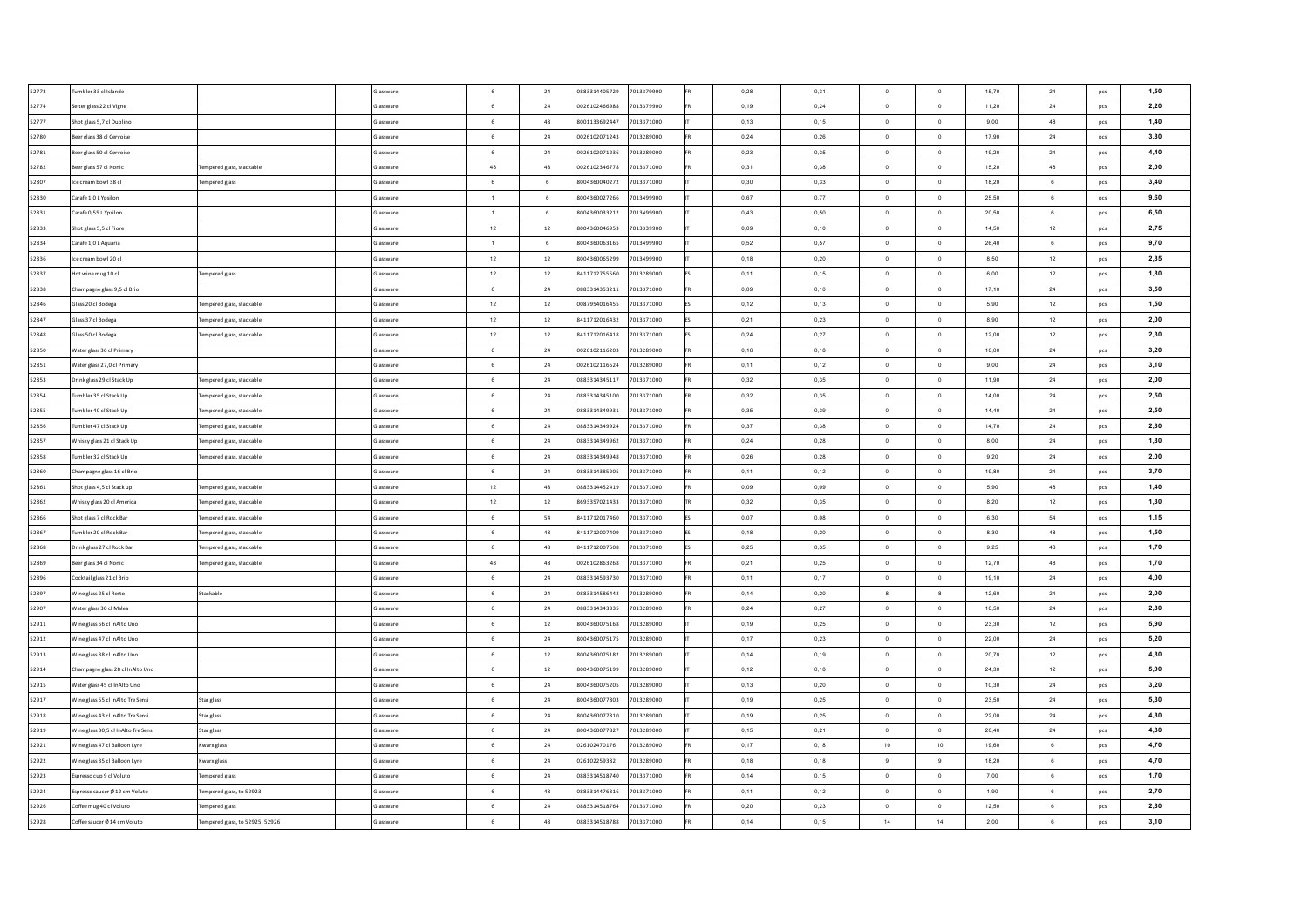| | | | | | | | | | | | | | | | | |
|---|---|---|---|---|---|---|---|---|---|---|---|---|---|---|---|---|
| 52773 | Tumbler 33 cl Islande | | Glassware | 6 | 24 | 0883314405729 | 7013379900 | FR | 0,28 | 0,31 | 0 | 0 | 15,70 | 24 | pcs | 1,50 |
| 52774 | Selter glass 22 cl Vigne | | Glassware | 6 | 24 | 0026102466988 | 7013379900 | FR | 0,19 | 0,24 | 0 | 0 | 11,20 | 24 | pcs | 2,20 |
| 52777 | Shot glass 5,7 cl Dublino | | Glassware | 6 | 48 | 8001133692447 | 7013371000 | IT | 0,13 | 0,15 | 0 | 0 | 9,00 | 48 | pcs | 1,40 |
| 52780 | Beer glass 38 cl Cervoise | | Glassware | 6 | 24 | 0026102071243 | 7013289000 | FR | 0,24 | 0,26 | 0 | 0 | 17,90 | 24 | pcs | 3,80 |
| 52781 | Beer glass 50 cl Cervoise | | Glassware | 6 | 24 | 0026102071236 | 7013289000 | FR | 0,23 | 0,35 | 0 | 0 | 19,20 | 24 | pcs | 4,40 |
| 52782 | Beer glass 57 cl Nonic | Tempered glass, stackable | Glassware | 48 | 48 | 0026102346778 | 7013371000 | FR | 0,31 | 0,38 | 0 | 0 | 15,20 | 48 | pcs | 2,00 |
| 52807 | Ice cream bowl 38 cl | Tempered glass | Glassware | 6 | 6 | 8004360040272 | 7013371000 | IT | 0,30 | 0,33 | 0 | 0 | 18,20 | 6 | pcs | 3,40 |
| 52830 | Carafe 1,0 L Ypsilon | | Glassware | 1 | 6 | 8004360027266 | 7013499900 | IT | 0,67 | 0,77 | 0 | 0 | 25,50 | 6 | pcs | 9,60 |
| 52831 | Carafe 0,55 L Ypsilon | | Glassware | 1 | 6 | 8004360033212 | 7013499900 | IT | 0,43 | 0,50 | 0 | 0 | 20,50 | 6 | pcs | 6,50 |
| 52833 | Shot glass 5,5 cl Fiore | | Glassware | 12 | 12 | 8004360046953 | 7013339900 | IT | 0,09 | 0,10 | 0 | 0 | 14,50 | 12 | pcs | 2,75 |
| 52834 | Carafe 1,0 L Aquaria | | Glassware | 1 | 6 | 8004360063165 | 7013499900 | IT | 0,52 | 0,57 | 0 | 0 | 26,40 | 6 | pcs | 9,70 |
| 52836 | Ice cream bowl 20 cl | | Glassware | 12 | 12 | 8004360065299 | 7013499900 | IT | 0,18 | 0,20 | 0 | 0 | 8,50 | 12 | pcs | 2,85 |
| 52837 | Hot wine mug 10 cl | Tempered glass | Glassware | 12 | 12 | 8411712755560 | 7013289000 | ES | 0,11 | 0,15 | 0 | 0 | 6,00 | 12 | pcs | 1,80 |
| 52838 | Champagne glass 9,5 cl Brio | | Glassware | 6 | 24 | 0883314353211 | 7013371000 | FR | 0,09 | 0,10 | 0 | 0 | 17,10 | 24 | pcs | 3,50 |
| 52846 | Glass 20 cl Bodega | Tempered glass, stackable | Glassware | 12 | 12 | 0087954016455 | 7013371000 | ES | 0,12 | 0,13 | 0 | 0 | 5,90 | 12 | pcs | 1,50 |
| 52847 | Glass 37 cl Bodega | Tempered glass, stackable | Glassware | 12 | 12 | 8411712016432 | 7013371000 | ES | 0,21 | 0,23 | 0 | 0 | 8,90 | 12 | pcs | 2,00 |
| 52848 | Glass 50 cl Bodega | Tempered glass, stackable | Glassware | 12 | 12 | 8411712016418 | 7013371000 | ES | 0,24 | 0,27 | 0 | 0 | 12,00 | 12 | pcs | 2,30 |
| 52850 | Water glass 36 cl Primary | | Glassware | 6 | 24 | 0026102116203 | 7013289000 | FR | 0,16 | 0,18 | 0 | 0 | 10,00 | 24 | pcs | 3,20 |
| 52851 | Water glass 27,0 cl Primary | | Glassware | 6 | 24 | 0026102116524 | 7013289000 | FR | 0,11 | 0,12 | 0 | 0 | 9,00 | 24 | pcs | 3,10 |
| 52853 | Drink glass 29 cl Stack Up | Tempered glass, stackable | Glassware | 6 | 24 | 0883314345117 | 7013371000 | FR | 0,32 | 0,35 | 0 | 0 | 11,90 | 24 | pcs | 2,00 |
| 52854 | Tumbler 35 cl Stack Up | Tempered glass, stackable | Glassware | 6 | 24 | 0883314345100 | 7013371000 | FR | 0,32 | 0,35 | 0 | 0 | 14,00 | 24 | pcs | 2,50 |
| 52855 | Tumbler 40 cl Stack Up | Tempered glass, stackable | Glassware | 6 | 24 | 0883314349931 | 7013371000 | FR | 0,35 | 0,39 | 0 | 0 | 14,40 | 24 | pcs | 2,50 |
| 52856 | Tumbler 47 cl Stack Up | Tempered glass, stackable | Glassware | 6 | 24 | 0883314349924 | 7013371000 | FR | 0,37 | 0,38 | 0 | 0 | 14,70 | 24 | pcs | 2,80 |
| 52857 | Whisky glass 21 cl Stack Up | Tempered glass, stackable | Glassware | 6 | 24 | 0883314349962 | 7013371000 | FR | 0,24 | 0,28 | 0 | 0 | 8,00 | 24 | pcs | 1,80 |
| 52858 | Tumbler 32 cl Stack Up | Tempered glass, stackable | Glassware | 6 | 24 | 0883314349948 | 7013371000 | FR | 0,26 | 0,28 | 0 | 0 | 9,20 | 24 | pcs | 2,00 |
| 52860 | Champagne glass 16 cl Brio | | Glassware | 6 | 24 | 0883314385205 | 7013371000 | FR | 0,11 | 0,12 | 0 | 0 | 19,80 | 24 | pcs | 3,70 |
| 52861 | Shot glass 4,5 cl Stack up | Tempered glass, stackable | Glassware | 12 | 48 | 0883314452419 | 7013371000 | FR | 0,09 | 0,09 | 0 | 0 | 5,90 | 48 | pcs | 1,40 |
| 52862 | Whisky glass 20 cl America | Tempered glass, stackable | Glassware | 12 | 12 | 8693357021433 | 7013371000 | TR | 0,32 | 0,35 | 0 | 0 | 8,20 | 12 | pcs | 1,30 |
| 52866 | Shot glass 7 cl Rock Bar | Tempered glass, stackable | Glassware | 6 | 54 | 8411712017460 | 7013371000 | ES | 0,07 | 0,08 | 0 | 0 | 6,30 | 54 | pcs | 1,15 |
| 52867 | Tumbler 20 cl Rock Bar | Tempered glass, stackable | Glassware | 6 | 48 | 8411712007409 | 7013371000 | ES | 0,18 | 0,20 | 0 | 0 | 8,30 | 48 | pcs | 1,50 |
| 52868 | Drink glass 27 cl Rock Bar | Tempered glass, stackable | Glassware | 6 | 48 | 8411712007508 | 7013371000 | ES | 0,25 | 0,35 | 0 | 0 | 9,25 | 48 | pcs | 1,70 |
| 52869 | Beer glass 34 cl Nonic | Tempered glass, stackable | Glassware | 48 | 48 | 0026102863268 | 7013371000 | FR | 0,21 | 0,25 | 0 | 0 | 12,70 | 48 | pcs | 1,70 |
| 52896 | Cocktail glass 21 cl Brio | | Glassware | 6 | 24 | 0883314593730 | 7013371000 | FR | 0,11 | 0,17 | 0 | 0 | 19,10 | 24 | pcs | 4,00 |
| 52897 | Wine glass 25 cl Resto | Stackable | Glassware | 6 | 24 | 0883314586442 | 7013289000 | FR | 0,14 | 0,20 | 8 | 8 | 12,60 | 24 | pcs | 2,00 |
| 52907 | Water glass 30 cl Malea | | Glassware | 6 | 24 | 0883314343335 | 7013289000 | FR | 0,24 | 0,27 | 0 | 0 | 10,50 | 24 | pcs | 2,80 |
| 52911 | Wine glass 56 cl InAlto Uno | | Glassware | 6 | 12 | 8004360075168 | 7013289000 | IT | 0,19 | 0,25 | 0 | 0 | 23,30 | 12 | pcs | 5,90 |
| 52912 | Wine glass 47 cl InAlto Uno | | Glassware | 6 | 24 | 8004360075175 | 7013289000 | IT | 0,17 | 0,23 | 0 | 0 | 22,00 | 24 | pcs | 5,20 |
| 52913 | Wine glass 38 cl InAlto Uno | | Glassware | 6 | 12 | 8004360075182 | 7013289000 | IT | 0,14 | 0,19 | 0 | 0 | 20,70 | 12 | pcs | 4,80 |
| 52914 | Champagne glass 28 cl InAlto Uno | | Glassware | 6 | 12 | 8004360075199 | 7013289000 | IT | 0,12 | 0,18 | 0 | 0 | 24,30 | 12 | pcs | 5,90 |
| 52915 | Water glass 45 cl InAlto Uno | | Glassware | 6 | 24 | 8004360075205 | 7013289000 | IT | 0,13 | 0,20 | 0 | 0 | 10,30 | 24 | pcs | 3,20 |
| 52917 | Wine glass 55 cl InAlto Tre Sensi | Star glass | Glassware | 6 | 24 | 8004360077803 | 7013289000 | IT | 0,19 | 0,25 | 0 | 0 | 23,50 | 24 | pcs | 5,30 |
| 52918 | Wine glass 43 cl InAlto Tre Sensi | Star glass | Glassware | 6 | 24 | 8004360077810 | 7013289000 | IT | 0,19 | 0,25 | 0 | 0 | 22,00 | 24 | pcs | 4,80 |
| 52919 | Wine glass 30,5 cl InAlto Tre Sensi | Star glass | Glassware | 6 | 24 | 8004360077827 | 7013289000 | IT | 0,15 | 0,21 | 0 | 0 | 20,40 | 24 | pcs | 4,30 |
| 52921 | Wine glass 47 cl Balloon Lyre | Kwarx glass | Glassware | 6 | 24 | 026102470176 | 7013289000 | FR | 0,17 | 0,18 | 10 | 10 | 19,80 | 6 | pcs | 4,70 |
| 52922 | Wine glass 35 cl Balloon Lyre | Kwarx glass | Glassware | 6 | 24 | 026102259382 | 7013289000 | FR | 0,18 | 0,18 | 9 | 9 | 18,20 | 6 | pcs | 4,70 |
| 52923 | Espresso cup 9 cl Voluto | Tempered glass | Glassware | 6 | 24 | 0883314518740 | 7013371000 | FR | 0,14 | 0,15 | 0 | 0 | 7,00 | 6 | pcs | 1,70 |
| 52924 | Espresso saucer Ø 12 cm Voluto | Tempered glass, to 52923 | Glassware | 6 | 48 | 0883314476316 | 7013371000 | FR | 0,11 | 0,12 | 0 | 0 | 1,90 | 6 | pcs | 2,70 |
| 52926 | Coffee mug 40 cl Voluto | Tempered glass | Glassware | 6 | 24 | 0883314518764 | 7013371000 | FR | 0,20 | 0,23 | 0 | 0 | 12,50 | 6 | pcs | 2,80 |
| 52928 | Coffee saucer Ø 14 cm Voluto | Tempered glass, to 52925, 52926 | Glassware | 6 | 48 | 0883314518788 | 7013371000 | FR | 0,14 | 0,15 | 14 | 14 | 2,00 | 6 | pcs | 3,10 |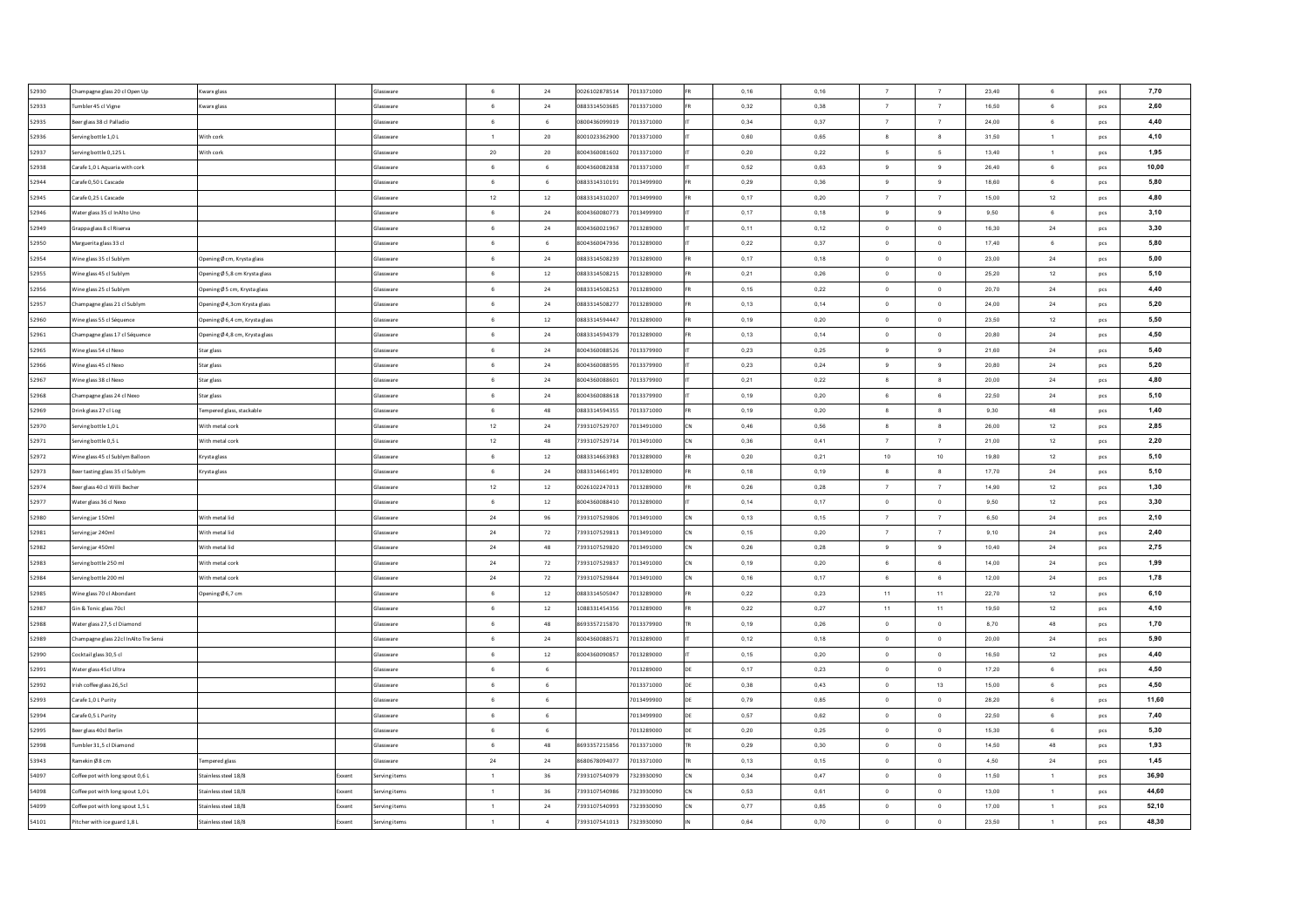| | | | | | | | | | | | | | | | | | |
|---|---|---|---|---|---|---|---|---|---|---|---|---|---|---|---|---|---|
| 52930 | Champagne glass 20 cl Open Up | Kwarx glass | | Glassware | 6 | 24 | 0026102878514 | 7013371000 | FR | 0,16 | 0,16 | 7 | 7 | 23,40 | 6 | pcs | 7,70 |
| 52933 | Tumbler 45 cl Vigne | Kwarx glass | | Glassware | 6 | 24 | 0883314503685 | 7013371000 | FR | 0,32 | 0,38 | 7 | 7 | 16,50 | 6 | pcs | 2,60 |
| 52935 | Beer glass 38 cl Palladio | | | Glassware | 6 | 6 | 0800436099019 | 7013371000 | IT | 0,34 | 0,37 | 7 | 7 | 24,00 | 6 | pcs | 4,40 |
| 52936 | Serving bottle 1,0 L | With cork | | Glassware | 1 | 20 | 8001023362900 | 7013371000 | IT | 0,60 | 0,65 | 8 | 8 | 31,50 | 1 | pcs | 4,10 |
| 52937 | Serving bottle 0,125 L | With cork | | Glassware | 20 | 20 | 8004360081602 | 7013371000 | IT | 0,20 | 0,22 | 5 | 5 | 13,40 | 1 | pcs | 1,95 |
| 52938 | Carafe 1,0 L Aquaria with cork | | | Glassware | 6 | 6 | 8004360082838 | 7013371000 | IT | 0,52 | 0,63 | 9 | 9 | 26,40 | 6 | pcs | 10,00 |
| 52944 | Carafe 0,50 L Cascade | | | Glassware | 6 | 6 | 0883314310191 | 7013499900 | FR | 0,29 | 0,36 | 9 | 9 | 18,60 | 6 | pcs | 5,80 |
| 52945 | Carafe 0,25 L Cascade | | | Glassware | 12 | 12 | 0883314310207 | 7013499900 | FR | 0,17 | 0,20 | 7 | 7 | 15,00 | 12 | pcs | 4,80 |
| 52946 | Water glass 35 cl InAlto Uno | | | Glassware | 6 | 24 | 8004360080773 | 7013499900 | IT | 0,17 | 0,18 | 9 | 9 | 9,50 | 6 | pcs | 3,10 |
| 52949 | Grappa glass 8 cl Riserva | | | Glassware | 6 | 24 | 8004360021967 | 7013289000 | IT | 0,11 | 0,12 | 0 | 0 | 16,30 | 24 | pcs | 3,30 |
| 52950 | Marguerita glass 33 cl | | | Glassware | 6 | 6 | 8004360047936 | 7013289000 | IT | 0,22 | 0,37 | 0 | 0 | 17,40 | 6 | pcs | 5,80 |
| 52954 | Wine glass 35 cl Sublym | Opening Ø cm, Krysta glass | | Glassware | 6 | 24 | 0883314508239 | 7013289000 | FR | 0,17 | 0,18 | 0 | 0 | 23,00 | 24 | pcs | 5,00 |
| 52955 | Wine glass 45 cl Sublym | Opening Ø 5,8 cm Krysta glass | | Glassware | 6 | 12 | 0883314508215 | 7013289000 | FR | 0,21 | 0,26 | 0 | 0 | 25,20 | 12 | pcs | 5,10 |
| 52956 | Wine glass 25 cl Sublym | Opening Ø 5 cm, Krysta glass | | Glassware | 6 | 24 | 0883314508253 | 7013289000 | FR | 0,15 | 0,22 | 0 | 0 | 20,70 | 24 | pcs | 4,40 |
| 52957 | Champagne glass 21 cl Sublym | Opening Ø 4,3cm Krysta glass | | Glassware | 6 | 24 | 0883314508277 | 7013289000 | FR | 0,13 | 0,14 | 0 | 0 | 24,00 | 24 | pcs | 5,20 |
| 52960 | Wine glass 55 cl Séquence | Opening Ø 6,4 cm, Krysta glass | | Glassware | 6 | 12 | 0883314594447 | 7013289000 | FR | 0,19 | 0,20 | 0 | 0 | 23,50 | 12 | pcs | 5,50 |
| 52961 | Champagne glass 17 cl Séquence | Opening Ø 4,8 cm, Krysta glass | | Glassware | 6 | 24 | 0883314594379 | 7013289000 | FR | 0,13 | 0,14 | 0 | 0 | 20,80 | 24 | pcs | 4,50 |
| 52965 | Wine glass 54 cl Nexo | Star glass | | Glassware | 6 | 24 | 8004360088526 | 7013379900 | IT | 0,23 | 0,25 | 9 | 9 | 21,60 | 24 | pcs | 5,40 |
| 52966 | Wine glass 45 cl Nexo | Star glass | | Glassware | 6 | 24 | 8004360088595 | 7013379900 | IT | 0,23 | 0,24 | 9 | 9 | 20,80 | 24 | pcs | 5,20 |
| 52967 | Wine glass 38 cl Nexo | Star glass | | Glassware | 6 | 24 | 8004360088601 | 7013379900 | IT | 0,21 | 0,22 | 8 | 8 | 20,00 | 24 | pcs | 4,80 |
| 52968 | Champagne glass 24 cl Nexo | Star glass | | Glassware | 6 | 24 | 8004360088618 | 7013379900 | IT | 0,19 | 0,20 | 6 | 6 | 22,50 | 24 | pcs | 5,10 |
| 52969 | Drink glass 27 cl Log | Tempered glass, stackable | | Glassware | 6 | 48 | 0883314594355 | 7013371000 | FR | 0,19 | 0,20 | 8 | 8 | 9,30 | 48 | pcs | 1,40 |
| 52970 | Serving bottle 1,0 L | With metal cork | | Glassware | 12 | 24 | 7393107529707 | 7013491000 | CN | 0,46 | 0,56 | 8 | 8 | 26,00 | 12 | pcs | 2,85 |
| 52971 | Serving bottle 0,5 L | With metal cork | | Glassware | 12 | 48 | 7393107529714 | 7013491000 | CN | 0,36 | 0,41 | 7 | 7 | 21,00 | 12 | pcs | 2,20 |
| 52972 | Wine glass 45 cl Sublym Balloon | Krysta glass | | Glassware | 6 | 12 | 0883314663983 | 7013289000 | FR | 0,20 | 0,21 | 10 | 10 | 19,80 | 12 | pcs | 5,10 |
| 52973 | Beer tasting glass 35 cl Sublym | Krysta glass | | Glassware | 6 | 24 | 0883314661491 | 7013289000 | FR | 0,18 | 0,19 | 8 | 8 | 17,70 | 24 | pcs | 5,10 |
| 52974 | Beer glass 40 cl Willi Becher | | | Glassware | 12 | 12 | 0026102247013 | 7013289000 | FR | 0,26 | 0,28 | 7 | 7 | 14,90 | 12 | pcs | 1,30 |
| 52977 | Water glass 36 cl Nexo | | | Glassware | 6 | 12 | 8004360088410 | 7013289000 | IT | 0,14 | 0,17 | 0 | 0 | 9,50 | 12 | pcs | 3,30 |
| 52980 | Serving jar 150ml | With metal lid | | Glassware | 24 | 96 | 7393107529806 | 7013491000 | CN | 0,13 | 0,15 | 7 | 7 | 6,50 | 24 | pcs | 2,10 |
| 52981 | Serving jar 240ml | With metal lid | | Glassware | 24 | 72 | 7393107529813 | 7013491000 | CN | 0,15 | 0,20 | 7 | 7 | 9,10 | 24 | pcs | 2,40 |
| 52982 | Serving jar 450ml | With metal lid | | Glassware | 24 | 48 | 7393107529820 | 7013491000 | CN | 0,26 | 0,28 | 9 | 9 | 10,40 | 24 | pcs | 2,75 |
| 52983 | Serving bottle 250 ml | With metal cork | | Glassware | 24 | 72 | 7393107529837 | 7013491000 | CN | 0,19 | 0,20 | 6 | 6 | 14,00 | 24 | pcs | 1,99 |
| 52984 | Serving bottle 200 ml | With metal cork | | Glassware | 24 | 72 | 7393107529844 | 7013491000 | CN | 0,16 | 0,17 | 6 | 6 | 12,00 | 24 | pcs | 1,78 |
| 52985 | Wine glass 70 cl Abondant | Opening Ø 6,7 cm | | Glassware | 6 | 12 | 0883314505047 | 7013289000 | FR | 0,22 | 0,23 | 11 | 11 | 22,70 | 12 | pcs | 6,10 |
| 52987 | Gin & Tonic glass 70cl | | | Glassware | 6 | 12 | 1088331454356 | 7013289000 | FR | 0,22 | 0,27 | 11 | 11 | 19,50 | 12 | pcs | 4,10 |
| 52988 | Water glass 27,5 cl Diamond | | | Glassware | 6 | 48 | 8693357215870 | 7013379900 | TR | 0,19 | 0,26 | 0 | 0 | 8,70 | 48 | pcs | 1,70 |
| 52989 | Champagne glass 22cl InAlto Tre Sensi | | | Glassware | 6 | 24 | 8004360088571 | 7013289000 | IT | 0,12 | 0,18 | 0 | 0 | 20,00 | 24 | pcs | 5,90 |
| 52990 | Cocktail glass 30,5 cl | | | Glassware | 6 | 12 | 8004360090857 | 7013289000 | IT | 0,15 | 0,20 | 0 | 0 | 16,50 | 12 | pcs | 4,40 |
| 52991 | Water glass 45cl Ultra | | | Glassware | 6 | 6 | | 7013289000 | DE | 0,17 | 0,23 | 0 | 0 | 17,20 | 6 | pcs | 4,50 |
| 52992 | Irish coffee glass 26,5cl | | | Glassware | 6 | 6 | | 7013371000 | DE | 0,38 | 0,43 | 0 | 13 | 15,00 | 6 | pcs | 4,50 |
| 52993 | Carafe 1,0 L Purity | | | Glassware | 6 | 6 | | 7013499900 | DE | 0,79 | 0,85 | 0 | 0 | 28,20 | 6 | pcs | 11,60 |
| 52994 | Carafe 0,5 L Purity | | | Glassware | 6 | 6 | | 7013499900 | DE | 0,57 | 0,62 | 0 | 0 | 22,50 | 6 | pcs | 7,40 |
| 52995 | Beer glass 40cl Berlin | | | Glassware | 6 | 6 | | 7013289000 | DE | 0,20 | 0,25 | 0 | 0 | 15,30 | 6 | pcs | 5,30 |
| 52998 | Tumbler 31,5 cl Diamond | | | Glassware | 6 | 48 | 8693357215856 | 7013371000 | TR | 0,29 | 0,30 | 0 | 0 | 14,50 | 48 | pcs | 1,93 |
| 53943 | Ramekin Ø 8 cm | Tempered glass | | Glassware | 24 | 24 | 8680678094077 | 7013371000 | TR | 0,13 | 0,15 | 0 | 0 | 4,50 | 24 | pcs | 1,45 |
| 54097 | Coffee pot with long spout 0,6 L | Stainless steel 18/8 | Exxent | Serving items | 1 | 36 | 7393107540979 | 7323930090 | CN | 0,34 | 0,47 | 0 | 0 | 11,50 | 1 | pcs | 36,90 |
| 54098 | Coffee pot with long spout 1,0 L | Stainless steel 18/8 | Exxent | Serving items | 1 | 36 | 7393107540986 | 7323930090 | CN | 0,53 | 0,61 | 0 | 0 | 13,00 | 1 | pcs | 44,60 |
| 54099 | Coffee pot with long spout 1,5 L | Stainless steel 18/8 | Exxent | Serving items | 1 | 24 | 7393107540993 | 7323930090 | CN | 0,77 | 0,85 | 0 | 0 | 17,00 | 1 | pcs | 52,10 |
| 54101 | Pitcher with ice guard 1,8 L | Stainless steel 18/8 | Exxent | Serving items | 1 | 4 | 7393107541013 | 7323930090 | IN | 0,64 | 0,70 | 0 | 0 | 23,50 | 1 | pcs | 48,30 |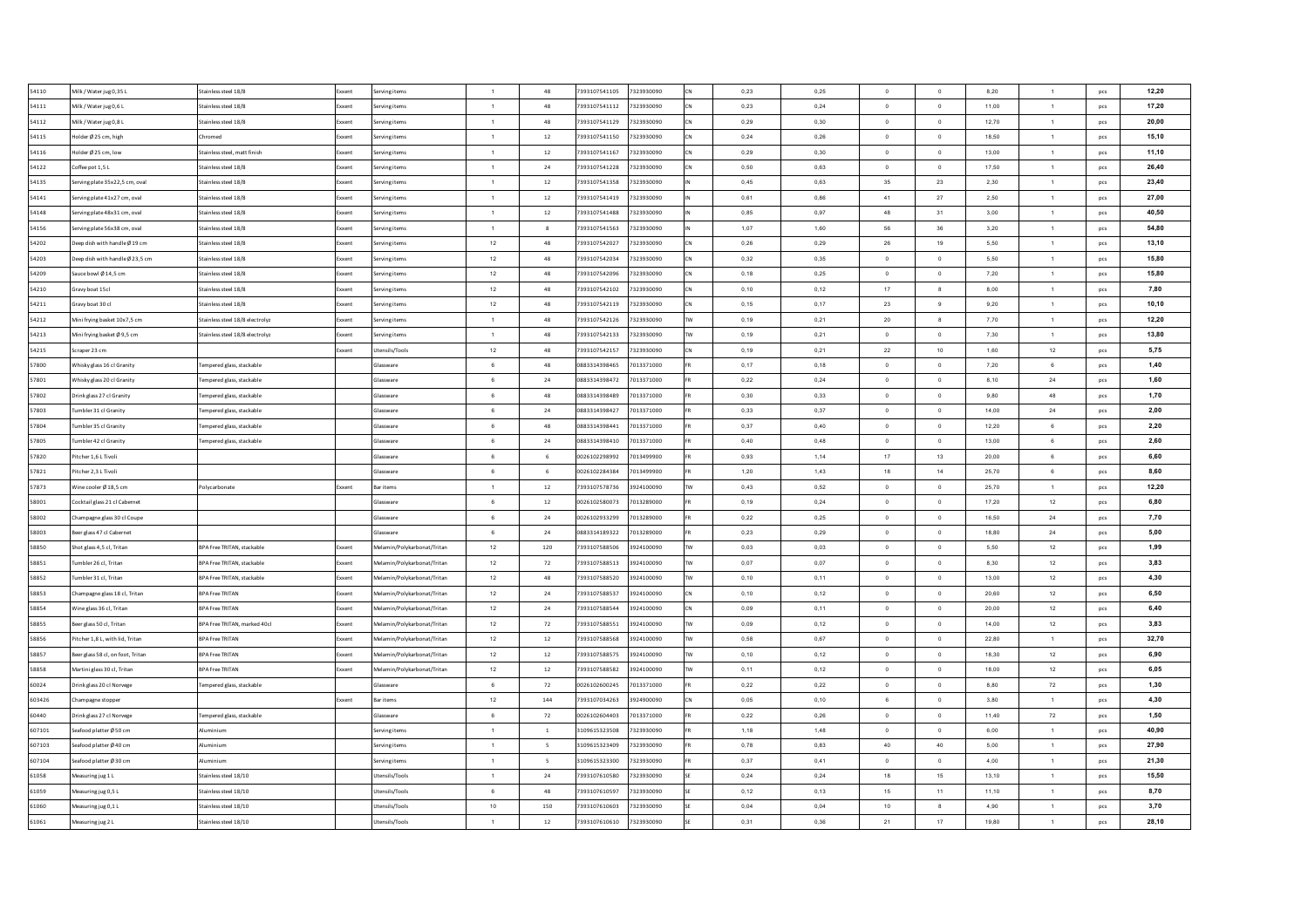| 54110 | Milk / Water jug 0,35 L | Stainless steel 18/8 | Exxent | Serving items | 1 | 48 | 7393107541105 | 7323930090 | CN | 0,23 | 0,25 | 0 | 0 | 8,20 | 1 | pcs | 12,20 |
|---|---|---|---|---|---|---|---|---|---|---|---|---|---|---|---|---|---|
| 54111 | Milk / Water jug 0,6 L | Stainless steel 18/8 | Exxent | Serving items | 1 | 48 | 7393107541112 | 7323930090 | CN | 0,23 | 0,24 | 0 | 0 | 11,00 | 1 | pcs | 17,20 |
| 54112 | Milk / Water jug 0,8 L | Stainless steel 18/8 | Exxent | Serving items | 1 | 48 | 7393107541129 | 7323930090 | CN | 0,29 | 0,30 | 0 | 0 | 12,70 | 1 | pcs | 20,00 |
| 54115 | Holder Ø 25 cm, high | Chromed | Exxent | Serving items | 1 | 12 | 7393107541150 | 7323930090 | CN | 0,24 | 0,26 | 0 | 0 | 18,50 | 1 | pcs | 15,10 |
| 54116 | Holder Ø 25 cm, low | Stainless steel, matt finish | Exxent | Serving items | 1 | 12 | 7393107541167 | 7323930090 | CN | 0,29 | 0,30 | 0 | 0 | 13,00 | 1 | pcs | 11,10 |
| 54122 | Coffee pot 1,5 L | Stainless steel 18/8 | Exxent | Serving items | 1 | 24 | 7393107541228 | 7323930090 | CN | 0,50 | 0,63 | 0 | 0 | 17,50 | 1 | pcs | 26,40 |
| 54135 | Serving plate 35x22,5 cm, oval | Stainless steel 18/8 | Exxent | Serving items | 1 | 12 | 7393107541358 | 7323930090 | IN | 0,45 | 0,63 | 35 | 23 | 2,30 | 1 | pcs | 23,40 |
| 54141 | Serving plate 41x27 cm, oval | Stainless steel 18/8 | Exxent | Serving items | 1 | 12 | 7393107541419 | 7323930090 | IN | 0,61 | 0,66 | 41 | 27 | 2,50 | 1 | pcs | 27,00 |
| 54148 | Serving plate 48x31 cm, oval | Stainless steel 18/8 | Exxent | Serving items | 1 | 12 | 7393107541488 | 7323930090 | IN | 0,85 | 0,97 | 48 | 31 | 3,00 | 1 | pcs | 40,50 |
| 54156 | Serving plate 56x38 cm, oval | Stainless steel 18/8 | Exxent | Serving items | 1 | 8 | 7393107541563 | 7323930090 | IN | 1,07 | 1,60 | 56 | 38 | 3,20 | 1 | pcs | 54,80 |
| 54202 | Deep dish with handle Ø 19 cm | Stainless steel 18/8 | Exxent | Serving items | 12 | 48 | 7393107542027 | 7323930090 | CN | 0,26 | 0,29 | 26 | 19 | 5,50 | 1 | pcs | 13,10 |
| 54203 | Deep dish with handle Ø 23,5 cm | Stainless steel 18/8 | Exxent | Serving items | 12 | 48 | 7393107542034 | 7323930090 | CN | 0,32 | 0,35 | 0 | 0 | 5,50 | 1 | pcs | 15,80 |
| 54209 | Sauce bowl Ø 14,5 cm | Stainless steel 18/8 | Exxent | Serving items | 12 | 48 | 7393107542096 | 7323930090 | CN | 0,18 | 0,25 | 0 | 0 | 7,20 | 1 | pcs | 15,80 |
| 54210 | Gravy boat 15cl | Stainless steel 18/8 | Exxent | Serving items | 12 | 48 | 7393107542102 | 7323930090 | CN | 0,10 | 0,12 | 17 | 8 | 8,00 | 1 | pcs | 7,80 |
| 54211 | Gravy boat 30 cl | Stainless steel 18/8 | Exxent | Serving items | 12 | 48 | 7393107542119 | 7323930090 | CN | 0,15 | 0,17 | 23 | 9 | 9,20 | 1 | pcs | 10,10 |
| 54212 | Mini frying basket 10x7,5 cm | Stainless steel 18/8 electrolyz | Exxent | Serving items | 1 | 48 | 7393107542126 | 7323930090 | TW | 0,19 | 0,21 | 20 | 8 | 7,70 | 1 | pcs | 12,20 |
| 54213 | Mini frying basket Ø 9,5 cm | Stainless steel 18/8 electrolyz | Exxent | Serving items | 1 | 48 | 7393107542133 | 7323930090 | TW | 0,19 | 0,21 | 0 | 0 | 7,30 | 1 | pcs | 13,80 |
| 54215 | Scraper 23 cm | | Exxent | Utensils/Tools | 12 | 48 | 7393107542157 | 7323930090 | CN | 0,19 | 0,21 | 22 | 10 | 1,60 | 12 | pcs | 5,75 |
| 57800 | Whisky glass 16 cl Granity | Tempered glass, stackable | | Glassware | 6 | 48 | 0883314398465 | 7013371000 | FR | 0,17 | 0,18 | 0 | 0 | 7,20 | 6 | pcs | 1,40 |
| 57801 | Whisky glass 20 cl Granity | Tempered glass, stackable | | Glassware | 6 | 24 | 0883314398472 | 7013371000 | FR | 0,22 | 0,24 | 0 | 0 | 8,10 | 24 | pcs | 1,60 |
| 57802 | Drink glass 27 cl Granity | Tempered glass, stackable | | Glassware | 6 | 48 | 0883314398489 | 7013371000 | FR | 0,30 | 0,33 | 0 | 0 | 9,80 | 48 | pcs | 1,70 |
| 57803 | Tumbler 31 cl Granity | Tempered glass, stackable | | Glassware | 6 | 24 | 0883314398427 | 7013371000 | FR | 0,33 | 0,37 | 0 | 0 | 14,00 | 24 | pcs | 2,00 |
| 57804 | Tumbler 35 cl Granity | Tempered glass, stackable | | Glassware | 6 | 48 | 0883314398441 | 7013371000 | FR | 0,37 | 0,40 | 0 | 0 | 12,20 | 6 | pcs | 2,20 |
| 57805 | Tumbler 42 cl Granity | Tempered glass, stackable | | Glassware | 6 | 24 | 0883314398410 | 7013371000 | FR | 0,40 | 0,48 | 0 | 0 | 13,00 | 6 | pcs | 2,60 |
| 57820 | Pitcher 1,6 L Tivoli | | | Glassware | 6 | 6 | 0026102298992 | 7013499900 | FR | 0,93 | 1,14 | 17 | 13 | 20,00 | 6 | pcs | 6,60 |
| 57821 | Pitcher 2,3 L Tivoli | | | Glassware | 6 | 6 | 0026102284384 | 7013499900 | FR | 1,20 | 1,43 | 18 | 14 | 25,70 | 6 | pcs | 8,60 |
| 57873 | Wine cooler Ø 18,5 cm | Polycarbonate | Exxent | Bar items | 1 | 12 | 7393107578736 | 3924100090 | TW | 0,43 | 0,52 | 0 | 0 | 25,70 | 1 | pcs | 12,20 |
| 58001 | Cocktail glass 21 cl Cabernet | | | Glassware | 6 | 12 | 0026102580073 | 7013289000 | FR | 0,19 | 0,24 | 0 | 0 | 17,20 | 12 | pcs | 6,80 |
| 58002 | Champagne glass 30 cl Coupe | | | Glassware | 6 | 24 | 0026102933299 | 7013289000 | FR | 0,22 | 0,25 | 0 | 0 | 16,50 | 24 | pcs | 7,70 |
| 58003 | Beer glass 47 cl Cabernet | | | Glassware | 6 | 24 | 0883314189322 | 7013289000 | FR | 0,23 | 0,29 | 0 | 0 | 18,80 | 24 | pcs | 5,00 |
| 58850 | Shot glass 4,5 cl, Tritan | BPA Free TRITAN, stackable | Exxent | Melamin/Polykarbonat/Tritan | 12 | 120 | 7393107588506 | 3924100090 | TW | 0,03 | 0,03 | 0 | 0 | 5,50 | 12 | pcs | 1,99 |
| 58851 | Tumbler 26 cl, Tritan | BPA Free TRITAN, stackable | Exxent | Melamin/Polykarbonat/Tritan | 12 | 72 | 7393107588513 | 3924100090 | TW | 0,07 | 0,07 | 0 | 0 | 8,30 | 12 | pcs | 3,83 |
| 58852 | Tumbler 31 cl, Tritan | BPA Free TRITAN, stackable | Exxent | Melamin/Polykarbonat/Tritan | 12 | 48 | 7393107588520 | 3924100090 | TW | 0,10 | 0,11 | 0 | 0 | 13,00 | 12 | pcs | 4,30 |
| 58853 | Champagne glass 18 cl, Tritan | BPA Free TRITAN | Exxent | Melamin/Polykarbonat/Tritan | 12 | 24 | 7393107588537 | 3924100090 | CN | 0,10 | 0,12 | 0 | 0 | 20,60 | 12 | pcs | 6,50 |
| 58854 | Wine glass 36 cl, Tritan | BPA Free TRITAN | Exxent | Melamin/Polykarbonat/Tritan | 12 | 24 | 7393107588544 | 3924100090 | CN | 0,09 | 0,11 | 0 | 0 | 20,00 | 12 | pcs | 6,40 |
| 58855 | Beer glass 50 cl, Tritan | BPA Free TRITAN, marked 40cl | Exxent | Melamin/Polykarbonat/Tritan | 12 | 72 | 7393107588551 | 3924100090 | TW | 0,09 | 0,12 | 0 | 0 | 14,00 | 12 | pcs | 3,83 |
| 58856 | Pitcher 1,8 L, with lid, Tritan | BPA Free TRITAN | Exxent | Melamin/Polykarbonat/Tritan | 12 | 12 | 7393107588568 | 3924100090 | TW | 0,58 | 0,67 | 0 | 0 | 22,80 | 1 | pcs | 32,70 |
| 58857 | Beer glass 58 cl, on foot, Tritan | BPA Free TRITAN | Exxent | Melamin/Polykarbonat/Tritan | 12 | 12 | 7393107588575 | 3924100090 | TW | 0,10 | 0,12 | 0 | 0 | 18,30 | 12 | pcs | 6,90 |
| 58858 | Martini glass 30 cl, Tritan | BPA Free TRITAN | Exxent | Melamin/Polykarbonat/Tritan | 12 | 12 | 7393107588582 | 3924100090 | TW | 0,11 | 0,12 | 0 | 0 | 18,00 | 12 | pcs | 6,05 |
| 60024 | Drink glass 20 cl Norvege | Tempered glass, stackable | | Glassware | 6 | 72 | 0026102600245 | 7013371000 | FR | 0,22 | 0,22 | 0 | 0 | 8,80 | 72 | pcs | 1,30 |
| 603426 | Champagne stopper | | Exxent | Bar items | 12 | 144 | 7393107034263 | 3924900090 | CN | 0,05 | 0,10 | 6 | 0 | 3,80 | 1 | pcs | 4,30 |
| 60440 | Drink glass 27 cl Norvege | Tempered glass, stackable | | Glassware | 6 | 72 | 0026102604403 | 7013371000 | FR | 0,22 | 0,26 | 0 | 0 | 11,40 | 72 | pcs | 1,50 |
| 607101 | Seafood platter Ø 50 cm | Aluminium | | Serving items | 1 | 1 | 3109615323508 | 7323930090 | FR | 1,18 | 1,48 | 0 | 0 | 6,00 | 1 | pcs | 40,90 |
| 607103 | Seafood platter Ø 40 cm | Aluminium | | Serving items | 1 | 5 | 3109615323409 | 7323930090 | FR | 0,78 | 0,83 | 40 | 40 | 5,00 | 1 | pcs | 27,90 |
| 607104 | Seafood platter Ø 30 cm | Aluminium | | Serving items | 1 | 5 | 3109615323300 | 7323930090 | FR | 0,37 | 0,41 | 0 | 0 | 4,00 | 1 | pcs | 21,30 |
| 61058 | Measuring jug 1 L | Stainless steel 18/10 | | Utensils/Tools | 1 | 24 | 7393107610580 | 7323930090 | SE | 0,24 | 0,24 | 18 | 15 | 13,10 | 1 | pcs | 15,50 |
| 61059 | Measuring jug 0,5 L | Stainless steel 18/10 | | Utensils/Tools | 6 | 48 | 7393107610597 | 7323930090 | SE | 0,12 | 0,13 | 15 | 11 | 11,10 | 1 | pcs | 8,70 |
| 61060 | Measuring jug 0,1 L | Stainless steel 18/10 | | Utensils/Tools | 10 | 150 | 7393107610603 | 7323930090 | SE | 0,04 | 0,04 | 10 | 8 | 4,90 | 1 | pcs | 3,70 |
| 61061 | Measuring jug 2 L | Stainless steel 18/10 | | Utensils/Tools | 1 | 12 | 7393107610610 | 7323930090 | SE | 0,31 | 0,36 | 21 | 17 | 19,80 | 1 | pcs | 28,10 |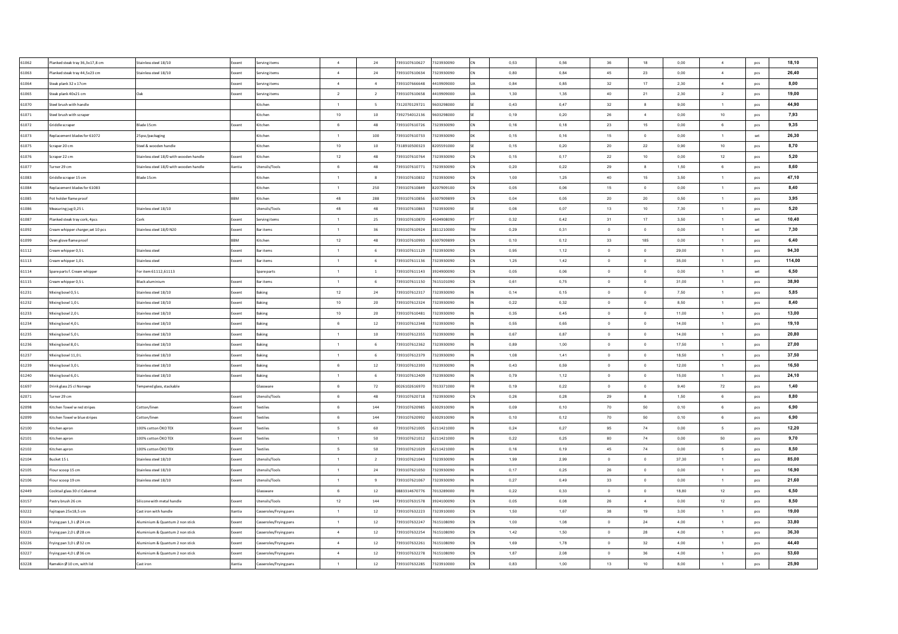| | | | | | | | | | | | | | | | | |
|---|---|---|---|---|---|---|---|---|---|---|---|---|---|---|---|---|
| 61062 | Planked steak tray 36,3x17,8 cm | Stainless steel 18/10 | Exxent | Serving items | 4 | 24 | 7393107610627 | 7323930090 | CN | 0,53 | 0,56 | 36 | 18 | 0,00 | 4 | pcs | 18,10 |
| 61063 | Planked steak tray 44,5x23 cm | Stainless steel 18/10 | Exxent | Serving items | 4 | 24 | 7393107610634 | 7323930090 | CN | 0,80 | 0,84 | 45 | 23 | 0,00 | 4 | pcs | 26,40 |
| 61064 | Steak plank 32 x 17cm | | Exxent | Serving items | 4 | 4 | 7393107666648 | 4419909000 | UA | 0,84 | 0,85 | 32 | 17 | 2,30 | 4 | pcs | 8,00 |
| 61065 | Steak plank 40x21 cm | Oak | Exxent | Serving items | 2 | 2 | 7393107610658 | 4419909000 | UA | 1,30 | 1,35 | 40 | 21 | 2,30 | 2 | pcs | 19,00 |
| 61070 | Steel brush with handle | | | Kitchen | 1 | 5 | 7312070129721 | 9603298000 | SE | 0,43 | 0,47 | 32 | 8 | 9,00 | 1 | pcs | 44,90 |
| 61071 | Steel brush with scraper | | | Kitchen | 10 | 10 | 7392754012136 | 9603298000 | SE | 0,19 | 0,20 | 26 | 4 | 0,00 | 10 | pcs | 7,93 |
| 61072 | Griddle scraper | Blade 15cm | Exxent | Kitchen | 6 | 48 | 7393107610726 | 7323930090 | CN | 0,16 | 0,18 | 23 | 15 | 0,00 | 6 | pcs | 9,35 |
| 61073 | Replacement blades for 61072 | 25psc/packaging | | Kitchen | 1 | 100 | 7393107610733 | 7323930090 | DK | 0,15 | 0,16 | 15 | 0 | 0,00 | 1 | set | 26,30 |
| 61075 | Scraper 20 cm | Steel & wooden handle | | Kitchen | 10 | 10 | 7318910500323 | 8205591000 | SE | 0,15 | 0,20 | 20 | 22 | 0,90 | 10 | pcs | 8,70 |
| 61076 | Scraper 22 cm | Stainless steel 18/0 with wooden handle | Exxent | Kitchen | 12 | 48 | 7393107610764 | 7323930090 | CN | 0,15 | 0,17 | 22 | 10 | 0,00 | 12 | pcs | 5,20 |
| 61077 | Turner 29 cm | Stainless steel 18/0 with wooden handle | Xantia | Utensils/Tools | 6 | 48 | 7393107610771 | 7323930090 | CN | 0,20 | 0,22 | 29 | 8 | 1,50 | 6 | pcs | 8,60 |
| 61083 | Griddle scraper 15 cm | Blade 15cm | | Kitchen | 1 | 8 | 7393107610832 | 7323930090 | CN | 1,00 | 1,25 | 40 | 15 | 3,50 | 1 | pcs | 47,10 |
| 61084 | Replacement blades for 61083 | | | Kitchen | 1 | 250 | 7393107610849 | 8207909100 | CN | 0,05 | 0,06 | 15 | 0 | 0,00 | 1 | pcs | 8,40 |
| 61085 | Pot holder flame proof | | BBM | Kitchen | 48 | 288 | 7393107610856 | 6307909899 | CN | 0,04 | 0,05 | 20 | 20 | 0,50 | 1 | pcs | 3,95 |
| 61086 | Measuring jug 0,25 L | Stainless steel 18/10 | | Utensils/Tools | 48 | 48 | 7393107610863 | 7323930090 | SE | 0,06 | 0,07 | 13 | 10 | 7,30 | 1 | pcs | 5,20 |
| 61087 | Planked steak tray cork, 4pcs | Cork | Exxent | Serving items | 1 | 25 | 7393107610870 | 4504908090 | PT | 0,32 | 0,42 | 31 | 17 | 3,50 | 1 | set | 10,40 |
| 61092 | Cream whipper charger,set 10 pcs | Stainless steel 18/0 N2O | Exxent | Bar items | 1 | 36 | 7393107610924 | 2811210000 | TW | 0,29 | 0,31 | 0 | 0 | 0,00 | 1 | set | 7,30 |
| 61099 | Oven glove flame proof | | BBM | Kitchen | 12 | 48 | 7393107610993 | 6307909899 | CN | 0,10 | 0,12 | 33 | 185 | 0,00 | 1 | pcs | 6,40 |
| 61112 | Cream whipper 0,5 L | Stainless steel | Exxent | Bar items | 1 | 6 | 7393107611129 | 7323930090 | CN | 0,95 | 1,12 | 0 | 0 | 29,00 | 1 | pcs | 94,30 |
| 61113 | Cream whipper 1,0 L | Stainless steel | Exxent | Bar items | 1 | 6 | 7393107611136 | 7323930090 | CN | 1,25 | 1,42 | 0 | 0 | 35,00 | 1 | pcs | 114,00 |
| 61114 | Spare parts f. Cream whipper | For item 61112,61113 | | Spare parts | 1 | 1 | 7393107611143 | 3924900090 | CN | 0,05 | 0,06 | 0 | 0 | 0,00 | 1 | set | 6,50 |
| 61115 | Cream whipper 0,5 L | Black aluminium | Exxent | Bar items | 1 | 6 | 7393107611150 | 7615101090 | CN | 0,61 | 0,75 | 0 | 0 | 31,00 | 1 | pcs | 38,90 |
| 61231 | Mixing bowl 0,5 L | Stainless steel 18/10 | Exxent | Baking | 12 | 24 | 7393107612317 | 7323930090 | IN | 0,14 | 0,15 | 0 | 0 | 7,50 | 1 | pcs | 5,85 |
| 61232 | Mixing bowl 1,0 L | Stainless steel 18/10 | Exxent | Baking | 10 | 20 | 7393107612324 | 7323930090 | IN | 0,22 | 0,32 | 0 | 0 | 8,50 | 1 | pcs | 8,40 |
| 61233 | Mixing bowl 2,0 L | Stainless steel 18/10 | Exxent | Baking | 10 | 20 | 7393107610481 | 7323930090 | IN | 0,35 | 0,45 | 0 | 0 | 11,00 | 1 | pcs | 13,00 |
| 61234 | Mixing bowl 4,0 L | Stainless steel 18/10 | Exxent | Baking | 6 | 12 | 7393107612348 | 7323930090 | IN | 0,55 | 0,65 | 0 | 0 | 14,00 | 1 | pcs | 19,10 |
| 61235 | Mixing bowl 5,0 L | Stainless steel 18/10 | Exxent | Baking | 1 | 10 | 7393107612355 | 7323930090 | IN | 0,67 | 0,87 | 0 | 0 | 14,00 | 1 | pcs | 20,80 |
| 61236 | Mixing bowl 8,0 L | Stainless steel 18/10 | Exxent | Baking | 1 | 6 | 7393107612362 | 7323930090 | IN | 0,89 | 1,00 | 0 | 0 | 17,50 | 1 | pcs | 27,00 |
| 61237 | Mixing bowl 11,0 L | Stainless steel 18/10 | Exxent | Baking | 1 | 6 | 7393107612379 | 7323930090 | IN | 1,08 | 1,41 | 0 | 0 | 18,50 | 1 | pcs | 37,50 |
| 61239 | Mixing bowl 3,0 L | Stainless steel 18/10 | Exxent | Baking | 6 | 12 | 7393107612393 | 7323930090 | IN | 0,43 | 0,59 | 0 | 0 | 12,00 | 1 | pcs | 16,50 |
| 61240 | Mixing bowl 6,0 L | Stainless steel 18/10 | Exxent | Baking | 1 | 6 | 7393107612409 | 7323930090 | IN | 0,79 | 1,12 | 0 | 0 | 15,00 | 1 | pcs | 24,10 |
| 61697 | Drink glass 25 cl Norvege | Tempered glass, stackable | | Glassware | 6 | 72 | 0026102616970 | 7013371000 | FR | 0,19 | 0,22 | 0 | 0 | 9,40 | 72 | pcs | 1,40 |
| 62071 | Turner 29 cm | | Exxent | Utensils/Tools | 6 | 48 | 7393107620718 | 7323930090 | CN | 0,26 | 0,28 | 29 | 8 | 1,50 | 6 | pcs | 8,80 |
| 62098 | Kitchen Towel w red stripes | Cotton/linen | Exxent | Textiles | 6 | 144 | 7393107620985 | 6302910090 | IN | 0,09 | 0,10 | 70 | 50 | 0,10 | 6 | pcs | 6,90 |
| 62099 | Kitchen Towel w blue stripes | Cotton/linen | Exxent | Textiles | 6 | 144 | 7393107620992 | 6302910090 | IN | 0,10 | 0,12 | 70 | 50 | 0,10 | 6 | pcs | 6,90 |
| 62100 | Kitchen apron | 100% cotton ÖKO TEX | Exxent | Textiles | 5 | 60 | 7393107621005 | 6211421000 | IN | 0,24 | 0,27 | 95 | 74 | 0,00 | 5 | pcs | 12,20 |
| 62101 | Kitchen apron | 100% cotton ÖKO TEX | Exxent | Textiles | 1 | 50 | 7393107621012 | 6211421000 | IN | 0,22 | 0,25 | 80 | 74 | 0,00 | 50 | pcs | 9,70 |
| 62102 | Kitchen apron | 100% cotton ÖKO TEX | Exxent | Textiles | 5 | 50 | 7393107621029 | 6211421000 | IN | 0,16 | 0,19 | 45 | 74 | 0,00 | 5 | pcs | 8,50 |
| 62104 | Bucket 15 L | Stainless steel 18/10 | Exxent | Utensils/Tools | 1 | 2 | 7393107621043 | 7323930090 | IN | 1,99 | 2,99 | 0 | 0 | 37,30 | 1 | pcs | 85,00 |
| 62105 | Flour scoop 15 cm | Stainless steel 18/10 | Exxent | Utensils/Tools | 1 | 24 | 7393107621050 | 7323930090 | IN | 0,17 | 0,25 | 26 | 0 | 0,00 | 1 | pcs | 16,90 |
| 62106 | Flour scoop 19 cm | Stainless steel 18/10 | Exxent | Utensils/Tools | 1 | 9 | 7393107621067 | 7323930090 | IN | 0,27 | 0,49 | 33 | 0 | 0,00 | 1 | pcs | 21,60 |
| 62449 | Cocktail glass 30 cl Cabernet | | | Glassware | 6 | 12 | 0883314670776 | 7013289000 | FR | 0,22 | 0,33 | 0 | 0 | 18,80 | 12 | pcs | 6,50 |
| 63157 | Pastry brush 26 cm | Silicone with metal handle | Exxent | Utensils/Tools | 12 | 144 | 7393107631578 | 3924100090 | CN | 0,05 | 0,08 | 26 | 4 | 0,00 | 12 | pcs | 8,50 |
| 63222 | Fajitapan 25x18,5 cm | Cast iron with handle | Xantia | Casseroles/Frying pans | 1 | 12 | 7393107632223 | 7323910000 | CN | 1,50 | 1,67 | 38 | 19 | 3,00 | 1 | pcs | 19,00 |
| 63224 | Frying pan 1,3 L Ø 24 cm | Aluminium & Quantum 2 non stick | Exxent | Casseroles/Frying pans | 1 | 12 | 7393107632247 | 7615108090 | CN | 1,00 | 1,08 | 0 | 24 | 4,00 | 1 | pcs | 33,80 |
| 63225 | Frying pan 2,0 L Ø 28 cm | Aluminium & Quantum 2 non stick | Exxent | Casseroles/Frying pans | 4 | 12 | 7393107632254 | 7615108090 | CN | 1,42 | 1,50 | 0 | 28 | 4,00 | 1 | pcs | 36,30 |
| 63226 | Frying pan 3,0 L Ø 32 cm | Aluminium & Quantum 2 non stick | Exxent | Casseroles/Frying pans | 4 | 12 | 7393107632261 | 7615108090 | CN | 1,69 | 1,78 | 0 | 32 | 4,00 | 1 | pcs | 44,40 |
| 63227 | Frying pan 4,0 L Ø 36 cm | Aluminium & Quantum 2 non stick | Exxent | Casseroles/Frying pans | 4 | 12 | 7393107632278 | 7615108090 | CN | 1,87 | 2,08 | 0 | 36 | 4,00 | 1 | pcs | 53,60 |
| 63228 | Ramekin Ø 10 cm, with lid | Cast iron | Xantia | Casseroles/Frying pans | 1 | 12 | 7393107632285 | 7323910000 | CN | 0,83 | 1,00 | 13 | 10 | 8,00 | 1 | pcs | 25,90 |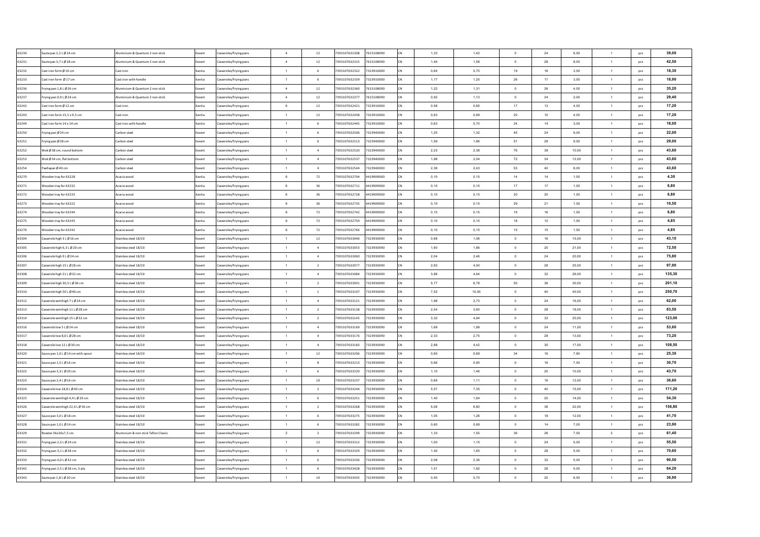| | | | | | | | | | | | | | | | | |
|---|---|---|---|---|---|---|---|---|---|---|---|---|---|---|---|---|
| 63230 | Saute pan 2,2 L Ø 24 cm | Aluminium & Quantum 2 non stick | Exxent | Casseroles/Frying pans | 4 | 12 | 7393107632308 | 7615108090 | CN | 1,33 | 1,42 | 0 | 24 | 6,50 | 1 | pcs | 39,00 |
| 63231 | Saute pan 3,7 L Ø 28 cm | Aluminium & Quantum 2 non stick | Exxent | Casseroles/Frying pans | 4 | 12 | 7393107632315 | 7615108090 | CN | 1,44 | 1,58 | 0 | 28 | 8,00 | 1 | pcs | 42,50 |
| 63232 | Cast iron form Ø 16 cm | Cast iron | Xantia | Casseroles/Frying pans | 1 | 6 | 7393107632322 | 7323910000 | CN | 0,64 | 0,70 | 19 | 16 | 3,50 | 1 | pcs | 18,30 |
| 63233 | Cast iron form Ø 17 cm | Cast iron with handle | Xantia | Casseroles/Frying pans | 1 | 6 | 7393107632339 | 7323910000 | CN | 1,17 | 1,25 | 26 | 17 | 3,50 | 1 | pcs | 18,90 |
| 63236 | Frying pan 1,8 L Ø 26 cm | Aluminium & Quantum 2 non stick | Exxent | Casseroles/Frying pans | 4 | 12 | 7393107632360 | 7615108090 | CN | 1,22 | 1,31 | 0 | 26 | 4,00 | 1 | pcs | 35,20 |
| 63237 | Frying pan 0,9 L Ø 24 cm | Aluminium & Quantum 2 non stick | Exxent | Casseroles/Frying pans | 4 | 12 | 7393107632377 | 7615108090 | CN | 0,92 | 1,13 | 0 | 24 | 2,00 | 1 | pcs | 29,40 |
| 63242 | Cast iron form Ø 12 cm | Cast iron | Xantia | Casseroles/Frying pans | 6 | 12 | 7393107632421 | 7323910000 | CN | 0,58 | 0,65 | 17 | 13 | 4,00 | 1 | pcs | 17,20 |
| 63243 | Cast iron form 15,5 x 9,5 cm | Cast iron | Xantia | Casseroles/Frying pans | 1 | 12 | 7393107632438 | 7323910000 | CN | 0,63 | 0,69 | 20 | 10 | 4,00 | 1 | pcs | 17,20 |
| 63244 | Cast iron form 14 x 14 cm | Cast iron with handle | Xantia | Casseroles/Frying pans | 1 | 6 | 7393107632445 | 7323910000 | CN | 0,63 | 0,70 | 24 | 14 | 3,00 | 1 | pcs | 18,00 |
| 63250 | Frying pan Ø 24 cm | Carbon steel | Exxent | Casseroles/Frying pans | 1 | 6 | 7393107632506 | 7323940000 | CN | 1,25 | 1,32 | 45 | 24 | 9,00 | 1 | pcs | 22,00 |
| 63251 | Frying pan Ø 28 cm | Carbon steel | Exxent | Casseroles/Frying pans | 1 | 6 | 7393107632513 | 7323940000 | CN | 1,59 | 1,66 | 51 | 28 | 9,50 | 1 | pcs | 29,00 |
| 63252 | Wok Ø 38 cm, round bottom | Carbon steel | Exxent | Casseroles/Frying pans | 1 | 4 | 7393107632520 | 7323940000 | CN | 2,23 | 2,38 | 76 | 38 | 10,50 | 1 | pcs | 43,60 |
| 63253 | Wok Ø 34 cm, flat bottom | Carbon steel | Exxent | Casseroles/Frying pans | 1 | 4 | 7393107632537 | 7323940000 | CN | 1,98 | 2,04 | 72 | 34 | 12,00 | 1 | pcs | 43,60 |
| 63254 | Paellapan Ø 40 cm | Carbon steel | Exxent | Casseroles/Frying pans | 1 | 4 | 7393107632544 | 7323940000 | CN | 2,38 | 2,43 | 53 | 40 | 8,00 | 1 | pcs | 43,60 |
| 63270 | Wooden tray for 63228 | Acacia wood | Xantia | Casseroles/Frying pans | 6 | 72 | 7393107632704 | 4419909000 | CN | 0,10 | 0,15 | 14 | 14 | 1,50 | 1 | pcs | 4,30 |
| 63271 | Wooden tray for 63232 | Acacia wood | Xantia | Casseroles/Frying pans | 6 | 36 | 7393107632711 | 4419909000 | CN | 0,10 | 0,15 | 17 | 17 | 1,50 | 1 | pcs | 6,80 |
| 63272 | Wooden tray for 63233 | Acacia wood | Xantia | Casseroles/Frying pans | 6 | 36 | 7393107632728 | 4419909000 | CN | 0,10 | 0,15 | 20 | 20 | 1,50 | 1 | pcs | 6,80 |
| 63273 | Wooden tray for 63222 | Acacia wood | Xantia | Casseroles/Frying pans | 6 | 36 | 7393107632735 | 4419909000 | CN | 0,10 | 0,15 | 29 | 21 | 1,50 | 1 | pcs | 10,50 |
| 63274 | Wooden tray for 63244 | Acacia wood | Xantia | Casseroles/Frying pans | 6 | 72 | 7393107632742 | 4419909000 | CN | 0,10 | 0,15 | 16 | 16 | 1,50 | 1 | pcs | 6,80 |
| 63275 | Wooden tray for 63243 | Acacia wood | Xantia | Casseroles/Frying pans | 6 | 72 | 7393107632759 | 4419909000 | CN | 0,10 | 0,15 | 18 | 12 | 1,50 | 1 | pcs | 4,85 |
| 63276 | Wooden tray for 63242 | Acacia wood | Xantia | Casseroles/Frying pans | 6 | 72 | 7393107632766 | 4419909000 | CN | 0,10 | 0,15 | 15 | 15 | 1,50 | 1 | pcs | 4,85 |
| 63304 | Casserole high 3 L Ø 16 cm | Stainless steel 18/10 | Exxent | Casseroles/Frying pans | 1 | 12 | 7393107633046 | 7323930090 | CN | 0,68 | 1,06 | 0 | 16 | 15,00 | 1 | pcs | 43,10 |
| 63305 | Casserole high 6,3 L Ø 20 cm | Stainless steel 18/10 | Exxent | Casseroles/Frying pans | 1 | 4 | 7393107633053 | 7323930090 | CN | 1,60 | 1,86 | 0 | 20 | 21,00 | 1 | pcs | 72,50 |
| 63306 | Casserole high 9 L Ø 24 cm | Stainless steel 18/10 | Exxent | Casseroles/Frying pans | 1 | 4 | 7393107633060 | 7323930090 | CN | 2,04 | 2,46 | 0 | 24 | 20,00 | 1 | pcs | 75,80 |
| 63307 | Casserole high 15 L Ø 28 cm | Stainless steel 18/10 | Exxent | Casseroles/Frying pans | 1 | 2 | 7393107633077 | 7323930090 | CN | 2,93 | 4,00 | 0 | 28 | 25,00 | 1 | pcs | 97,90 |
| 63308 | Casserole high 21 L Ø 32 cm | Stainless steel 18/10 | Exxent | Casseroles/Frying pans | 1 | 4 | 7393107633084 | 7323930090 | CN | 3,86 | 4,64 | 0 | 32 | 26,00 | 1 | pcs | 135,30 |
| 63309 | Casserole high 30,5 L Ø 36 cm | Stainless steel 18/10 | Exxent | Casseroles/Frying pans | 1 | 2 | 7393107633091 | 7323930090 | CN | 5,77 | 6,78 | 50 | 36 | 30,00 | 1 | pcs | 201,10 |
| 63310 | Casserole high 50 L Ø 40 cm | Stainless steel 18/10 | Exxent | Casseroles/Frying pans | 1 | 1 | 7393107633107 | 7323930090 | CN | 7,52 | 10,00 | 0 | 40 | 40,00 | 1 | pcs | 250,70 |
| 63312 | Casserole semihigh 7 L Ø 24 cm | Stainless steel 18/10 | Exxent | Casseroles/Frying pans | 1 | 4 | 7393107633121 | 7323930090 | CN | 1,98 | 2,73 | 0 | 24 | 16,00 | 1 | pcs | 62,00 |
| 63313 | Casserole semihigh 11 L Ø 28 cm | Stainless steel 18/10 | Exxent | Casseroles/Frying pans | 1 | 2 | 7393107633138 | 7323930090 | CN | 2,54 | 3,60 | 0 | 28 | 18,00 | 1 | pcs | 83,50 |
| 63314 | Casserole semihigh 15 L Ø 32 cm | Stainless steel 18/10 | Exxent | Casseroles/Frying pans | 1 | 2 | 7393107633145 | 7323930090 | CN | 3,32 | 4,94 | 0 | 32 | 20,00 | 1 | pcs | 123,00 |
| 63316 | Casserole low 5 L Ø 24 cm | Stainless steel 18/10 | Exxent | Casseroles/Frying pans | 1 | 4 | 7393107633169 | 7323930090 | CN | 1,69 | 1,99 | 0 | 24 | 11,00 | 1 | pcs | 53,60 |
| 63317 | Casserole low 8,0 L Ø 28 cm | Stainless steel 18/10 | Exxent | Casseroles/Frying pans | 1 | 4 | 7393107633176 | 7323930090 | CN | 2,33 | 2,75 | 0 | 28 | 13,00 | 1 | pcs | 73,20 |
| 63318 | Casserole low 12 L Ø 30 cm | Stainless steel 18/10 | Exxent | Casseroles/Frying pans | 1 | 4 | 7393107633183 | 7323930090 | CN | 2,88 | 4,42 | 0 | 30 | 17,00 | 1 | pcs | 108,50 |
| 63320 | Sauce pan 1,0 L Ø 14 cm wtih spout | Stainless steel 18/10 | Exxent | Casseroles/Frying pans | 1 | 12 | 7393107633206 | 7323930090 | CN | 0,60 | 0,69 | 34 | 16 | 7,80 | 1 | pcs | 25,30 |
| 63321 | Sauce pan 1,5 L Ø 16 cm | Stainless steel 18/10 | Exxent | Casseroles/Frying pans | 1 | 8 | 7393107633213 | 7323930090 | CN | 0,66 | 0,95 | 0 | 16 | 7,50 | 1 | pcs | 30,70 |
| 63322 | Sauce pan 3,3 L Ø 20 cm | Stainless steel 18/10 | Exxent | Casseroles/Frying pans | 1 | 6 | 7393107633220 | 7323930090 | CN | 1,10 | 1,46 | 0 | 20 | 10,50 | 1 | pcs | 43,70 |
| 63323 | Sauce pan 2,4 L Ø 16 cm | Stainless steel 18/10 | Exxent | Casseroles/Frying pans | 1 | 10 | 7393107633237 | 7323930090 | CN | 0,69 | 1,11 | 0 | 16 | 12,00 | 1 | pcs | 36,60 |
| 63324 | Casserole low 18,8 L Ø 40 cm | Stainless steel 18/10 | Exxent | Casseroles/Frying pans | 1 | 2 | 7393107633244 | 7323930090 | CN | 5,57 | 7,35 | 0 | 40 | 15,00 | 1 | pcs | 171,20 |
| 63325 | Casserole semihigh 4,4 L Ø 20 cm | Stainless steel 18/10 | Exxent | Casseroles/Frying pans | 1 | 6 | 7393107633251 | 7323930090 | CN | 1,40 | 1,64 | 0 | 20 | 14,00 | 1 | pcs | 54,30 |
| 63326 | Casserole semihigh 22,4 L Ø 36 cm | Stainless steel 18/10 | Exxent | Casseroles/Frying pans | 1 | 2 | 7393107633268 | 7323930090 | CN | 5,06 | 6,80 | 0 | 36 | 22,00 | 1 | pcs | 156,80 |
| 63327 | Sauce pan 3,0 L Ø 18 cm | Stainless steel 18/10 | Exxent | Casseroles/Frying pans | 1 | 6 | 7393107633275 | 7323930090 | CN | 1,05 | 1,26 | 0 | 18 | 12,00 | 1 | pcs | 41,70 |
| 63328 | Sauce pan 1,0 L Ø 14 cm | Stainless steel 18/10 | Exxent | Casseroles/Frying pans | 1 | 6 | 7393107633282 | 7323930090 | CN | 0,60 | 0,69 | 0 | 14 | 7,00 | 1 | pcs | 23,90 |
| 63329 | Roaster 36x26x7,5 cm | Aluminium & non stick Teflon Classic | Exxent | Casseroles/Frying pans | 2 | 2 | 7393107633299 | 7323930090 | CN | 1,33 | 1,55 | 36 | 26 | 7,50 | 2 | pcs | 61,40 |
| 63331 | Frying pan 2,3 L Ø 24 cm | Stainless steel 18/10 | Exxent | Casseroles/Frying pans | 1 | 12 | 7393107633312 | 7323930090 | CN | 1,00 | 1,15 | 0 | 24 | 5,00 | 1 | pcs | 55,50 |
| 63332 | Frying pan 3,1 L Ø 28 cm | Stainless steel 18/10 | Exxent | Casseroles/Frying pans | 1 | 6 | 7393107633329 | 7323930090 | CN | 1,40 | 1,65 | 0 | 28 | 5,00 | 1 | pcs | 70,60 |
| 63333 | Frying pan 4,0 L Ø 32 cm | Stainless steel 18/10 | Exxent | Casseroles/Frying pans | 1 | 6 | 7393107633336 | 7323930090 | CN | 2,08 | 2,36 | 0 | 32 | 5,00 | 1 | pcs | 90,50 |
| 63342 | Frying pan 2,5 L Ø 28 cm, 3-ply | Stainless steel 18/10 | Exxent | Casseroles/Frying pans | 1 | 6 | 7393107633428 | 7323930090 | CN | 1,51 | 1,92 | 0 | 28 | 5,00 | 1 | pcs | 64,20 |
| 63343 | Saute pan 1,8 L Ø 20 cm | Stainless steel 18/10 | Exxent | Casseroles/Frying pans | 1 | 10 | 7393107633435 | 7323930090 | CN | 0,55 | 0,70 | 0 | 20 | 6,50 | 1 | pcs | 36,90 |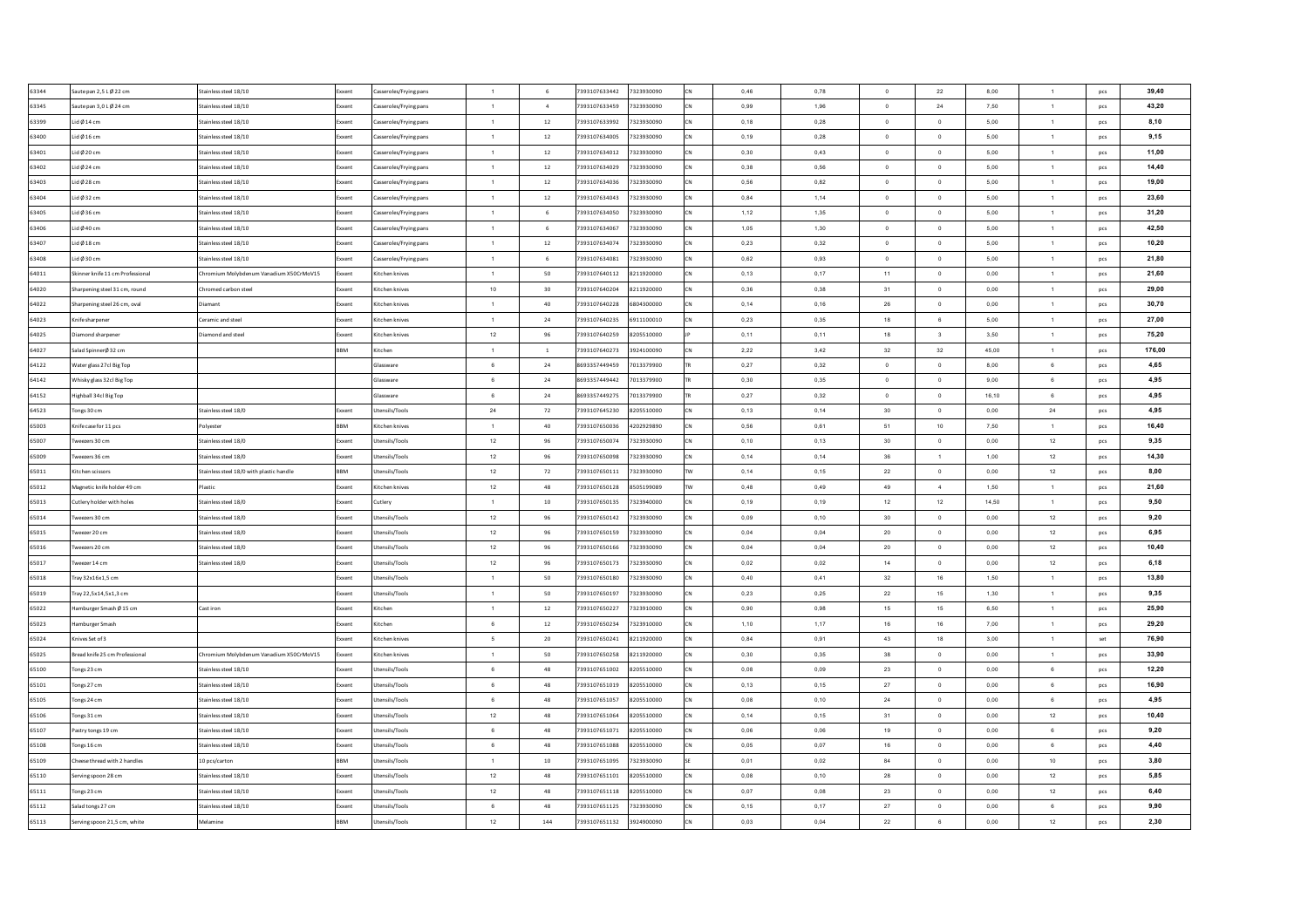| | | | | | | | | | | | | | | | | | |
|---|---|---|---|---|---|---|---|---|---|---|---|---|---|---|---|---|---|
| 63344 | Sautepan 2,5 L Ø 22 cm | Stainless steel 18/10 | Exxent | Casseroles/Frying pans | 1 | 6 | 7393107633442 | 7323930090 | CN | 0,46 | 0,78 | 0 | 22 | 8,00 | 1 | pcs | 39,40 |
| 63345 | Sautepan 3,0 L Ø 24 cm | Stainless steel 18/10 | Exxent | Casseroles/Frying pans | 1 | 4 | 7393107633459 | 7323930090 | CN | 0,99 | 1,96 | 0 | 24 | 7,50 | 1 | pcs | 43,20 |
| 63399 | Lid Ø 14 cm | Stainless steel 18/10 | Exxent | Casseroles/Frying pans | 1 | 12 | 7393107633992 | 7323930090 | CN | 0,18 | 0,28 | 0 | 0 | 5,00 | 1 | pcs | 8,10 |
| 63400 | Lid Ø 16 cm | Stainless steel 18/10 | Exxent | Casseroles/Frying pans | 1 | 12 | 7393107634005 | 7323930090 | CN | 0,19 | 0,28 | 0 | 0 | 5,00 | 1 | pcs | 9,15 |
| 63401 | Lid Ø 20 cm | Stainless steel 18/10 | Exxent | Casseroles/Frying pans | 1 | 12 | 7393107634012 | 7323930090 | CN | 0,30 | 0,43 | 0 | 0 | 5,00 | 1 | pcs | 11,00 |
| 63402 | Lid Ø 24 cm | Stainless steel 18/10 | Exxent | Casseroles/Frying pans | 1 | 12 | 7393107634029 | 7323930090 | CN | 0,38 | 0,56 | 0 | 0 | 5,00 | 1 | pcs | 14,40 |
| 63403 | Lid Ø 28 cm | Stainless steel 18/10 | Exxent | Casseroles/Frying pans | 1 | 12 | 7393107634036 | 7323930090 | CN | 0,56 | 0,82 | 0 | 0 | 5,00 | 1 | pcs | 19,00 |
| 63404 | Lid Ø 32 cm | Stainless steel 18/10 | Exxent | Casseroles/Frying pans | 1 | 12 | 7393107634043 | 7323930090 | CN | 0,84 | 1,14 | 0 | 0 | 5,00 | 1 | pcs | 23,60 |
| 63405 | Lid Ø 36 cm | Stainless steel 18/10 | Exxent | Casseroles/Frying pans | 1 | 6 | 7393107634050 | 7323930090 | CN | 1,12 | 1,35 | 0 | 0 | 5,00 | 1 | pcs | 31,20 |
| 63406 | Lid Ø 40 cm | Stainless steel 18/10 | Exxent | Casseroles/Frying pans | 1 | 6 | 7393107634067 | 7323930090 | CN | 1,05 | 1,30 | 0 | 0 | 5,00 | 1 | pcs | 42,50 |
| 63407 | Lid Ø 18 cm | Stainless steel 18/10 | Exxent | Casseroles/Frying pans | 1 | 12 | 7393107634074 | 7323930090 | CN | 0,23 | 0,32 | 0 | 0 | 5,00 | 1 | pcs | 10,20 |
| 63408 | Lid Ø 30 cm | Stainless steel 18/10 | Exxent | Casseroles/Frying pans | 1 | 6 | 7393107634081 | 7323930090 | CN | 0,62 | 0,93 | 0 | 0 | 5,00 | 1 | pcs | 21,80 |
| 64011 | Skinner knife 11 cm Professional | Chromium Molybdenum Vanadium X50CrMoV15 | Exxent | Kitchen knives | 1 | 50 | 7393107640112 | 8211920000 | CN | 0,13 | 0,17 | 11 | 0 | 0,00 | 1 | pcs | 21,60 |
| 64020 | Sharpening steel 31 cm, round | Chromed carbon steel | Exxent | Kitchen knives | 10 | 30 | 7393107640204 | 8211920000 | CN | 0,36 | 0,38 | 31 | 0 | 0,00 | 1 | pcs | 29,00 |
| 64022 | Sharpening steel 26 cm, oval | Diamant | Exxent | Kitchen knives | 1 | 40 | 7393107640228 | 6804300000 | CN | 0,14 | 0,16 | 26 | 0 | 0,00 | 1 | pcs | 30,70 |
| 64023 | Knife sharpener | Ceramic and steel | Exxent | Kitchen knives | 1 | 24 | 7393107640235 | 6911100010 | CN | 0,23 | 0,35 | 18 | 6 | 5,00 | 1 | pcs | 27,00 |
| 64025 | Diamond sharpener | Diamond and steel | Exxent | Kitchen knives | 12 | 96 | 7393107640259 | 8205510000 | JP | 0,11 | 0,11 | 18 | 3 | 3,50 | 1 | pcs | 75,20 |
| 64027 | Salad Spinner Ø 32 cm | | BBM | Kitchen | 1 | 1 | 7393107640273 | 3924100090 | CN | 2,22 | 3,42 | 32 | 32 | 45,00 | 1 | pcs | 176,00 |
| 64122 | Water glass 27cl Big Top | | | Glassware | 6 | 24 | 8693357449459 | 7013379900 | TR | 0,27 | 0,32 | 0 | 0 | 8,00 | 6 | pcs | 4,65 |
| 64142 | Whisky glass 32cl Big Top | | | Glassware | 6 | 24 | 8693357449442 | 7013379900 | TR | 0,30 | 0,35 | 0 | 0 | 9,00 | 6 | pcs | 4,95 |
| 64152 | Highball 34cl Big Top | | | Glassware | 6 | 24 | 8693357449275 | 7013379900 | TR | 0,27 | 0,32 | 0 | 0 | 16,10 | 6 | pcs | 4,95 |
| 64523 | Tongs 30 cm | Stainless steel 18/0 | Exxent | Utensils/Tools | 24 | 72 | 7393107645230 | 8205510000 | CN | 0,13 | 0,14 | 30 | 0 | 0,00 | 24 | pcs | 4,95 |
| 65003 | Knife case for 11 pcs | Polyester | BBM | Kitchen knives | 1 | 40 | 7393107650036 | 4202929890 | CN | 0,56 | 0,61 | 51 | 10 | 7,50 | 1 | pcs | 16,40 |
| 65007 | Tweezers 30 cm | Stainless steel 18/0 | Exxent | Utensils/Tools | 12 | 96 | 7393107650074 | 7323930090 | CN | 0,10 | 0,13 | 30 | 0 | 0,00 | 12 | pcs | 9,35 |
| 65009 | Tweezers 36 cm | Stainless steel 18/0 | Exxent | Utensils/Tools | 12 | 96 | 7393107650098 | 7323930090 | CN | 0,14 | 0,14 | 36 | 1 | 1,00 | 12 | pcs | 14,30 |
| 65011 | Kitchen scissors | Stainless steel 18/0 with plastic handle | BBM | Utensils/Tools | 12 | 72 | 7393107650111 | 7323930090 | TW | 0,14 | 0,15 | 22 | 0 | 0,00 | 12 | pcs | 8,00 |
| 65012 | Magnetic knife holder 49 cm | Plastic | Exxent | Kitchen knives | 12 | 48 | 7393107650128 | 8505199089 | TW | 0,48 | 0,49 | 49 | 4 | 1,50 | 1 | pcs | 21,60 |
| 65013 | Cutlery holder with holes | Stainless steel 18/0 | Exxent | Cutlery | 1 | 10 | 7393107650135 | 7323940000 | CN | 0,19 | 0,19 | 12 | 12 | 14,50 | 1 | pcs | 9,50 |
| 65014 | Tweezers 30 cm | Stainless steel 18/0 | Exxent | Utensils/Tools | 12 | 96 | 7393107650142 | 7323930090 | CN | 0,09 | 0,10 | 30 | 0 | 0,00 | 12 | pcs | 9,20 |
| 65015 | Tweezer 20 cm | Stainless steel 18/0 | Exxent | Utensils/Tools | 12 | 96 | 7393107650159 | 7323930090 | CN | 0,04 | 0,04 | 20 | 0 | 0,00 | 12 | pcs | 6,95 |
| 65016 | Tweezers 20 cm | Stainless steel 18/0 | Exxent | Utensils/Tools | 12 | 96 | 7393107650166 | 7323930090 | CN | 0,04 | 0,04 | 20 | 0 | 0,00 | 12 | pcs | 10,40 |
| 65017 | Tweezer 14 cm | Stainless steel 18/0 | Exxent | Utensils/Tools | 12 | 96 | 7393107650173 | 7323930090 | CN | 0,02 | 0,02 | 14 | 0 | 0,00 | 12 | pcs | 6,18 |
| 65018 | Tray 32x16x1,5 cm | | Exxent | Utensils/Tools | 1 | 50 | 7393107650180 | 7323930090 | CN | 0,40 | 0,41 | 32 | 16 | 1,50 | 1 | pcs | 13,80 |
| 65019 | Tray 22,5x14,5x1,3 cm | | Exxent | Utensils/Tools | 1 | 50 | 7393107650197 | 7323930090 | CN | 0,23 | 0,25 | 22 | 15 | 1,30 | 1 | pcs | 9,35 |
| 65022 | Hamburger Smash Ø 15 cm | Cast iron | Exxent | Kitchen | 1 | 12 | 7393107650227 | 7323910000 | CN | 0,90 | 0,98 | 15 | 15 | 6,50 | 1 | pcs | 25,90 |
| 65023 | Hamburger Smash | | Exxent | Kitchen | 6 | 12 | 7393107650234 | 7323910000 | CN | 1,10 | 1,17 | 16 | 16 | 7,00 | 1 | pcs | 29,20 |
| 65024 | Knives Set of 3 | | Exxent | Kitchen knives | 5 | 20 | 7393107650241 | 8211920000 | CN | 0,84 | 0,91 | 43 | 18 | 3,00 | 1 | set | 76,90 |
| 65025 | Bread knife 25 cm Professional | Chromium Molybdenum Vanadium X50CrMoV15 | Exxent | Kitchen knives | 1 | 50 | 7393107650258 | 8211920000 | CN | 0,30 | 0,35 | 38 | 0 | 0,00 | 1 | pcs | 33,90 |
| 65100 | Tongs 23 cm | Stainless steel 18/10 | Exxent | Utensils/Tools | 6 | 48 | 7393107651002 | 8205510000 | CN | 0,08 | 0,09 | 23 | 0 | 0,00 | 6 | pcs | 12,20 |
| 65101 | Tongs 27 cm | Stainless steel 18/10 | Exxent | Utensils/Tools | 6 | 48 | 7393107651019 | 8205510000 | CN | 0,13 | 0,15 | 27 | 0 | 0,00 | 6 | pcs | 16,90 |
| 65105 | Tongs 24 cm | Stainless steel 18/10 | Exxent | Utensils/Tools | 6 | 48 | 7393107651057 | 8205510000 | CN | 0,08 | 0,10 | 24 | 0 | 0,00 | 6 | pcs | 4,95 |
| 65106 | Tongs 31 cm | Stainless steel 18/10 | Exxent | Utensils/Tools | 12 | 48 | 7393107651064 | 8205510000 | CN | 0,14 | 0,15 | 31 | 0 | 0,00 | 12 | pcs | 10,40 |
| 65107 | Pastry tongs 19 cm | Stainless steel 18/10 | Exxent | Utensils/Tools | 6 | 48 | 7393107651071 | 8205510000 | CN | 0,06 | 0,06 | 19 | 0 | 0,00 | 6 | pcs | 9,20 |
| 65108 | Tongs 16 cm | Stainless steel 18/10 | Exxent | Utensils/Tools | 6 | 48 | 7393107651088 | 8205510000 | CN | 0,05 | 0,07 | 16 | 0 | 0,00 | 6 | pcs | 4,40 |
| 65109 | Cheesethread with 2 handles | 10 pcs/carton | BBM | Utensils/Tools | 1 | 10 | 7393107651095 | 7323930090 | SE | 0,01 | 0,02 | 84 | 0 | 0,00 | 10 | pcs | 3,80 |
| 65110 | Serving spoon 28 cm | Stainless steel 18/10 | Exxent | Utensils/Tools | 12 | 48 | 7393107651101 | 8205510000 | CN | 0,08 | 0,10 | 28 | 0 | 0,00 | 12 | pcs | 5,85 |
| 65111 | Tongs 23 cm | Stainless steel 18/10 | Exxent | Utensils/Tools | 12 | 48 | 7393107651118 | 8205510000 | CN | 0,07 | 0,08 | 23 | 0 | 0,00 | 12 | pcs | 6,40 |
| 65112 | Salad tongs 27 cm | Stainless steel 18/10 | Exxent | Utensils/Tools | 6 | 48 | 7393107651125 | 7323930090 | CN | 0,15 | 0,17 | 27 | 0 | 0,00 | 6 | pcs | 9,90 |
| 65113 | Serving spoon 21,5 cm, white | Melamine | BBM | Utensils/Tools | 12 | 144 | 7393107651132 | 3924900090 | CN | 0,03 | 0,04 | 22 | 6 | 0,00 | 12 | pcs | 2,30 |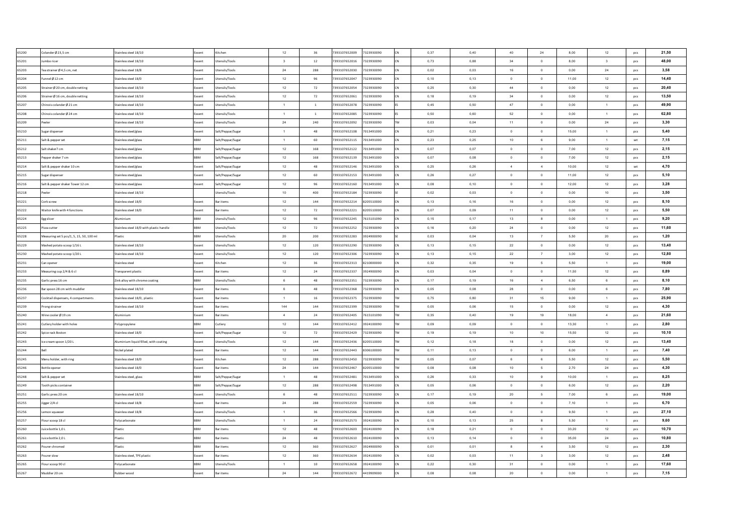| | | | | | | | | | | | | | | | | |
|---|---|---|---|---|---|---|---|---|---|---|---|---|---|---|---|---|
| 65200 | Colander Ø 23,5 cm | Stainless steel 18/10 | Exxent | Kitchen | 12 | 36 | 7393107652009 | 7323930090 | CN | 0,37 | 0,40 | 40 | 24 | 8,00 | 12 | pcs | 21,50 |
| 65201 | Jumbo ricer | Stainless steel 18/10 | Exxent | Utensils/Tools | 3 | 12 | 7393107652016 | 7323930090 | CN | 0,73 | 0,88 | 34 | 0 | 8,00 | 3 | pcs | 48,00 |
| 65203 | Tea strainer Ø 4,5 cm, net | Stainless steel 18/8 | Exxent | Utensils/Tools | 24 | 288 | 7393107652030 | 7323930090 | CN | 0,02 | 0,03 | 16 | 0 | 0,00 | 24 | pcs | 3,58 |
| 65204 | Funnel Ø 12 cm | Stainless steel 18/0 | Exxent | Utensils/Tools | 12 | 96 | 7393107652047 | 7323930090 | CN | 0,10 | 0,13 | 0 | 0 | 11,00 | 12 | pcs | 14,40 |
| 65205 | Strainer Ø 20 cm, double netting | Stainless steel 18/10 | Exxent | Utensils/Tools | 12 | 72 | 7393107652054 | 7323930090 | CN | 0,25 | 0,30 | 44 | 0 | 0,00 | 12 | pcs | 20,40 |
| 65206 | Strainer Ø 16 cm, double netting | Stainless steel 18/10 | Exxent | Utensils/Tools | 12 | 72 | 7393107652061 | 7323930090 | CN | 0,18 | 0,19 | 34 | 0 | 0,00 | 12 | pcs | 13,50 |
| 65207 | Chinois colander Ø 21 cm | Stainless steel 18/10 | Exxent | Utensils/Tools | 1 | 1 | 7393107652078 | 7323930090 | ES | 0,45 | 0,50 | 47 | 0 | 0,00 | 1 | pcs | 49,90 |
| 65208 | Chinois colander Ø 24 cm | Stainless steel 18/10 | Exxent | Utensils/Tools | 1 | 1 | 7393107652085 | 7323930090 | ES | 0,50 | 0,60 | 52 | 0 | 0,00 | 1 | pcs | 62,80 |
| 65209 | Peeler | Stainless steel 18/10 | Exxent | Utensils/Tools | 24 | 240 | 7393107652092 | 7323930090 | TW | 0,03 | 0,04 | 11 | 0 | 0,00 | 24 | pcs | 3,30 |
| 65210 | Sugar dispenser | Stainless steel/glass | Exxent | Salt/Peppar/Sugar | 1 | 48 | 7393107652108 | 7013491000 | CN | 0,21 | 0,23 | 0 | 0 | 15,00 | 1 | pcs | 5,40 |
| 65211 | Salt & pepper set | Stainless steel/glass | BBM | Salt/Peppar/Sugar | 1 | 60 | 7393107652115 | 7013491000 | CN | 0,23 | 0,25 | 10 | 6 | 9,00 | 1 | set | 7,15 |
| 65212 | Salt shaker 7 cm | Stainless steel/glass | BBM | Salt/Peppar/Sugar | 12 | 168 | 7393107652122 | 7013491000 | CN | 0,07 | 0,07 | 0 | 0 | 7,00 | 12 | pcs | 2,15 |
| 65213 | Pepper shaker 7 cm | Stainless steel/glass | BBM | Salt/Peppar/Sugar | 12 | 168 | 7393107652139 | 7013491000 | CN | 0,07 | 0,08 | 0 | 0 | 7,00 | 12 | pcs | 2,15 |
| 65214 | Salt & pepper shaker 10 cm | Stainless steel/glass | Exxent | Salt/Peppar/Sugar | 12 | 48 | 7393107652146 | 7013491000 | CN | 0,25 | 0,26 | 4 | 4 | 10,00 | 12 | set | 4,70 |
| 65215 | Sugar dispenser | Stainless steel/glass | Exxent | Salt/Peppar/Sugar | 12 | 60 | 7393107652153 | 7013491000 | CN | 0,26 | 0,27 | 0 | 0 | 11,00 | 12 | pcs | 5,10 |
| 65216 | Salt & pepper shaker Tower 12 cm | Stainless steel/glass | Exxent | Salt/Peppar/Sugar | 12 | 96 | 7393107652160 | 7013491000 | CN | 0,08 | 0,10 | 0 | 0 | 12,00 | 12 | pcs | 3,28 |
| 65218 | Peeler | Stainless steel 18/10 | | Utensils/Tools | 10 | 400 | 7393107652184 | 7323930090 | SE | 0,02 | 0,03 | 0 | 0 | 0,00 | 10 | pcs | 3,50 |
| 65221 | Cork screw | Stainless steel 18/0 | Exxent | Bar items | 12 | 144 | 7393107652214 | 8205510000 | CN | 0,13 | 0,16 | 16 | 0 | 0,00 | 12 | pcs | 8,10 |
| 65222 | Waitor knife with 4 functions | Stainless steel 18/0 | Exxent | Bar items | 12 | 72 | 7393107652221 | 8205510000 | CN | 0,07 | 0,09 | 11 | 0 | 0,00 | 12 | pcs | 5,50 |
| 65224 | Egg slicer | Aluminium | BBM | Utensils/Tools | 12 | 96 | 7393107652245 | 7615101090 | CN | 0,15 | 0,17 | 13 | 8 | 0,00 | 1 | pcs | 9,20 |
| 65225 | Pizza cutter | Stainless steel 18/0 with plastic handle | BBM | Utensils/Tools | 12 | 72 | 7393107652252 | 7323930090 | CN | 0,16 | 0,20 | 24 | 0 | 0,00 | 12 | pcs | 11,60 |
| 65228 | Measuring set 5 pcs/1, 5, 15, 50, 100 ml | Plastic | BBM | Utensils/Tools | 20 | 200 | 7393107652283 | 3924900090 | SE | 0,03 | 0,04 | 13 | 7 | 5,50 | 20 | pcs | 1,20 |
| 65229 | Mashed potato scoop 1/16 L | Stainless steel 18/10 | Exxent | Utensils/Tools | 12 | 120 | 7393107652290 | 7323930090 | CN | 0,13 | 0,15 | 22 | 0 | 0,00 | 12 | pcs | 13,40 |
| 65230 | Mashed potato scoop 1/20 L | Stainless steel 18/10 | Exxent | Utensils/Tools | 12 | 120 | 7393107652306 | 7323930090 | CN | 0,13 | 0,15 | 22 | 7 | 3,00 | 12 | pcs | 12,80 |
| 65231 | Can opener | Stainless steel | Exxent | Kitchen | 12 | 36 | 7393107652313 | 8210000000 | CN | 0,32 | 0,35 | 19 | 5 | 5,50 | 1 | pcs | 19,00 |
| 65233 | Measuring cup 2/4 & 6 cl | Transparent plastic | Exxent | Bar items | 12 | 24 | 7393107652337 | 3924900090 | CN | 0,03 | 0,04 | 0 | 0 | 11,50 | 12 | pcs | 0,89 |
| 65235 | Garlic press 16 cm | Zink alloy with chrome coating | BBM | Utensils/Tools | 6 | 48 | 7393107652351 | 7323930090 | CN | 0,17 | 0,19 | 16 | 4 | 6,50 | 6 | pcs | 8,10 |
| 65236 | Bar spoon 28 cm with muddler | Stainless steel 18/10 | Exxent | Bar items | 6 | 48 | 7393107652368 | 7323930090 | CN | 0,05 | 0,08 | 28 | 0 | 0,00 | 6 | pcs | 7,80 |
| 65237 | Cocktail dispensers, 4 compartments | Stainless steel 18/0, plastic | Exxent | Bar items | 1 | 16 | 7393107652375 | 7323930090 | TW | 0,75 | 0,80 | 31 | 15 | 9,00 | 1 | pcs | 25,90 |
| 65239 | Prong strainer | Stainless steel 18/10 | Exxent | Bar items | 144 | 144 | 7393107652399 | 7323930090 | TW | 0,05 | 0,06 | 15 | 0 | 0,00 | 12 | pcs | 4,30 |
| 65240 | Wine cooler Ø 19 cm | Aluminium | Exxent | Bar items | 4 | 24 | 7393107652405 | 7615101090 | TW | 0,35 | 0,40 | 19 | 19 | 18,00 | 4 | pcs | 21,60 |
| 65241 | Cutlery holder with holes | Polypropylene | BBM | Cutlery | 12 | 144 | 7393107652412 | 3924100090 | TW | 0,09 | 0,09 | 0 | 0 | 13,30 | 1 | pcs | 2,80 |
| 65242 | Spice rack Boston | Stainless steel 18/0 | Exxent | Salt/Peppar/Sugar | 12 | 72 | 7393107652429 | 7323930090 | TW | 0,19 | 0,19 | 10 | 10 | 15,50 | 12 | pcs | 10,10 |
| 65243 | Ice cream spoon 1/20 L | Aluminium liquid filled, with coating | Exxent | Utensils/Tools | 12 | 144 | 7393107652436 | 8205510000 | TW | 0,12 | 0,18 | 18 | 0 | 0,00 | 12 | pcs | 13,40 |
| 65244 | Bell | Nickel plated | Exxent | Bar items | 12 | 144 | 7393107652443 | 8306100000 | TW | 0,11 | 0,13 | 0 | 0 | 6,00 | 1 | pcs | 7,40 |
| 65245 | Menu holder, with ring | Stainless steel 18/0 | Exxent | Kitchen | 12 | 288 | 7393107652450 | 7323930090 | TW | 0,05 | 0,07 | 6 | 6 | 5,50 | 12 | pcs | 5,50 |
| 65246 | Bottle opener | Stainless steel 18/0 | Exxent | Bar items | 24 | 144 | 7393107652467 | 8205510000 | TW | 0,08 | 0,08 | 10 | 5 | 2,70 | 24 | pcs | 4,30 |
| 65248 | Salt & pepper set | Stainless steel, glass | BBM | Salt/Peppar/Sugar | 1 | 48 | 7393107652481 | 7013491000 | CN | 0,26 | 0,33 | 10 | 9 | 10,00 | 1 | pcs | 8,25 |
| 65249 | Tooth picks container | | BBM | Salt/Peppar/Sugar | 12 | 288 | 7393107652498 | 7013491000 | CN | 0,05 | 0,06 | 0 | 0 | 6,00 | 12 | pcs | 2,20 |
| 65251 | Garlic press 20 cm | Stainless steel 18/10 | Exxent | Utensils/Tools | 6 | 48 | 7393107652511 | 7323930090 | CN | 0,17 | 0,19 | 20 | 5 | 7,00 | 6 | pcs | 19,00 |
| 65255 | Jigger 2/4 cl | Stainless steel 18/8 | Exxent | Bar items | 24 | 288 | 7393107652559 | 7323930090 | CN | 0,05 | 0,06 | 0 | 0 | 7,10 | 1 | pcs | 6,70 |
| 65256 | Lemon squeezer | Stainless steel 18/8 | Exxent | Utensils/Tools | 1 | 36 | 7393107652566 | 7323930090 | CN | 0,28 | 0,40 | 0 | 0 | 9,50 | 1 | pcs | 27,10 |
| 65257 | Flour scoop 18 cl | Polycarbonate | BBM | Utensils/Tools | 1 | 24 | 7393107652573 | 3924100090 | CN | 0,10 | 0,13 | 25 | 8 | 5,50 | 1 | pcs | 9,60 |
| 65260 | Juice bottle 1,0 L | Plastic | BBM | Bar items | 12 | 48 | 7393107652603 | 3924100090 | CN | 0,18 | 0,21 | 0 | 0 | 33,20 | 12 | pcs | 10,70 |
| 65261 | Juice bottle 2,0 L | Plastic | BBM | Bar items | 24 | 48 | 7393107652610 | 3924100090 | CN | 0,13 | 0,14 | 0 | 0 | 35,00 | 24 | pcs | 10,80 |
| 65262 | Pourer chromed | Plastic | BBM | Bar items | 12 | 360 | 7393107652627 | 3924900090 | CN | 0,01 | 0,01 | 8 | 4 | 3,50 | 12 | pcs | 2,30 |
| 65263 | Pourer slow | Stainless steel, TPE plastic | Exxent | Bar items | 12 | 360 | 7393107652634 | 3924100090 | CN | 0,02 | 0,03 | 11 | 3 | 3,00 | 12 | pcs | 2,48 |
| 65265 | Flour scoop 90 cl | Polycarbonate | BBM | Utensils/Tools | 1 | 10 | 7393107652658 | 3924100090 | CN | 0,22 | 0,30 | 31 | 0 | 0,00 | 1 | pcs | 17,60 |
| 65267 | Muddler 20 cm | Rubber wood | Exxent | Bar items | 24 | 144 | 7393107652672 | 4419909000 | CN | 0,08 | 0,08 | 20 | 0 | 0,00 | 1 | pcs | 7,15 |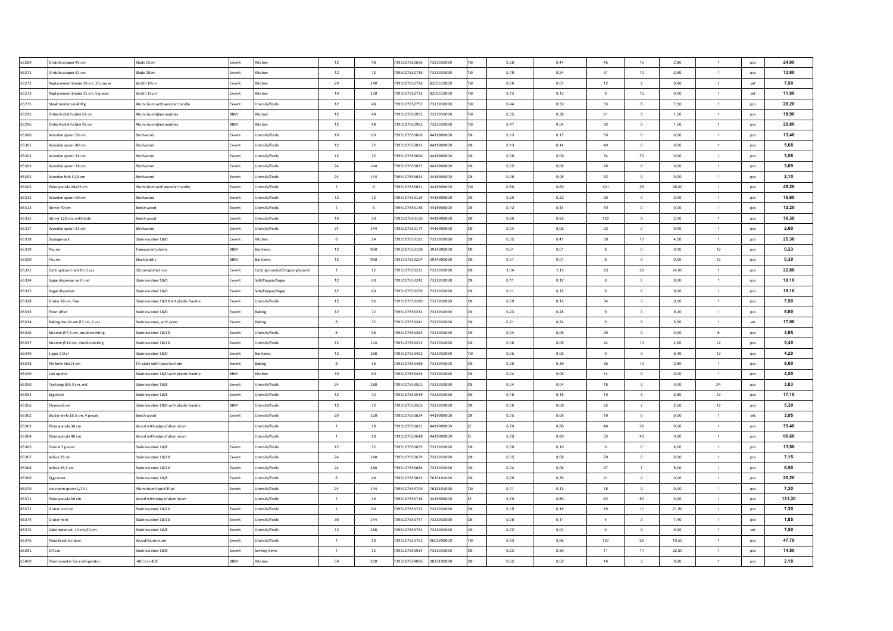| | | | | | | | | | | | | | | | | |
|---|---|---|---|---|---|---|---|---|---|---|---|---|---|---|---|---|
| 65269 | Griddle scraper 45 cm | Blade 15cm | Exxent | Kitchen | 12 | 48 | 7393107652696 | 7323930090 | TW | 0,38 | 0,44 | 45 | 15 | 2,80 | 1 | pcs | 24,90 |
| 65271 | Griddle scraper 31 cm | Blade 10cm | Exxent | Kitchen | 12 | 72 | 7393107652719 | 7323930090 | TW | 0,19 | 0,24 | 31 | 10 | 2,80 | 1 | pcs | 13,00 |
| 65272 | Replacement blades 10 cm, 10 pieces | Width 10cm | Exxent | Kitchen | 20 | 240 | 7393107652726 | 8205510000 | TW | 0,06 | 0,07 | 12 | 2 | 0,90 | 1 | set | 7,50 |
| 65273 | Replacement blades 15 cm, 5 pieces | Width 15cm | Exxent | Kitchen | 10 | 120 | 7393107652733 | 8205510000 | TW | 0,13 | 0,13 | 0 | 15 | 0,00 | 1 | set | 11,90 |
| 65275 | Steak tenderizer 400 g | Aluminium with wooden handle | Exxent | Utensils/Tools | 12 | 48 | 7393107652757 | 7323930090 | TW | 0,44 | 0,50 | 33 | 8 | 7,50 | 1 | pcs | 28,20 |
| 65295 | Order/ticket holder 61 cm | Aluminium/glass marbles | BBM | Kitchen | 12 | 48 | 7393107652955 | 7323930090 | TW | 0,35 | 0,38 | 61 | 5 | 1,50 | 1 | pcs | 18,90 |
| 65296 | Order/ticket holder 92 cm | Aluminium/glass marbles | BBM | Kitchen | 12 | 48 | 7393107652962 | 7323930090 | TW | 0,47 | 0,54 | 92 | 5 | 1,50 | 1 | pcs | 25,80 |
| 65300 | Wooden spoon 50 cm | Birchwood | Exxent | Utensils/Tools | 10 | 60 | 7393107653006 | 4419909000 | CN | 0,13 | 0,17 | 50 | 0 | 0,00 | 1 | pcs | 13,40 |
| 65301 | Wooden spoon 40 cm | Birchwood | Exxent | Utensils/Tools | 12 | 72 | 7393107653013 | 4419909000 | CN | 0,13 | 0,14 | 40 | 0 | 0,00 | 1 | pcs | 5,68 |
| 65302 | Wooden spoon 34 cm | Birchwood | Exxent | Utensils/Tools | 12 | 72 | 7393107653020 | 4419909000 | CN | 0,08 | 0,09 | 34 | 70 | 0,00 | 1 | pcs | 3,58 |
| 65303 | Wooden spoon 28 cm | Birchwood | Exxent | Utensils/Tools | 24 | 144 | 7393107653037 | 4419909000 | CN | 0,05 | 0,06 | 28 | 0 | 0,00 | 1 | pcs | 3,09 |
| 65304 | Wooden fork 31,5 cm | Birchwood | Exxent | Utensils/Tools | 24 | 144 | 7393107653044 | 4419909000 | CN | 0,05 | 0,05 | 32 | 0 | 0,00 | 1 | pcs | 2,10 |
| 65305 | Pizza spatula 28x25 cm | Aluminium with wooden handle | Exxent | Utensils/Tools | 1 | 6 | 7393107653051 | 4419909000 | TW | 0,50 | 0,60 | 101 | 25 | 28,00 | 1 | pcs | 49,20 |
| 65312 | Wooden spoon 60 cm | Birchwood | Exxent | Utensils/Tools | 12 | 72 | 7393107653129 | 4419909000 | CN | 0,20 | 0,22 | 60 | 0 | 0,00 | 1 | pcs | 16,90 |
| 65313 | Stirrer 70 cm | Beech wood | Exxent | Utensils/Tools | 1 | 5 | 7393107653136 | 4419909000 | CN | 0,42 | 0,44 | 70 | 0 | 0,00 | 1 | pcs | 12,20 |
| 65315 | Stirrer 120 cm, with hole | Beech wood | Exxent | Utensils/Tools | 10 | 20 | 7393107653150 | 4419909000 | CN | 0,80 | 0,85 | 120 | 9 | 2,00 | 1 | pcs | 16,30 |
| 65317 | Wooden spoon 23 cm | Birchwood | Exxent | Utensils/Tools | 24 | 144 | 7393107653174 | 4419909000 | CN | 0,04 | 0,05 | 23 | 0 | 0,00 | 1 | pcs | 2,60 |
| 65318 | Sausage rack | Stainless steel 18/0 | Exxent | Kitchen | 6 | 24 | 7393107653181 | 7323930090 | CN | 0,35 | 0,41 | 30 | 10 | 4,50 | 1 | pcs | 25,30 |
| 65319 | Pourer | Transparent plastic | BBM | Bar items | 12 | 960 | 7393107653198 | 3924900090 | CN | 0,01 | 0,01 | 8 | 0 | 0,00 | 12 | pcs | 0,23 |
| 65320 | Pourer | Black plastic | BBM | Bar items | 12 | 960 | 7393107653204 | 3924900090 | CN | 0,01 | 0,01 | 8 | 0 | 0,00 | 12 | pcs | 0,39 |
| 65321 | Cuttingboard rack for 6 pcs | Chromeplated iron | Exxent | Cutting boards/Chopping boards | 1 | 12 | 7393107653211 | 7323930090 | CN | 1,04 | 1,13 | 23 | 30 | 24,00 | 1 | pcs | 22,80 |
| 65324 | Sugar dispenser with net | Stainless steel 18/0 | Exxent | Salt/Peppar/Sugar | 12 | 60 | 7393107653242 | 7323930090 | CN | 0,11 | 0,12 | 0 | 0 | 9,00 | 1 | pcs | 10,10 |
| 65325 | Sugar dispenser | Stainless steel 18/0 | Exxent | Salt/Peppar/Sugar | 12 | 60 | 7393107653259 | 7323930090 | CN | 0,11 | 0,12 | 0 | 0 | 9,00 | 1 | pcs | 10,10 |
| 65328 | Grater 18 cm, fine | Stainless steel 18/10 wit plastic handle | Exxent | Utensils/Tools | 12 | 96 | 7393107653280 | 7323930090 | CN | 0,09 | 0,12 | 34 | 3 | 0,00 | 1 | pcs | 7,50 |
| 65333 | Flour sifter | Stainless steel 18/0 | Exxent | Baking | 12 | 72 | 7393107653334 | 7323930090 | CN | 0,23 | 0,28 | 0 | 0 | 9,20 | 1 | pcs | 8,00 |
| 65334 | Baking mould set Ø 7 cm, 2 pcs | Stainless steel, with press | Exxent | Baking | 6 | 72 | 7393107653341 | 7323930090 | CN | 0,21 | 0,24 | 0 | 0 | 5,50 | 1 | set | 17,00 |
| 65336 | Strainer Ø 7,5 cm, double netting | Stainless steel 18/10 | Exxent | Utensils/Tools | 6 | 96 | 7393107653365 | 7323930090 | CN | 0,04 | 0,06 | 20 | 0 | 0,00 | 6 | pcs | 3,95 |
| 65337 | Strainer Ø 10 cm, double netting | Stainless steel 18/10 | Exxent | Utensils/Tools | 12 | 144 | 7393107653372 | 7323930090 | CN | 0,08 | 0,09 | 24 | 10 | 4,00 | 12 | pcs | 5,40 |
| 65340 | Jigger 2/3 cl | Stainless steel 18/0 | Exxent | Bar items | 12 | 288 | 7393107653402 | 7323930090 | TW | 0,05 | 0,05 | 0 | 0 | 6,40 | 12 | pcs | 4,20 |
| 65348 | Pie form 36x13 cm | Tin plate with loose bottom | Exxent | Baking | 6 | 36 | 7393107653488 | 7323940000 | CN | 0,28 | 0,39 | 36 | 13 | 2,60 | 1 | pcs | 8,00 |
| 65349 | Can opener | Stainless steel 18/0 with plastic handle | BBM | Kitchen | 10 | 60 | 7393107653495 | 7323930090 | CN | 0,04 | 0,06 | 14 | 0 | 0,00 | 1 | pcs | 4,50 |
| 65350 | Tea tongs Ø 6,3 cm, net | Stainless steel 18/8 | Exxent | Utensils/Tools | 24 | 288 | 7393107653501 | 7323930090 | CN | 0,04 | 0,04 | 18 | 0 | 0,00 | 24 | pcs | 3,83 |
| 65354 | Egg slicer | Stainless steel 18/8 | Exxent | Utensils/Tools | 12 | 72 | 7393107653549 | 7323930090 | CN | 0,16 | 0,18 | 10 | 9 | 2,80 | 12 | pcs | 17,10 |
| 65356 | Cheese slicer | Stainless steel 18/0 with plastic handle | BBM | Utensils/Tools | 12 | 72 | 7393107653563 | 7323930090 | CN | 0,06 | 0,09 | 25 | 7 | 2,50 | 12 | pcs | 5,30 |
| 65362 | Butter knife 18,5 cm, 4 pieces | Beech wood | Exxent | Utensils/Tools | 20 | 120 | 7393107653624 | 4419909000 | CN | 0,05 | 0,06 | 19 | 0 | 0,00 | 1 | set | 3,95 |
| 65363 | Pizza spatula 36 cm | Wood with edge of aluminium | | Utensils/Tools | 1 | 10 | 7393107653631 | 4419909000 | SE | 0,70 | 0,80 | 48 | 36 | 0,00 | 1 | pcs | 79,40 |
| 65364 | Pizza spatula 40 cm | Wood with edge of aluminium | | Utensils/Tools | 1 | 10 | 7393107653648 | 4419909000 | SE | 0,70 | 0,80 | 52 | 40 | 0,00 | 1 | pcs | 96,60 |
| 65365 | Funnel 3 pieces | Stainless steel 18/8 | Exxent | Utensils/Tools | 12 | 72 | 7393107653655 | 7323930090 | CN | 0,08 | 0,10 | 0 | 0 | 8,00 | 1 | pcs | 13,00 |
| 65367 | Whisk 29 cm | Stainless steel 18/10 | Exxent | Utensils/Tools | 24 | 240 | 7393107653679 | 7323930090 | CN | 0,05 | 0,06 | 29 | 0 | 0,00 | 1 | pcs | 7,15 |
| 65368 | Whisk 26,5 cm | Stainless steel 18/10 | Exxent | Utensils/Tools | 24 | 480 | 7393107653686 | 7323930090 | CN | 0,04 | 0,06 | 27 | 7 | 5,00 | 1 | pcs | 6,50 |
| 65369 | Egg cutter | Stainless steel 18/8 | Exxent | Utensils/Tools | 6 | 48 | 7393107653693 | 7615101090 | CN | 0,29 | 0,30 | 21 | 0 | 0,00 | 1 | pcs | 20,20 |
| 65370 | Ice cream spoon 1/14 L | Aluminium liquid filled | Exxent | Utensils/Tools | 24 | 144 | 7393107653709 | 7615101090 | TW | 0,11 | 0,13 | 18 | 0 | 0,00 | 1 | pcs | 7,30 |
| 65371 | Pizza spatula 50 cm | Wood with edge of aluminium | | Utensils/Tools | 1 | 10 | 7393107653716 | 4419909000 | SE | 0,70 | 0,80 | 62 | 50 | 0,00 | 1 | pcs | 131,30 |
| 65372 | Grater conical | Stainless steel 18/10 | Exxent | Utensils/Tools | 1 | 60 | 7393107653723 | 7323930090 | CN | 0,15 | 0,16 | 10 | 11 | 21,50 | 1 | pcs | 7,30 |
| 65374 | Grater mini | Stainless steel 18/10 | Exxent | Utensils/Tools | 36 | 144 | 7393107653747 | 7323930090 | CN | 0,08 | 0,11 | 4 | 3 | 7,40 | 1 | pcs | 1,85 |
| 65375 | Cake tester set, 14 cm/20 cm | Stainless steel 18/8 | Exxent | Utensils/Tools | 12 | 288 | 7393107653754 | 7323930090 | CN | 0,02 | 0,04 | 0 | 0 | 0,00 | 1 | set | 7,50 |
| 65376 | Pizza brush/scraper | Wood/aluminium | Exxent | Utensils/Tools | 1 | 10 | 7393107653761 | 9603298000 | TW | 0,93 | 0,96 | 127 | 26 | 10,50 | 1 | pcs | 47,70 |
| 65391 | Oil can | Stainless steel 18/8 | Exxent | Serving items | 1 | 12 | 7393107653914 | 7323930090 | CN | 0,23 | 0,30 | 11 | 11 | 22,50 | 1 | pcs | 14,50 |
| 65409 | Thermometer for a refrigerator | -40C to +40C | BBM | Kitchen | 50 | 300 | 7393107654096 | 9025190090 | CN | 0,02 | 0,02 | 16 | 3 | 0,90 | 1 | pcs | 2,18 |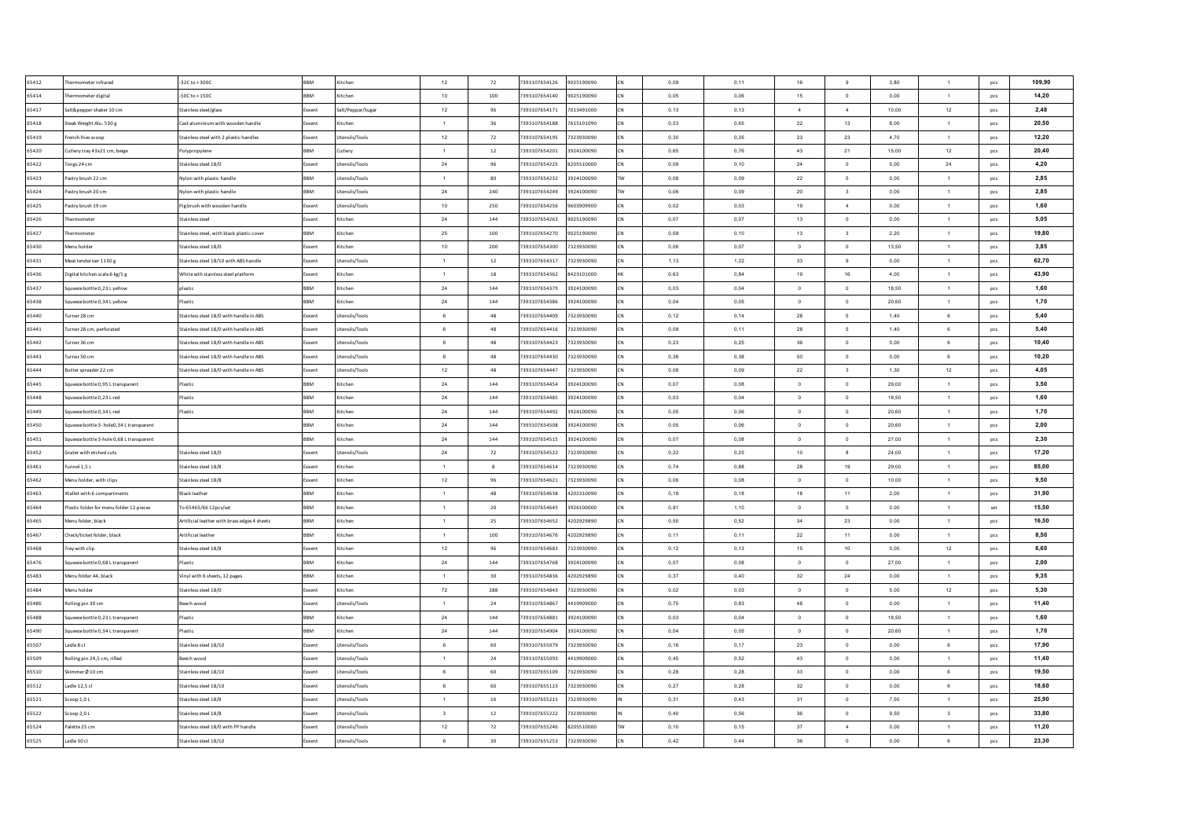| | | | | | | | | | | | | | | | | | |
|---|---|---|---|---|---|---|---|---|---|---|---|---|---|---|---|---|---|
| 65412 | Thermometer infrared | -32C to + 300C | BBM | Kitchen | 12 | 72 | 7393107654126 | 9025190090 | CN | 0,09 | 0,11 | 16 | 9 | 3,80 | 1 | pcs | 109,90 |
| 65414 | Thermometer digital | -50C to + 150C | BBM | Kitchen | 10 | 100 | 7393107654140 | 9025190090 | CN | 0,05 | 0,06 | 15 | 0 | 0,00 | 1 | pcs | 14,20 |
| 65417 | Salt&pepper shaker 10 cm | Stainless steel/glass | Exxent | Salt/Peppar/Sugar | 12 | 96 | 7393107654171 | 7013491000 | CN | 0,13 | 0,13 | 4 | 4 | 10,00 | 12 | pcs | 2,48 |
| 65418 | Steak Weight Alu. 530 g | Cast aluminium with wooden handle | Exxent | Kitchen | 1 | 36 | 7393107654188 | 7615101090 | CN | 0,53 | 0,65 | 22 | 13 | 8,00 | 1 | pcs | 20,50 |
| 65419 | French fries scoop | Stainless steel with 2 plastic handles | Exxent | Utensils/Tools | 12 | 72 | 7393107654195 | 7323930090 | CN | 0,30 | 0,35 | 23 | 23 | 4,70 | 1 | pcs | 12,20 |
| 65420 | Cutlery tray 43x21 cm, beige | Polypropylene | BBM | Cutlery | 1 | 12 | 7393107654201 | 3924100090 | CN | 0,65 | 0,76 | 43 | 21 | 15,00 | 12 | pcs | 20,40 |
| 65422 | Tongs 24 cm | Stainless steel 18/0 | Exxent | Utensils/Tools | 24 | 96 | 7393107654225 | 8205510000 | CN | 0,09 | 0,10 | 24 | 0 | 0,00 | 24 | pcs | 4,20 |
| 65423 | Pastry brush 22 cm | Nylon with plastic handle | BBM | Utensils/Tools | 1 | 80 | 7393107654232 | 3924100090 | TW | 0,08 | 0,09 | 22 | 5 | 0,00 | 1 | pcs | 2,85 |
| 65424 | Pastry brush 20 cm | Nylon with plastic handle | BBM | Utensils/Tools | 24 | 240 | 7393107654249 | 3924100090 | TW | 0,06 | 0,09 | 20 | 3 | 0,00 | 1 | pcs | 2,85 |
| 65425 | Pastry brush 19 cm | Pig brush with wooden handle | Exxent | Utensils/Tools | 10 | 250 | 7393107654256 | 9603909900 | CN | 0,02 | 0,03 | 19 | 4 | 0,00 | 1 | pcs | 1,60 |
| 65426 | Thermometer | Stainless steel | Exxent | Kitchen | 24 | 144 | 7393107654263 | 9025190090 | CN | 0,07 | 0,07 | 13 | 0 | 0,00 | 1 | pcs | 5,05 |
| 65427 | Thermometer | Stainless steel, with black plastic cover | BBM | Kitchen | 25 | 100 | 7393107654270 | 9025190090 | CN | 0,09 | 0,10 | 13 | 3 | 2,20 | 1 | pcs | 19,80 |
| 65430 | Menu holder | Stainless steel 18/0 | Exxent | Kitchen | 10 | 200 | 7393107654300 | 7323930090 | CN | 0,06 | 0,07 | 0 | 0 | 13,50 | 1 | pcs | 3,85 |
| 65431 | Meat tenderiser 1130 g | Stainless steel 18/10 with ABS handle | Exxent | Utensils/Tools | 1 | 12 | 7393107654317 | 7323930090 | CN | 1,13 | 1,22 | 33 | 9 | 0,00 | 1 | pcs | 62,70 |
| 65436 | Digital kitchen scale 6 kg/1 g | White with stainless steel platform | Exxent | Kitchen | 1 | 18 | 7393107654362 | 8423101000 | HK | 0,63 | 0,84 | 19 | 16 | 4,00 | 1 | pcs | 43,90 |
| 65437 | Squeeze bottle 0,23 L yellow | plastic | BBM | Kitchen | 24 | 144 | 7393107654379 | 3924100090 | CN | 0,03 | 0,04 | 0 | 0 | 18,50 | 1 | pcs | 1,60 |
| 65438 | Squeeze bottle 0,34 L yellow | Plastic | BBM | Kitchen | 24 | 144 | 7393107654386 | 3924100090 | CN | 0,04 | 0,05 | 0 | 0 | 20,60 | 1 | pcs | 1,70 |
| 65440 | Turner 28 cm | Stainless steel 18/0 with handle in ABS | Exxent | Utensils/Tools | 6 | 48 | 7393107654409 | 7323930090 | CN | 0,12 | 0,14 | 28 | 5 | 1,40 | 6 | pcs | 5,40 |
| 65441 | Turner 28 cm, perforated | Stainless steel 18/0 with handle in ABS | Exxent | Utensils/Tools | 6 | 48 | 7393107654416 | 7323930090 | CN | 0,09 | 0,11 | 28 | 5 | 1,40 | 6 | pcs | 5,40 |
| 65442 | Turner 36 cm | Stainless steel 18/0 with handle in ABS | Exxent | Utensils/Tools | 6 | 48 | 7393107654423 | 7323930090 | CN | 0,23 | 0,25 | 36 | 0 | 0,00 | 6 | pcs | 10,40 |
| 65443 | Turner 50 cm | Stainless steel 18/0 with handle in ABS | Exxent | Utensils/Tools | 6 | 48 | 7393107654430 | 7323930090 | CN | 0,36 | 0,38 | 50 | 0 | 0,00 | 6 | pcs | 10,20 |
| 65444 | Butter spreader 22 cm | Stainless steel 18/0 with handle in ABS | Exxent | Utensils/Tools | 12 | 48 | 7393107654447 | 7323930090 | CN | 0,08 | 0,09 | 22 | 3 | 1,30 | 12 | pcs | 4,05 |
| 65445 | Squeeze bottle 0,95 L transparent | Plastic | BBM | Kitchen | 24 | 144 | 7393107654454 | 3924100090 | CN | 0,07 | 0,08 | 0 | 0 | 29,00 | 1 | pcs | 3,50 |
| 65448 | Squeeze bottle 0,23 L red | Plastic | BBM | Kitchen | 24 | 144 | 7393107654485 | 3924100090 | CN | 0,03 | 0,04 | 0 | 0 | 18,50 | 1 | pcs | 1,60 |
| 65449 | Squeeze bottle 0,34 L red | Plastic | BBM | Kitchen | 24 | 144 | 7393107654492 | 3924100090 | CN | 0,05 | 0,06 | 0 | 0 | 20,60 | 1 | pcs | 1,70 |
| 65450 | Squeeze bottle 3- hole0,34 L transparent | | BBM | Kitchen | 24 | 144 | 7393107654508 | 3924100090 | CN | 0,05 | 0,06 | 0 | 0 | 20,60 | 1 | pcs | 2,00 |
| 65451 | Squeeze bottle 3-hole 0,68 L transparent | | BBM | Kitchen | 24 | 144 | 7393107654515 | 3924100090 | CN | 0,07 | 0,08 | 0 | 0 | 27,00 | 1 | pcs | 2,30 |
| 65452 | Grater with etched cuts | Stainless steel 18/0 | Exxent | Utensils/Tools | 24 | 72 | 7393107654522 | 7323930090 | CN | 0,22 | 0,25 | 10 | 8 | 24,00 | 1 | pcs | 17,20 |
| 65461 | Funnel 1,5 L | Stainless steel 18/8 | Exxent | Kitchen | 1 | 8 | 7393107654614 | 7323930090 | CN | 0,74 | 0,88 | 28 | 19 | 29,00 | 1 | pcs | 85,00 |
| 65462 | Menu holder, with clips | Stainless steel 18/8 | Exxent | Kitchen | 12 | 96 | 7393107654621 | 7323930090 | CN | 0,06 | 0,08 | 0 | 0 | 10,00 | 1 | pcs | 9,50 |
| 65463 | Wallet with 6 compartments | Black leather | BBM | Kitchen | 1 | 48 | 7393107654638 | 4202310090 | CN | 0,18 | 0,18 | 18 | 11 | 2,00 | 1 | pcs | 31,90 |
| 65464 | Plastic folder for menu folder 12 pieces | To 65465/66 12pcs/set | BBM | Kitchen | 1 | 20 | 7393107654645 | 3926100000 | CN | 0,91 | 1,10 | 0 | 0 | 0,00 | 1 | set | 15,50 |
| 65465 | Menu folder, black | Artificial leather with brass edges 4 sheets | BBM | Kitchen | 1 | 25 | 7393107654652 | 4202929890 | CN | 0,50 | 0,52 | 34 | 23 | 0,00 | 1 | pcs | 16,50 |
| 65467 | Check/ticket folder, black | Artificial leather | BBM | Kitchen | 1 | 100 | 7393107654676 | 4202929890 | CN | 0,11 | 0,11 | 22 | 11 | 0,00 | 1 | pcs | 8,50 |
| 65468 | Tray with clip | Stainless steel 18/8 | Exxent | Kitchen | 12 | 96 | 7393107654683 | 7323930090 | CN | 0,12 | 0,13 | 15 | 10 | 0,00 | 12 | pcs | 6,60 |
| 65476 | Squeeze bottle 0,68 L transparent | Plastic | BBM | Kitchen | 24 | 144 | 7393107654768 | 3924100090 | CN | 0,07 | 0,08 | 0 | 0 | 27,00 | 1 | pcs | 2,00 |
| 65483 | Menu folder A4, black | Vinyl with 6 sheets, 12 pages | BBM | Kitchen | 1 | 30 | 7393107654836 | 4202929890 | CN | 0,37 | 0,40 | 32 | 24 | 0,00 | 1 | pcs | 9,35 |
| 65484 | Menu holder | Stainless steel 18/0 | Exxent | Kitchen | 72 | 288 | 7393107654843 | 7323930090 | CN | 0,02 | 0,03 | 0 | 0 | 5,00 | 12 | pcs | 5,30 |
| 65486 | Rolling pin 30 cm | Beech wood | Exxent | Utensils/Tools | 1 | 24 | 7393107654867 | 4419909000 | CN | 0,75 | 0,83 | 48 | 0 | 0,00 | 1 | pcs | 11,40 |
| 65488 | Squeeze bottle 0,23 L transparent | Plastic | BBM | Kitchen | 24 | 144 | 7393107654881 | 3924100090 | CN | 0,03 | 0,04 | 0 | 0 | 18,50 | 1 | pcs | 1,60 |
| 65490 | Squeeze bottle 0,34 L transparent | Plastic | BBM | Kitchen | 24 | 144 | 7393107654904 | 3924100090 | CN | 0,04 | 0,05 | 0 | 0 | 20,60 | 1 | pcs | 1,70 |
| 65507 | Ladle 8 cl | Stainless steel 18/10 | Exxent | Utensils/Tools | 6 | 60 | 7393107655079 | 7323930090 | CN | 0,16 | 0,17 | 23 | 0 | 0,00 | 6 | pcs | 17,90 |
| 65509 | Rolling pin 24,5 cm, rifled | Beech wood | Exxent | Utensils/Tools | 1 | 24 | 7393107655093 | 4419909000 | CN | 0,45 | 0,52 | 43 | 0 | 0,00 | 1 | pcs | 11,40 |
| 65510 | Skimmer Ø 10 cm | Stainless steel 18/10 | Exxent | Utensils/Tools | 6 | 60 | 7393107655109 | 7323930090 | CN | 0,28 | 0,28 | 33 | 0 | 0,00 | 6 | pcs | 19,50 |
| 65512 | Ladle 12,5 cl | Stainless steel 18/10 | Exxent | Utensils/Tools | 6 | 60 | 7393107655123 | 7323930090 | CN | 0,27 | 0,28 | 32 | 0 | 0,00 | 6 | pcs | 18,60 |
| 65521 | Scoop 1,0 L | Stainless steel 18/8 | Exxent | Utensils/Tools | 1 | 16 | 7393107655215 | 7323930090 | IN | 0,31 | 0,43 | 31 | 0 | 7,50 | 1 | pcs | 25,90 |
| 65522 | Scoop 2,0 L | Stainless steel 18/8 | Exxent | Utensils/Tools | 3 | 12 | 7393107655222 | 7323930090 | IN | 0,40 | 0,56 | 36 | 0 | 9,50 | 3 | pcs | 33,80 |
| 65524 | Palette 25 cm | Stainless steel 18/0 with PP handle | Exxent | Utensils/Tools | 12 | 72 | 7393107655246 | 8205510000 | TW | 0,10 | 0,15 | 37 | 4 | 0,00 | 1 | pcs | 11,20 |
| 65525 | Ladle 30 cl | Stainless steel 18/10 | Exxent | Utensils/Tools | 6 | 30 | 7393107655253 | 7323930090 | CN | 0,42 | 0,44 | 36 | 0 | 0,00 | 6 | pcs | 23,30 |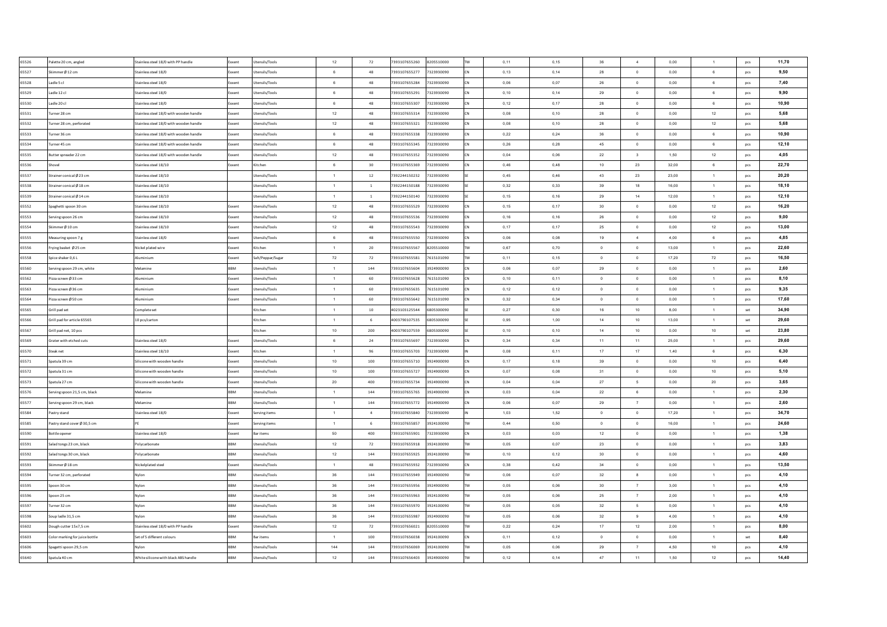| | | | | | | | | | | | | | | | | | |
|---|---|---|---|---|---|---|---|---|---|---|---|---|---|---|---|---|---|
| 65526 | Palette 20 cm, angled | Stainless steel 18/0 with PP handle | Exxent | Utensils/Tools | 12 | 72 | 7393107655260 | 8205510000 | TW | 0,11 | 0,15 | 36 | 4 | 0,00 | 1 | pcs | 11,70 |
| 65527 | Skimmer Ø 12 cm | Stainless steel 18/0 | Exxent | Utensils/Tools | 6 | 48 | 7393107655277 | 7323930090 | CN | 0,13 | 0,14 | 28 | 0 | 0,00 | 6 | pcs | 9,50 |
| 65528 | Ladle 5 cl | Stainless steel 18/0 | Exxent | Utensils/Tools | 6 | 48 | 7393107655284 | 7323930090 | CN | 0,06 | 0,07 | 26 | 0 | 0,00 | 6 | pcs | 7,40 |
| 65529 | Ladle 12 cl | Stainless steel 18/0 | Exxent | Utensils/Tools | 6 | 48 | 7393107655291 | 7323930090 | CN | 0,10 | 0,14 | 29 | 0 | 0,00 | 6 | pcs | 9,90 |
| 65530 | Ladle 20 cl | Stainless steel 18/0 | Exxent | Utensils/Tools | 6 | 48 | 7393107655307 | 7323930090 | CN | 0,12 | 0,17 | 28 | 0 | 0,00 | 6 | pcs | 10,90 |
| 65531 | Turner 28 cm | Stainless steel 18/0 with wooden handle | Exxent | Utensils/Tools | 12 | 48 | 7393107655314 | 7323930090 | CN | 0,08 | 0,10 | 28 | 0 | 0,00 | 12 | pcs | 5,68 |
| 65532 | Turner 28 cm, perforated | Stainless steel 18/0 with wooden handle | Exxent | Utensils/Tools | 12 | 48 | 7393107655321 | 7323930090 | CN | 0,08 | 0,10 | 28 | 0 | 0,00 | 12 | pcs | 5,68 |
| 65533 | Turner 36 cm | Stainless steel 18/0 with wooden handle | Exxent | Utensils/Tools | 6 | 48 | 7393107655338 | 7323930090 | CN | 0,22 | 0,24 | 36 | 0 | 0,00 | 6 | pcs | 10,90 |
| 65534 | Turner 45 cm | Stainless steel 18/0 with wooden handle | Exxent | Utensils/Tools | 6 | 48 | 7393107655345 | 7323930090 | CN | 0,26 | 0,28 | 45 | 0 | 0,00 | 6 | pcs | 12,10 |
| 65535 | Butter spreader 22 cm | Stainless steel 18/0 with wooden handle | Exxent | Utensils/Tools | 12 | 48 | 7393107655352 | 7323930090 | CN | 0,04 | 0,06 | 22 | 3 | 1,50 | 12 | pcs | 4,05 |
| 65536 | Shovel | Stainless steel 18/10 | Exxent | Kitchen | 6 | 30 | 7393107655369 | 7323930090 | CN | 0,46 | 0,48 | 10 | 23 | 32,00 | 6 | pcs | 22,70 |
| 65537 | Strainer conical Ø 23 cm | Stainless steel 18/10 | | Utensils/Tools | 1 | 12 | 7392244150232 | 7323930090 | SE | 0,45 | 0,46 | 43 | 23 | 23,00 | 1 | pcs | 20,20 |
| 65538 | Strainer conical Ø 18 cm | Stainless steel 18/10 | | Utensils/Tools | 1 | 1 | 7392244150188 | 7323930090 | SE | 0,32 | 0,33 | 39 | 18 | 16,00 | 1 | pcs | 18,10 |
| 65539 | Strainer conical Ø 14 cm | Stainless steel 18/10 | | Utensils/Tools | 1 | 1 | 7392244150140 | 7323930090 | SE | 0,15 | 0,16 | 29 | 14 | 12,00 | 1 | pcs | 12,10 |
| 65552 | Spaghetti spoon 30 cm | Stainless steel 18/10 | Exxent | Utensils/Tools | 12 | 48 | 7393107655529 | 7323930090 | CN | 0,15 | 0,17 | 30 | 0 | 0,00 | 12 | pcs | 16,20 |
| 65553 | Serving spoon 26 cm | Stainless steel 18/10 | Exxent | Utensils/Tools | 12 | 48 | 7393107655536 | 7323930090 | CN | 0,16 | 0,16 | 26 | 0 | 0,00 | 12 | pcs | 9,00 |
| 65554 | Skimmer Ø 10 cm | Stainless steel 18/10 | Exxent | Utensils/Tools | 12 | 48 | 7393107655543 | 7323930090 | CN | 0,17 | 0,17 | 25 | 0 | 0,00 | 12 | pcs | 13,00 |
| 65555 | Measuring spoon 7 g | Stainless steel 18/0 | Exxent | Utensils/Tools | 6 | 48 | 7393107655550 | 7323930090 | CN | 0,06 | 0,08 | 19 | 4 | 4,00 | 6 | pcs | 4,85 |
| 65556 | Frying basket Ø 25 cm | Nickel plated wire | Exxent | Kitchen | 1 | 20 | 7393107655567 | 8205510000 | TW | 0,67 | 0,70 | 0 | 0 | 13,00 | 1 | pcs | 22,60 |
| 65558 | Spice shaker 0,6 L | Aluminium | Exxent | Salt/Peppar/Sugar | 72 | 72 | 7393107655581 | 7615101090 | TW | 0,11 | 0,15 | 0 | 0 | 17,20 | 72 | pcs | 16,50 |
| 65560 | Serving spoon 29 cm, white | Melamine | BBM | Utensils/Tools | 1 | 144 | 7393107655604 | 3924900090 | CN | 0,06 | 0,07 | 29 | 0 | 0,00 | 1 | pcs | 2,60 |
| 65562 | Pizza screen Ø 33 cm | Aluminium | Exxent | Utensils/Tools | 1 | 60 | 7393107655628 | 7615101090 | CN | 0,10 | 0,11 | 0 | 0 | 0,00 | 1 | pcs | 8,10 |
| 65563 | Pizza screen Ø 36 cm | Aluminium | Exxent | Utensils/Tools | 1 | 60 | 7393107655635 | 7615101090 | CN | 0,12 | 0,12 | 0 | 0 | 0,00 | 1 | pcs | 9,35 |
| 65564 | Pizza screen Ø 50 cm | Aluminium | Exxent | Utensils/Tools | 1 | 60 | 7393107655642 | 7615101090 | CN | 0,32 | 0,34 | 0 | 0 | 0,00 | 1 | pcs | 17,60 |
| 65565 | Grill pad set | Complete set | | Kitchen | 1 | 10 | 4023103125544 | 6805300090 | SE | 0,27 | 0,30 | 16 | 10 | 8,00 | 1 | set | 34,90 |
| 65566 | Grill pad for article 65565 | 10 pcs/carton | | Kitchen | 1 | 6 | 4003790107535 | 6805300090 | SE | 0,95 | 1,00 | 14 | 10 | 13,00 | 1 | set | 29,60 |
| 65567 | Grill pad net, 10 pcs | | | Kitchen | 10 | 200 | 4003790107559 | 6805300090 | SE | 0,10 | 0,10 | 14 | 10 | 0,00 | 10 | set | 23,80 |
| 65569 | Grater with etched cuts | Stainless steel 18/0 | Exxent | Utensils/Tools | 6 | 24 | 7393107655697 | 7323930090 | CN | 0,34 | 0,34 | 11 | 11 | 25,00 | 1 | pcs | 29,60 |
| 65570 | Steak net | Stainless steel 18/10 | Exxent | Kitchen | 1 | 96 | 7393107655703 | 7323930090 | IN | 0,08 | 0,11 | 17 | 17 | 1,40 | 6 | pcs | 6,30 |
| 65571 | Spatula 39 cm | Silicone with wooden handle | Exxent | Utensils/Tools | 10 | 100 | 7393107655710 | 3924900090 | CN | 0,17 | 0,18 | 39 | 0 | 0,00 | 10 | pcs | 6,40 |
| 65572 | Spatula 31 cm | Silicone with wooden handle | Exxent | Utensils/Tools | 10 | 100 | 7393107655727 | 3924900090 | CN | 0,07 | 0,08 | 31 | 0 | 0,00 | 10 | pcs | 5,10 |
| 65573 | Spatula 27 cm | Silicone with wooden handle | Exxent | Utensils/Tools | 20 | 400 | 7393107655734 | 3924900090 | CN | 0,04 | 0,04 | 27 | 5 | 0,00 | 20 | pcs | 3,65 |
| 65576 | Serving spoon 21,5 cm, black | Melamine | BBM | Utensils/Tools | 1 | 144 | 7393107655765 | 3924900090 | CN | 0,03 | 0,04 | 22 | 6 | 0,00 | 1 | pcs | 2,30 |
| 65577 | Serving spoon 29 cm, black | Melamine | BBM | Utensils/Tools | 1 | 144 | 7393107655772 | 3924900090 | CN | 0,06 | 0,07 | 29 | 7 | 0,00 | 1 | pcs | 2,60 |
| 65584 | Pastry stand | Stainless steel 18/0 | Exxent | Serving items | 1 | 4 | 7393107655840 | 7323930090 | IN | 1,03 | 1,52 | 0 | 0 | 17,20 | 1 | pcs | 34,70 |
| 65585 | Pastry stand cover Ø 30,5 cm | PE | Exxent | Serving items | 1 | 6 | 7393107655857 | 3924100090 | TW | 0,44 | 0,50 | 0 | 0 | 16,00 | 1 | pcs | 24,60 |
| 65590 | Bottle opener | Stainless steel 18/0 | Exxent | Bar items | 50 | 400 | 7393107655901 | 7323930090 | CN | 0,03 | 0,03 | 12 | 0 | 0,00 | 1 | pcs | 1,38 |
| 65591 | Salad tongs 23 cm, black | Polycarbonate | BBM | Utensils/Tools | 12 | 72 | 7393107655918 | 3924100090 | TW | 0,05 | 0,07 | 23 | 0 | 0,00 | 1 | pcs | 3,83 |
| 65592 | Salad tongs 30 cm, black | Polycarbonate | BBM | Utensils/Tools | 12 | 144 | 7393107655925 | 3924100090 | TW | 0,10 | 0,12 | 30 | 0 | 0,00 | 1 | pcs | 4,60 |
| 65593 | Skimmer Ø 18 cm | Nickelplated steel | Exxent | Utensils/Tools | 1 | 48 | 7393107655932 | 7323930090 | CN | 0,38 | 0,42 | 34 | 0 | 0,00 | 1 | pcs | 13,50 |
| 65594 | Turner 32 cm, perforated | Nylon | BBM | Utensils/Tools | 36 | 144 | 7393107655949 | 3924900090 | TW | 0,06 | 0,07 | 32 | 8 | 0,00 | 1 | pcs | 4,10 |
| 65595 | Spoon 30 cm | Nylon | BBM | Utensils/Tools | 36 | 144 | 7393107655956 | 3924900090 | TW | 0,05 | 0,06 | 30 | 7 | 3,00 | 1 | pcs | 4,10 |
| 65596 | Spoon 25 cm | Nylon | BBM | Utensils/Tools | 36 | 144 | 7393107655963 | 3924100090 | TW | 0,05 | 0,06 | 25 | 7 | 2,00 | 1 | pcs | 4,10 |
| 65597 | Turner 32 cm | Nylon | BBM | Utensils/Tools | 36 | 144 | 7393107655970 | 3924100090 | TW | 0,05 | 0,05 | 32 | 5 | 0,00 | 1 | pcs | 4,10 |
| 65598 | Soup ladle 31,5 cm | Nylon | BBM | Utensils/Tools | 36 | 144 | 7393107655987 | 3924900090 | TW | 0,05 | 0,06 | 32 | 9 | 4,00 | 1 | pcs | 4,10 |
| 65602 | Dough cutter 15x7,5 cm | Stainless steel 18/0 with PP handle | Exxent | Utensils/Tools | 12 | 72 | 7393107656021 | 8205510000 | TW | 0,22 | 0,24 | 17 | 12 | 2,00 | 1 | pcs | 8,00 |
| 65603 | Color marking for juice bottle | Set of 5 different colours | BBM | Bar items | 1 | 100 | 7393107656038 | 3924100090 | CN | 0,11 | 0,12 | 0 | 0 | 0,00 | 1 | set | 8,40 |
| 65606 | Spagetti spoon 29,5 cm | Nylon | BBM | Utensils/Tools | 144 | 144 | 7393107656069 | 3924100090 | TW | 0,05 | 0,06 | 29 | 7 | 4,50 | 10 | pcs | 4,10 |
| 65640 | Spatula 40 cm | White silicone with black ABS handle | BBM | Utensils/Tools | 12 | 144 | 7393107656403 | 3924900090 | TW | 0,12 | 0,14 | 47 | 11 | 1,50 | 12 | pcs | 14,40 |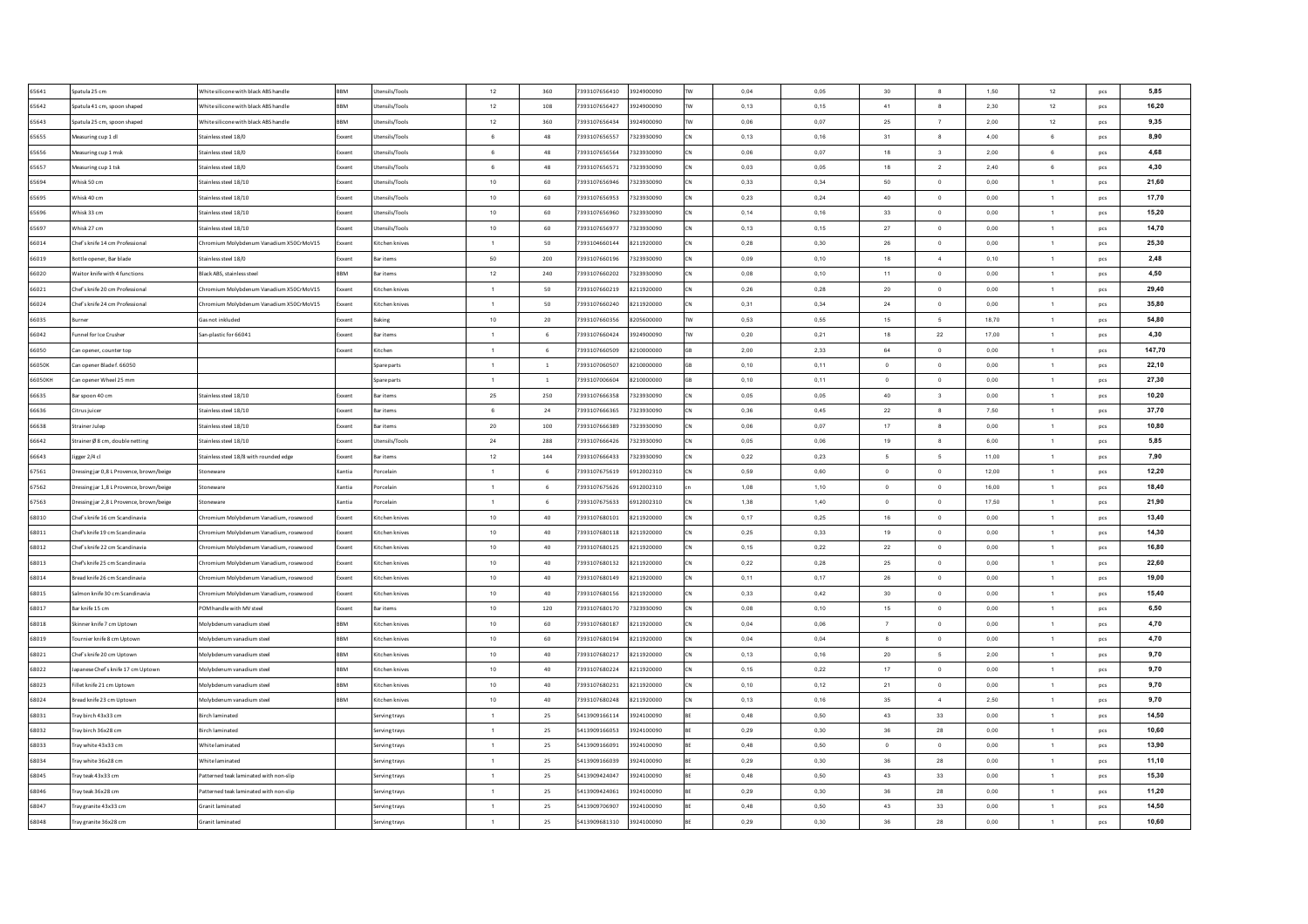| | | | | | | | | | | | | | | | | | |
|---|---|---|---|---|---|---|---|---|---|---|---|---|---|---|---|---|---|
| 65641 | Spatula 25 cm | White silicone with black ABS handle | BBM | Utensils/Tools | 12 | 360 | 7393107656410 | 3924900090 | TW | 0,04 | 0,05 | 30 | 8 | 1,50 | 12 | pcs | 5,85 |
| 65642 | Spatula 41 cm, spoon shaped | White silicone with black ABS handle | BBM | Utensils/Tools | 12 | 108 | 7393107656427 | 3924900090 | TW | 0,13 | 0,15 | 41 | 8 | 2,30 | 12 | pcs | 16,20 |
| 65643 | Spatula 25 cm, spoon shaped | White silicone with black ABS handle | BBM | Utensils/Tools | 12 | 360 | 7393107656434 | 3924900090 | TW | 0,06 | 0,07 | 25 | 7 | 2,00 | 12 | pcs | 9,35 |
| 65655 | Measuring cup 1 dl | Stainless steel 18/0 | Exxent | Utensils/Tools | 6 | 48 | 7393107656557 | 7323930090 | CN | 0,13 | 0,16 | 31 | 8 | 4,00 | 6 | pcs | 8,90 |
| 65656 | Measuring cup 1 msk | Stainless steel 18/0 | Exxent | Utensils/Tools | 6 | 48 | 7393107656564 | 7323930090 | CN | 0,06 | 0,07 | 18 | 3 | 2,00 | 6 | pcs | 4,68 |
| 65657 | Measuring cup 1 tsk | Stainless steel 18/0 | Exxent | Utensils/Tools | 6 | 48 | 7393107656571 | 7323930090 | CN | 0,03 | 0,05 | 18 | 2 | 2,40 | 6 | pcs | 4,30 |
| 65694 | Whisk 50 cm | Stainless steel 18/10 | Exxent | Utensils/Tools | 10 | 60 | 7393107656946 | 7323930090 | CN | 0,33 | 0,34 | 50 | 0 | 0,00 | 1 | pcs | 21,60 |
| 65695 | Whisk 40 cm | Stainless steel 18/10 | Exxent | Utensils/Tools | 10 | 60 | 7393107656953 | 7323930090 | CN | 0,23 | 0,24 | 40 | 0 | 0,00 | 1 | pcs | 17,70 |
| 65696 | Whisk 33 cm | Stainless steel 18/10 | Exxent | Utensils/Tools | 10 | 60 | 7393107656960 | 7323930090 | CN | 0,14 | 0,16 | 33 | 0 | 0,00 | 1 | pcs | 15,20 |
| 65697 | Whisk 27 cm | Stainless steel 18/10 | Exxent | Utensils/Tools | 10 | 60 | 7393107656977 | 7323930090 | CN | 0,13 | 0,15 | 27 | 0 | 0,00 | 1 | pcs | 14,70 |
| 66014 | Chef's knife 14 cm Professional | Chromium Molybdenum Vanadium X50CrMoV15 | Exxent | Kitchen knives | 1 | 50 | 7393104660144 | 8211920000 | CN | 0,28 | 0,30 | 26 | 0 | 0,00 | 1 | pcs | 25,30 |
| 66019 | Bottle opener, Bar blade | Stainless steel 18/0 | Exxent | Bar items | 50 | 200 | 7393107660196 | 7323930090 | CN | 0,09 | 0,10 | 18 | 4 | 0,10 | 1 | pcs | 2,48 |
| 66020 | Waitor knife with 4 functions | Black ABS, stainless steel | BBM | Bar items | 12 | 240 | 7393107660202 | 7323930090 | CN | 0,08 | 0,10 | 11 | 0 | 0,00 | 1 | pcs | 4,50 |
| 66021 | Chef's knife 20 cm Professional | Chromium Molybdenum Vanadium X50CrMoV15 | Exxent | Kitchen knives | 1 | 50 | 7393107660219 | 8211920000 | CN | 0,26 | 0,28 | 20 | 0 | 0,00 | 1 | pcs | 29,40 |
| 66024 | Chef's knife 24 cm Professional | Chromium Molybdenum Vanadium X50CrMoV15 | Exxent | Kitchen knives | 1 | 50 | 7393107660240 | 8211920000 | CN | 0,31 | 0,34 | 24 | 0 | 0,00 | 1 | pcs | 35,80 |
| 66035 | Burner | Gas not inkluded | Exxent | Baking | 10 | 20 | 7393107660356 | 8205600000 | TW | 0,53 | 0,55 | 15 | 5 | 18,70 | 1 | pcs | 54,80 |
| 66042 | Funnel for Ice Crusher | San-plastic for 66041 | Exxent | Bar items | 1 | 6 | 7393107660424 | 3924900090 | TW | 0,20 | 0,21 | 18 | 22 | 17,00 | 1 | pcs | 4,30 |
| 66050 | Can opener, counter top | | Exxent | Kitchen | 1 | 6 | 7393107660509 | 8210000000 | GB | 2,00 | 2,33 | 64 | 0 | 0,00 | 1 | pcs | 147,70 |
| 66050K | Can opener Blade f. 66050 | | | Spare parts | 1 | 1 | 7393107060507 | 8210000000 | GB | 0,10 | 0,11 | 0 | 0 | 0,00 | 1 | pcs | 22,10 |
| 66050KH | Can opener Wheel 25 mm | | | Spare parts | 1 | 1 | 7393107006604 | 8210000000 | GB | 0,10 | 0,11 | 0 | 0 | 0,00 | 1 | pcs | 27,30 |
| 66635 | Bar spoon 40 cm | Stainless steel 18/10 | Exxent | Bar items | 25 | 250 | 7393107666358 | 7323930090 | CN | 0,05 | 0,05 | 40 | 3 | 0,00 | 1 | pcs | 10,20 |
| 66636 | Citrus juicer | Stainless steel 18/10 | Exxent | Bar items | 6 | 24 | 7393107666365 | 7323930090 | CN | 0,36 | 0,45 | 22 | 8 | 7,50 | 1 | pcs | 37,70 |
| 66638 | Strainer Julep | Stainless steel 18/10 | Exxent | Bar items | 20 | 100 | 7393107666389 | 7323930090 | CN | 0,06 | 0,07 | 17 | 8 | 0,00 | 1 | pcs | 10,80 |
| 66642 | Strainer Ø 8 cm, double netting | Stainless steel 18/10 | Exxent | Utensils/Tools | 24 | 288 | 7393107666426 | 7323930090 | CN | 0,05 | 0,06 | 19 | 8 | 6,00 | 1 | pcs | 5,85 |
| 66643 | Jigger 2/4 cl | Stainless steel 18/8 with rounded edge | Exxent | Bar items | 12 | 144 | 7393107666433 | 7323930090 | CN | 0,22 | 0,23 | 5 | 5 | 11,00 | 1 | pcs | 7,90 |
| 67561 | Dressing jar 0,8 L Provence, brown/beige | Stoneware | Xantia | Porcelain | 1 | 6 | 7393107675619 | 6912002310 | CN | 0,59 | 0,60 | 0 | 0 | 12,00 | 1 | pcs | 12,20 |
| 67562 | Dressing jar 1,8 L Provence, brown/beige | Stoneware | Xantia | Porcelain | 1 | 6 | 7393107675626 | 6912002310 | cn | 1,08 | 1,10 | 0 | 0 | 16,00 | 1 | pcs | 18,40 |
| 67563 | Dressing jar 2,8 L Provence, brown/beige | Stoneware | Xantia | Porcelain | 1 | 6 | 7393107675633 | 6912002310 | CN | 1,38 | 1,40 | 0 | 0 | 17,50 | 1 | pcs | 21,90 |
| 68010 | Chef's knife 16 cm Scandinavia | Chromium Molybdenum Vanadium, rosewood | Exxent | Kitchen knives | 10 | 40 | 7393107680101 | 8211920000 | CN | 0,17 | 0,25 | 16 | 0 | 0,00 | 1 | pcs | 13,40 |
| 68011 | Chef's knife 19 cm Scandinavia | Chromium Molybdenum Vanadium, rosewood | Exxent | Kitchen knives | 10 | 40 | 7393107680118 | 8211920000 | CN | 0,25 | 0,33 | 19 | 0 | 0,00 | 1 | pcs | 14,30 |
| 68012 | Chef's knife 22 cm Scandinavia | Chromium Molybdenum Vanadium, rosewood | Exxent | Kitchen knives | 10 | 40 | 7393107680125 | 8211920000 | CN | 0,15 | 0,22 | 22 | 0 | 0,00 | 1 | pcs | 16,80 |
| 68013 | Chef's knife 25 cm Scandinavia | Chromium Molybdenum Vanadium, rosewood | Exxent | Kitchen knives | 10 | 40 | 7393107680132 | 8211920000 | CN | 0,22 | 0,28 | 25 | 0 | 0,00 | 1 | pcs | 22,60 |
| 68014 | Bread knife 26 cm Scandinavia | Chromium Molybdenum Vanadium, rosewood | Exxent | Kitchen knives | 10 | 40 | 7393107680149 | 8211920000 | CN | 0,11 | 0,17 | 26 | 0 | 0,00 | 1 | pcs | 19,00 |
| 68015 | Salmon knife 30 cm Scandinavia | Chromium Molybdenum Vanadium, rosewood | Exxent | Kitchen knives | 10 | 40 | 7393107680156 | 8211920000 | CN | 0,33 | 0,42 | 30 | 0 | 0,00 | 1 | pcs | 15,40 |
| 68017 | Bar knife 15 cm | POM handle with MV steel | Exxent | Bar items | 10 | 120 | 7393107680170 | 7323930090 | CN | 0,08 | 0,10 | 15 | 0 | 0,00 | 1 | pcs | 6,50 |
| 68018 | Skinner knife 7 cm Uptown | Molybdenum vanadium steel | BBM | Kitchen knives | 10 | 60 | 7393107680187 | 8211920000 | CN | 0,04 | 0,06 | 7 | 0 | 0,00 | 1 | pcs | 4,70 |
| 68019 | Tournier knife 8 cm Uptown | Molybdenum vanadium steel | BBM | Kitchen knives | 10 | 60 | 7393107680194 | 8211920000 | CN | 0,04 | 0,04 | 8 | 0 | 0,00 | 1 | pcs | 4,70 |
| 68021 | Chef's knife 20 cm Uptown | Molybdenum vanadium steel | BBM | Kitchen knives | 10 | 40 | 7393107680217 | 8211920000 | CN | 0,13 | 0,16 | 20 | 5 | 2,00 | 1 | pcs | 9,70 |
| 68022 | Japanese Chef's knife 17 cm Uptown | Molybdenum vanadium steel | BBM | Kitchen knives | 10 | 40 | 7393107680224 | 8211920000 | CN | 0,15 | 0,22 | 17 | 0 | 0,00 | 1 | pcs | 9,70 |
| 68023 | Fillet knife 21 cm Uptown | Molybdenum vanadium steel | BBM | Kitchen knives | 10 | 40 | 7393107680231 | 8211920000 | CN | 0,10 | 0,12 | 21 | 0 | 0,00 | 1 | pcs | 9,70 |
| 68024 | Bread knife 23 cm Uptown | Molybdenum vanadium steel | BBM | Kitchen knives | 10 | 40 | 7393107680248 | 8211920000 | CN | 0,13 | 0,16 | 35 | 4 | 2,50 | 1 | pcs | 9,70 |
| 68031 | Tray birch 43x33 cm | Birch laminated | | Serving trays | 1 | 25 | 5413909166114 | 3924100090 | BE | 0,48 | 0,50 | 43 | 33 | 0,00 | 1 | pcs | 14,50 |
| 68032 | Tray birch 36x28 cm | Birch laminated | | Serving trays | 1 | 25 | 5413909166053 | 3924100090 | BE | 0,29 | 0,30 | 36 | 28 | 0,00 | 1 | pcs | 10,60 |
| 68033 | Tray white 43x33 cm | White laminated | | Serving trays | 1 | 25 | 5413909166091 | 3924100090 | BE | 0,48 | 0,50 | 0 | 0 | 0,00 | 1 | pcs | 13,90 |
| 68034 | Tray white 36x28 cm | White laminated | | Serving trays | 1 | 25 | 5413909166039 | 3924100090 | BE | 0,29 | 0,30 | 36 | 28 | 0,00 | 1 | pcs | 11,10 |
| 68045 | Tray teak 43x33 cm | Patterned teak laminated with non-slip | | Serving trays | 1 | 25 | 5413909424047 | 3924100090 | BE | 0,48 | 0,50 | 43 | 33 | 0,00 | 1 | pcs | 15,30 |
| 68046 | Tray teak 36x28 cm | Patterned teak laminated with non-slip | | Serving trays | 1 | 25 | 5413909424061 | 3924100090 | BE | 0,29 | 0,30 | 36 | 28 | 0,00 | 1 | pcs | 11,20 |
| 68047 | Tray granite 43x33 cm | Granit laminated | | Serving trays | 1 | 25 | 5413909706907 | 3924100090 | BE | 0,48 | 0,50 | 43 | 33 | 0,00 | 1 | pcs | 14,50 |
| 68048 | Tray granite 36x28 cm | Granit laminated | | Serving trays | 1 | 25 | 5413909681310 | 3924100090 | BE | 0,29 | 0,30 | 36 | 28 | 0,00 | 1 | pcs | 10,60 |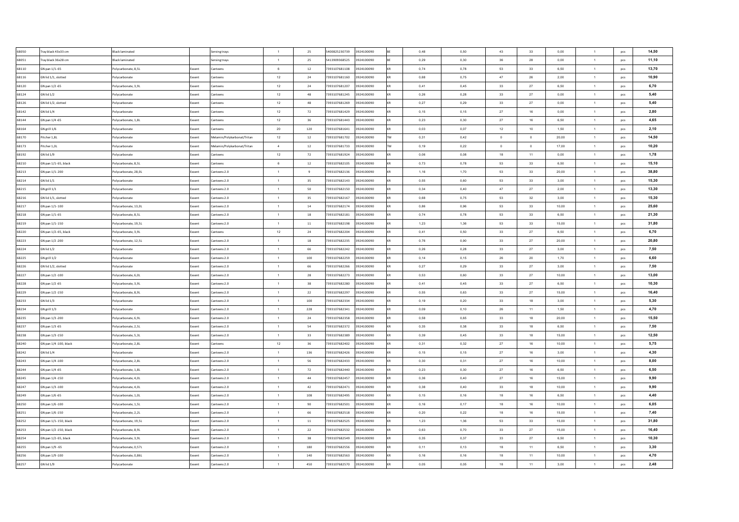| | | | | | | | | | | | | | | | | | |
|---|---|---|---|---|---|---|---|---|---|---|---|---|---|---|---|---|---|
| 68050 | Tray black 43x33 cm | Black laminated | | Serving trays | 1 | 25 | 5400825230739 | 3924100090 | BE | 0,48 | 0,50 | 43 | 33 | 0,00 | 1 | pcs | 14,50 |
| 68051 | Tray black 36x28 cm | Black laminated | | Serving trays | 1 | 25 | 5413909368525 | 3924100090 | BE | 0,29 | 0,30 | 36 | 28 | 0,00 | 1 | pcs | 11,10 |
| 68110 | GN pan 1/1-65 | Polycarbonate, 8,5L | Exxent | Canteens | 6 | 12 | 7393107681108 | 3924100090 | KR | 0,74 | 0,78 | 53 | 33 | 6,50 | 1 | pcs | 13,70 |
| 68116 | GN lid 1/1, slotted | Polycarbonate | Exxent | Canteens | 12 | 24 | 7393107681160 | 3924100090 | KR | 0,68 | 0,75 | 47 | 26 | 2,00 | 1 | pcs | 10,90 |
| 68120 | GN pan 1/2 -65 | Polycarbonate, 3,9L | Exxent | Canteens | 12 | 24 | 7393107681207 | 3924100090 | KR | 0,41 | 0,45 | 33 | 27 | 6,50 | 1 | pcs | 6,70 |
| 68124 | GN lid 1/2 | Polycarbonate | Exxent | Canteens | 12 | 48 | 7393107681245 | 3924100090 | KR | 0,26 | 0,28 | 33 | 27 | 0,00 | 1 | pcs | 5,40 |
| 68126 | GN lid 1/2, slotted | Polycarbonate | Exxent | Canteens | 12 | 48 | 7393107681269 | 3924100090 | KR | 0,27 | 0,29 | 33 | 27 | 0,00 | 1 | pcs | 5,40 |
| 68142 | GN lid 1/4 | Polycarbonate | Exxent | Canteens | 12 | 72 | 7393107681429 | 3924100090 | KR | 0,15 | 0,15 | 27 | 16 | 0,00 | 1 | pcs | 2,80 |
| 68144 | GN pan 1/4 -65 | Polycarbonate, 1,8L | Exxent | Canteens | 12 | 36 | 7393107681443 | 3924100090 | KR | 0,23 | 0,30 | 27 | 16 | 6,50 | 1 | pcs | 4,65 |
| 68164 | GN grill 1/6 | Polycarbonate | Exxent | Canteens | 20 | 120 | 7393107681641 | 3924100090 | KR | 0,03 | 0,07 | 12 | 10 | 1,50 | 1 | pcs | 2,10 |
| 68170 | Pitcher 1,8L | Polycarbonate | Exxent | Melamin/Polykarbonat/Tritan | 12 | 12 | 7393107681702 | 3924100090 | TW | 0,31 | 0,42 | 0 | 0 | 20,00 | 1 | pcs | 14,50 |
| 68173 | Pitcher 1,0L | Polycarbonate | Exxent | Melamin/Polykarbonat/Tritan | 4 | 12 | 7393107681733 | 3924100090 | TW | 0,19 | 0,22 | 0 | 0 | 17,00 | 1 | pcs | 10,20 |
| 68192 | GN lid 1/9 | Polycarbonate | Exxent | Canteens | 12 | 72 | 7393107681924 | 3924100090 | KR | 0,06 | 0,08 | 18 | 11 | 0,00 | 1 | pcs | 1,78 |
| 68210 | GN pan 1/1-65, black | Polycarbonate, 8,5L | Exxent | Canteens | 6 | 12 | 7393107682105 | 3924100090 | KR | 0,73 | 0,78 | 53 | 33 | 6,50 | 1 | pcs | 15,10 |
| 68213 | GN pan 1/1-200 | Polycarbonate, 28,0L | Exxent | Canteens 2.0 | 1 | 9 | 7393107682136 | 3924100090 | KR | 1,16 | 1,70 | 53 | 33 | 20,00 | 1 | pcs | 38,80 |
| 68214 | GN lid 1/1 | Polycarbonate | Exxent | Canteens 2.0 | 1 | 35 | 7393107682143 | 3924100090 | KR | 0,55 | 0,60 | 53 | 33 | 3,00 | 1 | pcs | 15,30 |
| 68215 | GN grill 1/1 | Polycarbonate | Exxent | Canteens 2.0 | 1 | 50 | 7393107682150 | 3924100090 | KR | 0,34 | 0,40 | 47 | 27 | 2,00 | 1 | pcs | 13,30 |
| 68216 | GN lid 1/1, slotted | Polycarbonate | Exxent | Canteens 2.0 | 1 | 35 | 7393107682167 | 3924100090 | KR | 0,68 | 0,75 | 53 | 32 | 3,00 | 1 | pcs | 15,30 |
| 68217 | GN pan 1/1-100 | Polycarbonate, 13,0L | Exxent | Canteens 2.0 | 1 | 14 | 7393107682174 | 3924100090 | KR | 0,86 | 0,96 | 53 | 33 | 10,00 | 1 | pcs | 25,60 |
| 68218 | GN pan 1/1-65 | Polycarbonate, 8,5L | Exxent | Canteens 2.0 | 1 | 18 | 7393107682181 | 3924100090 | KR | 0,74 | 0,78 | 53 | 33 | 6,50 | 1 | pcs | 21,30 |
| 68219 | GN pan 1/1-150 | Polycarbonate, 19,5L | Exxent | Canteens 2.0 | 1 | 11 | 7393107682198 | 3924100090 | KR | 1,23 | 1,36 | 53 | 33 | 15,00 | 1 | pcs | 31,80 |
| 68220 | GN pan 1/2-65, black | Polycarbonate, 3,9L | Exxent | Canteens | 12 | 24 | 7393107682204 | 3924100090 | KR | 0,41 | 0,50 | 33 | 27 | 6,50 | 1 | pcs | 6,70 |
| 68223 | GN pan 1/2 -200 | Polycarbonate, 12,5L | Exxent | Canteens 2.0 | 1 | 18 | 7393107682235 | 3924100090 | KR | 0,76 | 0,90 | 33 | 27 | 20,00 | 1 | pcs | 20,80 |
| 68224 | GN lid 1/2 | Polycarbonate | Exxent | Canteens 2.0 | 1 | 66 | 7393107682242 | 3924100090 | KR | 0,26 | 0,28 | 33 | 27 | 3,00 | 1 | pcs | 7,50 |
| 68225 | GN grill 1/2 | Polycarbonate | Exxent | Canteens 2.0 | 1 | 100 | 7393107682259 | 3924100090 | KR | 0,14 | 0,15 | 26 | 20 | 1,70 | 1 | pcs | 6,60 |
| 68226 | GN lid 1/2, slotted | Polycarbonate | Exxent | Canteens 2.0 | 1 | 66 | 7393107682266 | 3924100090 | KR | 0,27 | 0,29 | 33 | 27 | 3,00 | 1 | pcs | 7,50 |
| 68227 | GN pan 1/2 -100 | Polycarbonate, 6,0L | Exxent | Canteens 2.0 | 1 | 28 | 7393107682273 | 3924100090 | KR | 0,53 | 0,60 | 33 | 27 | 10,00 | 1 | pcs | 13,00 |
| 68228 | GN pan 1/2 -65 | Polycarbonate, 3,9L | Exxent | Canteens 2.0 | 1 | 38 | 7393107682280 | 3924100090 | KR | 0,41 | 0,45 | 33 | 27 | 6,50 | 1 | pcs | 10,30 |
| 68229 | GN pan 1/2 -150 | Polycarbonate, 8,9L | Exxent | Canteens 2.0 | 1 | 22 | 7393107682297 | 3924100090 | KR | 0,55 | 0,63 | 33 | 27 | 15,00 | 1 | pcs | 16,40 |
| 68233 | GN lid 1/3 | Polycarbonate | Exxent | Canteens 2.0 | 1 | 100 | 7393107682334 | 3924100090 | KR | 0,19 | 0,20 | 33 | 18 | 3,00 | 1 | pcs | 5,30 |
| 68234 | GN grill 1/3 | Polycarbonate | Exxent | Canteens 2.0 | 1 | 228 | 7393107682341 | 3924100090 | KR | 0,09 | 0,10 | 26 | 11 | 1,50 | 1 | pcs | 4,70 |
| 68235 | GN pan 1/3 -200 | Polycarbonate, 6,9L | Exxent | Canteens 2.0 | 1 | 24 | 7393107682358 | 3924100090 | KR | 0,58 | 0,65 | 33 | 18 | 20,00 | 1 | pcs | 15,50 |
| 68237 | GN pan 1/3 -65 | Polycarbonate, 2,5L | Exxent | Canteens 2.0 | 1 | 54 | 7393107682372 | 3924100090 | KR | 0,35 | 0,38 | 33 | 18 | 6,50 | 1 | pcs | 7,50 |
| 68238 | GN pan 1/3 -150 | Polycarbonate, 5,3L | Exxent | Canteens 2.0 | 1 | 33 | 7393107682389 | 3924100090 | KR | 0,39 | 0,45 | 33 | 18 | 15,00 | 1 | pcs | 12,50 |
| 68240 | GN pan 1/4 -100, black | Polycarbonate, 2,8L | Exxent | Canteens | 12 | 36 | 7393107682402 | 3924100090 | KR | 0,31 | 0,32 | 27 | 16 | 10,00 | 1 | pcs | 5,75 |
| 68242 | GN lid 1/4 | Polycarbonate | Exxent | Canteens 2.0 | 1 | 136 | 7393107682426 | 3924100090 | KR | 0,15 | 0,15 | 27 | 16 | 3,00 | 1 | pcs | 4,30 |
| 68243 | GN pan 1/4 -100 | Polycarbonate, 2,8L | Exxent | Canteens 2.0 | 1 | 56 | 7393107682433 | 3924100090 | KR | 0,30 | 0,31 | 27 | 16 | 10,00 | 1 | pcs | 8,00 |
| 68244 | GN pan 1/4 -65 | Polycarbonate, 1,8L | Exxent | Canteens 2.0 | 1 | 72 | 7393107682440 | 3924100090 | KR | 0,23 | 0,30 | 27 | 16 | 6,50 | 1 | pcs | 6,50 |
| 68245 | GN pan 1/4 -150 | Polycarbonate, 4,0L | Exxent | Canteens 2.0 | 1 | 44 | 7393107682457 | 3924100090 | KR | 0,36 | 0,40 | 27 | 16 | 15,00 | 1 | pcs | 9,90 |
| 68247 | GN pan 1/3 -100 | Polycarbonate, 4,0L | Exxent | Canteens 2.0 | 1 | 42 | 7393107682471 | 3924100090 | KR | 0,38 | 0,40 | 33 | 18 | 10,00 | 1 | pcs | 9,90 |
| 68249 | GN pan 1/6 -65 | Polycarbonate, 1,0L | Exxent | Canteens 2.0 | 1 | 108 | 7393107682495 | 3924100090 | KR | 0,15 | 0,16 | 18 | 16 | 6,50 | 1 | pcs | 4,40 |
| 68250 | GN pan 1/6 -100 | Polycarbonate, 1,5L | Exxent | Canteens 2.0 | 1 | 90 | 7393107682501 | 3924100090 | KR | 0,16 | 0,17 | 18 | 16 | 10,00 | 1 | pcs | 6,05 |
| 68251 | GN pan 1/6 -150 | Polycarbonate, 2,2L | Exxent | Canteens 2.0 | 1 | 66 | 7393107682518 | 3924100090 | KR | 0,20 | 0,22 | 18 | 16 | 15,00 | 1 | pcs | 7,40 |
| 68252 | GN pan 1/1-150, black | Polycarbonate, 19,5L | Exxent | Canteens 2.0 | 1 | 11 | 7393107682525 | 3924100090 | KR | 1,23 | 1,36 | 53 | 33 | 15,00 | 1 | pcs | 31,80 |
| 68253 | GN pan 1/2 -150, black | Polycarbonate, 8,9L | Exxent | Canteens 2.0 | 1 | 22 | 7393107682532 | 3924100090 | KR | 0,63 | 0,70 | 33 | 27 | 15,00 | 1 | pcs | 16,40 |
| 68254 | GN pan 1/2-65, black | Polycarbonate, 3,9L | Exxent | Canteens 2.0 | 1 | 38 | 7393107682549 | 3924100090 | KR | 0,35 | 0,37 | 33 | 27 | 6,50 | 1 | pcs | 10,30 |
| 68255 | GN pan 1/9 - 65 | Polycarbonate, 0,57L | Exxent | Canteens 2.0 | 1 | 180 | 7393107682556 | 3924100090 | KR | 0,11 | 0,13 | 18 | 11 | 6,50 | 1 | pcs | 3,30 |
| 68256 | GN pan 1/9 -100 | Polycarbonate, 0,86L | Exxent | Canteens 2.0 | 1 | 140 | 7393107682563 | 3924100090 | KR | 0,16 | 0,16 | 18 | 11 | 10,00 | 1 | pcs | 4,70 |
| 68257 | GN lid 1/9 | Polycarbonate | Exxent | Canteens 2.0 | 1 | 450 | 7393107682570 | 3924100090 | KR | 0,05 | 0,05 | 18 | 11 | 3,00 | 1 | pcs | 2,48 |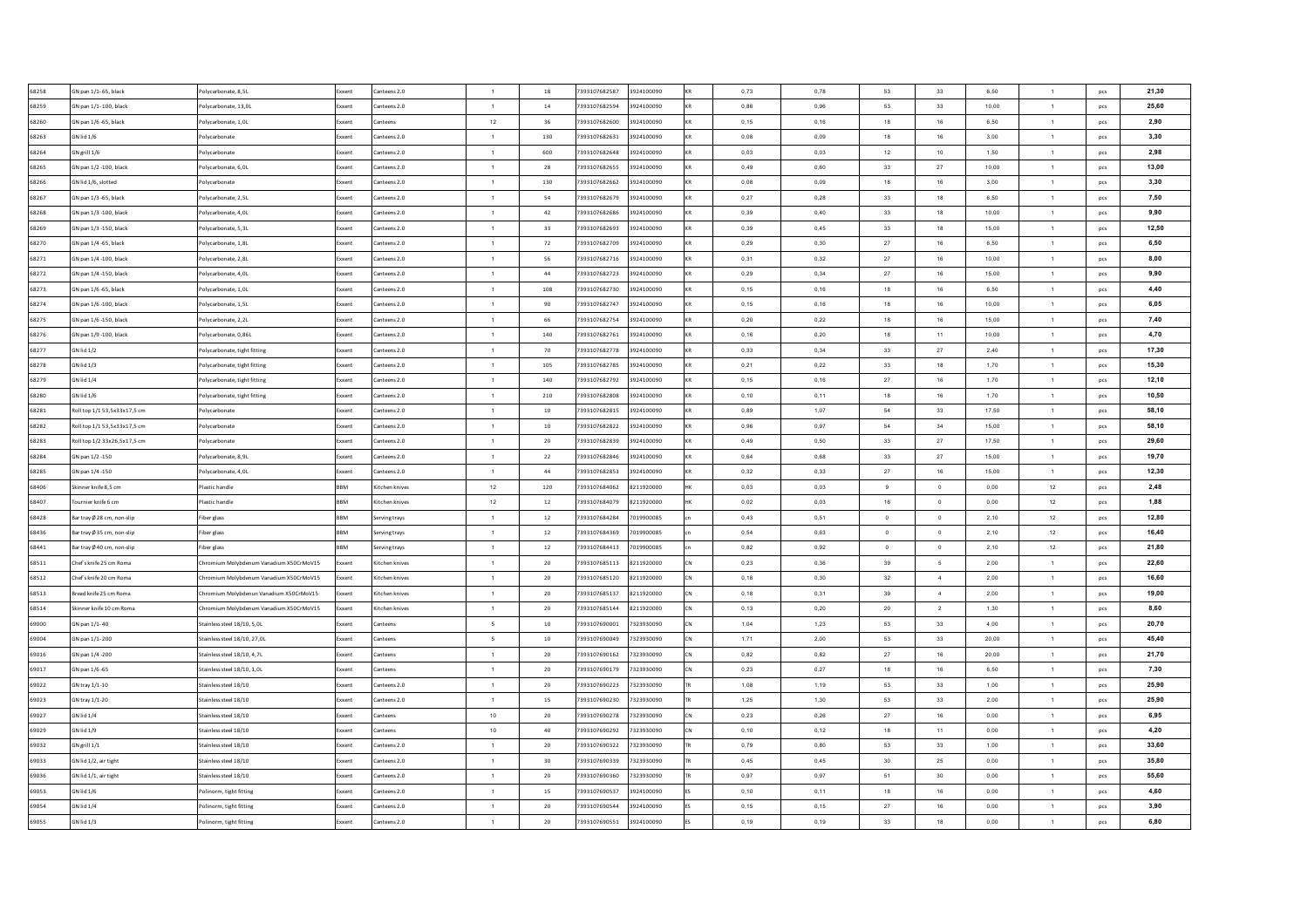| | | | | | | | | | | | | | | | | |
|---|---|---|---|---|---|---|---|---|---|---|---|---|---|---|---|---|
| 68258 | GN pan 1/1-65, black | Polycarbonate, 8,5L | Exxent | Canteens 2.0 | 1 | 18 | 7393107682587 | 3924100090 | KR | 0,73 | 0,78 | 53 | 33 | 6,50 | 1 | pcs | 21,30 |
| 68259 | GN pan 1/1-100, black | Polycarbonate, 13,0L | Exxent | Canteens 2.0 | 1 | 14 | 7393107682594 | 3924100090 | KR | 0,86 | 0,96 | 53 | 33 | 10,00 | 1 | pcs | 25,60 |
| 68260 | GN pan 1/6-65, black | Polycarbonate, 1,0L | Exxent | Canteens | 12 | 36 | 7393107682600 | 3924100090 | KR | 0,15 | 0,16 | 18 | 16 | 6,50 | 1 | pcs | 2,90 |
| 68263 | GN lid 1/6 | Polycarbonate | Exxent | Canteens 2.0 | 1 | 130 | 7393107682631 | 3924100090 | KR | 0,08 | 0,09 | 18 | 16 | 3,00 | 1 | pcs | 3,30 |
| 68264 | GN grill 1/6 | Polycarbonate | Exxent | Canteens 2.0 | 1 | 600 | 7393107682648 | 3924100090 | KR | 0,03 | 0,03 | 12 | 10 | 1,50 | 1 | pcs | 2,98 |
| 68265 | GN pan 1/2-100, black | Polycarbonate, 6,0L | Exxent | Canteens 2.0 | 1 | 28 | 7393107682655 | 3924100090 | KR | 0,49 | 0,60 | 33 | 27 | 10,00 | 1 | pcs | 13,00 |
| 68266 | GN lid 1/6, slotted | Polycarbonate | Exxent | Canteens 2.0 | 1 | 130 | 7393107682662 | 3924100090 | KR | 0,08 | 0,09 | 18 | 16 | 3,00 | 1 | pcs | 3,30 |
| 68267 | GN pan 1/3-65, black | Polycarbonate, 2,5L | Exxent | Canteens 2.0 | 1 | 54 | 7393107682679 | 3924100090 | KR | 0,27 | 0,28 | 33 | 18 | 6,50 | 1 | pcs | 7,50 |
| 68268 | GN pan 1/3-100, black | Polycarbonate, 4,0L | Exxent | Canteens 2.0 | 1 | 42 | 7393107682686 | 3924100090 | KR | 0,39 | 0,40 | 33 | 18 | 10,00 | 1 | pcs | 9,90 |
| 68269 | GN pan 1/3-150, black | Polycarbonate, 5,3L | Exxent | Canteens 2.0 | 1 | 33 | 7393107682693 | 3924100090 | KR | 0,39 | 0,45 | 33 | 18 | 15,00 | 1 | pcs | 12,50 |
| 68270 | GN pan 1/4-65, black | Polycarbonate, 1,8L | Exxent | Canteens 2.0 | 1 | 72 | 7393107682709 | 3924100090 | KR | 0,29 | 0,30 | 27 | 16 | 6,50 | 1 | pcs | 6,50 |
| 68271 | GN pan 1/4-100, black | Polycarbonate, 2,8L | Exxent | Canteens 2.0 | 1 | 56 | 7393107682716 | 3924100090 | KR | 0,31 | 0,32 | 27 | 16 | 10,00 | 1 | pcs | 8,00 |
| 68272 | GN pan 1/4-150, black | Polycarbonate, 4,0L | Exxent | Canteens 2.0 | 1 | 44 | 7393107682723 | 3924100090 | KR | 0,29 | 0,34 | 27 | 16 | 15,00 | 1 | pcs | 9,90 |
| 68273 | GN pan 1/6-65, black | Polycarbonate, 1,0L | Exxent | Canteens 2.0 | 1 | 108 | 7393107682730 | 3924100090 | KR | 0,15 | 0,16 | 18 | 16 | 6,50 | 1 | pcs | 4,40 |
| 68274 | GN pan 1/6-100, black | Polycarbonate, 1,5L | Exxent | Canteens 2.0 | 1 | 90 | 7393107682747 | 3924100090 | KR | 0,15 | 0,16 | 18 | 16 | 10,00 | 1 | pcs | 6,05 |
| 68275 | GN pan 1/6-150, black | Polycarbonate, 2,2L | Exxent | Canteens 2.0 | 1 | 66 | 7393107682754 | 3924100090 | KR | 0,20 | 0,22 | 18 | 16 | 15,00 | 1 | pcs | 7,40 |
| 68276 | GN pan 1/9-100, black | Polycarbonate, 0,86L | Exxent | Canteens 2.0 | 1 | 140 | 7393107682761 | 3924100090 | KR | 0,16 | 0,20 | 18 | 11 | 10,00 | 1 | pcs | 4,70 |
| 68277 | GN lid 1/2 | Polycarbonate, tight fitting | Exxent | Canteens 2.0 | 1 | 70 | 7393107682778 | 3924100090 | KR | 0,33 | 0,34 | 33 | 27 | 2,40 | 1 | pcs | 17,30 |
| 68278 | GN lid 1/3 | Polycarbonate, tight fitting | Exxent | Canteens 2.0 | 1 | 105 | 7393107682785 | 3924100090 | KR | 0,21 | 0,22 | 33 | 18 | 1,70 | 1 | pcs | 15,30 |
| 68279 | GN lid 1/4 | Polycarbonate, tight fitting | Exxent | Canteens 2.0 | 1 | 140 | 7393107682792 | 3924100090 | KR | 0,15 | 0,16 | 27 | 16 | 1,70 | 1 | pcs | 12,10 |
| 68280 | GN lid 1/6 | Polycarbonate, tight fitting | Exxent | Canteens 2.0 | 1 | 210 | 7393107682808 | 3924100090 | KR | 0,10 | 0,11 | 18 | 16 | 1,70 | 1 | pcs | 10,50 |
| 68281 | Roll top 1/1 53,5x33x17,5 cm | Polycarbonate | Exxent | Canteens 2.0 | 1 | 10 | 7393107682815 | 3924100090 | KR | 0,89 | 1,07 | 54 | 33 | 17,50 | 1 | pcs | 58,10 |
| 68282 | Roll top 1/1 53,5x33x17,5 cm | Polycarbonate | Exxent | Canteens 2.0 | 1 | 10 | 7393107682822 | 3924100090 | KR | 0,96 | 0,97 | 54 | 34 | 15,00 | 1 | pcs | 58,10 |
| 68283 | Roll top 1/2 33x26,5x17,5 cm | Polycarbonate | Exxent | Canteens 2.0 | 1 | 20 | 7393107682839 | 3924100090 | KR | 0,49 | 0,50 | 33 | 27 | 17,50 | 1 | pcs | 29,60 |
| 68284 | GN pan 1/2-150 | Polycarbonate, 8,9L | Exxent | Canteens 2.0 | 1 | 22 | 7393107682846 | 3924100090 | KR | 0,64 | 0,68 | 33 | 27 | 15,00 | 1 | pcs | 19,70 |
| 68285 | GN pan 1/4-150 | Polycarbonate, 4,0L | Exxent | Canteens 2.0 | 1 | 44 | 7393107682853 | 3924100090 | KR | 0,32 | 0,33 | 27 | 16 | 15,00 | 1 | pcs | 12,30 |
| 68406 | Skinner knife 8,5 cm | Plastic handle | BBM | Kitchen knives | 12 | 120 | 7393107684062 | 8211920000 | HK | 0,03 | 0,03 | 9 | 0 | 0,00 | 12 | pcs | 2,48 |
| 68407 | Tournier knife 6 cm | Plastic handle | BBM | Kitchen knives | 12 | 12 | 7393107684079 | 8211920000 | HK | 0,02 | 0,03 | 16 | 0 | 0,00 | 12 | pcs | 1,88 |
| 68428 | Bar tray Ø 28 cm, non-slip | Fiber glass | BBM | Serving trays | 1 | 12 | 7393107684284 | 7019900085 | cn | 0,43 | 0,51 | 0 | 0 | 2,10 | 12 | pcs | 12,80 |
| 68436 | Bar tray Ø 35 cm, non-slip | Fiber glass | BBM | Serving trays | 1 | 12 | 7393107684369 | 7019900085 | cn | 0,54 | 0,63 | 0 | 0 | 2,10 | 12 | pcs | 16,40 |
| 68441 | Bar tray Ø 40 cm, non-slip | Fiber glass | BBM | Serving trays | 1 | 12 | 7393107684413 | 7019900085 | cn | 0,82 | 0,92 | 0 | 0 | 2,10 | 12 | pcs | 21,80 |
| 68511 | Chef's knife 25 cm Roma | Chromium Molybdenum Vanadium X50CrMoV15 | Exxent | Kitchen knives | 1 | 20 | 7393107685113 | 8211920000 | CN | 0,23 | 0,36 | 39 | 5 | 2,00 | 1 | pcs | 22,60 |
| 68512 | Chef's knife 20 cm Roma | Chromium Molybdenum Vanadium X50CrMoV15 | Exxent | Kitchen knives | 1 | 20 | 7393107685120 | 8211920000 | CN | 0,18 | 0,30 | 32 | 4 | 2,00 | 1 | pcs | 16,60 |
| 68513 | Bread knife 25 cm Roma | Chromium Molybdenum Vanadium X50CrMoV15 | Exxent | Kitchen knives | 1 | 20 | 7393107685137 | 8211920000 | CN | 0,18 | 0,31 | 39 | 4 | 2,00 | 1 | pcs | 19,00 |
| 68514 | Skinner knife 10 cm Roma | Chromium Molybdenum Vanadium X50CrMoV15 | Exxent | Kitchen knives | 1 | 20 | 7393107685144 | 8211920000 | CN | 0,13 | 0,20 | 20 | 2 | 1,30 | 1 | pcs | 8,60 |
| 69000 | GN pan 1/1-40 | Stainless steel 18/10, 5,0L | Exxent | Canteens | 5 | 10 | 7393107690001 | 7323930090 | CN | 1,04 | 1,23 | 53 | 33 | 4,00 | 1 | pcs | 20,70 |
| 69004 | GN pan 1/1-200 | Stainless steel 18/10, 27,0L | Exxent | Canteens | 5 | 10 | 7393107690049 | 7323930090 | CN | 1,71 | 2,00 | 53 | 33 | 20,00 | 1 | pcs | 45,40 |
| 69016 | GN pan 1/4-200 | Stainless steel 18/10, 4,7L | Exxent | Canteens | 1 | 20 | 7393107690162 | 7323930090 | CN | 0,82 | 0,82 | 27 | 16 | 20,00 | 1 | pcs | 21,70 |
| 69017 | GN pan 1/6-65 | Stainless steel 18/10, 1,0L | Exxent | Canteens | 1 | 20 | 7393107690179 | 7323930090 | CN | 0,23 | 0,27 | 18 | 16 | 6,50 | 1 | pcs | 7,30 |
| 69022 | GN tray 1/1-10 | Stainless steel 18/10 | Exxent | Canteens 2.0 | 1 | 20 | 7393107690223 | 7323930090 | TR | 1,08 | 1,19 | 53 | 33 | 1,00 | 1 | pcs | 25,90 |
| 69023 | GN tray 1/1-20 | Stainless steel 18/10 | Exxent | Canteens 2.0 | 1 | 15 | 7393107690230 | 7323930090 | TR | 1,25 | 1,30 | 53 | 33 | 2,00 | 1 | pcs | 25,90 |
| 69027 | GN lid 1/4 | Stainless steel 18/10 | Exxent | Canteens | 10 | 20 | 7393107690278 | 7323930090 | CN | 0,23 | 0,26 | 27 | 16 | 0,00 | 1 | pcs | 6,95 |
| 69029 | GN lid 1/9 | Stainless steel 18/10 | Exxent | Canteens | 10 | 40 | 7393107690292 | 7323930090 | CN | 0,10 | 0,12 | 18 | 11 | 0,00 | 1 | pcs | 4,20 |
| 69032 | GN grill 1/1 | Stainless steel 18/10 | Exxent | Canteens 2.0 | 1 | 20 | 7393107690322 | 7323930090 | TR | 0,79 | 0,80 | 53 | 33 | 1,00 | 1 | pcs | 33,60 |
| 69033 | GN lid 1/2, air tight | Stainless steel 18/10 | Exxent | Canteens 2.0 | 1 | 30 | 7393107690339 | 7323930090 | TR | 0,45 | 0,45 | 30 | 25 | 0,00 | 1 | pcs | 35,80 |
| 69036 | GN lid 1/1, air tight | Stainless steel 18/10 | Exxent | Canteens 2.0 | 1 | 20 | 7393107690360 | 7323930090 | TR | 0,97 | 0,97 | 51 | 30 | 0,00 | 1 | pcs | 55,60 |
| 69053 | GN lid 1/6 | Polinorm, tight fitting | Exxent | Canteens 2.0 | 1 | 15 | 7393107690537 | 3924100090 | ES | 0,10 | 0,11 | 18 | 16 | 0,00 | 1 | pcs | 4,60 |
| 69054 | GN lid 1/4 | Polinorm, tight fitting | Exxent | Canteens 2.0 | 1 | 20 | 7393107690544 | 3924100090 | ES | 0,15 | 0,15 | 27 | 16 | 0,00 | 1 | pcs | 3,90 |
| 69055 | GN lid 1/3 | Polinorm, tight fitting | Exxent | Canteens 2.0 | 1 | 20 | 7393107690551 | 3924100090 | ES | 0,19 | 0,19 | 33 | 18 | 0,00 | 1 | pcs | 6,80 |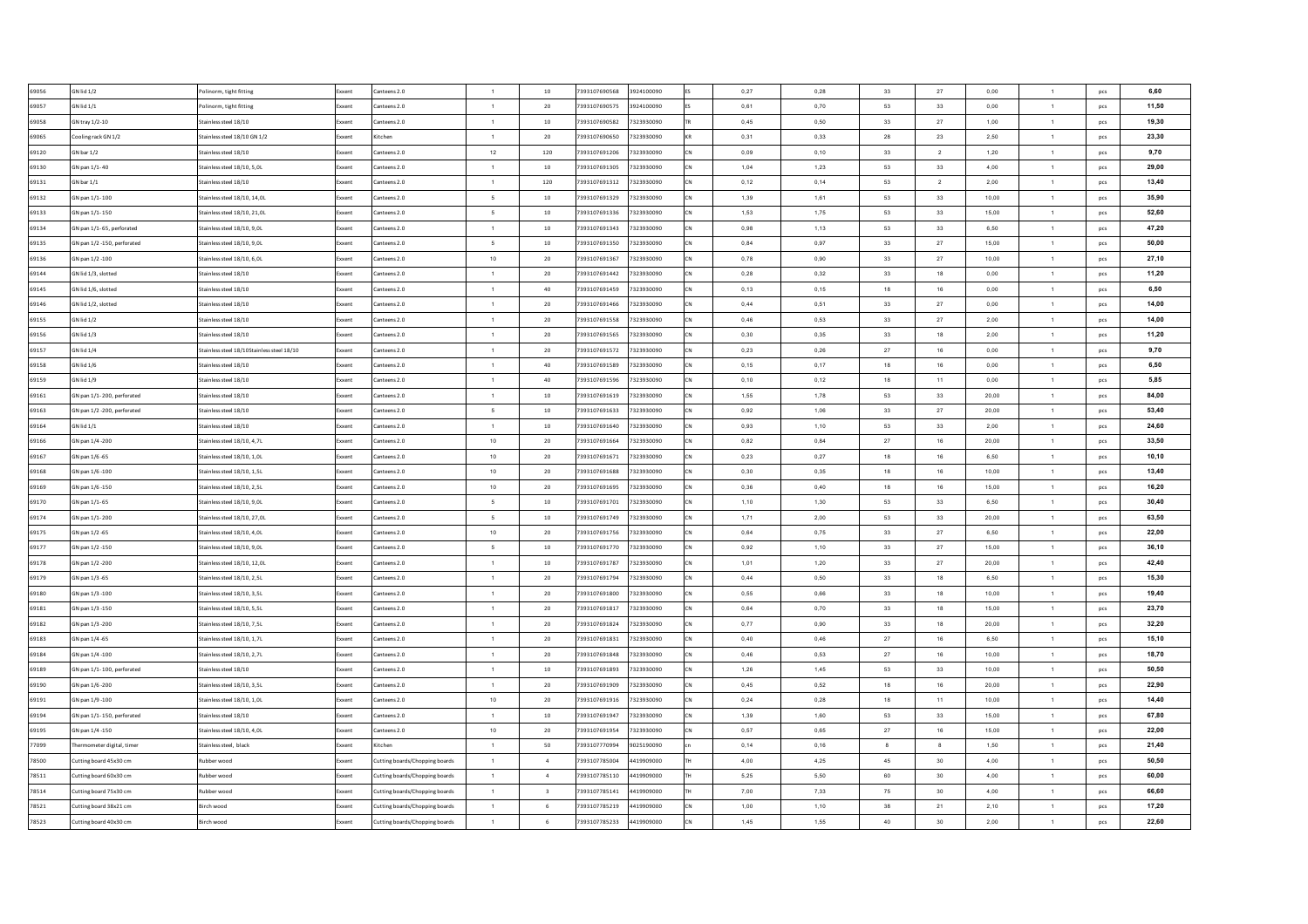| | | | | | | | | | | | | | | | | |
|---|---|---|---|---|---|---|---|---|---|---|---|---|---|---|---|---|
| 69056 | GN lid 1/2 | Polinorm, tight fitting | Exxent | Canteens 2.0 | 1 | 10 | 7393107690568 | 3924100090 | ES | 0,27 | 0,28 | 33 | 27 | 0,00 | 1 | pcs | 6,60 |
| 69057 | GN lid 1/1 | Polinorm, tight fitting | Exxent | Canteens 2.0 | 1 | 20 | 7393107690575 | 3924100090 | ES | 0,61 | 0,70 | 53 | 33 | 0,00 | 1 | pcs | 11,50 |
| 69058 | GN tray 1/2-10 | Stainless steel 18/10 | Exxent | Canteens 2.0 | 1 | 10 | 7393107690582 | 7323930090 | TR | 0,45 | 0,50 | 33 | 27 | 1,00 | 1 | pcs | 19,30 |
| 69065 | Cooling rack GN 1/2 | Stainless steel 18/10 GN 1/2 | Exxent | Kitchen | 1 | 20 | 7393107690650 | 7323930090 | KR | 0,31 | 0,33 | 28 | 23 | 2,50 | 1 | pcs | 23,30 |
| 69120 | GN bar 1/2 | Stainless steel 18/10 | Exxent | Canteens 2.0 | 12 | 120 | 7393107691206 | 7323930090 | CN | 0,09 | 0,10 | 33 | 2 | 1,20 | 1 | pcs | 9,70 |
| 69130 | GN pan 1/1-40 | Stainless steel 18/10, 5,0L | Exxent | Canteens 2.0 | 1 | 10 | 7393107691305 | 7323930090 | CN | 1,04 | 1,23 | 53 | 33 | 4,00 | 1 | pcs | 29,00 |
| 69131 | GN bar 1/1 | Stainless steel 18/10 | Exxent | Canteens 2.0 | 1 | 120 | 7393107691312 | 7323930090 | CN | 0,12 | 0,14 | 53 | 2 | 2,00 | 1 | pcs | 13,40 |
| 69132 | GN pan 1/1-100 | Stainless steel 18/10, 14,0L | Exxent | Canteens 2.0 | 5 | 10 | 7393107691329 | 7323930090 | CN | 1,39 | 1,61 | 53 | 33 | 10,00 | 1 | pcs | 35,90 |
| 69133 | GN pan 1/1-150 | Stainless steel 18/10, 21,0L | Exxent | Canteens 2.0 | 5 | 10 | 7393107691336 | 7323930090 | CN | 1,53 | 1,75 | 53 | 33 | 15,00 | 1 | pcs | 52,60 |
| 69134 | GN pan 1/1-65, perforated | Stainless steel 18/10, 9,0L | Exxent | Canteens 2.0 | 1 | 10 | 7393107691343 | 7323930090 | CN | 0,98 | 1,13 | 53 | 33 | 6,50 | 1 | pcs | 47,20 |
| 69135 | GN pan 1/2 -150, perforated | Stainless steel 18/10, 9,0L | Exxent | Canteens 2.0 | 5 | 10 | 7393107691350 | 7323930090 | CN | 0,84 | 0,97 | 33 | 27 | 15,00 | 1 | pcs | 50,00 |
| 69136 | GN pan 1/2 -100 | Stainless steel 18/10, 6,0L | Exxent | Canteens 2.0 | 10 | 20 | 7393107691367 | 7323930090 | CN | 0,78 | 0,90 | 33 | 27 | 10,00 | 1 | pcs | 27,10 |
| 69144 | GN lid 1/3, slotted | Stainless steel 18/10 | Exxent | Canteens 2.0 | 1 | 20 | 7393107691442 | 7323930090 | CN | 0,28 | 0,32 | 33 | 18 | 0,00 | 1 | pcs | 11,20 |
| 69145 | GN lid 1/6, slotted | Stainless steel 18/10 | Exxent | Canteens 2.0 | 1 | 40 | 7393107691459 | 7323930090 | CN | 0,13 | 0,15 | 18 | 16 | 0,00 | 1 | pcs | 6,50 |
| 69146 | GN lid 1/2, slotted | Stainless steel 18/10 | Exxent | Canteens 2.0 | 1 | 20 | 7393107691466 | 7323930090 | CN | 0,44 | 0,51 | 33 | 27 | 0,00 | 1 | pcs | 14,00 |
| 69155 | GN lid 1/2 | Stainless steel 18/10 | Exxent | Canteens 2.0 | 1 | 20 | 7393107691558 | 7323930090 | CN | 0,46 | 0,53 | 33 | 27 | 2,00 | 1 | pcs | 14,00 |
| 69156 | GN lid 1/3 | Stainless steel 18/10 | Exxent | Canteens 2.0 | 1 | 20 | 7393107691565 | 7323930090 | CN | 0,30 | 0,35 | 33 | 18 | 2,00 | 1 | pcs | 11,20 |
| 69157 | GN lid 1/4 | Stainless steel 18/10Stainless steel 18/10 | Exxent | Canteens 2.0 | 1 | 20 | 7393107691572 | 7323930090 | CN | 0,23 | 0,26 | 27 | 16 | 0,00 | 1 | pcs | 9,70 |
| 69158 | GN lid 1/6 | Stainless steel 18/10 | Exxent | Canteens 2.0 | 1 | 40 | 7393107691589 | 7323930090 | CN | 0,15 | 0,17 | 18 | 16 | 0,00 | 1 | pcs | 6,50 |
| 69159 | GN lid 1/9 | Stainless steel 18/10 | Exxent | Canteens 2.0 | 1 | 40 | 7393107691596 | 7323930090 | CN | 0,10 | 0,12 | 18 | 11 | 0,00 | 1 | pcs | 5,85 |
| 69161 | GN pan 1/1-200, perforated | Stainless steel 18/10 | Exxent | Canteens 2.0 | 1 | 10 | 7393107691619 | 7323930090 | CN | 1,55 | 1,78 | 53 | 33 | 20,00 | 1 | pcs | 84,00 |
| 69163 | GN pan 1/2 -200, perforated | Stainless steel 18/10 | Exxent | Canteens 2.0 | 5 | 10 | 7393107691633 | 7323930090 | CN | 0,92 | 1,06 | 33 | 27 | 20,00 | 1 | pcs | 53,40 |
| 69164 | GN lid 1/1 | Stainless steel 18/10 | Exxent | Canteens 2.0 | 1 | 10 | 7393107691640 | 7323930090 | CN | 0,93 | 1,10 | 53 | 33 | 2,00 | 1 | pcs | 24,60 |
| 69166 | GN pan 1/4 -200 | Stainless steel 18/10, 4,7L | Exxent | Canteens 2.0 | 10 | 20 | 7393107691664 | 7323930090 | CN | 0,82 | 0,84 | 27 | 16 | 20,00 | 1 | pcs | 33,50 |
| 69167 | GN pan 1/6 -65 | Stainless steel 18/10, 1,0L | Exxent | Canteens 2.0 | 10 | 20 | 7393107691671 | 7323930090 | CN | 0,23 | 0,27 | 18 | 16 | 6,50 | 1 | pcs | 10,10 |
| 69168 | GN pan 1/6 -100 | Stainless steel 18/10, 1,5L | Exxent | Canteens 2.0 | 10 | 20 | 7393107691688 | 7323930090 | CN | 0,30 | 0,35 | 18 | 16 | 10,00 | 1 | pcs | 13,40 |
| 69169 | GN pan 1/6 -150 | Stainless steel 18/10, 2,5L | Exxent | Canteens 2.0 | 10 | 20 | 7393107691695 | 7323930090 | CN | 0,36 | 0,40 | 18 | 16 | 15,00 | 1 | pcs | 16,20 |
| 69170 | GN pan 1/1-65 | Stainless steel 18/10, 9,0L | Exxent | Canteens 2.0 | 5 | 10 | 7393107691701 | 7323930090 | CN | 1,10 | 1,30 | 53 | 33 | 6,50 | 1 | pcs | 30,40 |
| 69174 | GN pan 1/1-200 | Stainless steel 18/10, 27,0L | Exxent | Canteens 2.0 | 5 | 10 | 7393107691749 | 7323930090 | CN | 1,71 | 2,00 | 53 | 33 | 20,00 | 1 | pcs | 63,50 |
| 69175 | GN pan 1/2 -65 | Stainless steel 18/10, 4,0L | Exxent | Canteens 2.0 | 10 | 20 | 7393107691756 | 7323930090 | CN | 0,64 | 0,75 | 33 | 27 | 6,50 | 1 | pcs | 22,00 |
| 69177 | GN pan 1/2 -150 | Stainless steel 18/10, 9,0L | Exxent | Canteens 2.0 | 5 | 10 | 7393107691770 | 7323930090 | CN | 0,92 | 1,10 | 33 | 27 | 15,00 | 1 | pcs | 36,10 |
| 69178 | GN pan 1/2 -200 | Stainless steel 18/10, 12,0L | Exxent | Canteens 2.0 | 1 | 10 | 7393107691787 | 7323930090 | CN | 1,01 | 1,20 | 33 | 27 | 20,00 | 1 | pcs | 42,40 |
| 69179 | GN pan 1/3 -65 | Stainless steel 18/10, 2,5L | Exxent | Canteens 2.0 | 1 | 20 | 7393107691794 | 7323930090 | CN | 0,44 | 0,50 | 33 | 18 | 6,50 | 1 | pcs | 15,30 |
| 69180 | GN pan 1/3 -100 | Stainless steel 18/10, 3,5L | Exxent | Canteens 2.0 | 1 | 20 | 7393107691800 | 7323930090 | CN | 0,55 | 0,66 | 33 | 18 | 10,00 | 1 | pcs | 19,40 |
| 69181 | GN pan 1/3 -150 | Stainless steel 18/10, 5,5L | Exxent | Canteens 2.0 | 1 | 20 | 7393107691817 | 7323930090 | CN | 0,64 | 0,70 | 33 | 18 | 15,00 | 1 | pcs | 23,70 |
| 69182 | GN pan 1/3 -200 | Stainless steel 18/10, 7,5L | Exxent | Canteens 2.0 | 1 | 20 | 7393107691824 | 7323930090 | CN | 0,77 | 0,90 | 33 | 18 | 20,00 | 1 | pcs | 32,20 |
| 69183 | GN pan 1/4 -65 | Stainless steel 18/10, 1,7L | Exxent | Canteens 2.0 | 1 | 20 | 7393107691831 | 7323930090 | CN | 0,40 | 0,46 | 27 | 16 | 6,50 | 1 | pcs | 15,10 |
| 69184 | GN pan 1/4 -100 | Stainless steel 18/10, 2,7L | Exxent | Canteens 2.0 | 1 | 20 | 7393107691848 | 7323930090 | CN | 0,46 | 0,53 | 27 | 16 | 10,00 | 1 | pcs | 18,70 |
| 69189 | GN pan 1/1-100, perforated | Stainless steel 18/10 | Exxent | Canteens 2.0 | 1 | 10 | 7393107691893 | 7323930090 | CN | 1,26 | 1,45 | 53 | 33 | 10,00 | 1 | pcs | 50,50 |
| 69190 | GN pan 1/6 -200 | Stainless steel 18/10, 3,5L | Exxent | Canteens 2.0 | 1 | 20 | 7393107691909 | 7323930090 | CN | 0,45 | 0,52 | 18 | 16 | 20,00 | 1 | pcs | 22,90 |
| 69191 | GN pan 1/9 -100 | Stainless steel 18/10, 1,0L | Exxent | Canteens 2.0 | 10 | 20 | 7393107691916 | 7323930090 | CN | 0,24 | 0,28 | 18 | 11 | 10,00 | 1 | pcs | 14,40 |
| 69194 | GN pan 1/1-150, perforated | Stainless steel 18/10 | Exxent | Canteens 2.0 | 1 | 10 | 7393107691947 | 7323930090 | CN | 1,39 | 1,60 | 53 | 33 | 15,00 | 1 | pcs | 67,80 |
| 69195 | GN pan 1/4 -150 | Stainless steel 18/10, 4,0L | Exxent | Canteens 2.0 | 10 | 20 | 7393107691954 | 7323930090 | CN | 0,57 | 0,65 | 27 | 16 | 15,00 | 1 | pcs | 22,00 |
| 77099 | Thermometer digital, timer | Stainless steel, black | Exxent | Kitchen | 1 | 50 | 7393107770994 | 9025190090 | cn | 0,14 | 0,16 | 8 | 8 | 1,50 | 1 | pcs | 21,40 |
| 78500 | Cutting board 45x30 cm | Rubber wood | Exxent | Cutting boards/Chopping boards | 1 | 4 | 7393107785004 | 4419909000 | TH | 4,00 | 4,25 | 45 | 30 | 4,00 | 1 | pcs | 50,50 |
| 78511 | Cutting board 60x30 cm | Rubber wood | Exxent | Cutting boards/Chopping boards | 1 | 4 | 7393107785110 | 4419909000 | TH | 5,25 | 5,50 | 60 | 30 | 4,00 | 1 | pcs | 60,00 |
| 78514 | Cutting board 75x30 cm | Rubber wood | Exxent | Cutting boards/Chopping boards | 1 | 3 | 7393107785141 | 4419909000 | TH | 7,00 | 7,33 | 75 | 30 | 4,00 | 1 | pcs | 66,60 |
| 78521 | Cutting board 38x21 cm | Birch wood | Exxent | Cutting boards/Chopping boards | 1 | 6 | 7393107785219 | 4419909000 | CN | 1,00 | 1,10 | 38 | 21 | 2,10 | 1 | pcs | 17,20 |
| 78523 | Cutting board 40x30 cm | Birch wood | Exxent | Cutting boards/Chopping boards | 1 | 6 | 7393107785233 | 4419909000 | CN | 1,45 | 1,55 | 40 | 30 | 2,00 | 1 | pcs | 22,60 |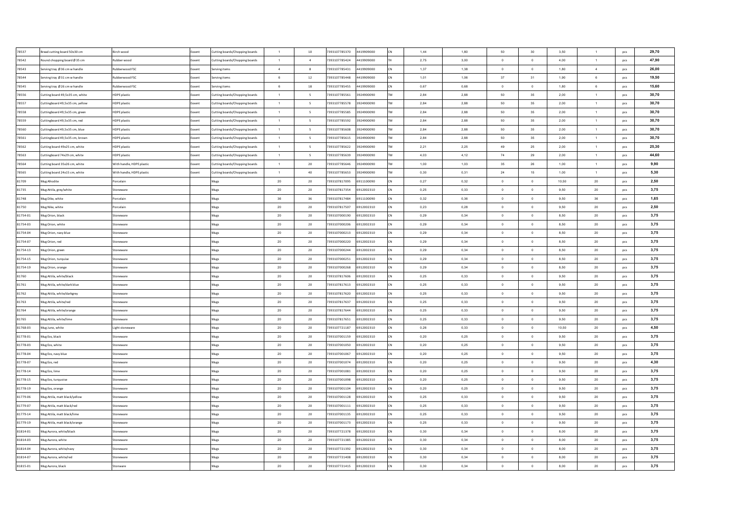| | | | | | | | | | | | | | | | | | |
|---|---|---|---|---|---|---|---|---|---|---|---|---|---|---|---|---|---|
| 78537 | Bread cutting board 50x30 cm | Birch wood | Exxent | Cutting boards/Chopping boards | 1 | 10 | 7393107785370 | 4419909000 | CN | 1,44 | 1,80 | 50 | 30 | 3,50 | 1 | pcs | 29,70 |
| 78542 | Round chopping board Ø35 cm | Rubber wood | Exxent | Cutting boards/Chopping boards | 1 | 4 | 7393107785424 | 4419909000 | TH | 2,75 | 3,00 | 0 | 0 | 4,00 | 1 | pcs | 47,90 |
| 78543 | Serving tray Ø36 cm w handle | Rubberwood FSC | Exxent | Serving items | 4 | 8 | 7393107785431 | 4419909000 | CN | 1,37 | 1,38 | 0 | 0 | 1,80 | 4 | pcs | 26,00 |
| 78544 | Serving tray Ø31 cm w handle | Rubberwood FSC | Exxent | Serving items | 6 | 12 | 7393107785448 | 4419909000 | CN | 1,01 | 1,06 | 37 | 31 | 1,90 | 6 | pcs | 19,50 |
| 78545 | Serving tray Ø26 cm w handle | Rubberwood FSC | Exxent | Serving items | 6 | 18 | 7393107785455 | 4419909000 | CN | 0,67 | 0,68 | 0 | 0 | 1,80 | 6 | pcs | 15,60 |
| 78556 | Cutting board 49,5x35 cm, white | HDPE plastic | Exxent | Cutting boards/Chopping boards | 1 | 5 | 7393107785561 | 3924900090 | TW | 2,84 | 2,88 | 50 | 35 | 2,00 | 1 | pcs | 30,70 |
| 78557 | Cuttingboard 49,5x35 cm, yellow | HDPE plastic | Exxent | Cutting boards/Chopping boards | 1 | 5 | 7393107785578 | 3924900090 | TW | 2,84 | 2,88 | 50 | 35 | 2,00 | 1 | pcs | 30,70 |
| 78558 | Cuttingboard 49,5x35 cm, green | HDPE plastic | Exxent | Cutting boards/Chopping boards | 1 | 5 | 7393107785585 | 3924900090 | TW | 2,84 | 2,88 | 50 | 35 | 2,00 | 1 | pcs | 30,70 |
| 78559 | Cuttingboard 49,5x35 cm, red | HDPE plastic | Exxent | Cutting boards/Chopping boards | 1 | 5 | 7393107785592 | 3924900090 | TW | 2,84 | 2,88 | 50 | 35 | 2,00 | 1 | pcs | 30,70 |
| 78560 | Cuttingboard 49,5x35 cm, blue | HDPE plastic | Exxent | Cutting boards/Chopping boards | 1 | 5 | 7393107785608 | 3924900090 | TW | 2,84 | 2,88 | 50 | 35 | 2,00 | 1 | pcs | 30,70 |
| 78561 | Cuttingboard 49,5x35 cm, brown | HDPE plastic | Exxent | Cutting boards/Chopping boards | 1 | 5 | 7393107785615 | 3924900090 | TW | 2,84 | 2,88 | 50 | 35 | 2,00 | 1 | pcs | 30,70 |
| 78562 | Cutting board 49x25 cm, white | HDPE plastic | Exxent | Cutting boards/Chopping boards | 1 | 5 | 7393107785622 | 3924900090 | TW | 2,21 | 2,25 | 49 | 25 | 2,00 | 1 | pcs | 25,30 |
| 78563 | Cuttingboard 74x29 cm, white | HDPE plastic | Exxent | Cutting boards/Chopping boards | 1 | 5 | 7393107785639 | 3924900090 | TW | 4,03 | 4,12 | 74 | 29 | 2,00 | 1 | pcs | 44,60 |
| 78564 | Cutting board 35x26 cm, white | With handle, HDPE plastic | Exxent | Cutting boards/Chopping boards | 1 | 20 | 7393107785646 | 3924900090 | TW | 1,00 | 1,03 | 35 | 26 | 1,00 | 1 | pcs | 9,90 |
| 78565 | Cutting board 24x15 cm, white | With handle, HDPE plastic | Exxent | Cutting boards/Chopping boards | 1 | 40 | 7393107785653 | 3924900090 | TW | 0,30 | 0,31 | 24 | 15 | 1,00 | 1 | pcs | 5,30 |
| 81709 | Mug Afrodite | Porcelain | | Mugs | 20 | 20 | 7393107817095 | 6911100090 | CN | 0,27 | 0,32 | 0 | 0 | 10,50 | 20 | pcs | 2,50 |
| 81735 | Mug Attila, grey/white | Stoneware | | Mugs | 20 | 20 | 7393107817354 | 6912002310 | CN | 0,25 | 0,33 | 0 | 0 | 9,50 | 20 | pcs | 3,75 |
| 81748 | Mug Dike, white | Porcelain | | Mugs | 36 | 36 | 7393107817484 | 6911100090 | CN | 0,32 | 0,36 | 0 | 0 | 9,50 | 36 | pcs | 1,65 |
| 81750 | Mug Nike, white | Porcelain | | Mugs | 20 | 20 | 7393107817507 | 6912002310 | CN | 0,23 | 0,28 | 0 | 0 | 9,50 | 20 | pcs | 2,50 |
| 81754-01 | Mug Orion, black | Stoneware | | Mugs | 20 | 20 | 7393107000190 | 6912002310 | CN | 0,29 | 0,34 | 0 | 0 | 8,50 | 20 | pcs | 3,75 |
| 81754-03 | Mug Orion, white | Stoneware | | Mugs | 20 | 20 | 7393107000206 | 6912002310 | CN | 0,29 | 0,34 | 0 | 0 | 8,50 | 20 | pcs | 3,75 |
| 81754-04 | Mug Orion, navy blue | Stoneware | | Mugs | 20 | 20 | 7393107000213 | 6912002310 | CN | 0,29 | 0,34 | 0 | 0 | 8,50 | 20 | pcs | 3,75 |
| 81754-07 | Mug Orion, red | Stoneware | | Mugs | 20 | 20 | 7393107000220 | 6912002310 | CN | 0,29 | 0,34 | 0 | 0 | 8,50 | 20 | pcs | 3,75 |
| 81754-13 | Mug Orion, green | Stoneware | | Mugs | 20 | 20 | 7393107000244 | 6912002310 | CN | 0,29 | 0,34 | 0 | 0 | 8,50 | 20 | pcs | 3,75 |
| 81754-15 | Mug Orion, turquise | Stoneware | | Mugs | 20 | 20 | 7393107000251 | 6912002310 | CN | 0,29 | 0,34 | 0 | 0 | 8,50 | 20 | pcs | 3,75 |
| 81754-19 | Mug Orion, orange | Stoneware | | Mugs | 20 | 20 | 7393107000268 | 6912002310 | CN | 0,29 | 0,34 | 0 | 0 | 8,50 | 20 | pcs | 3,75 |
| 81760 | Mug Attila, white/black | Stoneware | | Mugs | 20 | 20 | 7393107817606 | 6912002310 | CN | 0,25 | 0,33 | 0 | 0 | 9,50 | 20 | pcs | 3,75 |
| 81761 | Mug Attila, white/dark blue | Stoneware | | Mugs | 20 | 20 | 7393107817613 | 6912002310 | CN | 0,25 | 0,33 | 0 | 0 | 9,50 | 20 | pcs | 3,75 |
| 81762 | Mug Attila, white/darkgrey | Stoneware | | Mugs | 20 | 20 | 7393107817620 | 6912002310 | CN | 0,25 | 0,33 | 0 | 0 | 9,50 | 20 | pcs | 3,75 |
| 81763 | Mug Attila, white/red | Stoneware | | Mugs | 20 | 20 | 7393107817637 | 6912002310 | CN | 0,25 | 0,33 | 0 | 0 | 9,50 | 20 | pcs | 3,75 |
| 81764 | Mug Attila, white/orange | Stoneware | | Mugs | 20 | 20 | 7393107817644 | 6912002310 | CN | 0,25 | 0,33 | 0 | 0 | 9,50 | 20 | pcs | 3,75 |
| 81765 | Mug Attila, white/lime | Stoneware | | Mugs | 20 | 20 | 7393107817651 | 6912002310 | CN | 0,25 | 0,33 | 0 | 0 | 9,50 | 20 | pcs | 3,75 |
| 81768-03 | Mug Juno, white | Light stoneware | | Mugs | 20 | 20 | 7393107721187 | 6912002310 | CN | 0,28 | 0,33 | 0 | 0 | 10,50 | 20 | pcs | 4,50 |
| 81778-01 | Mug Eos, black | Stoneware | | Mugs | 20 | 20 | 7393107001159 | 6912002310 | CN | 0,20 | 0,25 | 0 | 0 | 9,50 | 20 | pcs | 3,75 |
| 81778-03 | Mug Eos, white | Stoneware | | Mugs | 20 | 20 | 7393107001050 | 6912002310 | CN | 0,20 | 0,25 | 0 | 0 | 9,50 | 20 | pcs | 3,75 |
| 81778-04 | Mug Eos, navy blue | Stoneware | | Mugs | 20 | 20 | 7393107001067 | 6912002310 | CN | 0,20 | 0,25 | 0 | 0 | 9,50 | 20 | pcs | 3,75 |
| 81778-07 | Mug Eos, red | Stoneware | | Mugs | 20 | 20 | 7393107001074 | 6912002310 | CN | 0,20 | 0,25 | 0 | 0 | 9,50 | 20 | pcs | 4,30 |
| 81778-14 | Mug Eos, lime | Stoneware | | Mugs | 20 | 20 | 7393107001081 | 6912002310 | CN | 0,20 | 0,25 | 0 | 0 | 9,50 | 20 | pcs | 3,75 |
| 81778-15 | Mug Eos, turquoise | Stoneware | | Mugs | 20 | 20 | 7393107001098 | 6912002310 | CN | 0,20 | 0,25 | 0 | 0 | 9,50 | 20 | pcs | 3,75 |
| 81778-19 | Mug Eos, orange | Stoneware | | Mugs | 20 | 20 | 7393107001104 | 6912002310 | CN | 0,20 | 0,25 | 0 | 0 | 9,50 | 20 | pcs | 3,75 |
| 81779-06 | Mug Attila, matt black/yellow | Stoneware | | Mugs | 20 | 20 | 7393107001128 | 6912002310 | CN | 0,25 | 0,33 | 0 | 0 | 9,50 | 20 | pcs | 3,75 |
| 81779-07 | Mug Attila, matt black/red | Stoneware | | Mugs | 20 | 20 | 7393107001111 | 6912002310 | CN | 0,25 | 0,33 | 0 | 0 | 9,50 | 20 | pcs | 3,75 |
| 81779-14 | Mug Attila, matt black/lime | Stoneware | | Mugs | 20 | 20 | 7393107001135 | 6912002310 | CN | 0,25 | 0,33 | 0 | 0 | 9,50 | 20 | pcs | 3,75 |
| 81779-19 | Mug Attila, matt black/orange | Stoneware | | Mugs | 20 | 20 | 7393107001173 | 6912002310 | CN | 0,25 | 0,33 | 0 | 0 | 9,50 | 20 | pcs | 3,75 |
| 81814-01 | Mug Aurora, white/black | Stoneware | | Mugs | 20 | 20 | 7393107721378 | 6912002310 | CN | 0,30 | 0,34 | 0 | 0 | 8,00 | 20 | pcs | 3,75 |
| 81814-03 | Mug Aurora, white | Stoneware | | Mugs | 20 | 20 | 7393107721385 | 6912002310 | CN | 0,30 | 0,34 | 0 | 0 | 8,00 | 20 | pcs | 3,75 |
| 81814-04 | Mug Aurora, white/navy | Stoneware | | Mugs | 20 | 20 | 7393107721392 | 6912002310 | CN | 0,30 | 0,34 | 0 | 0 | 8,00 | 20 | pcs | 3,75 |
| 81814-07 | Mug Aurora, white/red | Stoneware | | Mugs | 20 | 20 | 7393107721408 | 6912002310 | CN | 0,30 | 0,34 | 0 | 0 | 8,00 | 20 | pcs | 3,75 |
| 81815-01 | Mug Aurora, black | Stonware | | Mugs | 20 | 20 | 7393107721415 | 6912002310 | CN | 0,30 | 0,34 | 0 | 0 | 8,00 | 20 | pcs | 3,75 |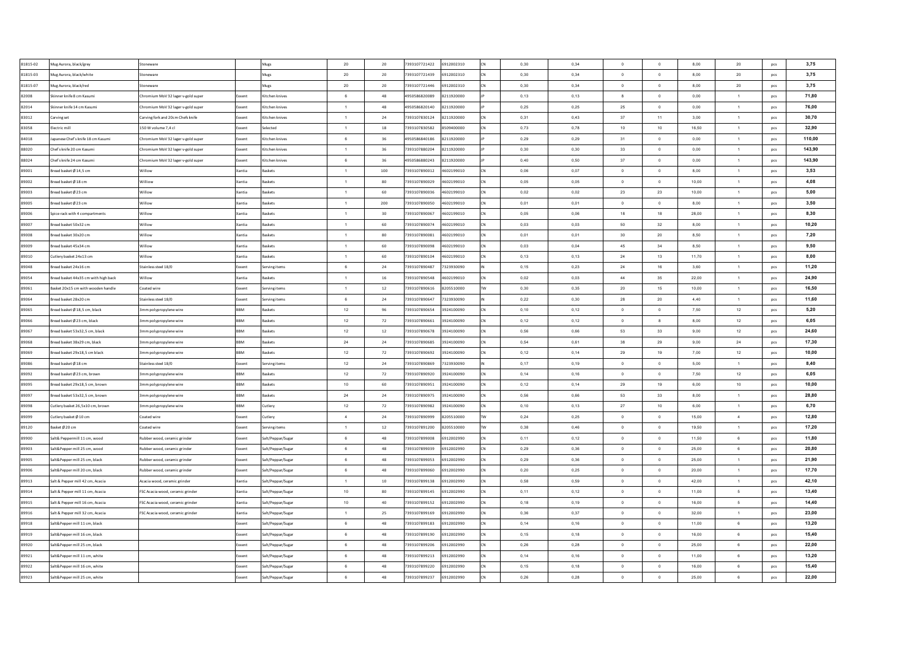| | | | | | | | | | | | | | | | | |
|---|---|---|---|---|---|---|---|---|---|---|---|---|---|---|---|---|
| 81815-02 | Mug Aurora, black/grey | Stoneware | | Mugs | 20 | 20 | 7393107721422 | 6912002310 | CN | 0,30 | 0,34 | 0 | 0 | 8,00 | 20 | pcs | 3,75 |
| 81815-03 | Mug Aurora, black/white | Stoneware | | Mugs | 20 | 20 | 7393107721439 | 6912002310 | CN | 0,30 | 0,34 | 0 | 0 | 8,00 | 20 | pcs | 3,75 |
| 81815-07 | Mug Aurora, black/red | Stoneware | | Mugs | 20 | 20 | 7393107721446 | 6912002310 | CN | 0,30 | 0,34 | 0 | 0 | 8,00 | 20 | pcs | 3,75 |
| 82008 | Skinner knife 8 cm Kasumi | Chromium MoV 32 lager v-gold super | Exxent | Kitchen knives | 6 | 48 | 4950586820089 | 8211920000 | JP | 0,13 | 0,13 | 8 | 0 | 0,00 | 1 | pcs | 71,80 |
| 82014 | Skinner knife 14 cm Kasumi | Chromium MoV 32 lager v-gold super | Exxent | Kitchen knives | 1 | 48 | 4950586820140 | 8211920000 | JP | 0,25 | 0,25 | 25 | 0 | 0,00 | 1 | pcs | 76,00 |
| 83012 | Carving set | Carving fork and 20cm Chefs knife | Exxent | Kitchen knives | 1 | 24 | 7393107830124 | 8211920000 | CN | 0,31 | 0,43 | 37 | 11 | 3,00 | 1 | pcs | 30,70 |
| 83058 | Electric mill | 150 W volume 7,4 cl | Exxent | Selected | 1 | 18 | 7393107830582 | 8509400000 | CN | 0,73 | 0,78 | 10 | 10 | 16,50 | 1 | pcs | 32,90 |
| 84018 | Japanese Chef's knife 18 cm Kasumi | Chromium MoV 32 lager v-gold super | Exxent | Kitchen knives | 6 | 36 | 4950586840186 | 8211920000 | JP | 0,29 | 0,29 | 31 | 0 | 0,00 | 1 | pcs | 110,00 |
| 88020 | Chef's knife 20 cm Kasumi | Chromium MoV 32 lager v-gold super | Exxent | Kitchen knives | 1 | 36 | 7393107880204 | 8211920000 | JP | 0,30 | 0,30 | 33 | 0 | 0,00 | 1 | pcs | 143,90 |
| 88024 | Chef's knife 24 cm Kasumi | Chromium MoV 32 lager v-gold super | Exxent | Kitchen knives | 6 | 36 | 4950586880243 | 8211920000 | JP | 0,40 | 0,50 | 37 | 0 | 0,00 | 1 | pcs | 143,90 |
| 89001 | Bread basket Ø 14,5 cm | Willow | Xantia | Baskets | 1 | 100 | 7393107890012 | 4602199010 | CN | 0,06 | 0,07 | 0 | 0 | 8,00 | 1 | pcs | 3,53 |
| 89002 | Bread basket Ø 18 cm | Williow | Xantia | Baskets | 1 | 80 | 7393107890029 | 4602199010 | CN | 0,05 | 0,05 | 0 | 0 | 10,00 | 1 | pcs | 4,08 |
| 89003 | Bread basket Ø 23 cm | Willow | Xantia | Baskets | 1 | 60 | 7393107890036 | 4602199010 | CN | 0,02 | 0,02 | 23 | 23 | 10,00 | 1 | pcs | 5,00 |
| 89005 | Bread basket Ø 23 cm | Willow | Xantia | Baskets | 1 | 200 | 7393107890050 | 4602199010 | CN | 0,01 | 0,01 | 0 | 0 | 8,00 | 1 | pcs | 3,50 |
| 89006 | Spice rack with 4 compartments | Willow | Xantia | Baskets | 1 | 30 | 7393107890067 | 4602199010 | CN | 0,05 | 0,06 | 18 | 18 | 28,00 | 1 | pcs | 8,30 |
| 89007 | Bread basket 50x32 cm | Willow | Xantia | Baskets | 1 | 60 | 7393107890074 | 4602199010 | CN | 0,03 | 0,03 | 50 | 32 | 8,00 | 1 | pcs | 10,20 |
| 89008 | Bread basket 30x20 cm | Willow | Xantia | Baskets | 1 | 80 | 7393107890081 | 4602199010 | CN | 0,01 | 0,01 | 30 | 20 | 8,50 | 1 | pcs | 7,20 |
| 89009 | Bread basket 45x34 cm | Willow | Xantia | Baskets | 1 | 60 | 7393107890098 | 4602199010 | CN | 0,03 | 0,04 | 45 | 34 | 8,50 | 1 | pcs | 9,50 |
| 89010 | Cutlery basket 24x13 cm | Willow | Xantia | Baskets | 1 | 60 | 7393107890104 | 4602199010 | CN | 0,13 | 0,13 | 24 | 13 | 11,70 | 1 | pcs | 8,00 |
| 89048 | Bread basket 24x16 cm | Stainless steel 18/0 | Exxent | Serving items | 6 | 24 | 7393107890487 | 7323930090 | IN | 0,15 | 0,23 | 24 | 16 | 3,60 | 1 | pcs | 11,20 |
| 89054 | Bread basket 44x35 cm with high back | Willow | Xantia | Baskets | 1 | 16 | 7393107890548 | 4602199010 | CN | 0,02 | 0,03 | 44 | 35 | 22,00 | 1 | pcs | 24,90 |
| 89061 | Basket 20x15 cm with wooden handle | Coated wire | Exxent | Serving items | 1 | 12 | 7393107890616 | 8205510000 | TW | 0,30 | 0,35 | 20 | 15 | 10,00 | 1 | pcs | 16,50 |
| 89064 | Bread basket 28x20 cm | Stainless steel 18/0 | Exxent | Serving items | 6 | 24 | 7393107890647 | 7323930090 | IN | 0,22 | 0,30 | 28 | 20 | 4,40 | 1 | pcs | 11,60 |
| 89065 | Bread basket Ø 18,5 cm, black | 3mm polypropylene wire | BBM | Baskets | 12 | 96 | 7393107890654 | 3924100090 | CN | 0,10 | 0,12 | 0 | 0 | 7,50 | 12 | pcs | 5,20 |
| 89066 | Bread basket Ø 23 cm, black | 3mm polypropylene wire | BBM | Baskets | 12 | 72 | 7393107890661 | 3924100090 | CN | 0,12 | 0,12 | 0 | 8 | 8,00 | 12 | pcs | 6,05 |
| 89067 | Bread basket 53x32,5 cm, black | 3mm polypropylene wire | BBM | Baskets | 12 | 12 | 7393107890678 | 3924100090 | CN | 0,56 | 0,66 | 53 | 33 | 9,00 | 12 | pcs | 24,60 |
| 89068 | Bread basket 38x29 cm, black | 3mm polypropylene wire | BBM | Baskets | 24 | 24 | 7393107890685 | 3924100090 | CN | 0,54 | 0,61 | 38 | 29 | 9,00 | 24 | pcs | 17,30 |
| 89069 | Bread basket 29x18,5 cm black | 3mm polypropylene wire | BBM | Baskets | 12 | 72 | 7393107890692 | 3924100090 | CN | 0,12 | 0,14 | 29 | 19 | 7,00 | 12 | pcs | 10,00 |
| 89086 | Bread basket Ø 18 cm | Stainless steel 18/0 | Exxent | Serving items | 12 | 24 | 7393107890869 | 7323930090 | IN | 0,17 | 0,19 | 0 | 0 | 5,00 | 1 | pcs | 8,40 |
| 89092 | Bread basket Ø 23 cm, brown | 3mm polypropylene wire | BBM | Baskets | 12 | 72 | 7393107890920 | 3924100090 | CN | 0,14 | 0,16 | 0 | 0 | 7,50 | 12 | pcs | 6,05 |
| 89095 | Bread basket 29x18,5 cm, brown | 3mm polypropylene wire | BBM | Baskets | 10 | 60 | 7393107890951 | 3924100090 | CN | 0,12 | 0,14 | 29 | 19 | 6,00 | 10 | pcs | 10,00 |
| 89097 | Bread basket 53x32,5 cm, brown | 3mm polypropylene wire | BBM | Baskets | 24 | 24 | 7393107890975 | 3924100090 | CN | 0,56 | 0,66 | 53 | 33 | 8,00 | 1 | pcs | 28,80 |
| 89098 | Cutlery basket 26,5x10 cm, brown | 3mm polypropylene wire | BBM | Cutlery | 12 | 72 | 7393107890982 | 3924100090 | CN | 0,10 | 0,13 | 27 | 10 | 6,00 | 1 | pcs | 6,70 |
| 89099 | Cutlery basket Ø 10 cm | Coated wire | Exxent | Cutlery | 4 | 24 | 7393107890999 | 8205510000 | TW | 0,24 | 0,25 | 0 | 0 | 15,00 | 4 | pcs | 12,80 |
| 89120 | Basket Ø 20 cm | Coated wire | Exxent | Serving items | 1 | 12 | 7393107891200 | 8205510000 | TW | 0,38 | 0,46 | 0 | 0 | 19,50 | 1 | pcs | 17,20 |
| 89900 | Salt& Peppermill 11 cm, wood | Rubber wood, ceramic grinder | Exxent | Salt/Peppar/Sugar | 6 | 48 | 7393107899008 | 6912002990 | CN | 0,11 | 0,12 | 0 | 0 | 11,50 | 6 | pcs | 11,80 |
| 89903 | Salt&Pepper mill 25 cm, wood | Rubber wood, ceramic grinder | Exxent | Salt/Peppar/Sugar | 6 | 48 | 7393107899039 | 6912002990 | CN | 0,29 | 0,36 | 0 | 0 | 25,00 | 6 | pcs | 20,80 |
| 89905 | Salt&Pepper mill 25 cm, black | Rubber wood, ceramic grinder | Exxent | Salt/Peppar/Sugar | 6 | 48 | 7393107899053 | 6912002990 | CN | 0,29 | 0,36 | 0 | 0 | 25,00 | 1 | pcs | 21,90 |
| 89906 | Salt&Pepper mill 20 cm, black | Rubber wood, ceramic grinder | Exxent | Salt/Peppar/Sugar | 6 | 48 | 7393107899060 | 6912002990 | CN | 0,20 | 0,25 | 0 | 0 | 20,00 | 1 | pcs | 17,70 |
| 89913 | Salt & Pepper mill 42 cm, Acacia | Acacia wood, ceramic grinder | Xantia | Salt/Peppar/Sugar | 1 | 10 | 7393107899138 | 6912002990 | CN | 0,58 | 0,59 | 0 | 0 | 42,00 | 1 | pcs | 42,10 |
| 89914 | Salt & Pepper mill 11 cm, Acacia | FSC Acacia wood, ceramic grinder | Xantia | Salt/Peppar/Sugar | 10 | 80 | 7393107899145 | 6912002990 | CN | 0,11 | 0,12 | 0 | 0 | 11,00 | 5 | pcs | 13,40 |
| 89915 | Salt & Pepper mill 16 cm, Acacia | FSC Acacia wood, ceramic grinder | Xantia | Salt/Peppar/Sugar | 10 | 40 | 7393107899152 | 6912002990 | CN | 0,18 | 0,19 | 0 | 0 | 16,00 | 5 | pcs | 14,40 |
| 89916 | Salt & Pepper mill 32 cm, Acacia | FSC Acacia wood, ceramic grinder | Xantia | Salt/Peppar/Sugar | 1 | 25 | 7393107899169 | 6912002990 | CN | 0,36 | 0,37 | 0 | 0 | 32,00 | 1 | pcs | 23,00 |
| 89918 | Salt&Pepper mill 11 cm, black | | Exxent | Salt/Peppar/Sugar | 6 | 48 | 7393107899183 | 6912002990 | CN | 0,14 | 0,16 | 0 | 0 | 11,00 | 6 | pcs | 13,20 |
| 89919 | Salt&Pepper mill 16 cm, black | | Exxent | Salt/Peppar/Sugar | 6 | 48 | 7393107899190 | 6912002990 | CN | 0,15 | 0,18 | 0 | 0 | 16,00 | 6 | pcs | 15,40 |
| 89920 | Salt&Pepper mill 25 cm, black | | Exxent | Salt/Peppar/Sugar | 6 | 48 | 7393107899206 | 6912002990 | CN | 0,26 | 0,28 | 0 | 0 | 25,00 | 6 | pcs | 22,00 |
| 89921 | Salt&Pepper mill 11 cm, white | | Exxent | Salt/Peppar/Sugar | 6 | 48 | 7393107899213 | 6912002990 | CN | 0,14 | 0,16 | 0 | 0 | 11,00 | 6 | pcs | 13,20 |
| 89922 | Salt&Pepper mill 16 cm, white | | Exxent | Salt/Peppar/Sugar | 6 | 48 | 7393107899220 | 6912002990 | CN | 0,15 | 0,18 | 0 | 0 | 16,00 | 6 | pcs | 15,40 |
| 89923 | Salt&Pepper mill 25 cm, white | | Exxent | Salt/Peppar/Sugar | 6 | 48 | 7393107899237 | 6912002990 | CN | 0,26 | 0,28 | 0 | 0 | 25,00 | 6 | pcs | 22,00 |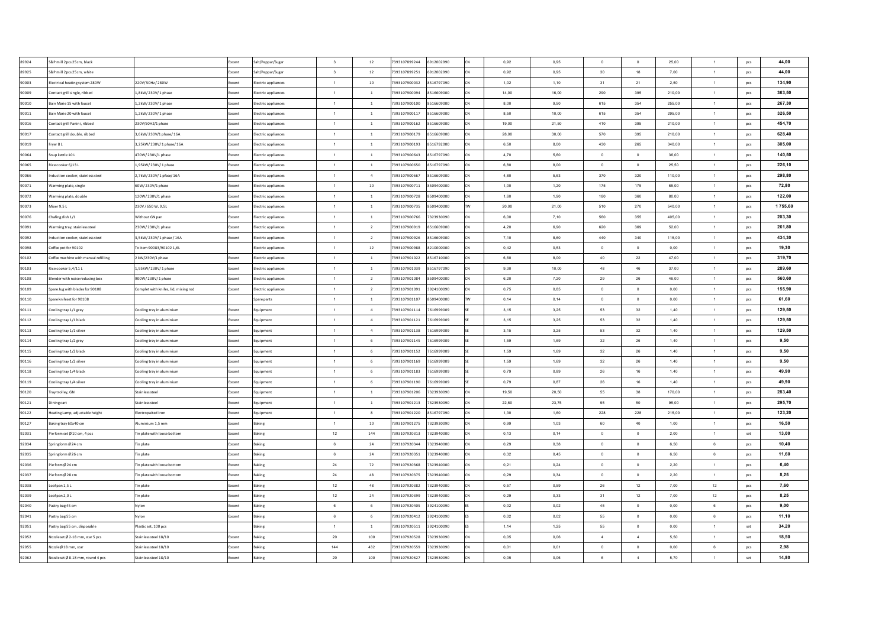| 89924 | S&P mill 2pcs 25cm, black | | Exxent | Salt/Peppar/Sugar | 3 | 12 | 7393107899244 | 6912002990 | CN | 0,92 | 0,95 | 0 | 0 | 25,00 | 1 | pcs | 44,00 |
|---|---|---|---|---|---|---|---|---|---|---|---|---|---|---|---|---|---|
| 89925 | S&P mill 2pcs 25cm, white | | Exxent | Salt/Peppar/Sugar | 3 | 12 | 7393107899251 | 6912002990 | CN | 0,92 | 0,95 | 30 | 18 | 7,00 | 1 | pcs | 44,00 |
| 90003 | Electrical heating system 280W | 220V/50Hz/280W | Exxent | Electric appliances | 1 | 10 | 7393107900032 | 8516797090 | CN | 1,02 | 1,10 | 31 | 21 | 2,50 | 1 | pcs | 134,90 |
| 90009 | Contact grill single, ribbed | 1,8kW/230V/1 phase | Exxent | Electric appliances | 1 | 1 | 7393107900094 | 8516609000 | CN | 14,00 | 16,00 | 290 | 395 | 210,00 | 1 | pcs | 363,50 |
| 90010 | Bain Marie 15 with faucet | 1,2kW/230V/1 phase | Exxent | Electric appliances | 1 | 1 | 7393107900100 | 8516609000 | CN | 8,00 | 9,50 | 615 | 354 | 255,00 | 1 | pcs | 267,30 |
| 90011 | Bain Marie 20 with faucet | 1,2kW/230V/1 phase | Exxent | Electric appliances | 1 | 1 | 7393107900117 | 8516609000 | CN | 8,50 | 10,00 | 615 | 354 | 295,00 | 1 | pcs | 326,50 |
| 90016 | Contact grill Panini, ribbed | 230V/50HZ/1 phase | Exxent | Electric appliances | 1 | 1 | 7393107900162 | 8516609000 | CN | 19,00 | 21,50 | 410 | 395 | 210,00 | 1 | pcs | 454,70 |
| 90017 | Contact grill double, ribbed | 3,6kW/230V/1 phase/16A | Exxent | Electric appliances | 1 | 1 | 7393107900179 | 8516609000 | CN | 28,00 | 30,00 | 570 | 395 | 210,00 | 1 | pcs | 628,40 |
| 90019 | Fryer 8 L | 3,25kW/230V/1 phase/16A | Exxent | Electric appliances | 1 | 1 | 7393107900193 | 8516792000 | CN | 6,50 | 8,00 | 430 | 265 | 340,00 | 1 | pcs | 305,00 |
| 90064 | Soup kettle 10 L | 470W/230V/1 phase | Exxent | Electric appliances | 1 | 1 | 7393107900643 | 8516797090 | CN | 4,70 | 5,60 | 0 | 0 | 36,00 | 1 | pcs | 140,50 |
| 90065 | Rice cooker 6/13 L | 1,95kW/230V/1 phase | Exxent | Electric appliances | 1 | 1 | 7393107900650 | 8516797090 | CN | 6,80 | 8,00 | 0 | 0 | 25,50 | 1 | pcs | 226,10 |
| 90066 | Induction cooker, stainless steel | 2,7kW/230V/1 phse/16A | Exxent | Electric appliances | 1 | 4 | 7393107900667 | 8516609000 | CN | 4,80 | 5,63 | 370 | 320 | 110,00 | 1 | pcs | 298,80 |
| 90071 | Warming plate, single | 60W/230V/1 phase | Exxent | Electric appliances | 1 | 10 | 7393107900711 | 8509400000 | CN | 1,00 | 1,20 | 175 | 175 | 65,00 | 1 | pcs | 72,80 |
| 90072 | Warming plate, double | 120W/230V/1 phase | Exxent | Electric appliances | 1 | 1 | 7393107900728 | 8509400000 | CN | 1,60 | 1,90 | 180 | 360 | 80,00 | 1 | pcs | 122,00 |
| 90073 | Mixer 9,5 L | 230V/650 W, 9,5L | Exxent | Electric appliances | 1 | 1 | 7393107900735 | 8509400000 | TW | 20,00 | 21,00 | 510 | 270 | 540,00 | 1 | pcs | 1 755,60 |
| 90076 | Chafing dish 1/1 | Without GN pan | Exxent | Electric appliances | 1 | 1 | 7393107900766 | 7323930090 | CN | 6,00 | 7,10 | 560 | 355 | 405,00 | 1 | pcs | 203,30 |
| 90091 | Warming tray, stainless steel | 230W/230V/1 phase | Exxent | Electric appliances | 1 | 2 | 7393107900919 | 8516609000 | CN | 4,20 | 6,90 | 620 | 369 | 52,00 | 1 | pcs | 261,80 |
| 90092 | Induction cooker, stainless steel | 3,5kW/230V/1 phase/16A | Exxent | Electric appliances | 1 | 2 | 7393107900926 | 8516609000 | CN | 7,10 | 8,60 | 440 | 340 | 115,00 | 1 | pcs | 434,30 |
| 90098 | Coffee pot for 90102 | To item 90083/90102 1,6L | | Electric appliances | 1 | 12 | 7393107900988 | 8210000000 | CN | 0,42 | 0,53 | 0 | 0 | 0,00 | 1 | pcs | 19,30 |
| 90102 | Coffee machine with manual refilling | 2 kW/230V/1 phase | Exxent | Electric appliances | 1 | 1 | 7393107901022 | 8516710000 | CN | 6,60 | 8,00 | 40 | 22 | 47,00 | 1 | pcs | 319,70 |
| 90103 | Rice cooker 5,4/11 L | 1,95kW/230V/1 phase | Exxent | Electric appliances | 1 | 1 | 7393107901039 | 8516797090 | CN | 9,30 | 10,00 | 48 | 46 | 37,00 | 1 | pcs | 289,60 |
| 90108 | Blender with noise reducing box | 900W/230V/1 phase | Exxent | Electric appliances | 1 | 2 | 7393107901084 | 8509400000 | CN | 6,20 | 7,20 | 29 | 26 | 46,00 | 1 | pcs | 560,60 |
| 90109 | Spare Jug with blades for 90108 | Complet with knifes, lid, mixing rod | Exxent | Electric appliances | 1 | 2 | 7393107901091 | 3924100090 | CN | 0,75 | 0,85 | 0 | 0 | 0,00 | 1 | pcs | 155,90 |
| 90110 | Spare knifeset for 90108 | | | Spare parts | 1 | 1 | 7393107901107 | 8509400000 | TW | 0,14 | 0,14 | 0 | 0 | 0,00 | 1 | pcs | 61,60 |
| 90111 | Cooling tray 1/1 grey | Cooling tray in aluminium | Exxent | Equipment | 1 | 4 | 7393107901114 | 7616999009 | SE | 3,15 | 3,25 | 53 | 32 | 1,40 | 1 | pcs | 129,50 |
| 90112 | Cooling tray 1/1 black | Cooling tray in aluminium | Exxent | Equipment | 1 | 4 | 7393107901121 | 7616999009 | SE | 3,15 | 3,25 | 53 | 32 | 1,40 | 1 | pcs | 129,50 |
| 90113 | Cooling tray 1/1 silver | Cooling tray in aluminium | Exxent | Equipment | 1 | 4 | 7393107901138 | 7616999009 | SE | 3,15 | 3,25 | 53 | 32 | 1,40 | 1 | pcs | 129,50 |
| 90114 | Cooling tray 1/2 grey | Cooling tray in aluminium | Exxent | Equipment | 1 | 6 | 7393107901145 | 7616999009 | SE | 1,59 | 1,69 | 32 | 26 | 1,40 | 1 | pcs | 9,50 |
| 90115 | Cooling tray 1/2 black | Cooling tray in aluminium | Exxent | Equipment | 1 | 6 | 7393107901152 | 7616999009 | SE | 1,59 | 1,69 | 32 | 26 | 1,40 | 1 | pcs | 9,50 |
| 90116 | Cooling tray 1/2 silver | Cooling tray in aluminium | Exxent | Equipment | 1 | 6 | 7393107901169 | 7616999009 | SE | 1,59 | 1,69 | 32 | 26 | 1,40 | 1 | pcs | 9,50 |
| 90118 | Cooling tray 1/4 black | Cooling tray in aluminium | Exxent | Equipment | 1 | 6 | 7393107901183 | 7616999009 | SE | 0,79 | 0,89 | 26 | 16 | 1,40 | 1 | pcs | 49,90 |
| 90119 | Cooling tray 1/4 silver | Cooling tray in aluminium | Exxent | Equipment | 1 | 6 | 7393107901190 | 7616999009 | SE | 0,79 | 0,87 | 26 | 16 | 1,40 | 1 | pcs | 49,90 |
| 90120 | Tray trolley, GN | Stainless steel | Exxent | Equipment | 1 | 1 | 7393107901206 | 7323930090 | CN | 19,50 | 20,50 | 55 | 38 | 170,00 | 1 | pcs | 283,40 |
| 90121 | Dining cart | Stainless steel | Exxent | Equipment | 1 | 1 | 7393107901213 | 7323930090 | CN | 22,60 | 23,75 | 95 | 50 | 95,00 | 1 | pcs | 295,70 |
| 90122 | Heating Lamp, adjustable height | Electropaited Iron | Exxent | Equipment | 1 | 8 | 7393107901220 | 8516797090 | CN | 1,30 | 1,60 | 228 | 228 | 215,00 | 1 | pcs | 123,20 |
| 90127 | Baking tray 60x40 cm | Aluminium 1,5 mm | Exxent | Baking | 1 | 10 | 7393107901275 | 7323930090 | CN | 0,99 | 1,03 | 60 | 40 | 1,00 | 1 | pcs | 16,50 |
| 92031 | Pie form set Ø 10 cm, 4 pcs | Tin plate with loose bottom | Exxent | Baking | 12 | 144 | 7393107920313 | 7323940000 | CN | 0,13 | 0,14 | 0 | 0 | 2,00 | 1 | set | 13,00 |
| 92034 | Springform Ø 24 cm | Tin plate | Exxent | Baking | 6 | 24 | 7393107920344 | 7323940000 | CN | 0,29 | 0,38 | 0 | 0 | 6,50 | 6 | pcs | 10,40 |
| 92035 | Springform Ø 26 cm | Tin plate | Exxent | Baking | 6 | 24 | 7393107920351 | 7323940000 | CN | 0,32 | 0,45 | 0 | 0 | 6,50 | 6 | pcs | 11,60 |
| 92036 | Pie form Ø 24 cm | Tin plate with loose bottom | Exxent | Baking | 24 | 72 | 7393107920368 | 7323940000 | CN | 0,21 | 0,24 | 0 | 0 | 2,20 | 1 | pcs | 6,40 |
| 92037 | Pie form Ø 28 cm | Tin plate with loose bottom | Exxent | Baking | 24 | 48 | 7393107920375 | 7323940000 | CN | 0,29 | 0,34 | 0 | 0 | 2,20 | 1 | pcs | 8,25 |
| 92038 | Loaf pan 1,5 L | Tin plate | Exxent | Baking | 12 | 48 | 7393107920382 | 7323940000 | CN | 0,57 | 0,59 | 26 | 12 | 7,00 | 12 | pcs | 7,60 |
| 92039 | Loaf pan 2,0 L | Tin plate | Exxent | Baking | 12 | 24 | 7393107920399 | 7323940000 | CN | 0,29 | 0,33 | 31 | 12 | 7,00 | 12 | pcs | 8,25 |
| 92040 | Pastry bag 45 cm | Nylon | Exxent | Baking | 6 | 6 | 7393107920405 | 3924100090 | ES | 0,02 | 0,02 | 45 | 0 | 0,00 | 6 | pcs | 9,00 |
| 92041 | Pastry bag 55 cm | Nylon | Exxent | Baking | 6 | 6 | 7393107920412 | 3924100090 | ES | 0,02 | 0,02 | 55 | 0 | 0,00 | 6 | pcs | 11,10 |
| 92051 | Pastry bag 55 cm, disposable | Plastic set, 100 pcs | | Baking | 1 | 1 | 7393107920511 | 3924100090 | ES | 1,14 | 1,25 | 55 | 0 | 0,00 | 1 | set | 34,20 |
| 92052 | Nozzle set Ø 2-18 mm, star 5 pcs | Stainless steel 18/10 | Exxent | Baking | 20 | 100 | 7393107920528 | 7323930090 | CN | 0,05 | 0,06 | 4 | 4 | 5,50 | 1 | set | 18,50 |
| 92055 | Nozzle Ø 18 mm, star | Stainless steel 18/10 | Exxent | Baking | 144 | 432 | 7393107920559 | 7323930090 | CN | 0,01 | 0,01 | 0 | 0 | 0,00 | 6 | pcs | 2,98 |
| 92062 | Nozzle set Ø 8-18 mm, round 4 pcs | Stainless steel 18/10 | Exxent | Baking | 20 | 100 | 7393107920627 | 7323930090 | CN | 0,05 | 0,06 | 6 | 4 | 5,70 | 1 | set | 14,80 |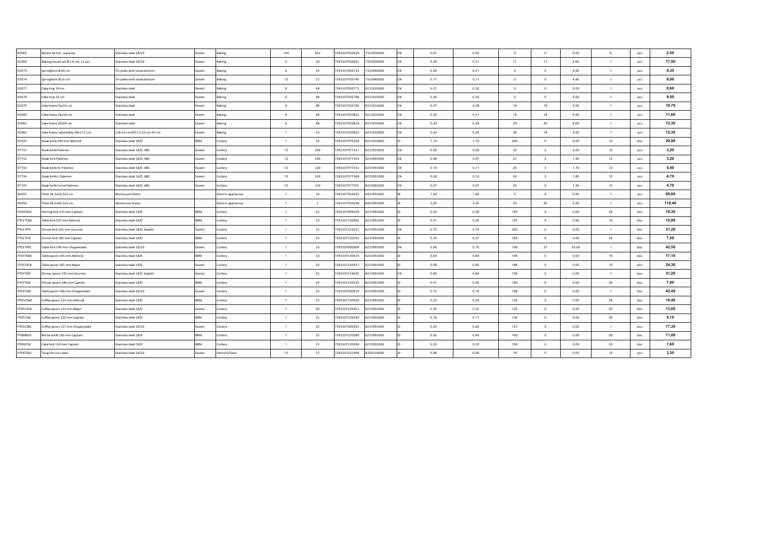| | | | | | | | | | | | | | | | | | |
|---|---|---|---|---|---|---|---|---|---|---|---|---|---|---|---|---|---|
| 92063 | Nozzle 18 mm, wave tip | Stainless steel 18/10 | Exxent | Baking | 144 | 432 | 7393107920634 | 7323930090 | CN | 0,01 | 0,02 | 0 | 0 | 0,00 | 6 | pcs | 2,50 |
| 92064 | Baking mould set Ø 2-9 cm, 11 pcs | Stainless steel 18/10 | Exxent | Baking | 5 | 50 | 7393107920641 | 7323930090 | CN | 0,29 | 0,31 | 11 | 11 | 4,00 | 1 | pcs | 17,50 |
| 92073 | Springform Ø 20 cm | Tin plate with loose bottom | Exxent | Baking | 6 | 24 | 7393107920733 | 7323940000 | CN | 0,29 | 0,31 | 0 | 0 | 6,50 | 1 | pcs | 9,35 |
| 92074 | Springform Ø 16 cm | Tin plate with loose bottom | Exxent | Baking | 12 | 72 | 7393107920740 | 7323940000 | CN | 0,17 | 0,17 | 0 | 0 | 4,40 | 1 | pcs | 8,00 |
| 92077 | Cake ring 24 cm | Stainless steel | Exxent | Baking | 6 | 48 | 7393107920771 | 8211910000 | CN | 0,31 | 0,32 | 0 | 0 | 5,00 | 1 | pcs | 8,60 |
| 92078 | Cake ring 26 cm | Stainless steel | Exxent | Baking | 6 | 48 | 7393107920788 | 8211910000 | CN | 0,34 | 0,35 | 0 | 0 | 5,00 | 1 | pcs | 9,50 |
| 92079 | Cake frame 16x16 cm | Stainless steel | Exxent | Baking | 6 | 48 | 7393107920795 | 8211910000 | CN | 0,27 | 0,28 | 16 | 16 | 5,00 | 1 | pcs | 10,70 |
| 92080 | Cake frame 18x18 cm | Stainless steel | Exxent | Baking | 6 | 48 | 7393107920801 | 8211910000 | CN | 0,30 | 0,31 | 18 | 18 | 5,00 | 1 | pcs | 11,60 |
| 92081 | Cake frame 20x20 cm | Stainless steel | Exxent | Baking | 6 | 48 | 7393107920818 | 8211910000 | CN | 0,33 | 0,34 | 20 | 20 | 5,00 | 1 | pcs | 12,30 |
| 92082 | Cake frame, adjustable 28x17,5 cm | L 28-53 cm W 17,5-33 cm H 5 cm | Exxent | Baking | 1 | 24 | 7393107920825 | 8211910000 | CN | 0,34 | 0,35 | 28 | 18 | 5,00 | 1 | pcs | 12,30 |
| 97635 | Steak knife 240 mm Admiral | Stainless steel 18/0 | BBM | Cutlery | 1 | 10 | 7393107976358 | 8211910000 | ID | 1,10 | 1,15 | 240 | 0 | 0,00 | 10 | doz. | 29,90 |
| 97731 | Steak knife Palermo | Stainless steel 18/0, ABS | Exxent | Cutlery | 12 | 240 | 7393107977317 | 8211910000 | CN | 0,05 | 0,06 | 22 | 2 | 2,00 | 12 | pcs | 3,20 |
| 97732 | Steak fork Palermo | Stainless steel 18/0, ABS | Exxent | Cutlery | 12 | 240 | 7393107977324 | 8215991000 | CN | 0,06 | 0,07 | 21 | 2 | 1,50 | 12 | pcs | 3,20 |
| 97733 | Steak knife XL Palermo | Stainless steel 18/0, ABS | Exxent | Cutlery | 12 | 120 | 7393107977331 | 8215991000 | CN | 0,10 | 0,11 | 25 | 3 | 1,70 | 12 | pcs | 5,40 |
| 97734 | Steak knife L Palermo | Stainless steel 18/0, ABS | Exxent | Cutlery | 12 | 120 | 7393107977348 | 8215991000 | CN | 0,09 | 0,10 | 24 | 2 | 1,80 | 12 | pcs | 4,70 |
| 97735 | Steak knife Curve Palermo | Stainless steel 18/0, ABS | Exxent | Cutlery | 12 | 120 | 7393107977355 | 8215991000 | CN | 0,07 | 0,07 | 23 | 2 | 1,30 | 12 | pcs | 4,70 |
| A5025 | Filter 49,5x24,5x5 cm | Aluminium frame | | Electric appliances | 1 | 10 | 7393107502632 | 8421991000 | SE | 1,50 | 1,60 | 0 | 0 | 0,00 | 1 | pcs | 69,60 |
| A5050 | Filter 49,5x49,5x5 cm | Aluminium frame | | Electric appliances | 1 | 1 | 7393107050508 | 8421991000 | SE | 3,00 | 3,20 | 50 | 50 | 5,00 | 1 | pcs | 116,40 |
| CHS406GI | Herring fork 155 mm Captain | Stainless steel 18/0 | BBM | Cutlery | 1 | 25 | 7393107999029 | 8215991000 | ID | 0,24 | 0,28 | 155 | 0 | 0,00 | 25 | doz. | 10,30 |
| PT01TFAD | Table fork 197 mm Admiral | Stainless steel 18/0 | BBM | Cutlery | 1 | 10 | 7393107130002 | 8215991000 | ID | 0,51 | 0,55 | 197 | 0 | 0,00 | 10 | doz. | 15,80 |
| PT01TFFE | Dinner fork 205 mm Gourmé | Stainless steel 18/0, bakelit | Xantia | Cutlery | 1 | 25 | 7393107123011 | 8215991000 | CN | 0,72 | 0,76 | 205 | 0 | 0,00 | 1 | doz. | 31,20 |
| PT01TFGI | Dinner fork 185 mm Captain | Stainless steel 18/0 | BBM | Cutlery | 1 | 25 | 7393107120263 | 8215991000 | ID | 0,34 | 0,37 | 185 | 0 | 0,00 | 25 | doz. | 7,50 |
| PT01TFRC | Table fork 190 mm Chippendale | Stainless steel 18/10 | Exxent | Cutlery | 1 | 10 | 7393107000909 | 8215991000 | VN | 0,66 | 0,70 | 190 | 27 | 25,00 | 1 | doz. | 42,50 |
| PT03TSAD | Table spoon 195 mm Admiral | Stainless steel 18/0 | BBM | Cutlery | 1 | 10 | 7393107130019 | 8215991000 | ID | 0,64 | 0,69 | 195 | 0 | 0,00 | 10 | doz. | 17,10 |
| PT03TSCB | Table spoon 185 mm Major | Stainless steel 18/0 | Exxent | Cutlery | 1 | 10 | 7393107145037 | 8215991000 | ID | 0,56 | 0,60 | 186 | 0 | 0,00 | 10 | doz. | 24,30 |
| PT03TSFE | Dinner spoon 195 mm Gourme | Stainless steel 18/0, bakelit | Xantia | Cutlery | 1 | 25 | 7393107123035 | 8215991000 | CN | 0,80 | 0,84 | 195 | 0 | 0,00 | 1 | doz. | 31,20 |
| PT03TSGI | Dinner spoon 180 mm Captain | Stainless steel 18/0 | BBM | Cutlery | 1 | 25 | 7393107120232 | 8215991000 | ID | 0,47 | 0,50 | 180 | 0 | 0,00 | 25 | doz. | 7,40 |
| PT03TSRC | Table spoon 188 mm Chippendale | Stainless steel 18/10 | Exxent | Cutlery | 1 | 25 | 7393107000916 | 8215991000 | ID | 0,72 | 0,78 | 188 | 0 | 0,00 | 1 | doz. | 42,40 |
| PT05CSAD | Coffee spoon 125 mm Admiral | Stainless steel 18/0 | BBM | Cutlery | 1 | 25 | 7393107130026 | 8215991000 | ID | 0,22 | 0,24 | 125 | 0 | 0,00 | 25 | doz. | 10,40 |
| PT05CSCB | Coffee spoon 122 mm Major | Stainless steel 18/0 | Exxent | Cutlery | 1 | 50 | 7393107145051 | 8215991000 | ID | 0,30 | 0,32 | 122 | 0 | 0,00 | 50 | doz. | 13,00 |
| PT05CSGI | Coffee spoon 120 mm Captain | Stainless steel 18/0 | BBM | Cutlery | 1 | 25 | 7393107120249 | 8215991000 | ID | 0,16 | 0,17 | 120 | 0 | 0,00 | 25 | doz. | 5,10 |
| PT05CSRC | Coffee spoon 127 mm Chippendale | Stainless steel 18/10 | Exxent | Cutlery | 1 | 50 | 7393107000923 | 8215991000 | ID | 0,24 | 0,29 | 127 | 0 | 0,00 | 1 | doz. | 17,30 |
| PT08BKGI | Butter knife 160 mm Captain | Stainless steel 18/0 | BBM | Cutlery | 1 | 25 | 7393107120089 | 8215991000 | ID | 0,42 | 0,45 | 160 | 0 | 0,00 | 25 | doz. | 11,00 |
| PT09CFGI | Cake fork 150 mm Captain | Stainless steel 18/0 | BBM | Cutlery | 1 | 25 | 7393107120096 | 8215991000 | ID | 0,20 | 0,22 | 150 | 0 | 0,00 | 25 | doz. | 7,60 |
| PT99TOGI | Tongs for ice cubes | Stainless steel 18/10 | Exxent | Utensils/Tools | 12 | 72 | 7393107121994 | 8205510000 | ID | 0,06 | 0,06 | 19 | 0 | 0,00 | 12 | pcs | 3,30 |